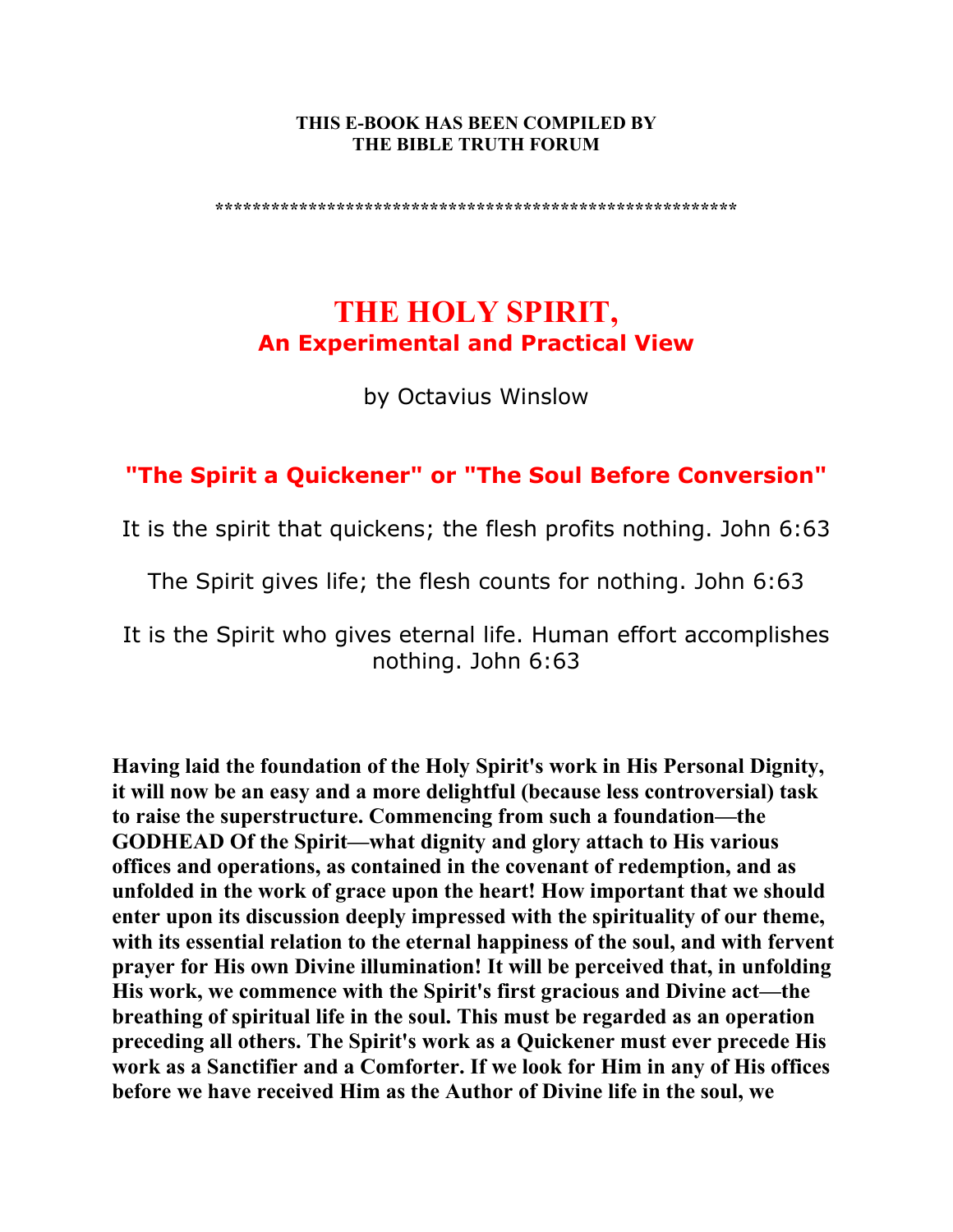**THIS E-BOOK HAS BEEN COMPILED BY**
**THE BIBLE TRUTH FORUM**

*******************************************************

# THE HOLY SPIRIT,

## An Experimental and Practical View

by Octavius Winslow

## "The Spirit a Quickener" or "The Soul Before Conversion"

It is the spirit that quickens; the flesh profits nothing. John 6:63

The Spirit gives life; the flesh counts for nothing. John 6:63

It is the Spirit who gives eternal life. Human effort accomplishes nothing. John 6:63

**Having laid the foundation of the Holy Spirit's work in His Personal Dignity, it will now be an easy and a more delightful (because less controversial) task to raise the superstructure. Commencing from such a foundation—the GODHEAD Of the Spirit—what dignity and glory attach to His various offices and operations, as contained in the covenant of redemption, and as unfolded in the work of grace upon the heart! How important that we should enter upon its discussion deeply impressed with the spirituality of our theme, with its essential relation to the eternal happiness of the soul, and with fervent prayer for His own Divine illumination! It will be perceived that, in unfolding His work, we commence with the Spirit's first gracious and Divine act—the breathing of spiritual life in the soul. This must be regarded as an operation preceding all others. The Spirit's work as a Quickener must ever precede His work as a Sanctifier and a Comforter. If we look for Him in any of His offices before we have received Him as the Author of Divine life in the soul, we**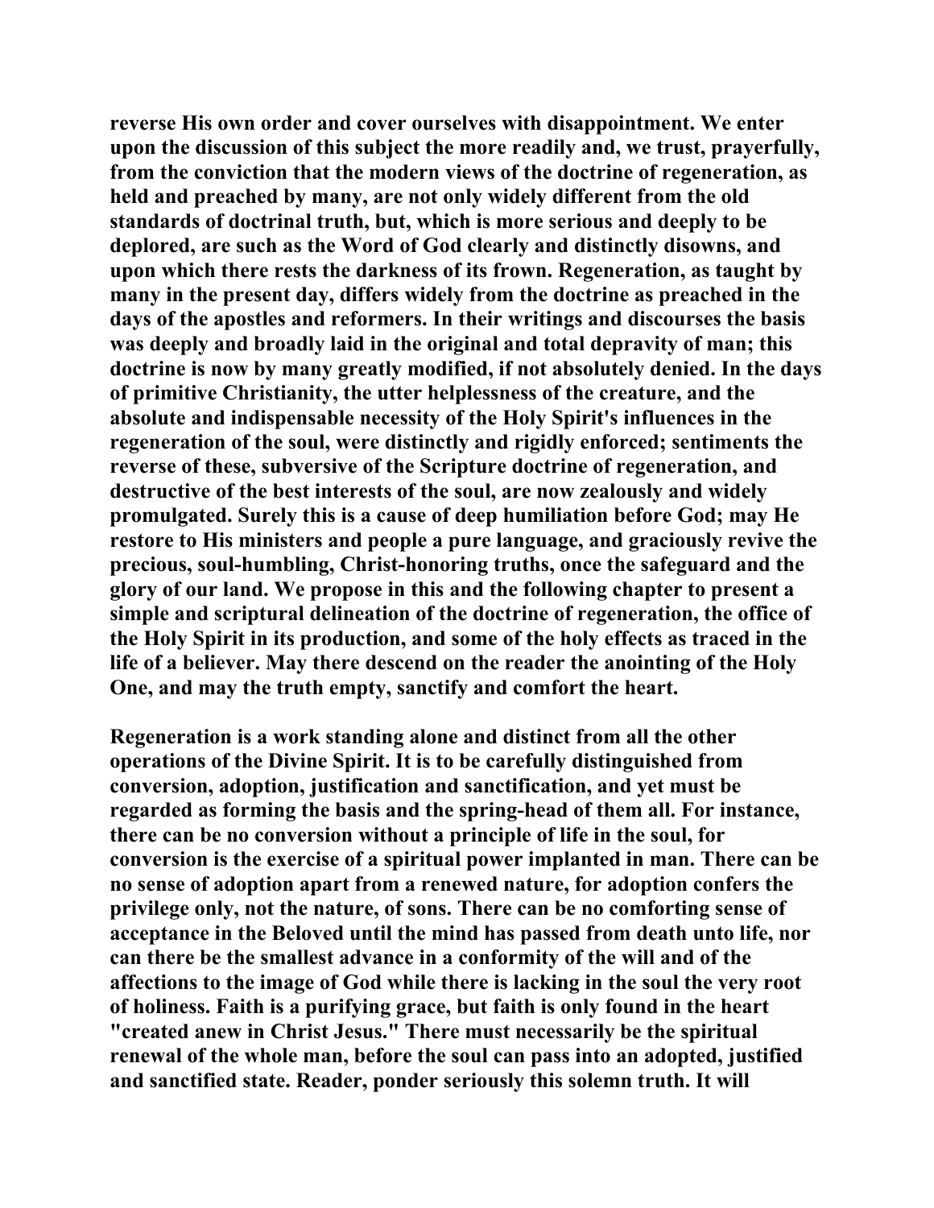reverse His own order and cover ourselves with disappointment. We enter upon the discussion of this subject the more readily and, we trust, prayerfully, from the conviction that the modern views of the doctrine of regeneration, as held and preached by many, are not only widely different from the old standards of doctrinal truth, but, which is more serious and deeply to be deplored, are such as the Word of God clearly and distinctly disowns, and upon which there rests the darkness of its frown. Regeneration, as taught by many in the present day, differs widely from the doctrine as preached in the days of the apostles and reformers. In their writings and discourses the basis was deeply and broadly laid in the original and total depravity of man; this doctrine is now by many greatly modified, if not absolutely denied. In the days of primitive Christianity, the utter helplessness of the creature, and the absolute and indispensable necessity of the Holy Spirit's influences in the regeneration of the soul, were distinctly and rigidly enforced; sentiments the reverse of these, subversive of the Scripture doctrine of regeneration, and destructive of the best interests of the soul, are now zealously and widely promulgated. Surely this is a cause of deep humiliation before God; may He restore to His ministers and people a pure language, and graciously revive the precious, soul-humbling, Christ-honoring truths, once the safeguard and the glory of our land. We propose in this and the following chapter to present a simple and scriptural delineation of the doctrine of regeneration, the office of the Holy Spirit in its production, and some of the holy effects as traced in the life of a believer. May there descend on the reader the anointing of the Holy One, and may the truth empty, sanctify and comfort the heart.

Regeneration is a work standing alone and distinct from all the other operations of the Divine Spirit. It is to be carefully distinguished from conversion, adoption, justification and sanctification, and yet must be regarded as forming the basis and the spring-head of them all. For instance, there can be no conversion without a principle of life in the soul, for conversion is the exercise of a spiritual power implanted in man. There can be no sense of adoption apart from a renewed nature, for adoption confers the privilege only, not the nature, of sons. There can be no comforting sense of acceptance in the Beloved until the mind has passed from death unto life, nor can there be the smallest advance in a conformity of the will and of the affections to the image of God while there is lacking in the soul the very root of holiness. Faith is a purifying grace, but faith is only found in the heart "created anew in Christ Jesus." There must necessarily be the spiritual renewal of the whole man, before the soul can pass into an adopted, justified and sanctified state. Reader, ponder seriously this solemn truth. It will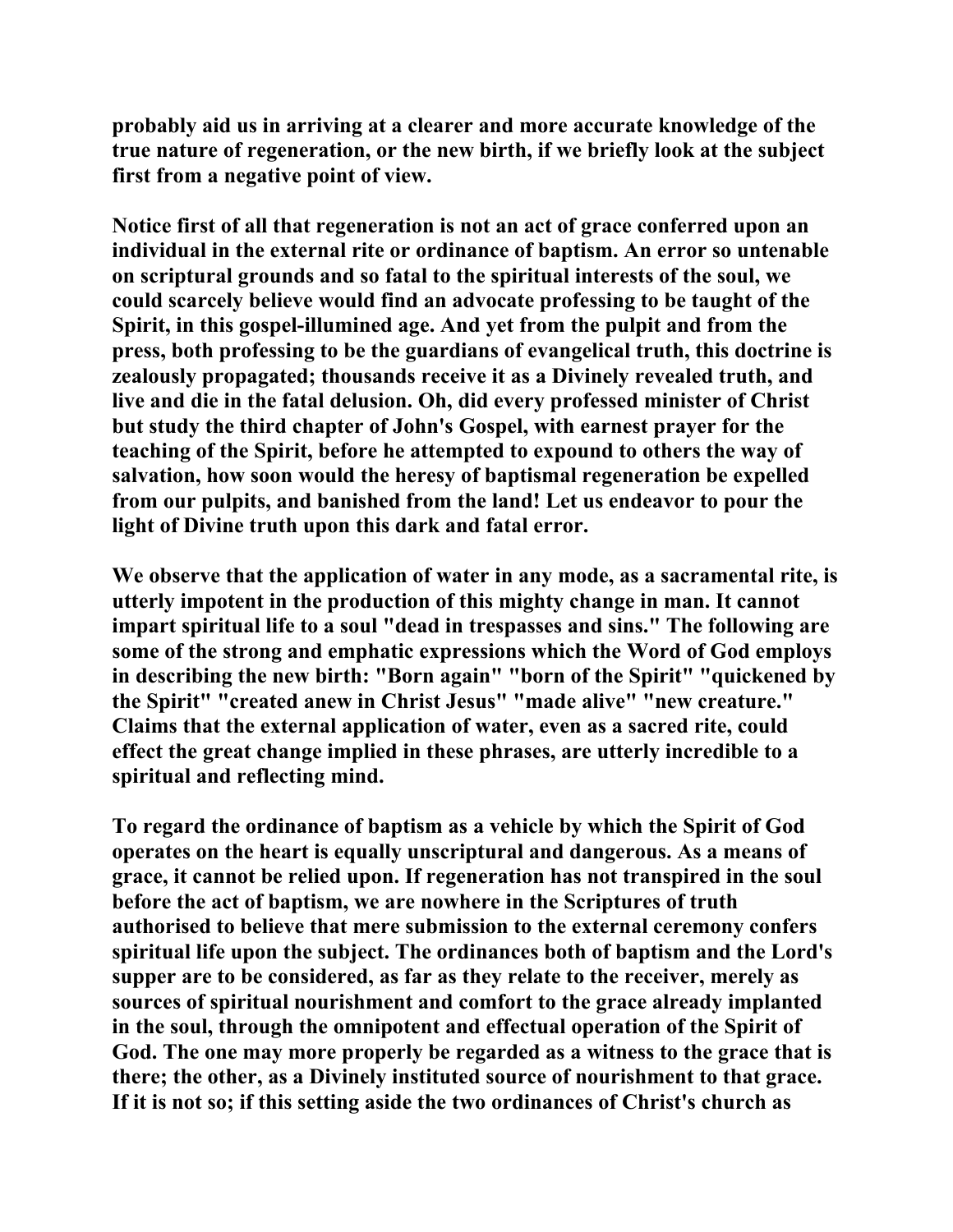probably aid us in arriving at a clearer and more accurate knowledge of the true nature of regeneration, or the new birth, if we briefly look at the subject first from a negative point of view.

Notice first of all that regeneration is not an act of grace conferred upon an individual in the external rite or ordinance of baptism. An error so untenable on scriptural grounds and so fatal to the spiritual interests of the soul, we could scarcely believe would find an advocate professing to be taught of the Spirit, in this gospel-illumined age. And yet from the pulpit and from the press, both professing to be the guardians of evangelical truth, this doctrine is zealously propagated; thousands receive it as a Divinely revealed truth, and live and die in the fatal delusion. Oh, did every professed minister of Christ but study the third chapter of John's Gospel, with earnest prayer for the teaching of the Spirit, before he attempted to expound to others the way of salvation, how soon would the heresy of baptismal regeneration be expelled from our pulpits, and banished from the land! Let us endeavor to pour the light of Divine truth upon this dark and fatal error.

We observe that the application of water in any mode, as a sacramental rite, is utterly impotent in the production of this mighty change in man. It cannot impart spiritual life to a soul "dead in trespasses and sins." The following are some of the strong and emphatic expressions which the Word of God employs in describing the new birth: "Born again" "born of the Spirit" "quickened by the Spirit" "created anew in Christ Jesus" "made alive" "new creature." Claims that the external application of water, even as a sacred rite, could effect the great change implied in these phrases, are utterly incredible to a spiritual and reflecting mind.

To regard the ordinance of baptism as a vehicle by which the Spirit of God operates on the heart is equally unscriptural and dangerous. As a means of grace, it cannot be relied upon. If regeneration has not transpired in the soul before the act of baptism, we are nowhere in the Scriptures of truth authorised to believe that mere submission to the external ceremony confers spiritual life upon the subject. The ordinances both of baptism and the Lord's supper are to be considered, as far as they relate to the receiver, merely as sources of spiritual nourishment and comfort to the grace already implanted in the soul, through the omnipotent and effectual operation of the Spirit of God. The one may more properly be regarded as a witness to the grace that is there; the other, as a Divinely instituted source of nourishment to that grace. If it is not so; if this setting aside the two ordinances of Christ's church as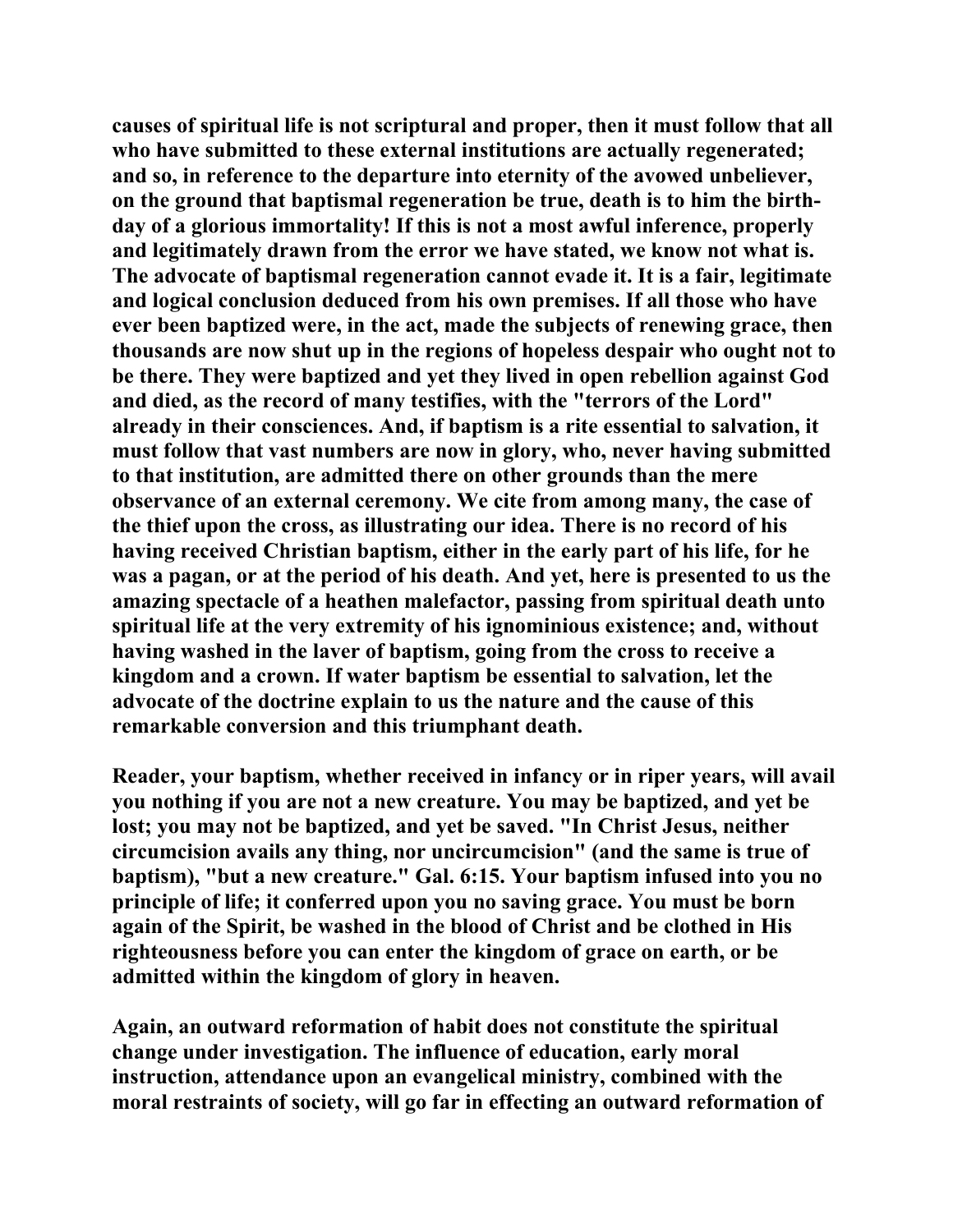causes of spiritual life is not scriptural and proper, then it must follow that all who have submitted to these external institutions are actually regenerated; and so, in reference to the departure into eternity of the avowed unbeliever, on the ground that baptismal regeneration be true, death is to him the birth-day of a glorious immortality! If this is not a most awful inference, properly and legitimately drawn from the error we have stated, we know not what is. The advocate of baptismal regeneration cannot evade it. It is a fair, legitimate and logical conclusion deduced from his own premises. If all those who have ever been baptized were, in the act, made the subjects of renewing grace, then thousands are now shut up in the regions of hopeless despair who ought not to be there. They were baptized and yet they lived in open rebellion against God and died, as the record of many testifies, with the "terrors of the Lord" already in their consciences. And, if baptism is a rite essential to salvation, it must follow that vast numbers are now in glory, who, never having submitted to that institution, are admitted there on other grounds than the mere observance of an external ceremony. We cite from among many, the case of the thief upon the cross, as illustrating our idea. There is no record of his having received Christian baptism, either in the early part of his life, for he was a pagan, or at the period of his death. And yet, here is presented to us the amazing spectacle of a heathen malefactor, passing from spiritual death unto spiritual life at the very extremity of his ignominious existence; and, without having washed in the laver of baptism, going from the cross to receive a kingdom and a crown. If water baptism be essential to salvation, let the advocate of the doctrine explain to us the nature and the cause of this remarkable conversion and this triumphant death.

Reader, your baptism, whether received in infancy or in riper years, will avail you nothing if you are not a new creature. You may be baptized, and yet be lost; you may not be baptized, and yet be saved. "In Christ Jesus, neither circumcision avails any thing, nor uncircumcision" (and the same is true of baptism), "but a new creature." Gal. 6:15. Your baptism infused into you no principle of life; it conferred upon you no saving grace. You must be born again of the Spirit, be washed in the blood of Christ and be clothed in His righteousness before you can enter the kingdom of grace on earth, or be admitted within the kingdom of glory in heaven.

Again, an outward reformation of habit does not constitute the spiritual change under investigation. The influence of education, early moral instruction, attendance upon an evangelical ministry, combined with the moral restraints of society, will go far in effecting an outward reformation of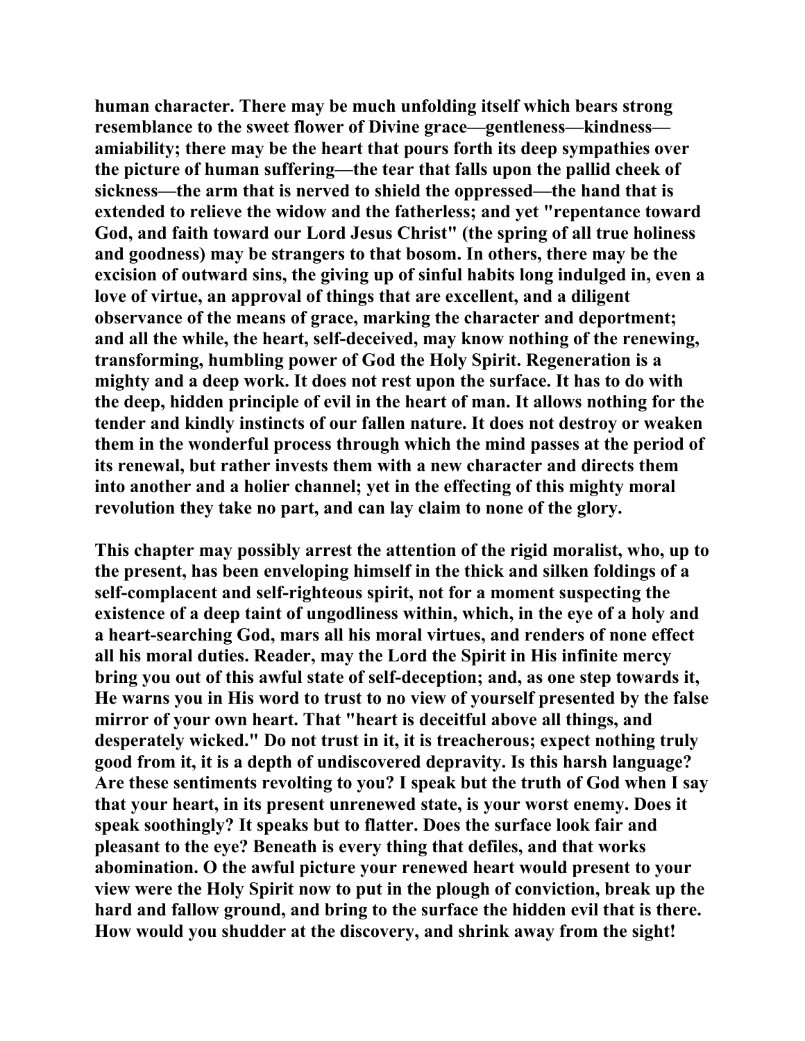human character. There may be much unfolding itself which bears strong resemblance to the sweet flower of Divine grace—gentleness—kindness—amiability; there may be the heart that pours forth its deep sympathies over the picture of human suffering—the tear that falls upon the pallid cheek of sickness—the arm that is nerved to shield the oppressed—the hand that is extended to relieve the widow and the fatherless; and yet "repentance toward God, and faith toward our Lord Jesus Christ" (the spring of all true holiness and goodness) may be strangers to that bosom. In others, there may be the excision of outward sins, the giving up of sinful habits long indulged in, even a love of virtue, an approval of things that are excellent, and a diligent observance of the means of grace, marking the character and deportment; and all the while, the heart, self-deceived, may know nothing of the renewing, transforming, humbling power of God the Holy Spirit. Regeneration is a mighty and a deep work. It does not rest upon the surface. It has to do with the deep, hidden principle of evil in the heart of man. It allows nothing for the tender and kindly instincts of our fallen nature. It does not destroy or weaken them in the wonderful process through which the mind passes at the period of its renewal, but rather invests them with a new character and directs them into another and a holier channel; yet in the effecting of this mighty moral revolution they take no part, and can lay claim to none of the glory.

This chapter may possibly arrest the attention of the rigid moralist, who, up to the present, has been enveloping himself in the thick and silken foldings of a self-complacent and self-righteous spirit, not for a moment suspecting the existence of a deep taint of ungodliness within, which, in the eye of a holy and a heart-searching God, mars all his moral virtues, and renders of none effect all his moral duties. Reader, may the Lord the Spirit in His infinite mercy bring you out of this awful state of self-deception; and, as one step towards it, He warns you in His word to trust to no view of yourself presented by the false mirror of your own heart. That "heart is deceitful above all things, and desperately wicked." Do not trust in it, it is treacherous; expect nothing truly good from it, it is a depth of undiscovered depravity. Is this harsh language? Are these sentiments revolting to you? I speak but the truth of God when I say that your heart, in its present unrenewed state, is your worst enemy. Does it speak soothingly? It speaks but to flatter. Does the surface look fair and pleasant to the eye? Beneath is every thing that defiles, and that works abomination. O the awful picture your renewed heart would present to your view were the Holy Spirit now to put in the plough of conviction, break up the hard and fallow ground, and bring to the surface the hidden evil that is there. How would you shudder at the discovery, and shrink away from the sight!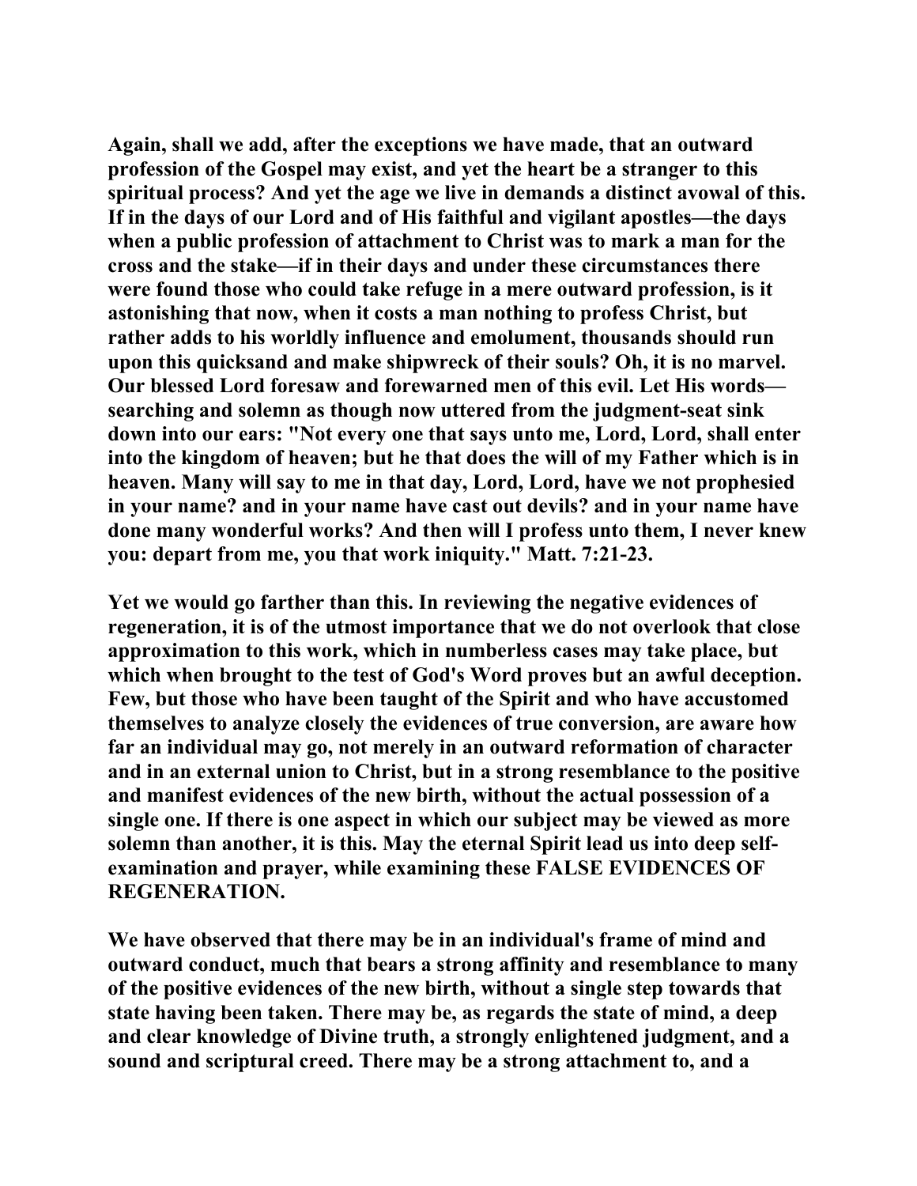Again, shall we add, after the exceptions we have made, that an outward profession of the Gospel may exist, and yet the heart be a stranger to this spiritual process? And yet the age we live in demands a distinct avowal of this. If in the days of our Lord and of His faithful and vigilant apostles—the days when a public profession of attachment to Christ was to mark a man for the cross and the stake—if in their days and under these circumstances there were found those who could take refuge in a mere outward profession, is it astonishing that now, when it costs a man nothing to profess Christ, but rather adds to his worldly influence and emolument, thousands should run upon this quicksand and make shipwreck of their souls? Oh, it is no marvel. Our blessed Lord foresaw and forewarned men of this evil. Let His words—searching and solemn as though now uttered from the judgment-seat sink down into our ears: "Not every one that says unto me, Lord, Lord, shall enter into the kingdom of heaven; but he that does the will of my Father which is in heaven. Many will say to me in that day, Lord, Lord, have we not prophesied in your name? and in your name have cast out devils? and in your name have done many wonderful works? And then will I profess unto them, I never knew you: depart from me, you that work iniquity." Matt. 7:21-23.

Yet we would go farther than this. In reviewing the negative evidences of regeneration, it is of the utmost importance that we do not overlook that close approximation to this work, which in numberless cases may take place, but which when brought to the test of God's Word proves but an awful deception. Few, but those who have been taught of the Spirit and who have accustomed themselves to analyze closely the evidences of true conversion, are aware how far an individual may go, not merely in an outward reformation of character and in an external union to Christ, but in a strong resemblance to the positive and manifest evidences of the new birth, without the actual possession of a single one. If there is one aspect in which our subject may be viewed as more solemn than another, it is this. May the eternal Spirit lead us into deep self-examination and prayer, while examining these FALSE EVIDENCES OF REGENERATION.

We have observed that there may be in an individual's frame of mind and outward conduct, much that bears a strong affinity and resemblance to many of the positive evidences of the new birth, without a single step towards that state having been taken. There may be, as regards the state of mind, a deep and clear knowledge of Divine truth, a strongly enlightened judgment, and a sound and scriptural creed. There may be a strong attachment to, and a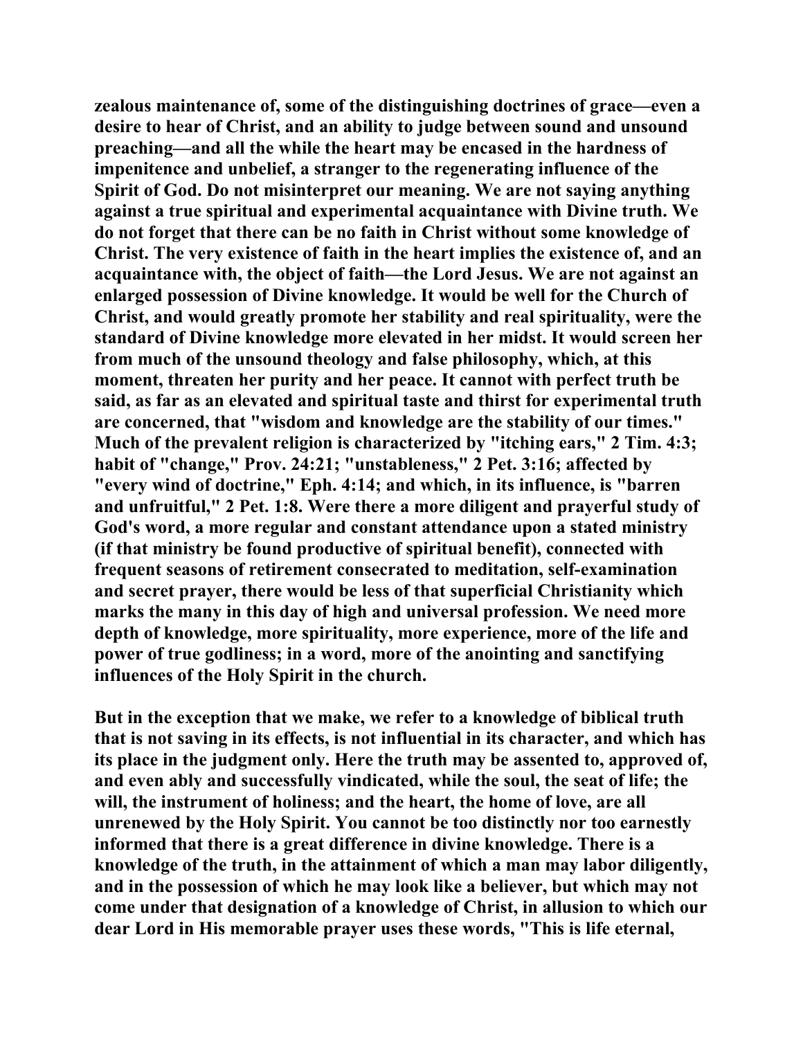zealous maintenance of, some of the distinguishing doctrines of grace—even a desire to hear of Christ, and an ability to judge between sound and unsound preaching—and all the while the heart may be encased in the hardness of impenitence and unbelief, a stranger to the regenerating influence of the Spirit of God. Do not misinterpret our meaning. We are not saying anything against a true spiritual and experimental acquaintance with Divine truth. We do not forget that there can be no faith in Christ without some knowledge of Christ. The very existence of faith in the heart implies the existence of, and an acquaintance with, the object of faith—the Lord Jesus. We are not against an enlarged possession of Divine knowledge. It would be well for the Church of Christ, and would greatly promote her stability and real spirituality, were the standard of Divine knowledge more elevated in her midst. It would screen her from much of the unsound theology and false philosophy, which, at this moment, threaten her purity and her peace. It cannot with perfect truth be said, as far as an elevated and spiritual taste and thirst for experimental truth are concerned, that "wisdom and knowledge are the stability of our times." Much of the prevalent religion is characterized by "itching ears," 2 Tim. 4:3; habit of "change," Prov. 24:21; "unstableness," 2 Pet. 3:16; affected by "every wind of doctrine," Eph. 4:14; and which, in its influence, is "barren and unfruitful," 2 Pet. 1:8. Were there a more diligent and prayerful study of God's word, a more regular and constant attendance upon a stated ministry (if that ministry be found productive of spiritual benefit), connected with frequent seasons of retirement consecrated to meditation, self-examination and secret prayer, there would be less of that superficial Christianity which marks the many in this day of high and universal profession. We need more depth of knowledge, more spirituality, more experience, more of the life and power of true godliness; in a word, more of the anointing and sanctifying influences of the Holy Spirit in the church.

But in the exception that we make, we refer to a knowledge of biblical truth that is not saving in its effects, is not influential in its character, and which has its place in the judgment only. Here the truth may be assented to, approved of, and even ably and successfully vindicated, while the soul, the seat of life; the will, the instrument of holiness; and the heart, the home of love, are all unrenewed by the Holy Spirit. You cannot be too distinctly nor too earnestly informed that there is a great difference in divine knowledge. There is a knowledge of the truth, in the attainment of which a man may labor diligently, and in the possession of which he may look like a believer, but which may not come under that designation of a knowledge of Christ, in allusion to which our dear Lord in His memorable prayer uses these words, "This is life eternal,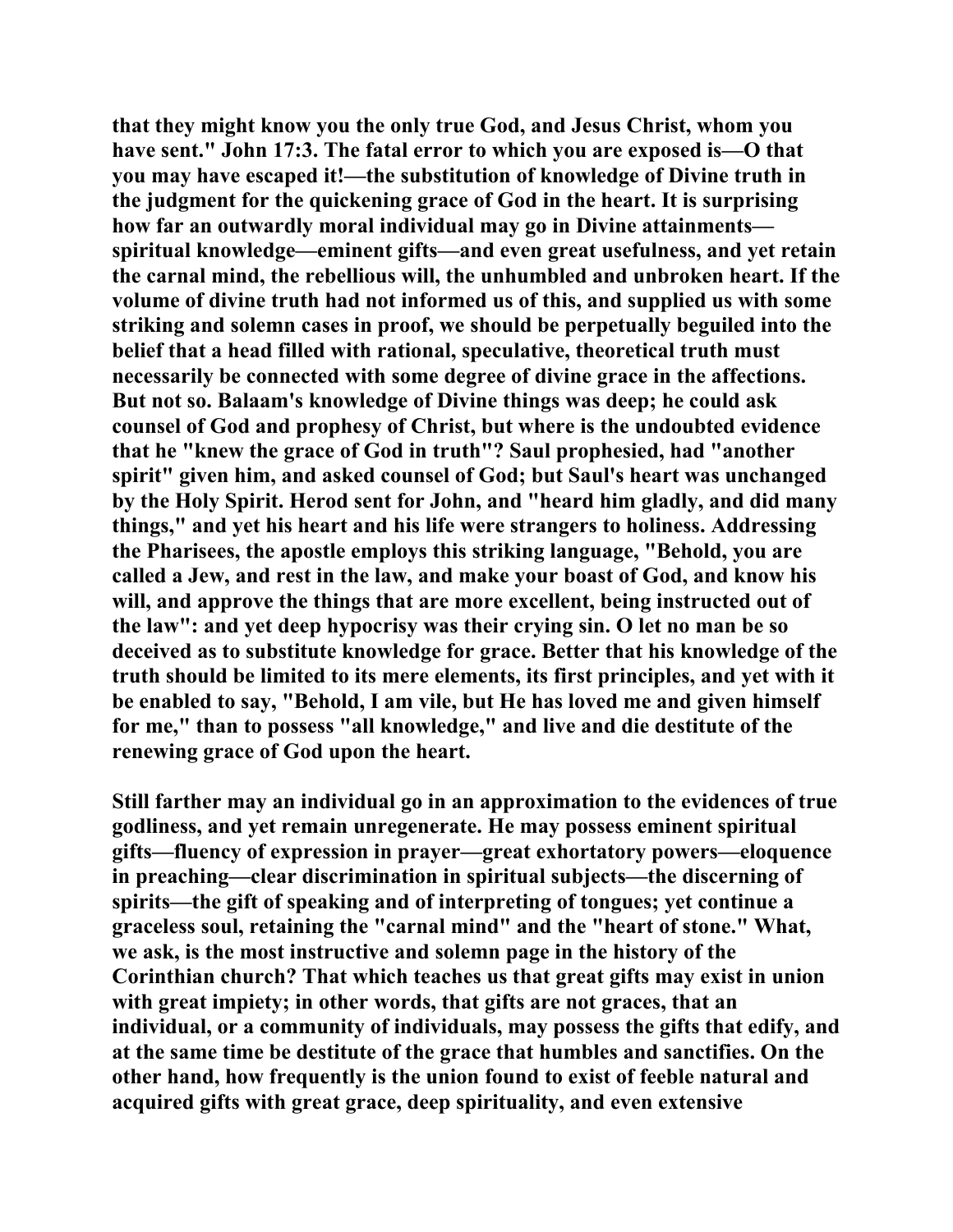that they might know you the only true God, and Jesus Christ, whom you have sent." John 17:3. The fatal error to which you are exposed is—O that you may have escaped it!—the substitution of knowledge of Divine truth in the judgment for the quickening grace of God in the heart. It is surprising how far an outwardly moral individual may go in Divine attainments—spiritual knowledge—eminent gifts—and even great usefulness, and yet retain the carnal mind, the rebellious will, the unhumbled and unbroken heart. If the volume of divine truth had not informed us of this, and supplied us with some striking and solemn cases in proof, we should be perpetually beguiled into the belief that a head filled with rational, speculative, theoretical truth must necessarily be connected with some degree of divine grace in the affections. But not so. Balaam's knowledge of Divine things was deep; he could ask counsel of God and prophesy of Christ, but where is the undoubted evidence that he "knew the grace of God in truth"? Saul prophesied, had "another spirit" given him, and asked counsel of God; but Saul's heart was unchanged by the Holy Spirit. Herod sent for John, and "heard him gladly, and did many things," and yet his heart and his life were strangers to holiness. Addressing the Pharisees, the apostle employs this striking language, "Behold, you are called a Jew, and rest in the law, and make your boast of God, and know his will, and approve the things that are more excellent, being instructed out of the law": and yet deep hypocrisy was their crying sin. O let no man be so deceived as to substitute knowledge for grace. Better that his knowledge of the truth should be limited to its mere elements, its first principles, and yet with it be enabled to say, "Behold, I am vile, but He has loved me and given himself for me," than to possess "all knowledge," and live and die destitute of the renewing grace of God upon the heart.

Still farther may an individual go in an approximation to the evidences of true godliness, and yet remain unregenerate. He may possess eminent spiritual gifts—fluency of expression in prayer—great exhortatory powers—eloquence in preaching—clear discrimination in spiritual subjects—the discerning of spirits—the gift of speaking and of interpreting of tongues; yet continue a graceless soul, retaining the "carnal mind" and the "heart of stone." What, we ask, is the most instructive and solemn page in the history of the Corinthian church? That which teaches us that great gifts may exist in union with great impiety; in other words, that gifts are not graces, that an individual, or a community of individuals, may possess the gifts that edify, and at the same time be destitute of the grace that humbles and sanctifies. On the other hand, how frequently is the union found to exist of feeble natural and acquired gifts with great grace, deep spirituality, and even extensive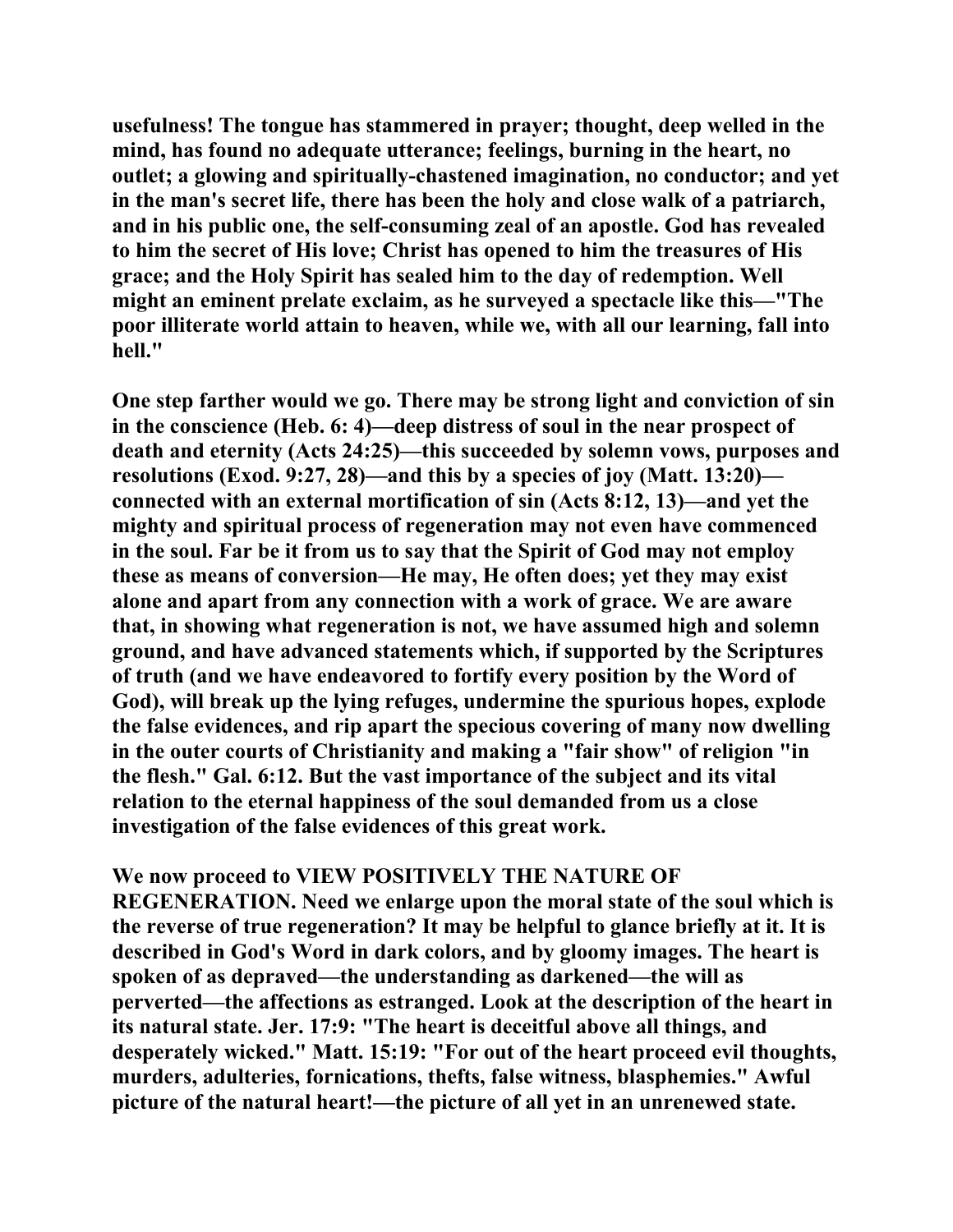**usefulness! The tongue has stammered in prayer; thought, deep welled in the mind, has found no adequate utterance; feelings, burning in the heart, no outlet; a glowing and spiritually-chastened imagination, no conductor; and yet in the man's secret life, there has been the holy and close walk of a patriarch, and in his public one, the self-consuming zeal of an apostle. God has revealed to him the secret of His love; Christ has opened to him the treasures of His grace; and the Holy Spirit has sealed him to the day of redemption. Well might an eminent prelate exclaim, as he surveyed a spectacle like this—"The poor illiterate world attain to heaven, while we, with all our learning, fall into hell."**

**One step farther would we go. There may be strong light and conviction of sin in the conscience (Heb. 6: 4)—deep distress of soul in the near prospect of death and eternity (Acts 24:25)—this succeeded by solemn vows, purposes and resolutions (Exod. 9:27, 28)—and this by a species of joy (Matt. 13:20)—connected with an external mortification of sin (Acts 8:12, 13)—and yet the mighty and spiritual process of regeneration may not even have commenced in the soul. Far be it from us to say that the Spirit of God may not employ these as means of conversion—He may, He often does; yet they may exist alone and apart from any connection with a work of grace. We are aware that, in showing what regeneration is not, we have assumed high and solemn ground, and have advanced statements which, if supported by the Scriptures of truth (and we have endeavored to fortify every position by the Word of God), will break up the lying refuges, undermine the spurious hopes, explode the false evidences, and rip apart the specious covering of many now dwelling in the outer courts of Christianity and making a "fair show" of religion "in the flesh." Gal. 6:12. But the vast importance of the subject and its vital relation to the eternal happiness of the soul demanded from us a close investigation of the false evidences of this great work.**

**We now proceed to VIEW POSITIVELY THE NATURE OF REGENERATION. Need we enlarge upon the moral state of the soul which is the reverse of true regeneration? It may be helpful to glance briefly at it. It is described in God's Word in dark colors, and by gloomy images. The heart is spoken of as depraved—the understanding as darkened—the will as perverted—the affections as estranged. Look at the description of the heart in its natural state. Jer. 17:9: "The heart is deceitful above all things, and desperately wicked." Matt. 15:19: "For out of the heart proceed evil thoughts, murders, adulteries, fornications, thefts, false witness, blasphemies." Awful picture of the natural heart!—the picture of all yet in an unrenewed state.**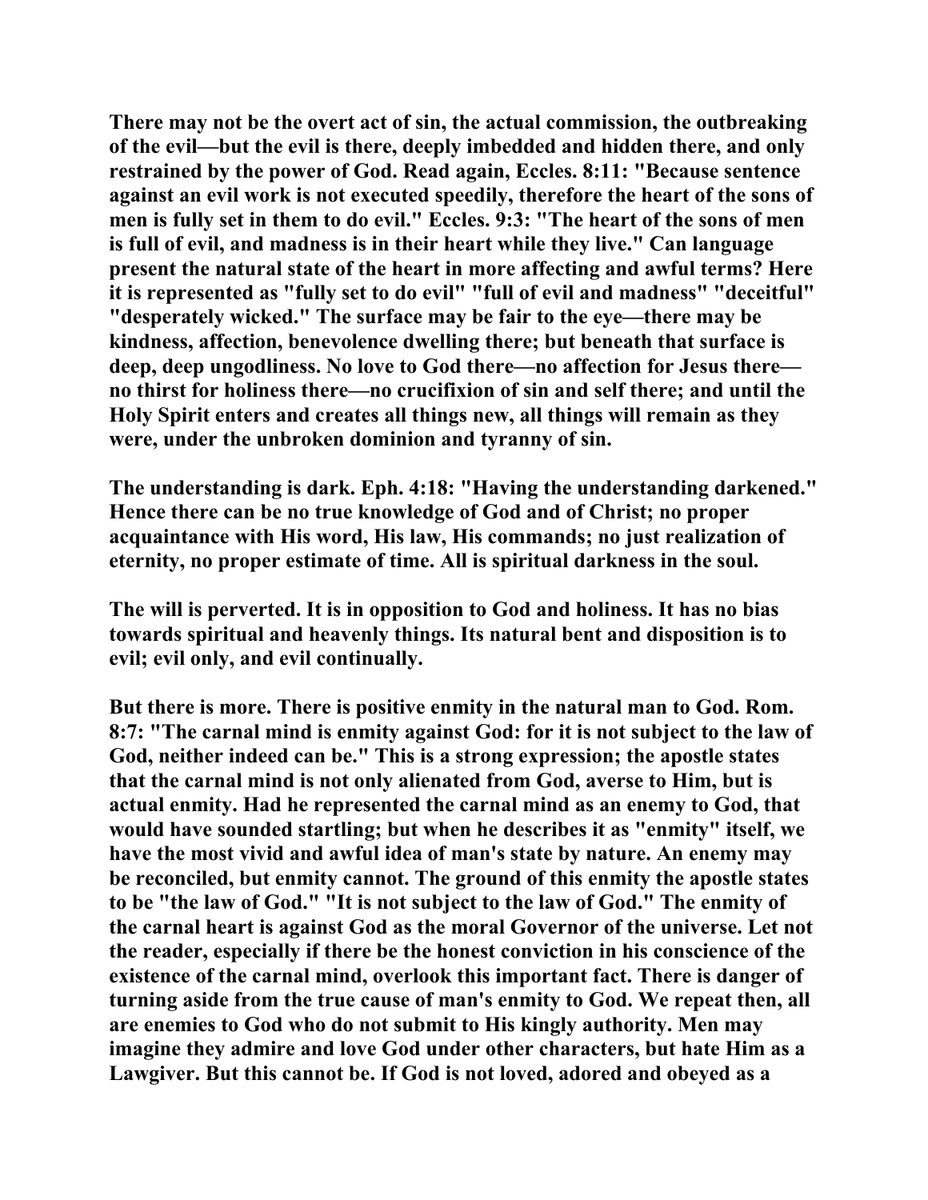There may not be the overt act of sin, the actual commission, the outbreaking of the evil—but the evil is there, deeply imbedded and hidden there, and only restrained by the power of God. Read again, Eccles. 8:11: "Because sentence against an evil work is not executed speedily, therefore the heart of the sons of men is fully set in them to do evil." Eccles. 9:3: "The heart of the sons of men is full of evil, and madness is in their heart while they live." Can language present the natural state of the heart in more affecting and awful terms? Here it is represented as "fully set to do evil" "full of evil and madness" "deceitful" "desperately wicked." The surface may be fair to the eye—there may be kindness, affection, benevolence dwelling there; but beneath that surface is deep, deep ungodliness. No love to God there—no affection for Jesus there—no thirst for holiness there—no crucifixion of sin and self there; and until the Holy Spirit enters and creates all things new, all things will remain as they were, under the unbroken dominion and tyranny of sin.

The understanding is dark. Eph. 4:18: "Having the understanding darkened." Hence there can be no true knowledge of God and of Christ; no proper acquaintance with His word, His law, His commands; no just realization of eternity, no proper estimate of time. All is spiritual darkness in the soul.

The will is perverted. It is in opposition to God and holiness. It has no bias towards spiritual and heavenly things. Its natural bent and disposition is to evil; evil only, and evil continually.

But there is more. There is positive enmity in the natural man to God. Rom. 8:7: "The carnal mind is enmity against God: for it is not subject to the law of God, neither indeed can be." This is a strong expression; the apostle states that the carnal mind is not only alienated from God, averse to Him, but is actual enmity. Had he represented the carnal mind as an enemy to God, that would have sounded startling; but when he describes it as "enmity" itself, we have the most vivid and awful idea of man's state by nature. An enemy may be reconciled, but enmity cannot. The ground of this enmity the apostle states to be "the law of God." "It is not subject to the law of God." The enmity of the carnal heart is against God as the moral Governor of the universe. Let not the reader, especially if there be the honest conviction in his conscience of the existence of the carnal mind, overlook this important fact. There is danger of turning aside from the true cause of man's enmity to God. We repeat then, all are enemies to God who do not submit to His kingly authority. Men may imagine they admire and love God under other characters, but hate Him as a Lawgiver. But this cannot be. If God is not loved, adored and obeyed as a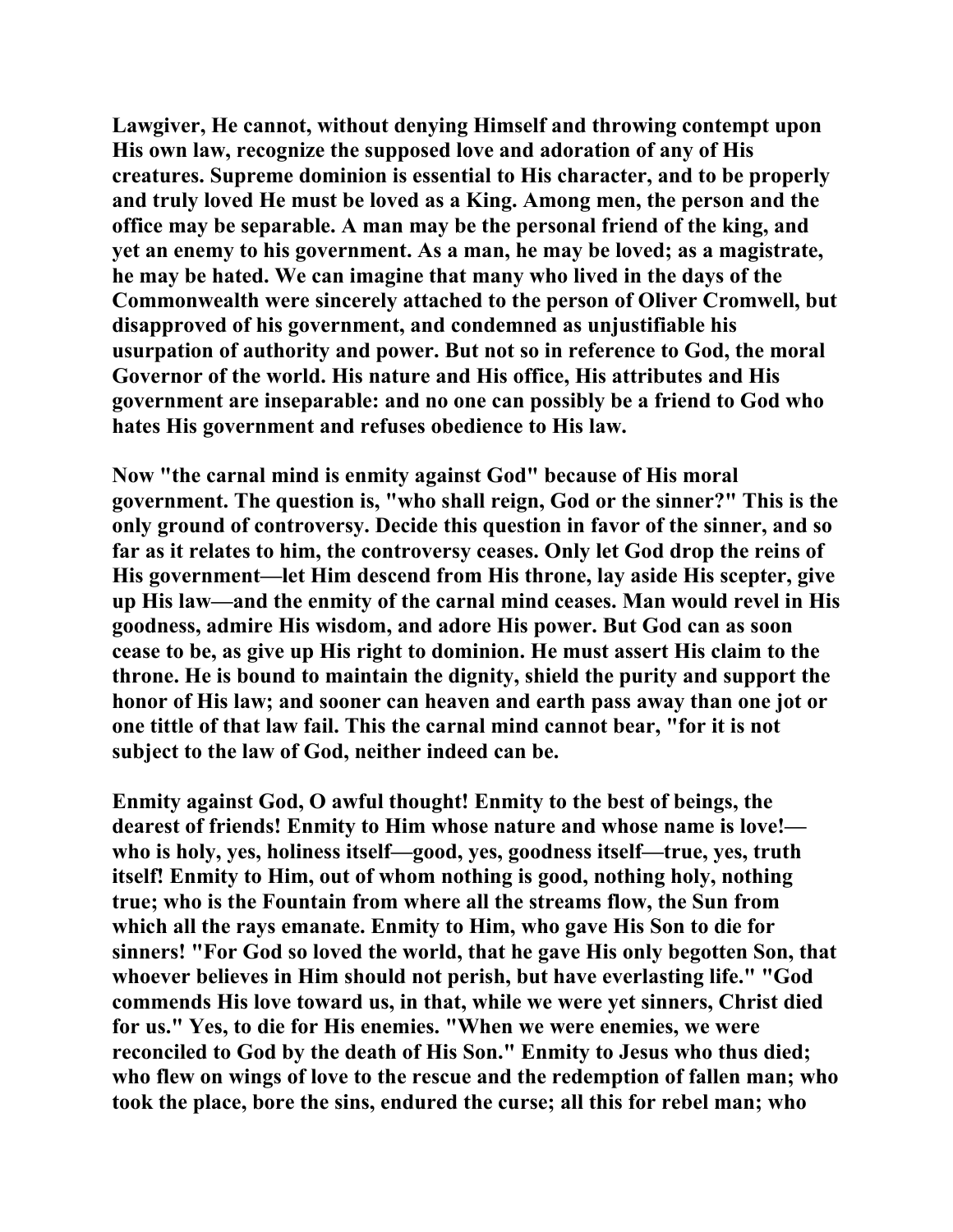Lawgiver, He cannot, without denying Himself and throwing contempt upon His own law, recognize the supposed love and adoration of any of His creatures. Supreme dominion is essential to His character, and to be properly and truly loved He must be loved as a King. Among men, the person and the office may be separable. A man may be the personal friend of the king, and yet an enemy to his government. As a man, he may be loved; as a magistrate, he may be hated. We can imagine that many who lived in the days of the Commonwealth were sincerely attached to the person of Oliver Cromwell, but disapproved of his government, and condemned as unjustifiable his usurpation of authority and power. But not so in reference to God, the moral Governor of the world. His nature and His office, His attributes and His government are inseparable: and no one can possibly be a friend to God who hates His government and refuses obedience to His law.

Now "the carnal mind is enmity against God" because of His moral government. The question is, "who shall reign, God or the sinner?" This is the only ground of controversy. Decide this question in favor of the sinner, and so far as it relates to him, the controversy ceases. Only let God drop the reins of His government—let Him descend from His throne, lay aside His scepter, give up His law—and the enmity of the carnal mind ceases. Man would revel in His goodness, admire His wisdom, and adore His power. But God can as soon cease to be, as give up His right to dominion. He must assert His claim to the throne. He is bound to maintain the dignity, shield the purity and support the honor of His law; and sooner can heaven and earth pass away than one jot or one tittle of that law fail. This the carnal mind cannot bear, "for it is not subject to the law of God, neither indeed can be.

Enmity against God, O awful thought! Enmity to the best of beings, the dearest of friends! Enmity to Him whose nature and whose name is love!—who is holy, yes, holiness itself—good, yes, goodness itself—true, yes, truth itself! Enmity to Him, out of whom nothing is good, nothing holy, nothing true; who is the Fountain from where all the streams flow, the Sun from which all the rays emanate. Enmity to Him, who gave His Son to die for sinners! "For God so loved the world, that he gave His only begotten Son, that whoever believes in Him should not perish, but have everlasting life." "God commends His love toward us, in that, while we were yet sinners, Christ died for us." Yes, to die for His enemies. "When we were enemies, we were reconciled to God by the death of His Son." Enmity to Jesus who thus died; who flew on wings of love to the rescue and the redemption of fallen man; who took the place, bore the sins, endured the curse; all this for rebel man; who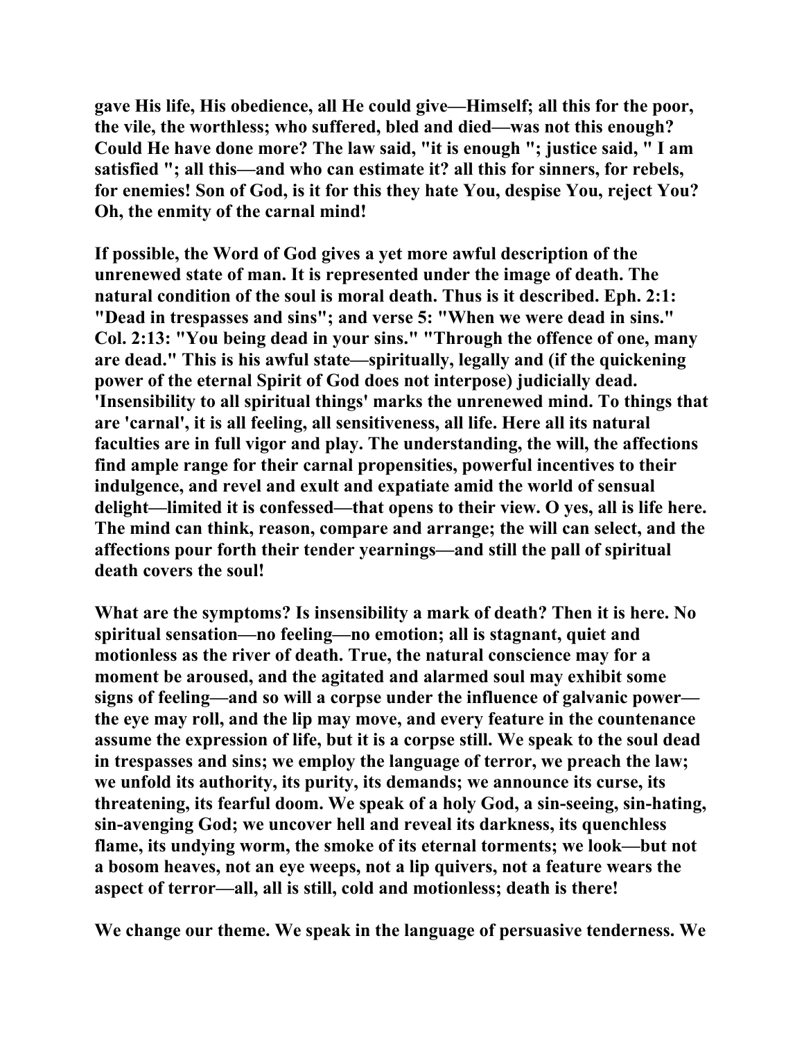**gave His life, His obedience, all He could give—Himself; all this for the poor, the vile, the worthless; who suffered, bled and died—was not this enough? Could He have done more? The law said, "it is enough "; justice said, " I am satisfied "; all this—and who can estimate it? all this for sinners, for rebels, for enemies! Son of God, is it for this they hate You, despise You, reject You? Oh, the enmity of the carnal mind!**

**If possible, the Word of God gives a yet more awful description of the unrenewed state of man. It is represented under the image of death. The natural condition of the soul is moral death. Thus is it described. Eph. 2:1: "Dead in trespasses and sins"; and verse 5: "When we were dead in sins." Col. 2:13: "You being dead in your sins." "Through the offence of one, many are dead." This is his awful state—spiritually, legally and (if the quickening power of the eternal Spirit of God does not interpose) judicially dead. 'Insensibility to all spiritual things' marks the unrenewed mind. To things that are 'carnal', it is all feeling, all sensitiveness, all life. Here all its natural faculties are in full vigor and play. The understanding, the will, the affections find ample range for their carnal propensities, powerful incentives to their indulgence, and revel and exult and expatiate amid the world of sensual delight—limited it is confessed—that opens to their view. O yes, all is life here. The mind can think, reason, compare and arrange; the will can select, and the affections pour forth their tender yearnings—and still the pall of spiritual death covers the soul!**

**What are the symptoms? Is insensibility a mark of death? Then it is here. No spiritual sensation—no feeling—no emotion; all is stagnant, quiet and motionless as the river of death. True, the natural conscience may for a moment be aroused, and the agitated and alarmed soul may exhibit some signs of feeling—and so will a corpse under the influence of galvanic power—the eye may roll, and the lip may move, and every feature in the countenance assume the expression of life, but it is a corpse still. We speak to the soul dead in trespasses and sins; we employ the language of terror, we preach the law; we unfold its authority, its purity, its demands; we announce its curse, its threatening, its fearful doom. We speak of a holy God, a sin-seeing, sin-hating, sin-avenging God; we uncover hell and reveal its darkness, its quenchless flame, its undying worm, the smoke of its eternal torments; we look—but not a bosom heaves, not an eye weeps, not a lip quivers, not a feature wears the aspect of terror—all, all is still, cold and motionless; death is there!**

**We change our theme. We speak in the language of persuasive tenderness. We**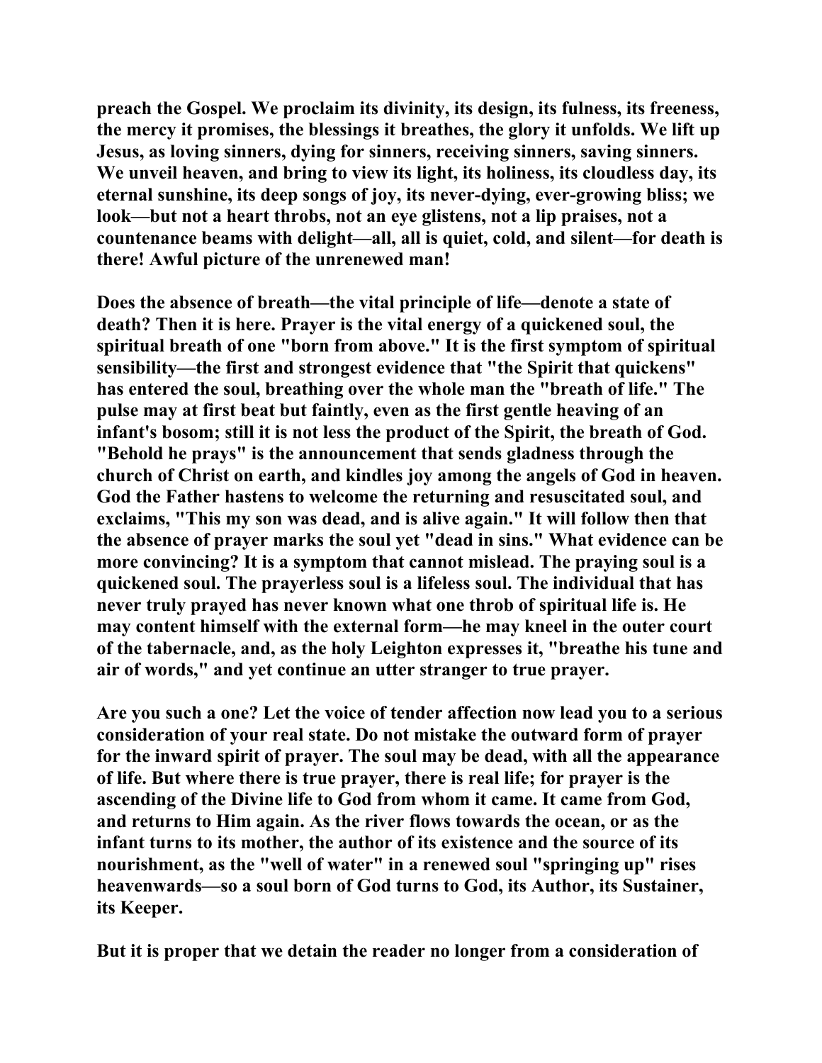preach the Gospel. We proclaim its divinity, its design, its fulness, its freeness, the mercy it promises, the blessings it breathes, the glory it unfolds. We lift up Jesus, as loving sinners, dying for sinners, receiving sinners, saving sinners. We unveil heaven, and bring to view its light, its holiness, its cloudless day, its eternal sunshine, its deep songs of joy, its never-dying, ever-growing bliss; we look—but not a heart throbs, not an eye glistens, not a lip praises, not a countenance beams with delight—all, all is quiet, cold, and silent—for death is there! Awful picture of the unrenewed man!

Does the absence of breath—the vital principle of life—denote a state of death? Then it is here. Prayer is the vital energy of a quickened soul, the spiritual breath of one "born from above." It is the first symptom of spiritual sensibility—the first and strongest evidence that "the Spirit that quickens" has entered the soul, breathing over the whole man the "breath of life." The pulse may at first beat but faintly, even as the first gentle heaving of an infant's bosom; still it is not less the product of the Spirit, the breath of God. "Behold he prays" is the announcement that sends gladness through the church of Christ on earth, and kindles joy among the angels of God in heaven. God the Father hastens to welcome the returning and resuscitated soul, and exclaims, "This my son was dead, and is alive again." It will follow then that the absence of prayer marks the soul yet "dead in sins." What evidence can be more convincing? It is a symptom that cannot mislead. The praying soul is a quickened soul. The prayerless soul is a lifeless soul. The individual that has never truly prayed has never known what one throb of spiritual life is. He may content himself with the external form—he may kneel in the outer court of the tabernacle, and, as the holy Leighton expresses it, "breathe his tune and air of words," and yet continue an utter stranger to true prayer.

Are you such a one? Let the voice of tender affection now lead you to a serious consideration of your real state. Do not mistake the outward form of prayer for the inward spirit of prayer. The soul may be dead, with all the appearance of life. But where there is true prayer, there is real life; for prayer is the ascending of the Divine life to God from whom it came. It came from God, and returns to Him again. As the river flows towards the ocean, or as the infant turns to its mother, the author of its existence and the source of its nourishment, as the "well of water" in a renewed soul "springing up" rises heavenwards—so a soul born of God turns to God, its Author, its Sustainer, its Keeper.

But it is proper that we detain the reader no longer from a consideration of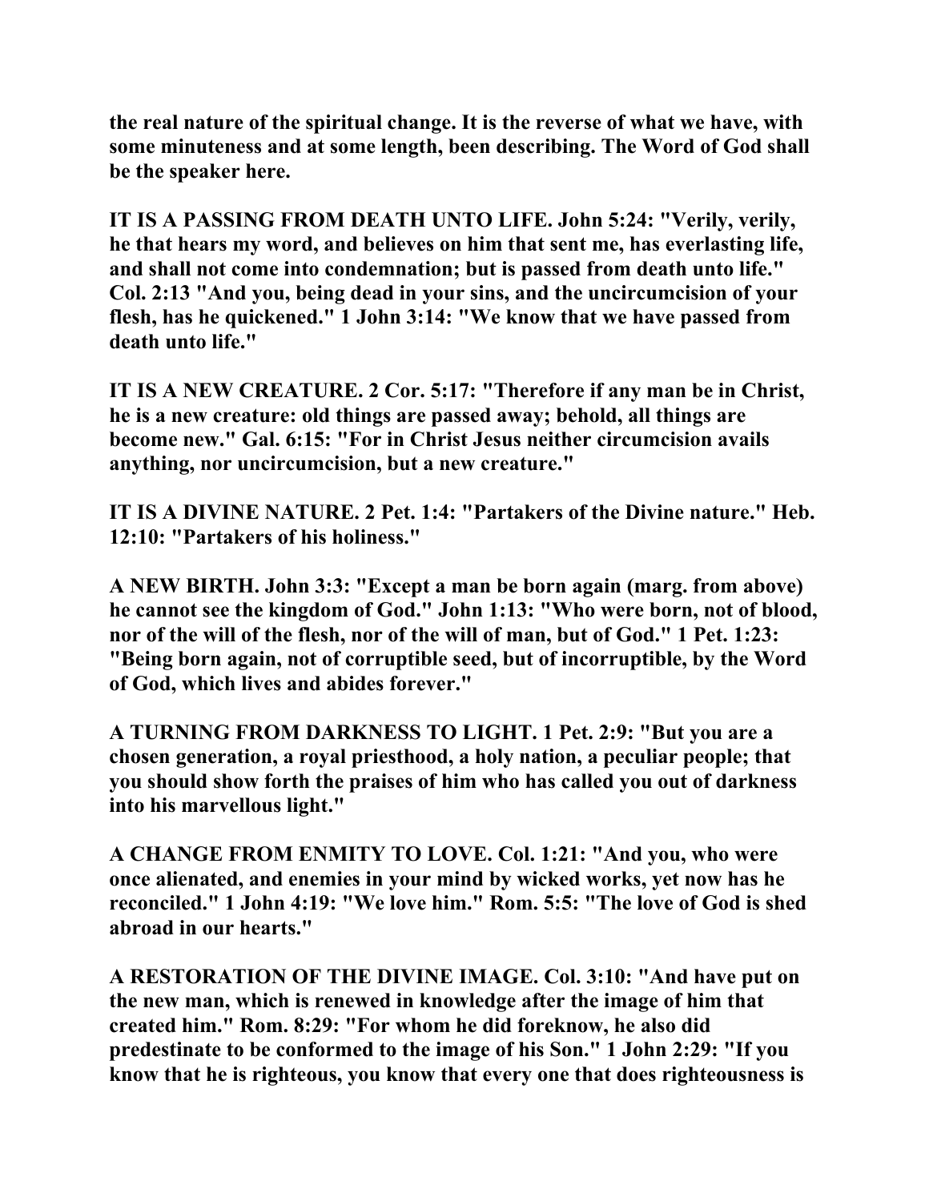**the real nature of the spiritual change. It is the reverse of what we have, with some minuteness and at some length, been describing. The Word of God shall be the speaker here.**

**IT IS A PASSING FROM DEATH UNTO LIFE. John 5:24: "Verily, verily, he that hears my word, and believes on him that sent me, has everlasting life, and shall not come into condemnation; but is passed from death unto life." Col. 2:13 "And you, being dead in your sins, and the uncircumcision of your flesh, has he quickened." 1 John 3:14: "We know that we have passed from death unto life."**

**IT IS A NEW CREATURE. 2 Cor. 5:17: "Therefore if any man be in Christ, he is a new creature: old things are passed away; behold, all things are become new." Gal. 6:15: "For in Christ Jesus neither circumcision avails anything, nor uncircumcision, but a new creature."**

**IT IS A DIVINE NATURE. 2 Pet. 1:4: "Partakers of the Divine nature." Heb. 12:10: "Partakers of his holiness."**

**A NEW BIRTH. John 3:3: "Except a man be born again (marg. from above) he cannot see the kingdom of God." John 1:13: "Who were born, not of blood, nor of the will of the flesh, nor of the will of man, but of God." 1 Pet. 1:23: "Being born again, not of corruptible seed, but of incorruptible, by the Word of God, which lives and abides forever."**

**A TURNING FROM DARKNESS TO LIGHT. 1 Pet. 2:9: "But you are a chosen generation, a royal priesthood, a holy nation, a peculiar people; that you should show forth the praises of him who has called you out of darkness into his marvellous light."**

**A CHANGE FROM ENMITY TO LOVE. Col. 1:21: "And you, who were once alienated, and enemies in your mind by wicked works, yet now has he reconciled." 1 John 4:19: "We love him." Rom. 5:5: "The love of God is shed abroad in our hearts."**

**A RESTORATION OF THE DIVINE IMAGE. Col. 3:10: "And have put on the new man, which is renewed in knowledge after the image of him that created him." Rom. 8:29: "For whom he did foreknow, he also did predestinate to be conformed to the image of his Son." 1 John 2:29: "If you know that he is righteous, you know that every one that does righteousness is**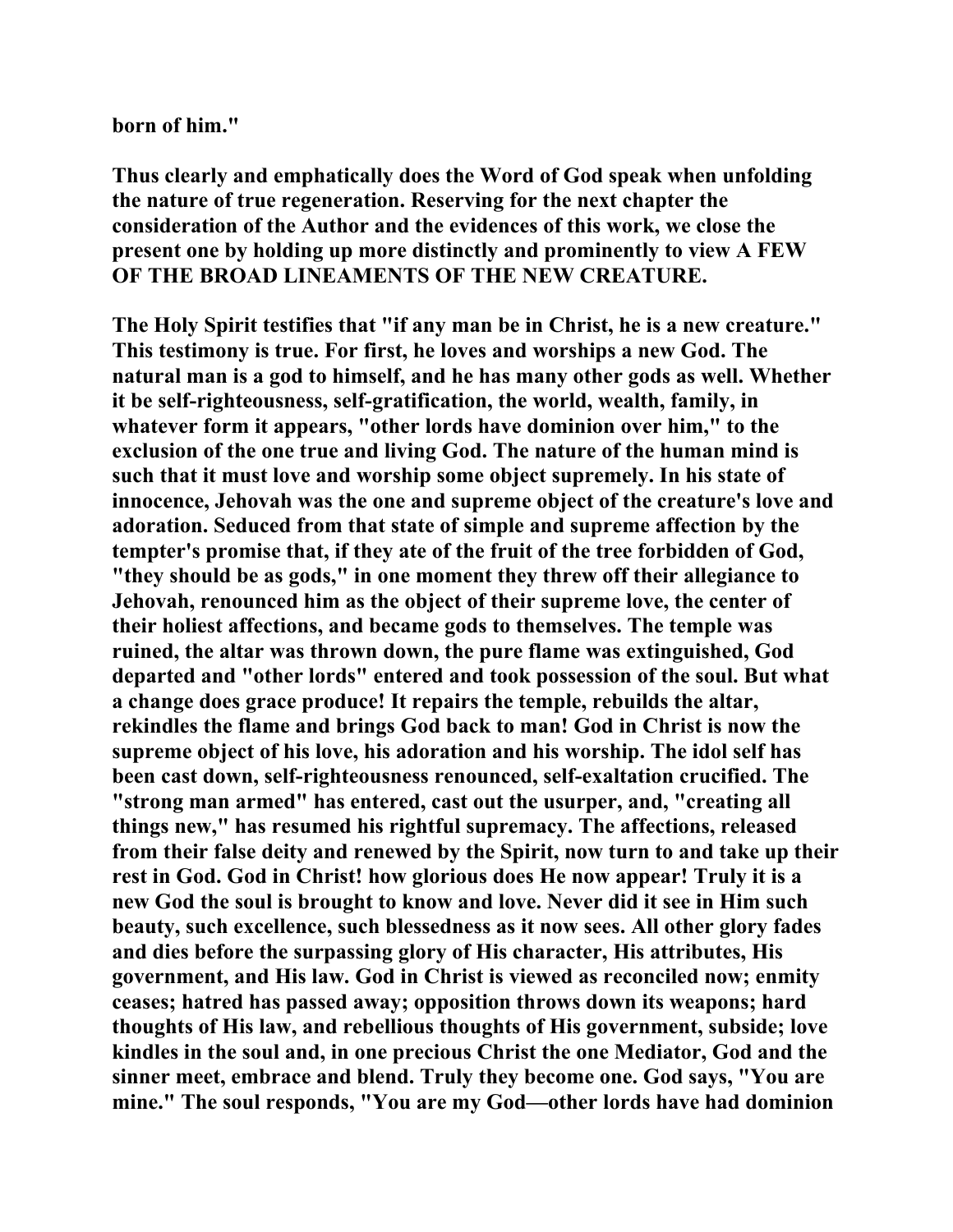**born of him."**

**Thus clearly and emphatically does the Word of God speak when unfolding the nature of true regeneration. Reserving for the next chapter the consideration of the Author and the evidences of this work, we close the present one by holding up more distinctly and prominently to view A FEW OF THE BROAD LINEAMENTS OF THE NEW CREATURE.**

**The Holy Spirit testifies that "if any man be in Christ, he is a new creature." This testimony is true. For first, he loves and worships a new God. The natural man is a god to himself, and he has many other gods as well. Whether it be self-righteousness, self-gratification, the world, wealth, family, in whatever form it appears, "other lords have dominion over him," to the exclusion of the one true and living God. The nature of the human mind is such that it must love and worship some object supremely. In his state of innocence, Jehovah was the one and supreme object of the creature's love and adoration. Seduced from that state of simple and supreme affection by the tempter's promise that, if they ate of the fruit of the tree forbidden of God, "they should be as gods," in one moment they threw off their allegiance to Jehovah, renounced him as the object of their supreme love, the center of their holiest affections, and became gods to themselves. The temple was ruined, the altar was thrown down, the pure flame was extinguished, God departed and "other lords" entered and took possession of the soul. But what a change does grace produce! It repairs the temple, rebuilds the altar, rekindles the flame and brings God back to man! God in Christ is now the supreme object of his love, his adoration and his worship. The idol self has been cast down, self-righteousness renounced, self-exaltation crucified. The "strong man armed" has entered, cast out the usurper, and, "creating all things new," has resumed his rightful supremacy. The affections, released from their false deity and renewed by the Spirit, now turn to and take up their rest in God. God in Christ! how glorious does He now appear! Truly it is a new God the soul is brought to know and love. Never did it see in Him such beauty, such excellence, such blessedness as it now sees. All other glory fades and dies before the surpassing glory of His character, His attributes, His government, and His law. God in Christ is viewed as reconciled now; enmity ceases; hatred has passed away; opposition throws down its weapons; hard thoughts of His law, and rebellious thoughts of His government, subside; love kindles in the soul and, in one precious Christ the one Mediator, God and the sinner meet, embrace and blend. Truly they become one. God says, "You are mine." The soul responds, "You are my God—other lords have had dominion**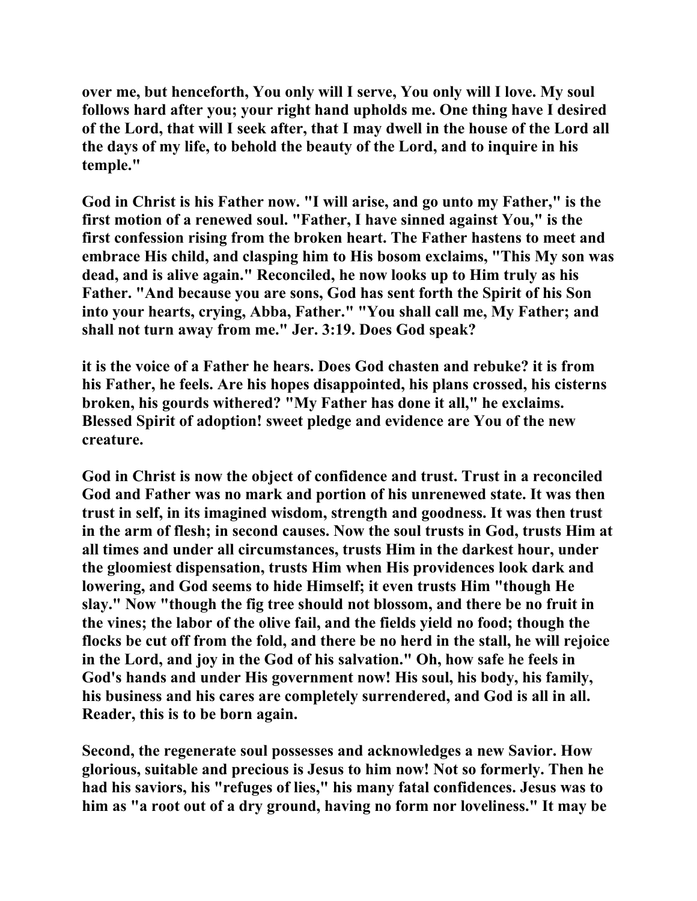**over me, but henceforth, You only will I serve, You only will I love. My soul follows hard after you; your right hand upholds me. One thing have I desired of the Lord, that will I seek after, that I may dwell in the house of the Lord all the days of my life, to behold the beauty of the Lord, and to inquire in his temple."**

**God in Christ is his Father now. "I will arise, and go unto my Father," is the first motion of a renewed soul. "Father, I have sinned against You," is the first confession rising from the broken heart. The Father hastens to meet and embrace His child, and clasping him to His bosom exclaims, "This My son was dead, and is alive again." Reconciled, he now looks up to Him truly as his Father. "And because you are sons, God has sent forth the Spirit of his Son into your hearts, crying, Abba, Father." "You shall call me, My Father; and shall not turn away from me." Jer. 3:19. Does God speak?**

**it is the voice of a Father he hears. Does God chasten and rebuke? it is from his Father, he feels. Are his hopes disappointed, his plans crossed, his cisterns broken, his gourds withered? "My Father has done it all," he exclaims. Blessed Spirit of adoption! sweet pledge and evidence are You of the new creature.**

**God in Christ is now the object of confidence and trust. Trust in a reconciled God and Father was no mark and portion of his unrenewed state. It was then trust in self, in its imagined wisdom, strength and goodness. It was then trust in the arm of flesh; in second causes. Now the soul trusts in God, trusts Him at all times and under all circumstances, trusts Him in the darkest hour, under the gloomiest dispensation, trusts Him when His providences look dark and lowering, and God seems to hide Himself; it even trusts Him "though He slay." Now "though the fig tree should not blossom, and there be no fruit in the vines; the labor of the olive fail, and the fields yield no food; though the flocks be cut off from the fold, and there be no herd in the stall, he will rejoice in the Lord, and joy in the God of his salvation." Oh, how safe he feels in God's hands and under His government now! His soul, his body, his family, his business and his cares are completely surrendered, and God is all in all. Reader, this is to be born again.**

**Second, the regenerate soul possesses and acknowledges a new Savior. How glorious, suitable and precious is Jesus to him now! Not so formerly. Then he had his saviors, his "refuges of lies," his many fatal confidences. Jesus was to him as "a root out of a dry ground, having no form nor loveliness." It may be**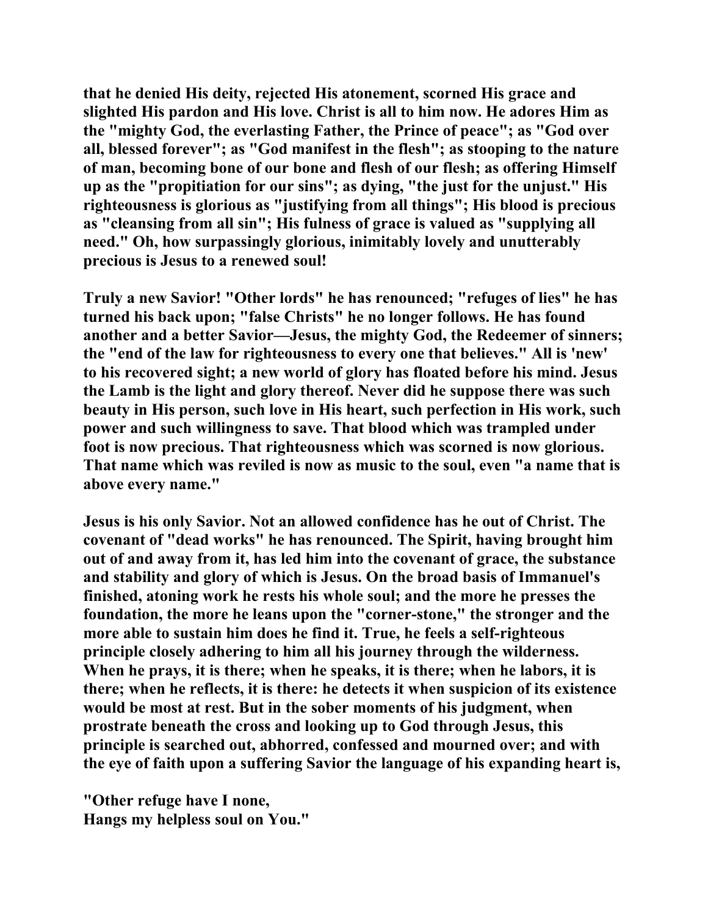**that he denied His deity, rejected His atonement, scorned His grace and slighted His pardon and His love. Christ is all to him now. He adores Him as the "mighty God, the everlasting Father, the Prince of peace"; as "God over all, blessed forever"; as "God manifest in the flesh"; as stooping to the nature of man, becoming bone of our bone and flesh of our flesh; as offering Himself up as the "propitiation for our sins"; as dying, "the just for the unjust." His righteousness is glorious as "justifying from all things"; His blood is precious as "cleansing from all sin"; His fulness of grace is valued as "supplying all need." Oh, how surpassingly glorious, inimitably lovely and unutterably precious is Jesus to a renewed soul!**

**Truly a new Savior! "Other lords" he has renounced; "refuges of lies" he has turned his back upon; "false Christs" he no longer follows. He has found another and a better Savior—Jesus, the mighty God, the Redeemer of sinners; the "end of the law for righteousness to every one that believes." All is 'new' to his recovered sight; a new world of glory has floated before his mind. Jesus the Lamb is the light and glory thereof. Never did he suppose there was such beauty in His person, such love in His heart, such perfection in His work, such power and such willingness to save. That blood which was trampled under foot is now precious. That righteousness which was scorned is now glorious. That name which was reviled is now as music to the soul, even "a name that is above every name."**

**Jesus is his only Savior. Not an allowed confidence has he out of Christ. The covenant of "dead works" he has renounced. The Spirit, having brought him out of and away from it, has led him into the covenant of grace, the substance and stability and glory of which is Jesus. On the broad basis of Immanuel's finished, atoning work he rests his whole soul; and the more he presses the foundation, the more he leans upon the "corner-stone," the stronger and the more able to sustain him does he find it. True, he feels a self-righteous principle closely adhering to him all his journey through the wilderness. When he prays, it is there; when he speaks, it is there; when he labors, it is there; when he reflects, it is there: he detects it when suspicion of its existence would be most at rest. But in the sober moments of his judgment, when prostrate beneath the cross and looking up to God through Jesus, this principle is searched out, abhorred, confessed and mourned over; and with the eye of faith upon a suffering Savior the language of his expanding heart is,**

**"Other refuge have I none,  
Hangs my helpless soul on You."**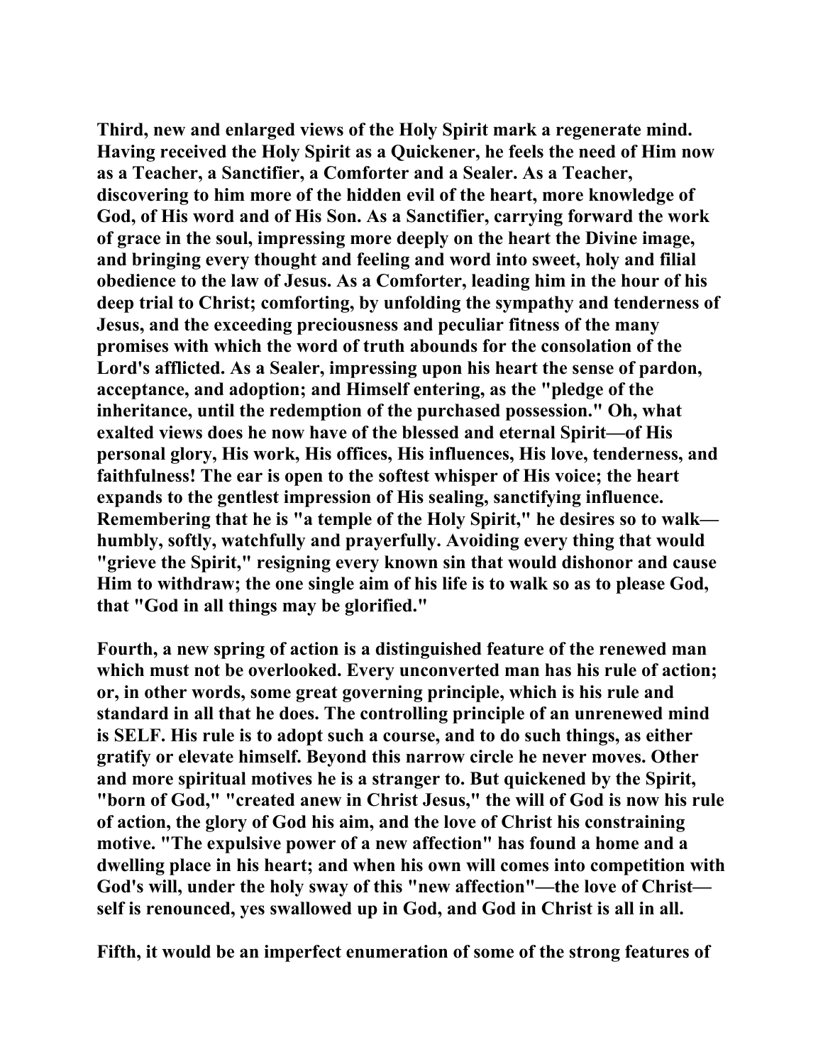Third, new and enlarged views of the Holy Spirit mark a regenerate mind. Having received the Holy Spirit as a Quickener, he feels the need of Him now as a Teacher, a Sanctifier, a Comforter and a Sealer. As a Teacher, discovering to him more of the hidden evil of the heart, more knowledge of God, of His word and of His Son. As a Sanctifier, carrying forward the work of grace in the soul, impressing more deeply on the heart the Divine image, and bringing every thought and feeling and word into sweet, holy and filial obedience to the law of Jesus. As a Comforter, leading him in the hour of his deep trial to Christ; comforting, by unfolding the sympathy and tenderness of Jesus, and the exceeding preciousness and peculiar fitness of the many promises with which the word of truth abounds for the consolation of the Lord's afflicted. As a Sealer, impressing upon his heart the sense of pardon, acceptance, and adoption; and Himself entering, as the "pledge of the inheritance, until the redemption of the purchased possession." Oh, what exalted views does he now have of the blessed and eternal Spirit—of His personal glory, His work, His offices, His influences, His love, tenderness, and faithfulness! The ear is open to the softest whisper of His voice; the heart expands to the gentlest impression of His sealing, sanctifying influence. Remembering that he is "a temple of the Holy Spirit," he desires so to walk—humbly, softly, watchfully and prayerfully. Avoiding every thing that would "grieve the Spirit," resigning every known sin that would dishonor and cause Him to withdraw; the one single aim of his life is to walk so as to please God, that "God in all things may be glorified."

Fourth, a new spring of action is a distinguished feature of the renewed man which must not be overlooked. Every unconverted man has his rule of action; or, in other words, some great governing principle, which is his rule and standard in all that he does. The controlling principle of an unrenewed mind is SELF. His rule is to adopt such a course, and to do such things, as either gratify or elevate himself. Beyond this narrow circle he never moves. Other and more spiritual motives he is a stranger to. But quickened by the Spirit, "born of God," "created anew in Christ Jesus," the will of God is now his rule of action, the glory of God his aim, and the love of Christ his constraining motive. "The expulsive power of a new affection" has found a home and a dwelling place in his heart; and when his own will comes into competition with God's will, under the holy sway of this "new affection"—the love of Christ—self is renounced, yes swallowed up in God, and God in Christ is all in all.

Fifth, it would be an imperfect enumeration of some of the strong features of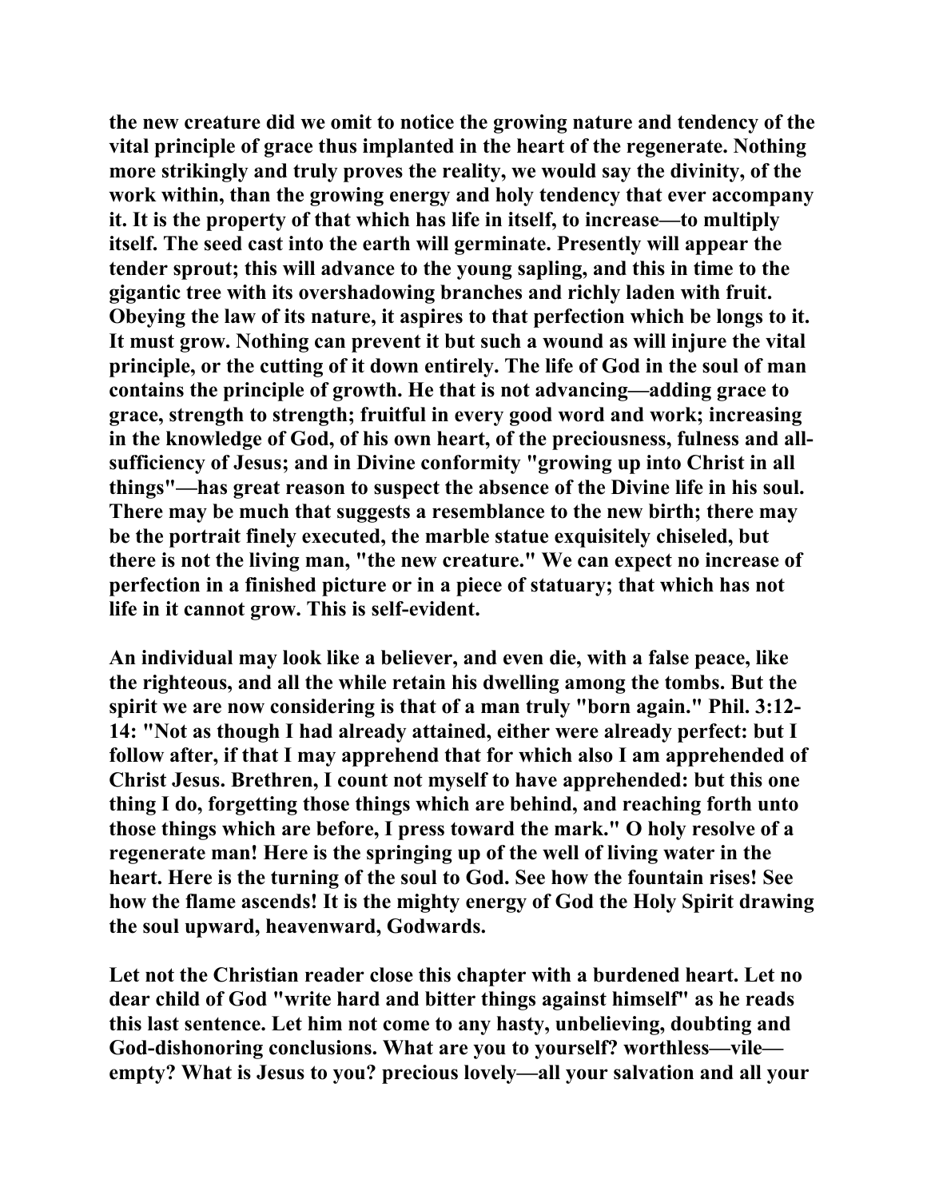the new creature did we omit to notice the growing nature and tendency of the vital principle of grace thus implanted in the heart of the regenerate. Nothing more strikingly and truly proves the reality, we would say the divinity, of the work within, than the growing energy and holy tendency that ever accompany it. It is the property of that which has life in itself, to increase—to multiply itself. The seed cast into the earth will germinate. Presently will appear the tender sprout; this will advance to the young sapling, and this in time to the gigantic tree with its overshadowing branches and richly laden with fruit. Obeying the law of its nature, it aspires to that perfection which be longs to it. It must grow. Nothing can prevent it but such a wound as will injure the vital principle, or the cutting of it down entirely. The life of God in the soul of man contains the principle of growth. He that is not advancing—adding grace to grace, strength to strength; fruitful in every good word and work; increasing in the knowledge of God, of his own heart, of the preciousness, fulness and all-sufficiency of Jesus; and in Divine conformity "growing up into Christ in all things"—has great reason to suspect the absence of the Divine life in his soul. There may be much that suggests a resemblance to the new birth; there may be the portrait finely executed, the marble statue exquisitely chiseled, but there is not the living man, "the new creature." We can expect no increase of perfection in a finished picture or in a piece of statuary; that which has not life in it cannot grow. This is self-evident.

An individual may look like a believer, and even die, with a false peace, like the righteous, and all the while retain his dwelling among the tombs. But the spirit we are now considering is that of a man truly "born again." Phil. 3:12-14: "Not as though I had already attained, either were already perfect: but I follow after, if that I may apprehend that for which also I am apprehended of Christ Jesus. Brethren, I count not myself to have apprehended: but this one thing I do, forgetting those things which are behind, and reaching forth unto those things which are before, I press toward the mark." O holy resolve of a regenerate man! Here is the springing up of the well of living water in the heart. Here is the turning of the soul to God. See how the fountain rises! See how the flame ascends! It is the mighty energy of God the Holy Spirit drawing the soul upward, heavenward, Godwards.

Let not the Christian reader close this chapter with a burdened heart. Let no dear child of God "write hard and bitter things against himself" as he reads this last sentence. Let him not come to any hasty, unbelieving, doubting and God-dishonoring conclusions. What are you to yourself? worthless—vile—empty? What is Jesus to you? precious lovely—all your salvation and all your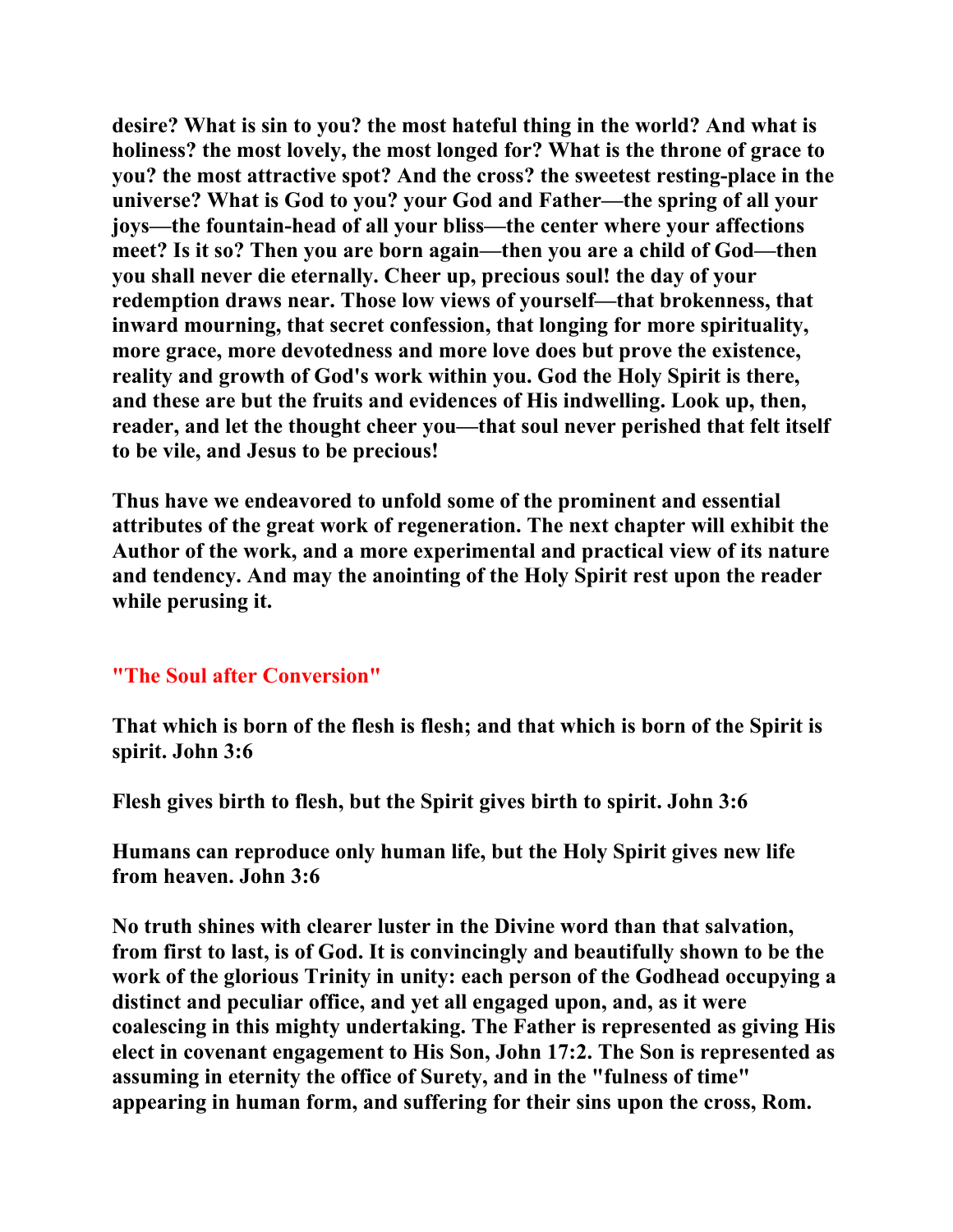desire? What is sin to you? the most hateful thing in the world? And what is holiness? the most lovely, the most longed for? What is the throne of grace to you? the most attractive spot? And the cross? the sweetest resting-place in the universe? What is God to you? your God and Father—the spring of all your joys—the fountain-head of all your bliss—the center where your affections meet? Is it so? Then you are born again—then you are a child of God—then you shall never die eternally. Cheer up, precious soul! the day of your redemption draws near. Those low views of yourself—that brokenness, that inward mourning, that secret confession, that longing for more spirituality, more grace, more devotedness and more love does but prove the existence, reality and growth of God's work within you. God the Holy Spirit is there, and these are but the fruits and evidences of His indwelling. Look up, then, reader, and let the thought cheer you—that soul never perished that felt itself to be vile, and Jesus to be precious!

Thus have we endeavored to unfold some of the prominent and essential attributes of the great work of regeneration. The next chapter will exhibit the Author of the work, and a more experimental and practical view of its nature and tendency. And may the anointing of the Holy Spirit rest upon the reader while perusing it.

## "The Soul after Conversion"

That which is born of the flesh is flesh; and that which is born of the Spirit is spirit. John 3:6

Flesh gives birth to flesh, but the Spirit gives birth to spirit. John 3:6

Humans can reproduce only human life, but the Holy Spirit gives new life from heaven. John 3:6

No truth shines with clearer luster in the Divine word than that salvation, from first to last, is of God. It is convincingly and beautifully shown to be the work of the glorious Trinity in unity: each person of the Godhead occupying a distinct and peculiar office, and yet all engaged upon, and, as it were coalescing in this mighty undertaking. The Father is represented as giving His elect in covenant engagement to His Son, John 17:2. The Son is represented as assuming in eternity the office of Surety, and in the "fulness of time" appearing in human form, and suffering for their sins upon the cross, Rom.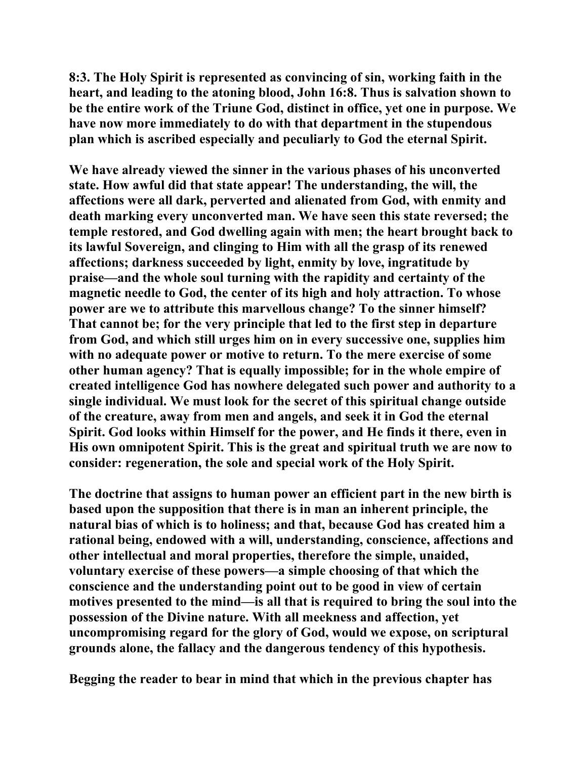8:3. The Holy Spirit is represented as convincing of sin, working faith in the heart, and leading to the atoning blood, John 16:8. Thus is salvation shown to be the entire work of the Triune God, distinct in office, yet one in purpose. We have now more immediately to do with that department in the stupendous plan which is ascribed especially and peculiarly to God the eternal Spirit.

We have already viewed the sinner in the various phases of his unconverted state. How awful did that state appear! The understanding, the will, the affections were all dark, perverted and alienated from God, with enmity and death marking every unconverted man. We have seen this state reversed; the temple restored, and God dwelling again with men; the heart brought back to its lawful Sovereign, and clinging to Him with all the grasp of its renewed affections; darkness succeeded by light, enmity by love, ingratitude by praise—and the whole soul turning with the rapidity and certainty of the magnetic needle to God, the center of its high and holy attraction. To whose power are we to attribute this marvellous change? To the sinner himself? That cannot be; for the very principle that led to the first step in departure from God, and which still urges him on in every successive one, supplies him with no adequate power or motive to return. To the mere exercise of some other human agency? That is equally impossible; for in the whole empire of created intelligence God has nowhere delegated such power and authority to a single individual. We must look for the secret of this spiritual change outside of the creature, away from men and angels, and seek it in God the eternal Spirit. God looks within Himself for the power, and He finds it there, even in His own omnipotent Spirit. This is the great and spiritual truth we are now to consider: regeneration, the sole and special work of the Holy Spirit.

The doctrine that assigns to human power an efficient part in the new birth is based upon the supposition that there is in man an inherent principle, the natural bias of which is to holiness; and that, because God has created him a rational being, endowed with a will, understanding, conscience, affections and other intellectual and moral properties, therefore the simple, unaided, voluntary exercise of these powers—a simple choosing of that which the conscience and the understanding point out to be good in view of certain motives presented to the mind—is all that is required to bring the soul into the possession of the Divine nature. With all meekness and affection, yet uncompromising regard for the glory of God, would we expose, on scriptural grounds alone, the fallacy and the dangerous tendency of this hypothesis.

Begging the reader to bear in mind that which in the previous chapter has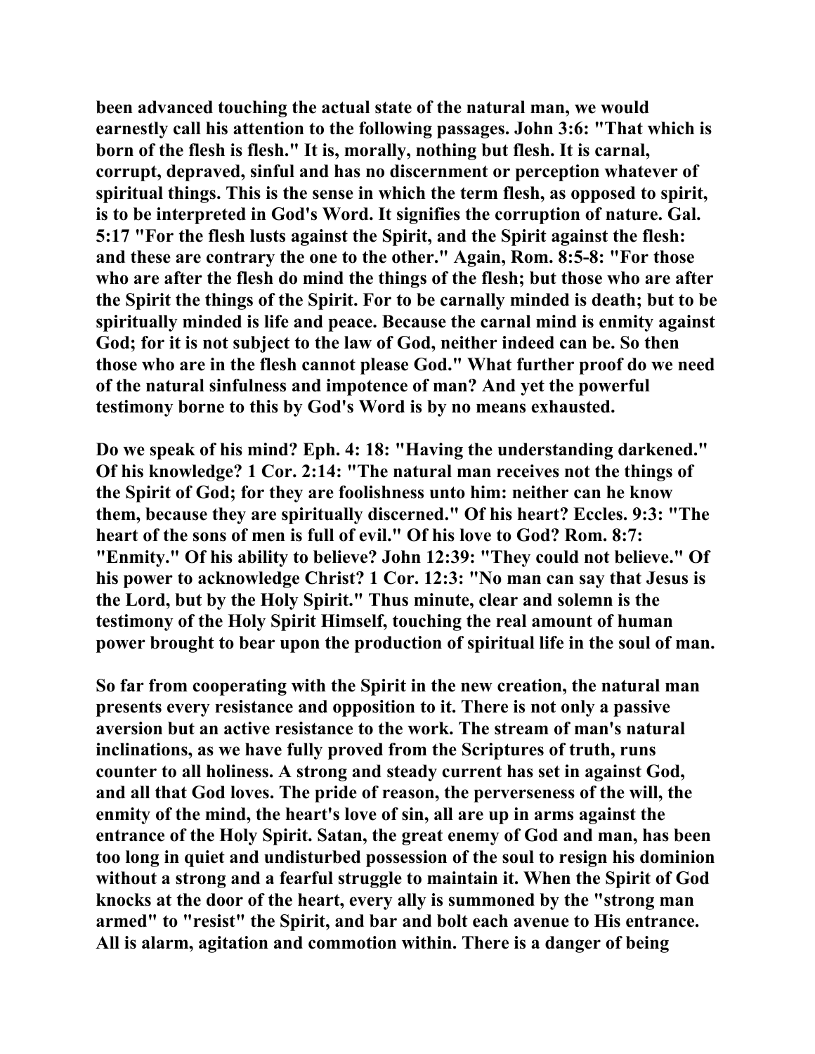been advanced touching the actual state of the natural man, we would earnestly call his attention to the following passages. John 3:6: "That which is born of the flesh is flesh." It is, morally, nothing but flesh. It is carnal, corrupt, depraved, sinful and has no discernment or perception whatever of spiritual things. This is the sense in which the term flesh, as opposed to spirit, is to be interpreted in God's Word. It signifies the corruption of nature. Gal. 5:17 "For the flesh lusts against the Spirit, and the Spirit against the flesh: and these are contrary the one to the other." Again, Rom. 8:5-8: "For those who are after the flesh do mind the things of the flesh; but those who are after the Spirit the things of the Spirit. For to be carnally minded is death; but to be spiritually minded is life and peace. Because the carnal mind is enmity against God; for it is not subject to the law of God, neither indeed can be. So then those who are in the flesh cannot please God." What further proof do we need of the natural sinfulness and impotence of man? And yet the powerful testimony borne to this by God's Word is by no means exhausted.

Do we speak of his mind? Eph. 4: 18: "Having the understanding darkened." Of his knowledge? 1 Cor. 2:14: "The natural man receives not the things of the Spirit of God; for they are foolishness unto him: neither can he know them, because they are spiritually discerned." Of his heart? Eccles. 9:3: "The heart of the sons of men is full of evil." Of his love to God? Rom. 8:7: "Enmity." Of his ability to believe? John 12:39: "They could not believe." Of his power to acknowledge Christ? 1 Cor. 12:3: "No man can say that Jesus is the Lord, but by the Holy Spirit." Thus minute, clear and solemn is the testimony of the Holy Spirit Himself, touching the real amount of human power brought to bear upon the production of spiritual life in the soul of man.

So far from cooperating with the Spirit in the new creation, the natural man presents every resistance and opposition to it. There is not only a passive aversion but an active resistance to the work. The stream of man's natural inclinations, as we have fully proved from the Scriptures of truth, runs counter to all holiness. A strong and steady current has set in against God, and all that God loves. The pride of reason, the perverseness of the will, the enmity of the mind, the heart's love of sin, all are up in arms against the entrance of the Holy Spirit. Satan, the great enemy of God and man, has been too long in quiet and undisturbed possession of the soul to resign his dominion without a strong and a fearful struggle to maintain it. When the Spirit of God knocks at the door of the heart, every ally is summoned by the "strong man armed" to "resist" the Spirit, and bar and bolt each avenue to His entrance. All is alarm, agitation and commotion within. There is a danger of being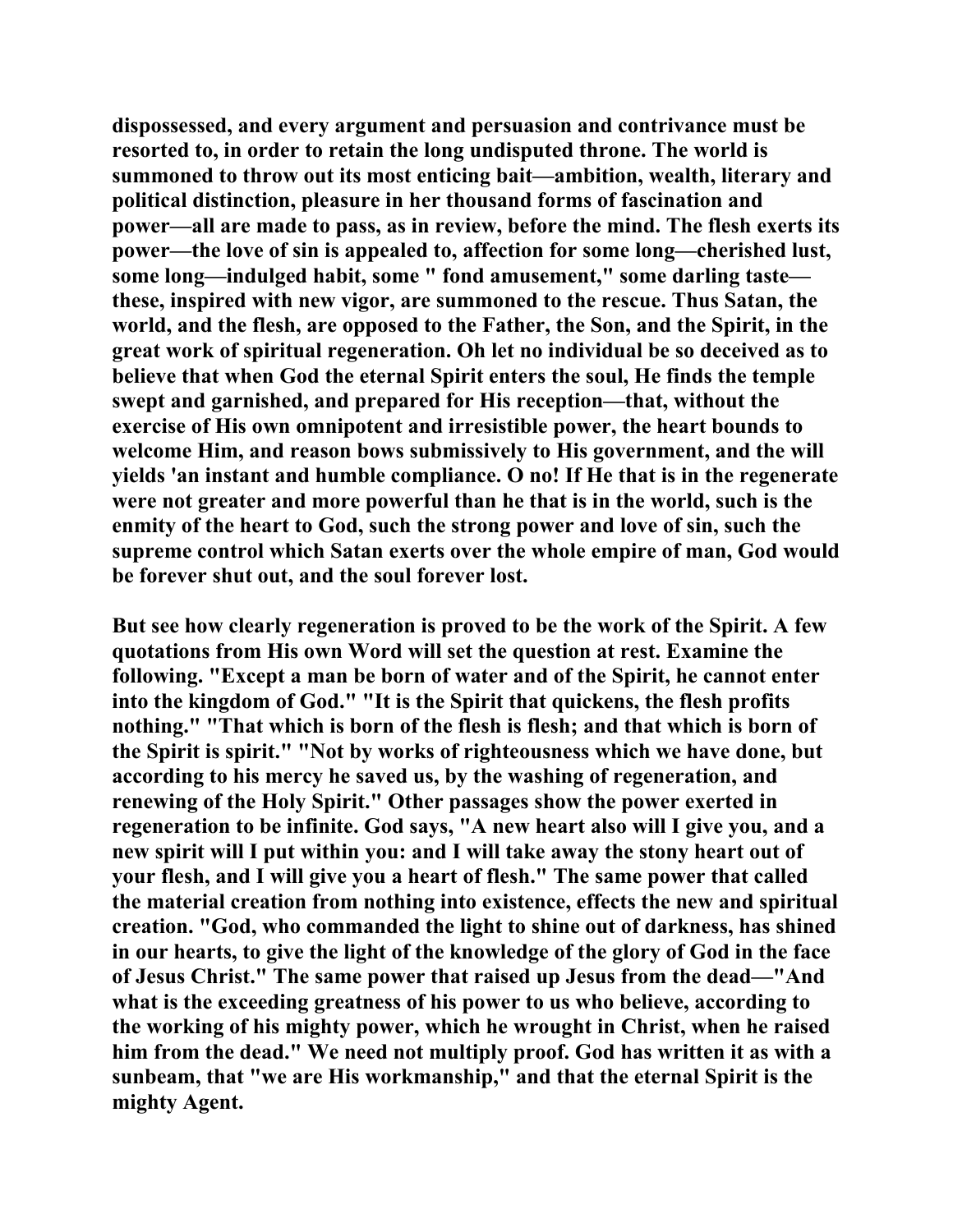**dispossessed, and every argument and persuasion and contrivance must be resorted to, in order to retain the long undisputed throne. The world is summoned to throw out its most enticing bait—ambition, wealth, literary and political distinction, pleasure in her thousand forms of fascination and power—all are made to pass, as in review, before the mind. The flesh exerts its power—the love of sin is appealed to, affection for some long—cherished lust, some long—indulged habit, some " fond amusement," some darling taste—these, inspired with new vigor, are summoned to the rescue. Thus Satan, the world, and the flesh, are opposed to the Father, the Son, and the Spirit, in the great work of spiritual regeneration. Oh let no individual be so deceived as to believe that when God the eternal Spirit enters the soul, He finds the temple swept and garnished, and prepared for His reception—that, without the exercise of His own omnipotent and irresistible power, the heart bounds to welcome Him, and reason bows submissively to His government, and the will yields 'an instant and humble compliance. O no! If He that is in the regenerate were not greater and more powerful than he that is in the world, such is the enmity of the heart to God, such the strong power and love of sin, such the supreme control which Satan exerts over the whole empire of man, God would be forever shut out, and the soul forever lost.**

**But see how clearly regeneration is proved to be the work of the Spirit. A few quotations from His own Word will set the question at rest. Examine the following. "Except a man be born of water and of the Spirit, he cannot enter into the kingdom of God." "It is the Spirit that quickens, the flesh profits nothing." "That which is born of the flesh is flesh; and that which is born of the Spirit is spirit." "Not by works of righteousness which we have done, but according to his mercy he saved us, by the washing of regeneration, and renewing of the Holy Spirit." Other passages show the power exerted in regeneration to be infinite. God says, "A new heart also will I give you, and a new spirit will I put within you: and I will take away the stony heart out of your flesh, and I will give you a heart of flesh." The same power that called the material creation from nothing into existence, effects the new and spiritual creation. "God, who commanded the light to shine out of darkness, has shined in our hearts, to give the light of the knowledge of the glory of God in the face of Jesus Christ." The same power that raised up Jesus from the dead—"And what is the exceeding greatness of his power to us who believe, according to the working of his mighty power, which he wrought in Christ, when he raised him from the dead." We need not multiply proof. God has written it as with a sunbeam, that "we are His workmanship," and that the eternal Spirit is the mighty Agent.**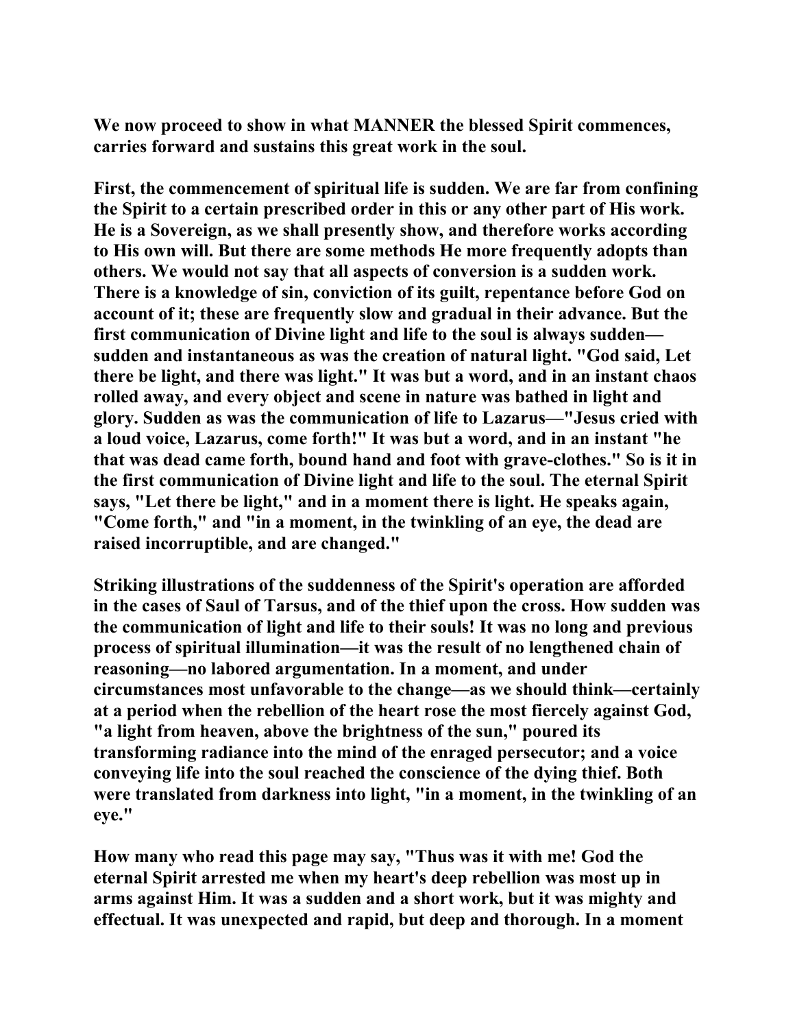**We now proceed to show in what MANNER the blessed Spirit commences, carries forward and sustains this great work in the soul.**

**First, the commencement of spiritual life is sudden. We are far from confining the Spirit to a certain prescribed order in this or any other part of His work. He is a Sovereign, as we shall presently show, and therefore works according to His own will. But there are some methods He more frequently adopts than others. We would not say that all aspects of conversion is a sudden work. There is a knowledge of sin, conviction of its guilt, repentance before God on account of it; these are frequently slow and gradual in their advance. But the first communication of Divine light and life to the soul is always sudden—sudden and instantaneous as was the creation of natural light. "God said, Let there be light, and there was light." It was but a word, and in an instant chaos rolled away, and every object and scene in nature was bathed in light and glory. Sudden as was the communication of life to Lazarus—"Jesus cried with a loud voice, Lazarus, come forth!" It was but a word, and in an instant "he that was dead came forth, bound hand and foot with grave-clothes." So is it in the first communication of Divine light and life to the soul. The eternal Spirit says, "Let there be light," and in a moment there is light. He speaks again, "Come forth," and "in a moment, in the twinkling of an eye, the dead are raised incorruptible, and are changed."**

**Striking illustrations of the suddenness of the Spirit's operation are afforded in the cases of Saul of Tarsus, and of the thief upon the cross. How sudden was the communication of light and life to their souls! It was no long and previous process of spiritual illumination—it was the result of no lengthened chain of reasoning—no labored argumentation. In a moment, and under circumstances most unfavorable to the change—as we should think—certainly at a period when the rebellion of the heart rose the most fiercely against God, "a light from heaven, above the brightness of the sun," poured its transforming radiance into the mind of the enraged persecutor; and a voice conveying life into the soul reached the conscience of the dying thief. Both were translated from darkness into light, "in a moment, in the twinkling of an eye."**

**How many who read this page may say, "Thus was it with me! God the eternal Spirit arrested me when my heart's deep rebellion was most up in arms against Him. It was a sudden and a short work, but it was mighty and effectual. It was unexpected and rapid, but deep and thorough. In a moment**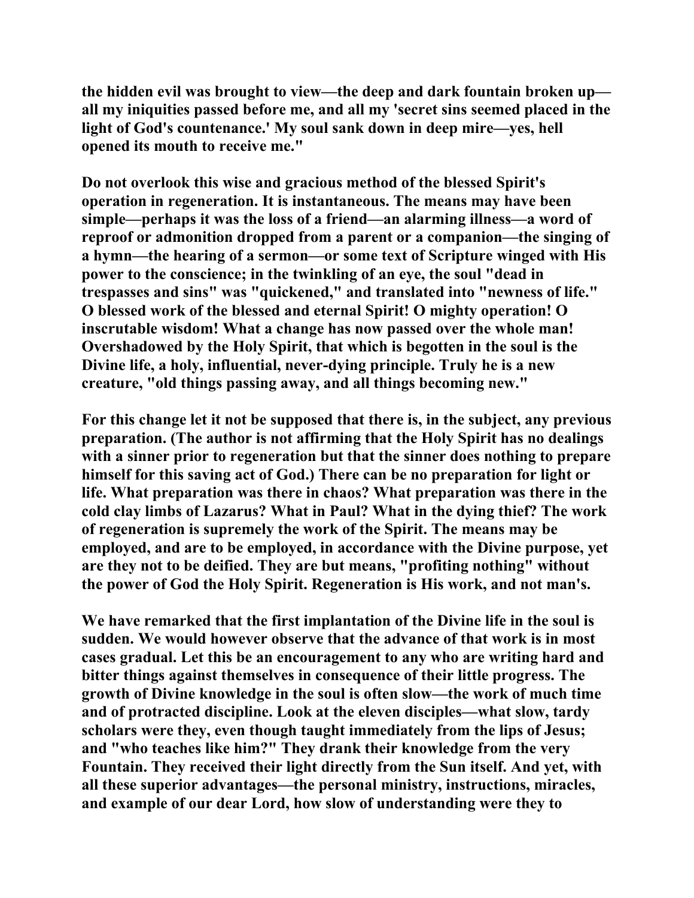the hidden evil was brought to view—the deep and dark fountain broken up—all my iniquities passed before me, and all my 'secret sins seemed placed in the light of God's countenance.' My soul sank down in deep mire—yes, hell opened its mouth to receive me."

Do not overlook this wise and gracious method of the blessed Spirit's operation in regeneration. It is instantaneous. The means may have been simple—perhaps it was the loss of a friend—an alarming illness—a word of reproof or admonition dropped from a parent or a companion—the singing of a hymn—the hearing of a sermon—or some text of Scripture winged with His power to the conscience; in the twinkling of an eye, the soul "dead in trespasses and sins" was "quickened," and translated into "newness of life." O blessed work of the blessed and eternal Spirit! O mighty operation! O inscrutable wisdom! What a change has now passed over the whole man! Overshadowed by the Holy Spirit, that which is begotten in the soul is the Divine life, a holy, influential, never-dying principle. Truly he is a new creature, "old things passing away, and all things becoming new."

For this change let it not be supposed that there is, in the subject, any previous preparation. (The author is not affirming that the Holy Spirit has no dealings with a sinner prior to regeneration but that the sinner does nothing to prepare himself for this saving act of God.) There can be no preparation for light or life. What preparation was there in chaos? What preparation was there in the cold clay limbs of Lazarus? What in Paul? What in the dying thief? The work of regeneration is supremely the work of the Spirit. The means may be employed, and are to be employed, in accordance with the Divine purpose, yet are they not to be deified. They are but means, "profiting nothing" without the power of God the Holy Spirit. Regeneration is His work, and not man's.

We have remarked that the first implantation of the Divine life in the soul is sudden. We would however observe that the advance of that work is in most cases gradual. Let this be an encouragement to any who are writing hard and bitter things against themselves in consequence of their little progress. The growth of Divine knowledge in the soul is often slow—the work of much time and of protracted discipline. Look at the eleven disciples—what slow, tardy scholars were they, even though taught immediately from the lips of Jesus; and "who teaches like him?" They drank their knowledge from the very Fountain. They received their light directly from the Sun itself. And yet, with all these superior advantages—the personal ministry, instructions, miracles, and example of our dear Lord, how slow of understanding were they to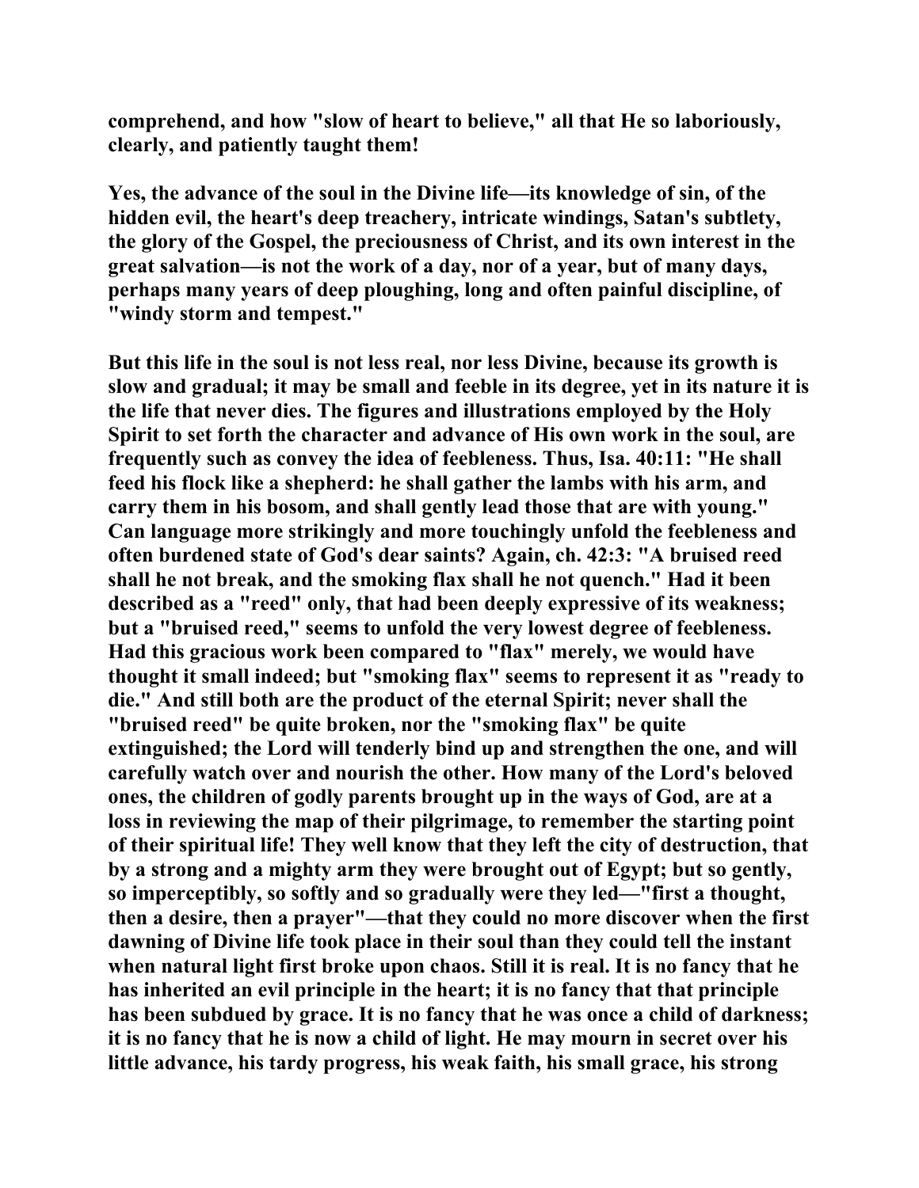**comprehend, and how "slow of heart to believe," all that He so laboriously, clearly, and patiently taught them!**

**Yes, the advance of the soul in the Divine life—its knowledge of sin, of the hidden evil, the heart's deep treachery, intricate windings, Satan's subtlety, the glory of the Gospel, the preciousness of Christ, and its own interest in the great salvation—is not the work of a day, nor of a year, but of many days, perhaps many years of deep ploughing, long and often painful discipline, of "windy storm and tempest."**

**But this life in the soul is not less real, nor less Divine, because its growth is slow and gradual; it may be small and feeble in its degree, yet in its nature it is the life that never dies. The figures and illustrations employed by the Holy Spirit to set forth the character and advance of His own work in the soul, are frequently such as convey the idea of feebleness. Thus, Isa. 40:11: "He shall feed his flock like a shepherd: he shall gather the lambs with his arm, and carry them in his bosom, and shall gently lead those that are with young." Can language more strikingly and more touchingly unfold the feebleness and often burdened state of God's dear saints? Again, ch. 42:3: "A bruised reed shall he not break, and the smoking flax shall he not quench." Had it been described as a "reed" only, that had been deeply expressive of its weakness; but a "bruised reed," seems to unfold the very lowest degree of feebleness. Had this gracious work been compared to "flax" merely, we would have thought it small indeed; but "smoking flax" seems to represent it as "ready to die." And still both are the product of the eternal Spirit; never shall the "bruised reed" be quite broken, nor the "smoking flax" be quite extinguished; the Lord will tenderly bind up and strengthen the one, and will carefully watch over and nourish the other. How many of the Lord's beloved ones, the children of godly parents brought up in the ways of God, are at a loss in reviewing the map of their pilgrimage, to remember the starting point of their spiritual life! They well know that they left the city of destruction, that by a strong and a mighty arm they were brought out of Egypt; but so gently, so imperceptibly, so softly and so gradually were they led—"first a thought, then a desire, then a prayer"—that they could no more discover when the first dawning of Divine life took place in their soul than they could tell the instant when natural light first broke upon chaos. Still it is real. It is no fancy that he has inherited an evil principle in the heart; it is no fancy that that principle has been subdued by grace. It is no fancy that he was once a child of darkness; it is no fancy that he is now a child of light. He may mourn in secret over his little advance, his tardy progress, his weak faith, his small grace, his strong**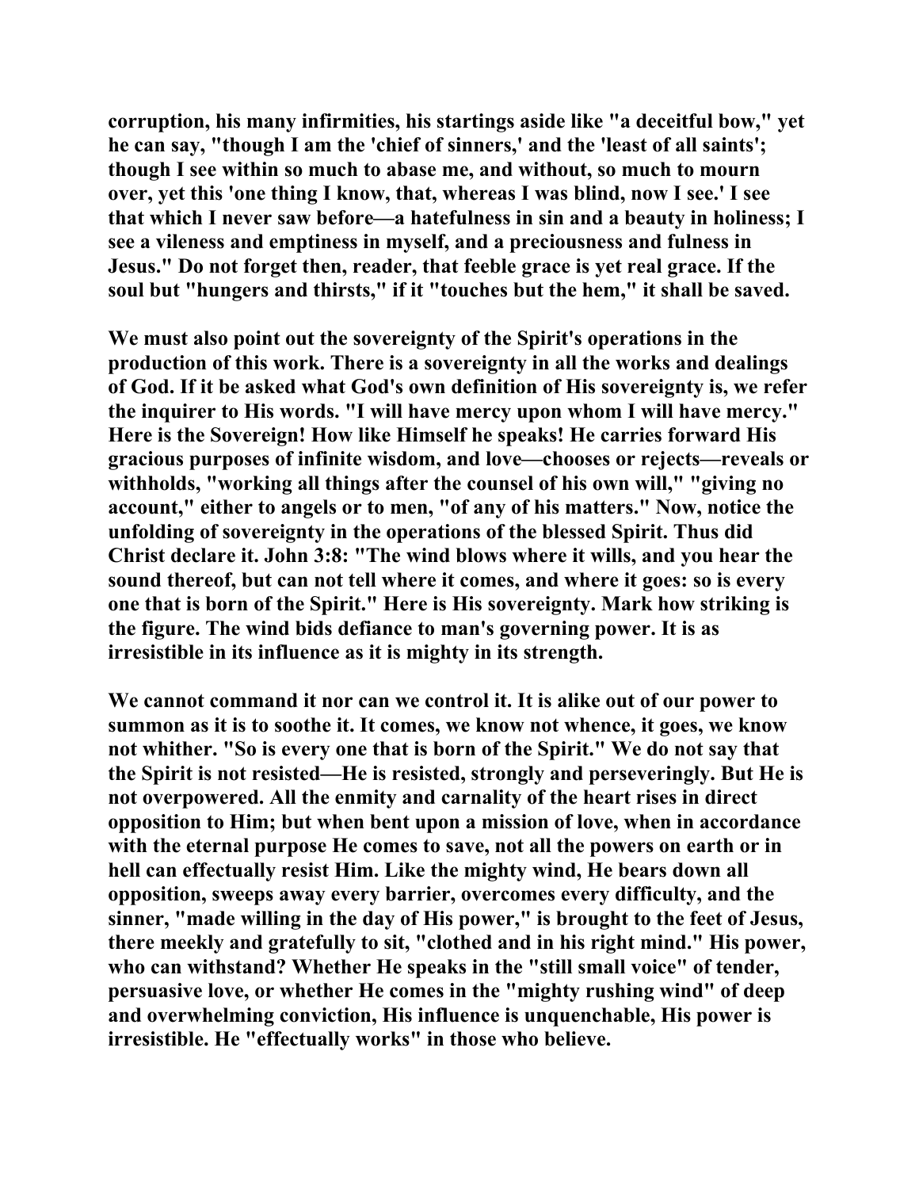**corruption, his many infirmities, his startings aside like "a deceitful bow," yet he can say, "though I am the 'chief of sinners,' and the 'least of all saints'; though I see within so much to abase me, and without, so much to mourn over, yet this 'one thing I know, that, whereas I was blind, now I see.' I see that which I never saw before—a hatefulness in sin and a beauty in holiness; I see a vileness and emptiness in myself, and a preciousness and fulness in Jesus." Do not forget then, reader, that feeble grace is yet real grace. If the soul but "hungers and thirsts," if it "touches but the hem," it shall be saved.**

**We must also point out the sovereignty of the Spirit's operations in the production of this work. There is a sovereignty in all the works and dealings of God. If it be asked what God's own definition of His sovereignty is, we refer the inquirer to His words. "I will have mercy upon whom I will have mercy." Here is the Sovereign! How like Himself he speaks! He carries forward His gracious purposes of infinite wisdom, and love—chooses or rejects—reveals or withholds, "working all things after the counsel of his own will," "giving no account," either to angels or to men, "of any of his matters." Now, notice the unfolding of sovereignty in the operations of the blessed Spirit. Thus did Christ declare it. John 3:8: "The wind blows where it wills, and you hear the sound thereof, but can not tell where it comes, and where it goes: so is every one that is born of the Spirit." Here is His sovereignty. Mark how striking is the figure. The wind bids defiance to man's governing power. It is as irresistible in its influence as it is mighty in its strength.**

**We cannot command it nor can we control it. It is alike out of our power to summon as it is to soothe it. It comes, we know not whence, it goes, we know not whither. "So is every one that is born of the Spirit." We do not say that the Spirit is not resisted—He is resisted, strongly and perseveringly. But He is not overpowered. All the enmity and carnality of the heart rises in direct opposition to Him; but when bent upon a mission of love, when in accordance with the eternal purpose He comes to save, not all the powers on earth or in hell can effectually resist Him. Like the mighty wind, He bears down all opposition, sweeps away every barrier, overcomes every difficulty, and the sinner, "made willing in the day of His power," is brought to the feet of Jesus, there meekly and gratefully to sit, "clothed and in his right mind." His power, who can withstand? Whether He speaks in the "still small voice" of tender, persuasive love, or whether He comes in the "mighty rushing wind" of deep and overwhelming conviction, His influence is unquenchable, His power is irresistible. He "effectually works" in those who believe.**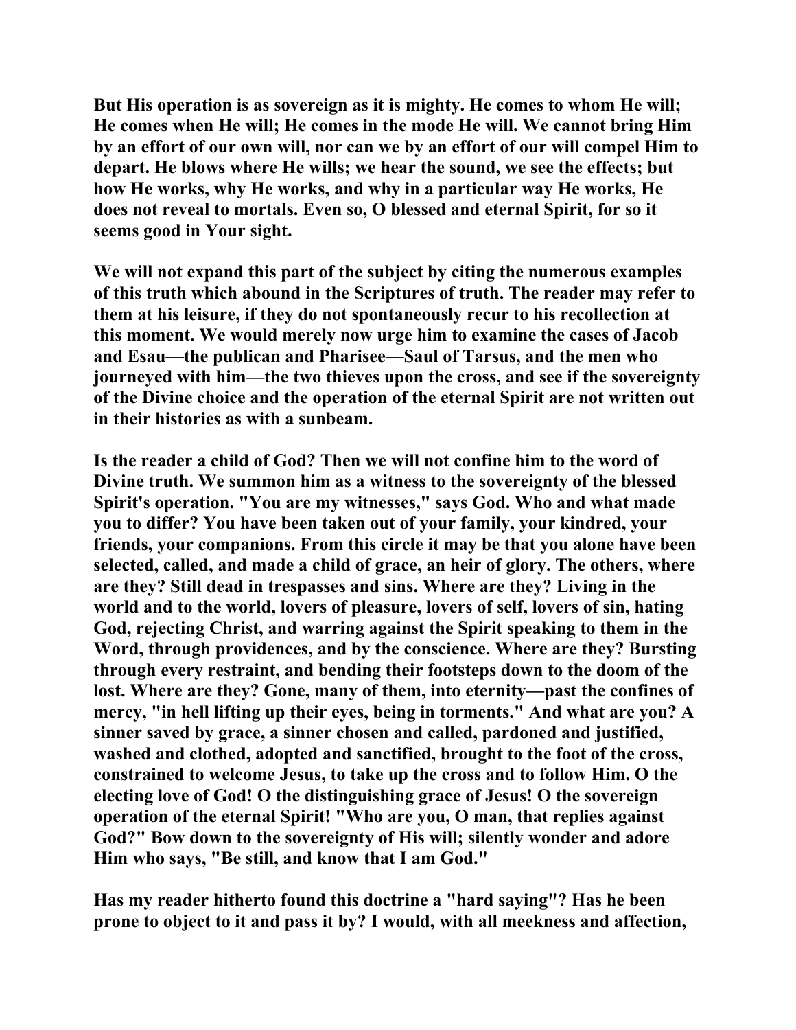But His operation is as sovereign as it is mighty. He comes to whom He will; He comes when He will; He comes in the mode He will. We cannot bring Him by an effort of our own will, nor can we by an effort of our will compel Him to depart. He blows where He wills; we hear the sound, we see the effects; but how He works, why He works, and why in a particular way He works, He does not reveal to mortals. Even so, O blessed and eternal Spirit, for so it seems good in Your sight.

We will not expand this part of the subject by citing the numerous examples of this truth which abound in the Scriptures of truth. The reader may refer to them at his leisure, if they do not spontaneously recur to his recollection at this moment. We would merely now urge him to examine the cases of Jacob and Esau—the publican and Pharisee—Saul of Tarsus, and the men who journeyed with him—the two thieves upon the cross, and see if the sovereignty of the Divine choice and the operation of the eternal Spirit are not written out in their histories as with a sunbeam.

Is the reader a child of God? Then we will not confine him to the word of Divine truth. We summon him as a witness to the sovereignty of the blessed Spirit's operation. "You are my witnesses," says God. Who and what made you to differ? You have been taken out of your family, your kindred, your friends, your companions. From this circle it may be that you alone have been selected, called, and made a child of grace, an heir of glory. The others, where are they? Still dead in trespasses and sins. Where are they? Living in the world and to the world, lovers of pleasure, lovers of self, lovers of sin, hating God, rejecting Christ, and warring against the Spirit speaking to them in the Word, through providences, and by the conscience. Where are they? Bursting through every restraint, and bending their footsteps down to the doom of the lost. Where are they? Gone, many of them, into eternity—past the confines of mercy, "in hell lifting up their eyes, being in torments." And what are you? A sinner saved by grace, a sinner chosen and called, pardoned and justified, washed and clothed, adopted and sanctified, brought to the foot of the cross, constrained to welcome Jesus, to take up the cross and to follow Him. O the electing love of God! O the distinguishing grace of Jesus! O the sovereign operation of the eternal Spirit! "Who are you, O man, that replies against God?" Bow down to the sovereignty of His will; silently wonder and adore Him who says, "Be still, and know that I am God."

Has my reader hitherto found this doctrine a "hard saying"? Has he been prone to object to it and pass it by? I would, with all meekness and affection,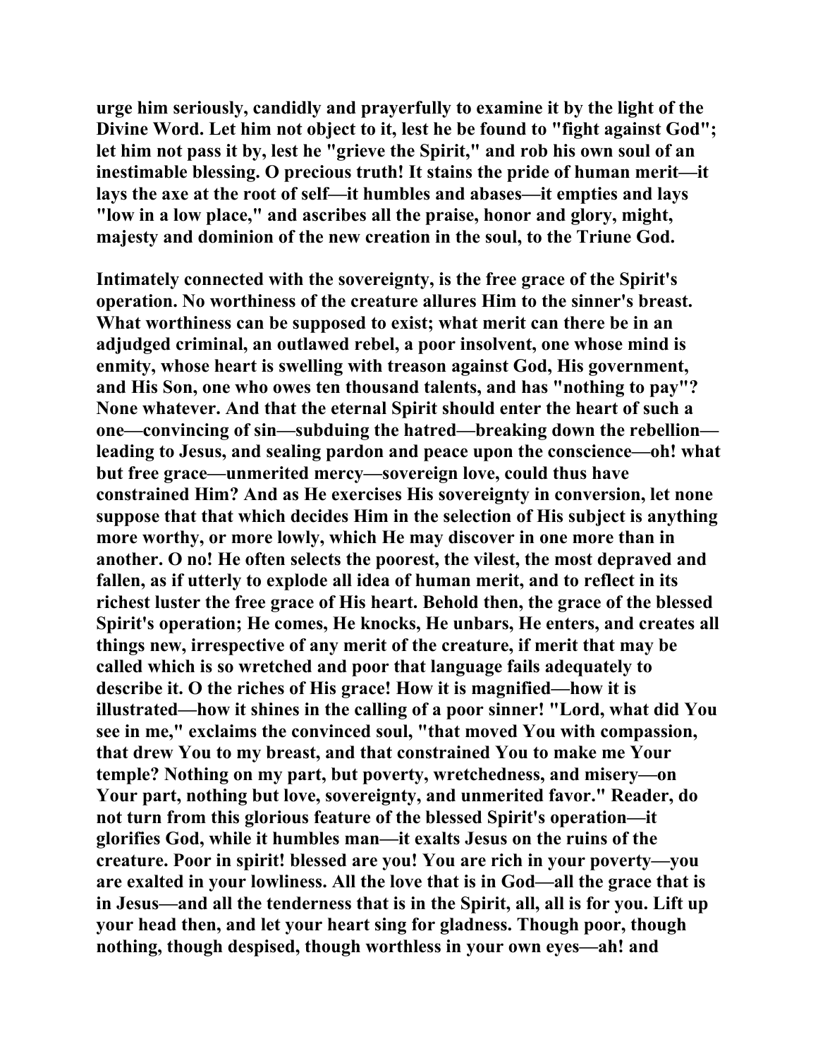**urge him seriously, candidly and prayerfully to examine it by the light of the Divine Word. Let him not object to it, lest he be found to "fight against God"; let him not pass it by, lest he "grieve the Spirit," and rob his own soul of an inestimable blessing. O precious truth! It stains the pride of human merit—it lays the axe at the root of self—it humbles and abases—it empties and lays "low in a low place," and ascribes all the praise, honor and glory, might, majesty and dominion of the new creation in the soul, to the Triune God.**

**Intimately connected with the sovereignty, is the free grace of the Spirit's operation. No worthiness of the creature allures Him to the sinner's breast. What worthiness can be supposed to exist; what merit can there be in an adjudged criminal, an outlawed rebel, a poor insolvent, one whose mind is enmity, whose heart is swelling with treason against God, His government, and His Son, one who owes ten thousand talents, and has "nothing to pay"? None whatever. And that the eternal Spirit should enter the heart of such a one—convincing of sin—subduing the hatred—breaking down the rebellion—leading to Jesus, and sealing pardon and peace upon the conscience—oh! what but free grace—unmerited mercy—sovereign love, could thus have constrained Him? And as He exercises His sovereignty in conversion, let none suppose that that which decides Him in the selection of His subject is anything more worthy, or more lowly, which He may discover in one more than in another. O no! He often selects the poorest, the vilest, the most depraved and fallen, as if utterly to explode all idea of human merit, and to reflect in its richest luster the free grace of His heart. Behold then, the grace of the blessed Spirit's operation; He comes, He knocks, He unbars, He enters, and creates all things new, irrespective of any merit of the creature, if merit that may be called which is so wretched and poor that language fails adequately to describe it. O the riches of His grace! How it is magnified—how it is illustrated—how it shines in the calling of a poor sinner! "Lord, what did You see in me," exclaims the convinced soul, "that moved You with compassion, that drew You to my breast, and that constrained You to make me Your temple? Nothing on my part, but poverty, wretchedness, and misery—on Your part, nothing but love, sovereignty, and unmerited favor." Reader, do not turn from this glorious feature of the blessed Spirit's operation—it glorifies God, while it humbles man—it exalts Jesus on the ruins of the creature. Poor in spirit! blessed are you! You are rich in your poverty—you are exalted in your lowliness. All the love that is in God—all the grace that is in Jesus—and all the tenderness that is in the Spirit, all, all is for you. Lift up your head then, and let your heart sing for gladness. Though poor, though nothing, though despised, though worthless in your own eyes—ah! and**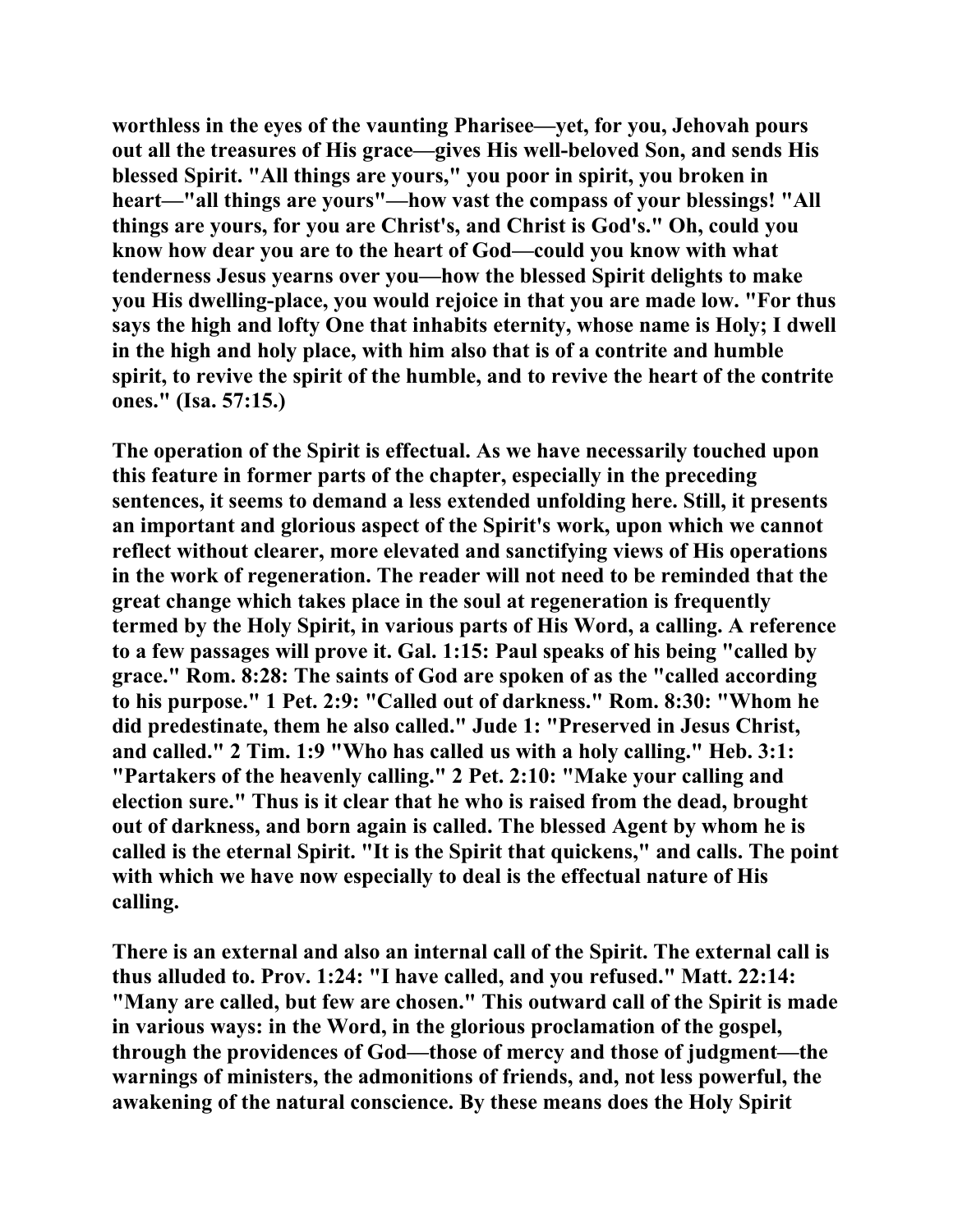worthless in the eyes of the vaunting Pharisee—yet, for you, Jehovah pours out all the treasures of His grace—gives His well-beloved Son, and sends His blessed Spirit. "All things are yours," you poor in spirit, you broken in heart—"all things are yours"—how vast the compass of your blessings! "All things are yours, for you are Christ's, and Christ is God's." Oh, could you know how dear you are to the heart of God—could you know with what tenderness Jesus yearns over you—how the blessed Spirit delights to make you His dwelling-place, you would rejoice in that you are made low. "For thus says the high and lofty One that inhabits eternity, whose name is Holy; I dwell in the high and holy place, with him also that is of a contrite and humble spirit, to revive the spirit of the humble, and to revive the heart of the contrite ones." (Isa. 57:15.)

The operation of the Spirit is effectual. As we have necessarily touched upon this feature in former parts of the chapter, especially in the preceding sentences, it seems to demand a less extended unfolding here. Still, it presents an important and glorious aspect of the Spirit's work, upon which we cannot reflect without clearer, more elevated and sanctifying views of His operations in the work of regeneration. The reader will not need to be reminded that the great change which takes place in the soul at regeneration is frequently termed by the Holy Spirit, in various parts of His Word, a calling. A reference to a few passages will prove it. Gal. 1:15: Paul speaks of his being "called by grace." Rom. 8:28: The saints of God are spoken of as the "called according to his purpose." 1 Pet. 2:9: "Called out of darkness." Rom. 8:30: "Whom he did predestinate, them he also called." Jude 1: "Preserved in Jesus Christ, and called." 2 Tim. 1:9 "Who has called us with a holy calling." Heb. 3:1: "Partakers of the heavenly calling." 2 Pet. 2:10: "Make your calling and election sure." Thus is it clear that he who is raised from the dead, brought out of darkness, and born again is called. The blessed Agent by whom he is called is the eternal Spirit. "It is the Spirit that quickens," and calls. The point with which we have now especially to deal is the effectual nature of His calling.

There is an external and also an internal call of the Spirit. The external call is thus alluded to. Prov. 1:24: "I have called, and you refused." Matt. 22:14: "Many are called, but few are chosen." This outward call of the Spirit is made in various ways: in the Word, in the glorious proclamation of the gospel, through the providences of God—those of mercy and those of judgment—the warnings of ministers, the admonitions of friends, and, not less powerful, the awakening of the natural conscience. By these means does the Holy Spirit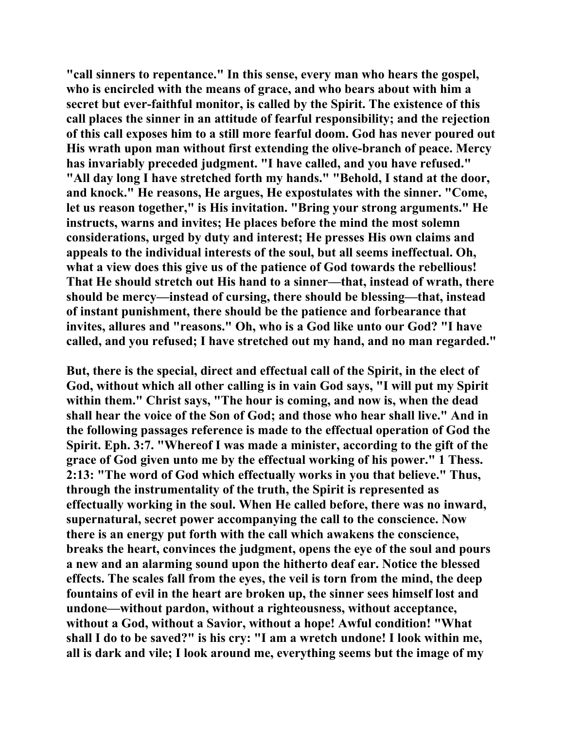"call sinners to repentance." In this sense, every man who hears the gospel, who is encircled with the means of grace, and who bears about with him a secret but ever-faithful monitor, is called by the Spirit. The existence of this call places the sinner in an attitude of fearful responsibility; and the rejection of this call exposes him to a still more fearful doom. God has never poured out His wrath upon man without first extending the olive-branch of peace. Mercy has invariably preceded judgment. "I have called, and you have refused." "All day long I have stretched forth my hands." "Behold, I stand at the door, and knock." He reasons, He argues, He expostulates with the sinner. "Come, let us reason together," is His invitation. "Bring your strong arguments." He instructs, warns and invites; He places before the mind the most solemn considerations, urged by duty and interest; He presses His own claims and appeals to the individual interests of the soul, but all seems ineffectual. Oh, what a view does this give us of the patience of God towards the rebellious! That He should stretch out His hand to a sinner—that, instead of wrath, there should be mercy—instead of cursing, there should be blessing—that, instead of instant punishment, there should be the patience and forbearance that invites, allures and "reasons." Oh, who is a God like unto our God? "I have called, and you refused; I have stretched out my hand, and no man regarded."

But, there is the special, direct and effectual call of the Spirit, in the elect of God, without which all other calling is in vain God says, "I will put my Spirit within them." Christ says, "The hour is coming, and now is, when the dead shall hear the voice of the Son of God; and those who hear shall live." And in the following passages reference is made to the effectual operation of God the Spirit. Eph. 3:7. "Whereof I was made a minister, according to the gift of the grace of God given unto me by the effectual working of his power." 1 Thess. 2:13: "The word of God which effectually works in you that believe." Thus, through the instrumentality of the truth, the Spirit is represented as effectually working in the soul. When He called before, there was no inward, supernatural, secret power accompanying the call to the conscience. Now there is an energy put forth with the call which awakens the conscience, breaks the heart, convinces the judgment, opens the eye of the soul and pours a new and an alarming sound upon the hitherto deaf ear. Notice the blessed effects. The scales fall from the eyes, the veil is torn from the mind, the deep fountains of evil in the heart are broken up, the sinner sees himself lost and undone—without pardon, without a righteousness, without acceptance, without a God, without a Savior, without a hope! Awful condition! "What shall I do to be saved?" is his cry: "I am a wretch undone! I look within me, all is dark and vile; I look around me, everything seems but the image of my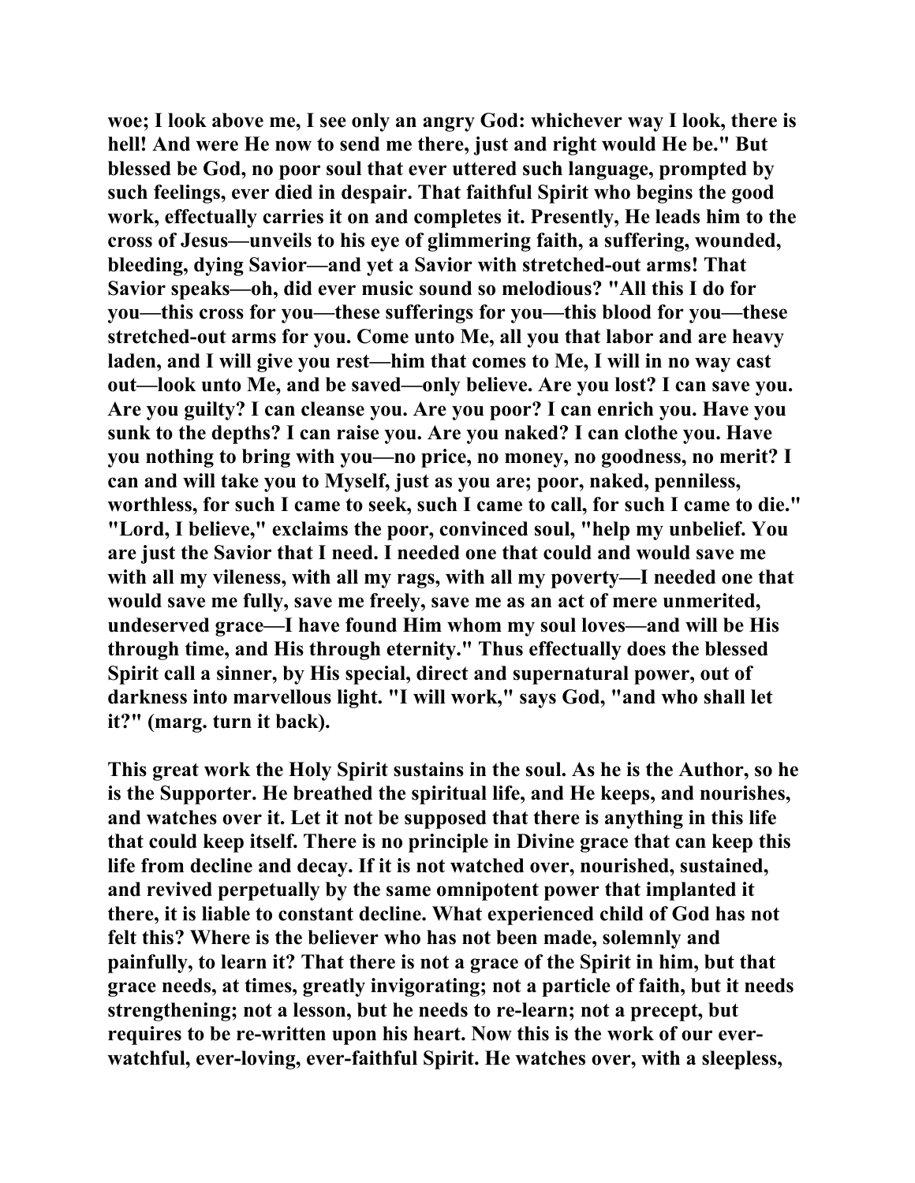woe; I look above me, I see only an angry God: whichever way I look, there is hell! And were He now to send me there, just and right would He be." But blessed be God, no poor soul that ever uttered such language, prompted by such feelings, ever died in despair. That faithful Spirit who begins the good work, effectually carries it on and completes it. Presently, He leads him to the cross of Jesus—unveils to his eye of glimmering faith, a suffering, wounded, bleeding, dying Savior—and yet a Savior with stretched-out arms! That Savior speaks—oh, did ever music sound so melodious? "All this I do for you—this cross for you—these sufferings for you—this blood for you—these stretched-out arms for you. Come unto Me, all you that labor and are heavy laden, and I will give you rest—him that comes to Me, I will in no way cast out—look unto Me, and be saved—only believe. Are you lost? I can save you. Are you guilty? I can cleanse you. Are you poor? I can enrich you. Have you sunk to the depths? I can raise you. Are you naked? I can clothe you. Have you nothing to bring with you—no price, no money, no goodness, no merit? I can and will take you to Myself, just as you are; poor, naked, penniless, worthless, for such I came to seek, such I came to call, for such I came to die." "Lord, I believe," exclaims the poor, convinced soul, "help my unbelief. You are just the Savior that I need. I needed one that could and would save me with all my vileness, with all my rags, with all my poverty—I needed one that would save me fully, save me freely, save me as an act of mere unmerited, undeserved grace—I have found Him whom my soul loves—and will be His through time, and His through eternity." Thus effectually does the blessed Spirit call a sinner, by His special, direct and supernatural power, out of darkness into marvellous light. "I will work," says God, "and who shall let it?" (marg. turn it back).

This great work the Holy Spirit sustains in the soul. As he is the Author, so he is the Supporter. He breathed the spiritual life, and He keeps, and nourishes, and watches over it. Let it not be supposed that there is anything in this life that could keep itself. There is no principle in Divine grace that can keep this life from decline and decay. If it is not watched over, nourished, sustained, and revived perpetually by the same omnipotent power that implanted it there, it is liable to constant decline. What experienced child of God has not felt this? Where is the believer who has not been made, solemnly and painfully, to learn it? That there is not a grace of the Spirit in him, but that grace needs, at times, greatly invigorating; not a particle of faith, but it needs strengthening; not a lesson, but he needs to re-learn; not a precept, but requires to be re-written upon his heart. Now this is the work of our ever-watchful, ever-loving, ever-faithful Spirit. He watches over, with a sleepless,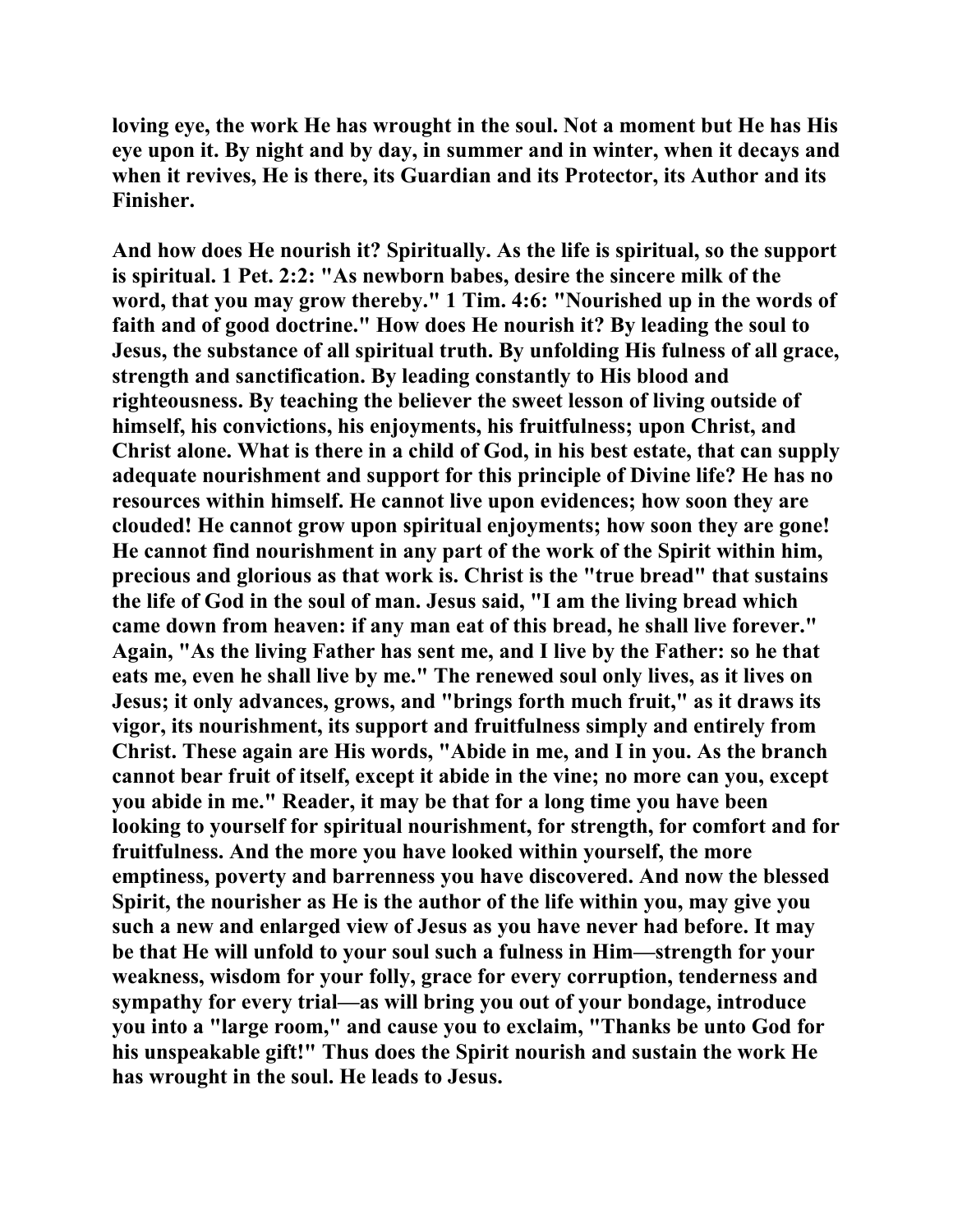loving eye, the work He has wrought in the soul. Not a moment but He has His eye upon it. By night and by day, in summer and in winter, when it decays and when it revives, He is there, its Guardian and its Protector, its Author and its Finisher.

And how does He nourish it? Spiritually. As the life is spiritual, so the support is spiritual. 1 Pet. 2:2: "As newborn babes, desire the sincere milk of the word, that you may grow thereby." 1 Tim. 4:6: "Nourished up in the words of faith and of good doctrine." How does He nourish it? By leading the soul to Jesus, the substance of all spiritual truth. By unfolding His fulness of all grace, strength and sanctification. By leading constantly to His blood and righteousness. By teaching the believer the sweet lesson of living outside of himself, his convictions, his enjoyments, his fruitfulness; upon Christ, and Christ alone. What is there in a child of God, in his best estate, that can supply adequate nourishment and support for this principle of Divine life? He has no resources within himself. He cannot live upon evidences; how soon they are clouded! He cannot grow upon spiritual enjoyments; how soon they are gone! He cannot find nourishment in any part of the work of the Spirit within him, precious and glorious as that work is. Christ is the "true bread" that sustains the life of God in the soul of man. Jesus said, "I am the living bread which came down from heaven: if any man eat of this bread, he shall live forever." Again, "As the living Father has sent me, and I live by the Father: so he that eats me, even he shall live by me." The renewed soul only lives, as it lives on Jesus; it only advances, grows, and "brings forth much fruit," as it draws its vigor, its nourishment, its support and fruitfulness simply and entirely from Christ. These again are His words, "Abide in me, and I in you. As the branch cannot bear fruit of itself, except it abide in the vine; no more can you, except you abide in me." Reader, it may be that for a long time you have been looking to yourself for spiritual nourishment, for strength, for comfort and for fruitfulness. And the more you have looked within yourself, the more emptiness, poverty and barrenness you have discovered. And now the blessed Spirit, the nourisher as He is the author of the life within you, may give you such a new and enlarged view of Jesus as you have never had before. It may be that He will unfold to your soul such a fulness in Him—strength for your weakness, wisdom for your folly, grace for every corruption, tenderness and sympathy for every trial—as will bring you out of your bondage, introduce you into a "large room," and cause you to exclaim, "Thanks be unto God for his unspeakable gift!" Thus does the Spirit nourish and sustain the work He has wrought in the soul. He leads to Jesus.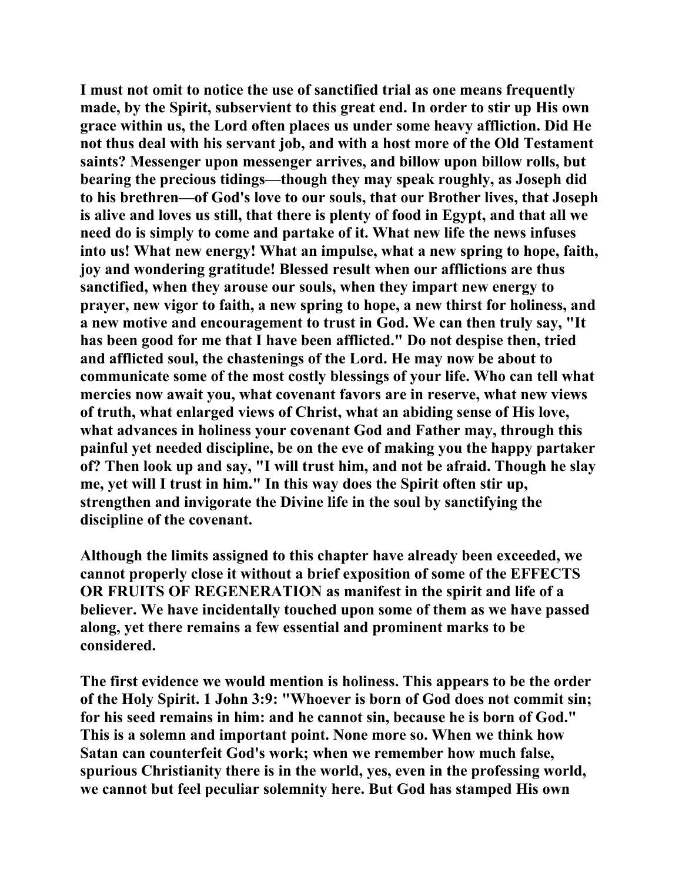I must not omit to notice the use of sanctified trial as one means frequently made, by the Spirit, subservient to this great end. In order to stir up His own grace within us, the Lord often places us under some heavy affliction. Did He not thus deal with his servant job, and with a host more of the Old Testament saints? Messenger upon messenger arrives, and billow upon billow rolls, but bearing the precious tidings—though they may speak roughly, as Joseph did to his brethren—of God's love to our souls, that our Brother lives, that Joseph is alive and loves us still, that there is plenty of food in Egypt, and that all we need do is simply to come and partake of it. What new life the news infuses into us! What new energy! What an impulse, what a new spring to hope, faith, joy and wondering gratitude! Blessed result when our afflictions are thus sanctified, when they arouse our souls, when they impart new energy to prayer, new vigor to faith, a new spring to hope, a new thirst for holiness, and a new motive and encouragement to trust in God. We can then truly say, "It has been good for me that I have been afflicted." Do not despise then, tried and afflicted soul, the chastenings of the Lord. He may now be about to communicate some of the most costly blessings of your life. Who can tell what mercies now await you, what covenant favors are in reserve, what new views of truth, what enlarged views of Christ, what an abiding sense of His love, what advances in holiness your covenant God and Father may, through this painful yet needed discipline, be on the eve of making you the happy partaker of? Then look up and say, "I will trust him, and not be afraid. Though he slay me, yet will I trust in him." In this way does the Spirit often stir up, strengthen and invigorate the Divine life in the soul by sanctifying the discipline of the covenant.

Although the limits assigned to this chapter have already been exceeded, we cannot properly close it without a brief exposition of some of the EFFECTS OR FRUITS OF REGENERATION as manifest in the spirit and life of a believer. We have incidentally touched upon some of them as we have passed along, yet there remains a few essential and prominent marks to be considered.

The first evidence we would mention is holiness. This appears to be the order of the Holy Spirit. 1 John 3:9: "Whoever is born of God does not commit sin; for his seed remains in him: and he cannot sin, because he is born of God." This is a solemn and important point. None more so. When we think how Satan can counterfeit God's work; when we remember how much false, spurious Christianity there is in the world, yes, even in the professing world, we cannot but feel peculiar solemnity here. But God has stamped His own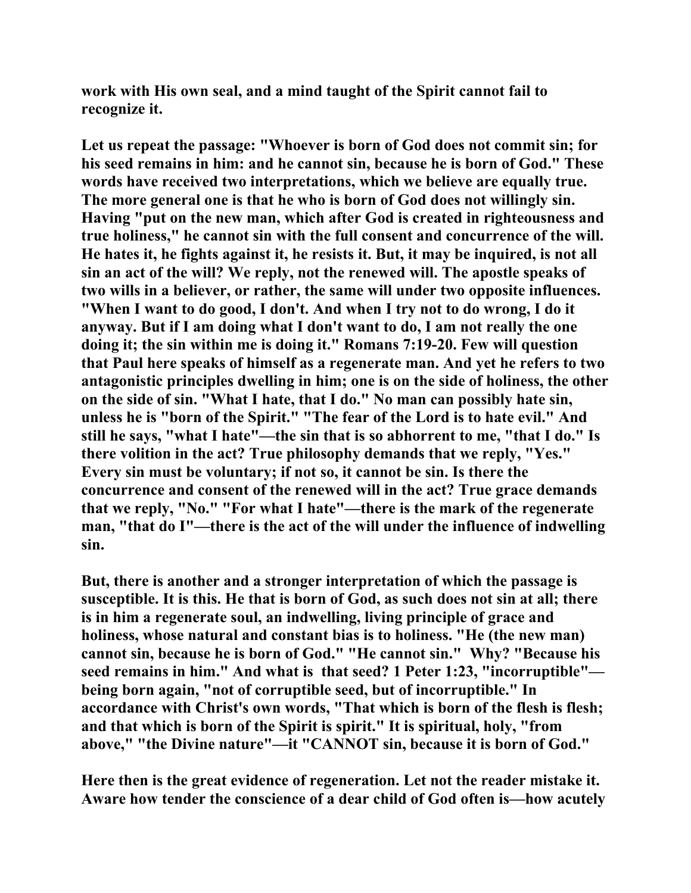**work with His own seal, and a mind taught of the Spirit cannot fail to recognize it.**

**Let us repeat the passage: "Whoever is born of God does not commit sin; for his seed remains in him: and he cannot sin, because he is born of God." These words have received two interpretations, which we believe are equally true. The more general one is that he who is born of God does not willingly sin. Having "put on the new man, which after God is created in righteousness and true holiness," he cannot sin with the full consent and concurrence of the will. He hates it, he fights against it, he resists it. But, it may be inquired, is not all sin an act of the will? We reply, not the renewed will. The apostle speaks of two wills in a believer, or rather, the same will under two opposite influences. "When I want to do good, I don't. And when I try not to do wrong, I do it anyway. But if I am doing what I don't want to do, I am not really the one doing it; the sin within me is doing it." Romans 7:19-20. Few will question that Paul here speaks of himself as a regenerate man. And yet he refers to two antagonistic principles dwelling in him; one is on the side of holiness, the other on the side of sin. "What I hate, that I do." No man can possibly hate sin, unless he is "born of the Spirit." "The fear of the Lord is to hate evil." And still he says, "what I hate"—the sin that is so abhorrent to me, "that I do." Is there volition in the act? True philosophy demands that we reply, "Yes." Every sin must be voluntary; if not so, it cannot be sin. Is there the concurrence and consent of the renewed will in the act? True grace demands that we reply, "No." "For what I hate"—there is the mark of the regenerate man, "that do I"—there is the act of the will under the influence of indwelling sin.**

**But, there is another and a stronger interpretation of which the passage is susceptible. It is this. He that is born of God, as such does not sin at all; there is in him a regenerate soul, an indwelling, living principle of grace and holiness, whose natural and constant bias is to holiness. "He (the new man) cannot sin, because he is born of God." "He cannot sin." Why? "Because his seed remains in him." And what is that seed? 1 Peter 1:23, "incorruptible"—being born again, "not of corruptible seed, but of incorruptible." In accordance with Christ's own words, "That which is born of the flesh is flesh; and that which is born of the Spirit is spirit." It is spiritual, holy, "from above," "the Divine nature"—it "CANNOT sin, because it is born of God."**

**Here then is the great evidence of regeneration. Let not the reader mistake it. Aware how tender the conscience of a dear child of God often is—how acutely**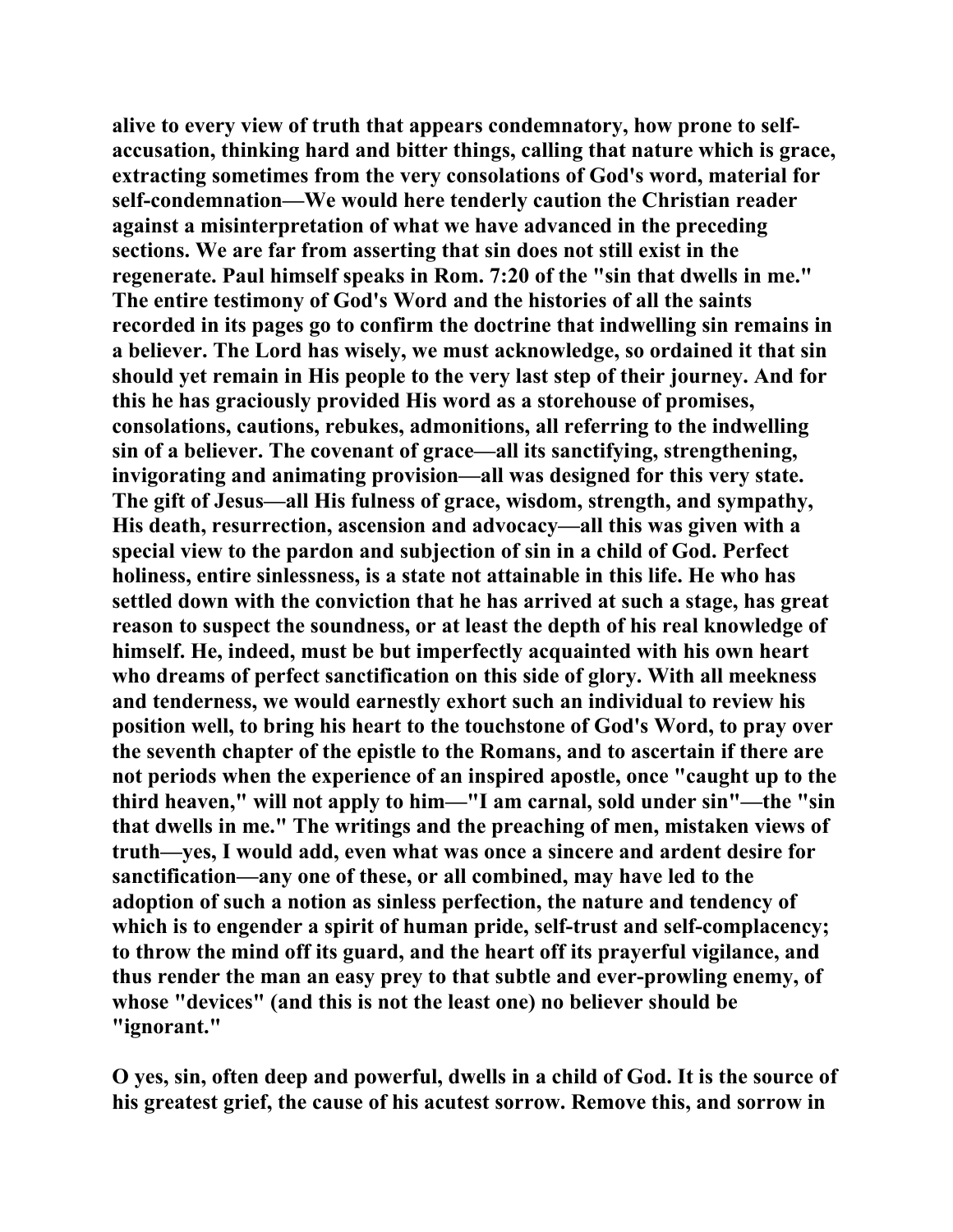**alive to every view of truth that appears condemnatory, how prone to self-accusation, thinking hard and bitter things, calling that nature which is grace, extracting sometimes from the very consolations of God's word, material for self-condemnation—We would here tenderly caution the Christian reader against a misinterpretation of what we have advanced in the preceding sections. We are far from asserting that sin does not still exist in the regenerate. Paul himself speaks in Rom. 7:20 of the "sin that dwells in me." The entire testimony of God's Word and the histories of all the saints recorded in its pages go to confirm the doctrine that indwelling sin remains in a believer. The Lord has wisely, we must acknowledge, so ordained it that sin should yet remain in His people to the very last step of their journey. And for this he has graciously provided His word as a storehouse of promises, consolations, cautions, rebukes, admonitions, all referring to the indwelling sin of a believer. The covenant of grace—all its sanctifying, strengthening, invigorating and animating provision—all was designed for this very state. The gift of Jesus—all His fulness of grace, wisdom, strength, and sympathy, His death, resurrection, ascension and advocacy—all this was given with a special view to the pardon and subjection of sin in a child of God. Perfect holiness, entire sinlessness, is a state not attainable in this life. He who has settled down with the conviction that he has arrived at such a stage, has great reason to suspect the soundness, or at least the depth of his real knowledge of himself. He, indeed, must be but imperfectly acquainted with his own heart who dreams of perfect sanctification on this side of glory. With all meekness and tenderness, we would earnestly exhort such an individual to review his position well, to bring his heart to the touchstone of God's Word, to pray over the seventh chapter of the epistle to the Romans, and to ascertain if there are not periods when the experience of an inspired apostle, once "caught up to the third heaven," will not apply to him—"I am carnal, sold under sin"—the "sin that dwells in me." The writings and the preaching of men, mistaken views of truth—yes, I would add, even what was once a sincere and ardent desire for sanctification—any one of these, or all combined, may have led to the adoption of such a notion as sinless perfection, the nature and tendency of which is to engender a spirit of human pride, self-trust and self-complacency; to throw the mind off its guard, and the heart off its prayerful vigilance, and thus render the man an easy prey to that subtle and ever-prowling enemy, of whose "devices" (and this is not the least one) no believer should be "ignorant."**

**O yes, sin, often deep and powerful, dwells in a child of God. It is the source of his greatest grief, the cause of his acutest sorrow. Remove this, and sorrow in**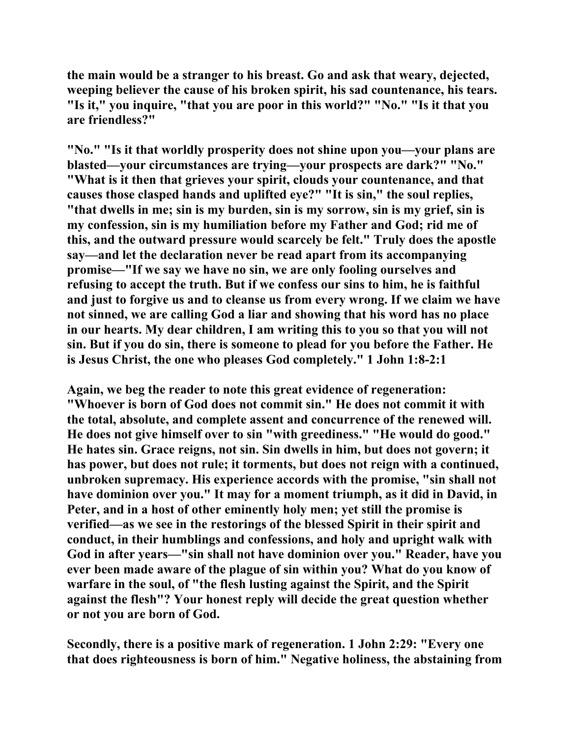**the main would be a stranger to his breast. Go and ask that weary, dejected, weeping believer the cause of his broken spirit, his sad countenance, his tears. "Is it," you inquire, "that you are poor in this world?" "No." "Is it that you are friendless?"**

**"No." "Is it that worldly prosperity does not shine upon you—your plans are blasted—your circumstances are trying—your prospects are dark?" "No." "What is it then that grieves your spirit, clouds your countenance, and that causes those clasped hands and uplifted eye?" "It is sin," the soul replies, "that dwells in me; sin is my burden, sin is my sorrow, sin is my grief, sin is my confession, sin is my humiliation before my Father and God; rid me of this, and the outward pressure would scarcely be felt." Truly does the apostle say—and let the declaration never be read apart from its accompanying promise—"If we say we have no sin, we are only fooling ourselves and refusing to accept the truth. But if we confess our sins to him, he is faithful and just to forgive us and to cleanse us from every wrong. If we claim we have not sinned, we are calling God a liar and showing that his word has no place in our hearts. My dear children, I am writing this to you so that you will not sin. But if you do sin, there is someone to plead for you before the Father. He is Jesus Christ, the one who pleases God completely." 1 John 1:8-2:1**

**Again, we beg the reader to note this great evidence of regeneration: "Whoever is born of God does not commit sin." He does not commit it with the total, absolute, and complete assent and concurrence of the renewed will. He does not give himself over to sin "with greediness." "He would do good." He hates sin. Grace reigns, not sin. Sin dwells in him, but does not govern; it has power, but does not rule; it torments, but does not reign with a continued, unbroken supremacy. His experience accords with the promise, "sin shall not have dominion over you." It may for a moment triumph, as it did in David, in Peter, and in a host of other eminently holy men; yet still the promise is verified—as we see in the restorings of the blessed Spirit in their spirit and conduct, in their humblings and confessions, and holy and upright walk with God in after years—"sin shall not have dominion over you." Reader, have you ever been made aware of the plague of sin within you? What do you know of warfare in the soul, of "the flesh lusting against the Spirit, and the Spirit against the flesh"? Your honest reply will decide the great question whether or not you are born of God.**

**Secondly, there is a positive mark of regeneration. 1 John 2:29: "Every one that does righteousness is born of him." Negative holiness, the abstaining from**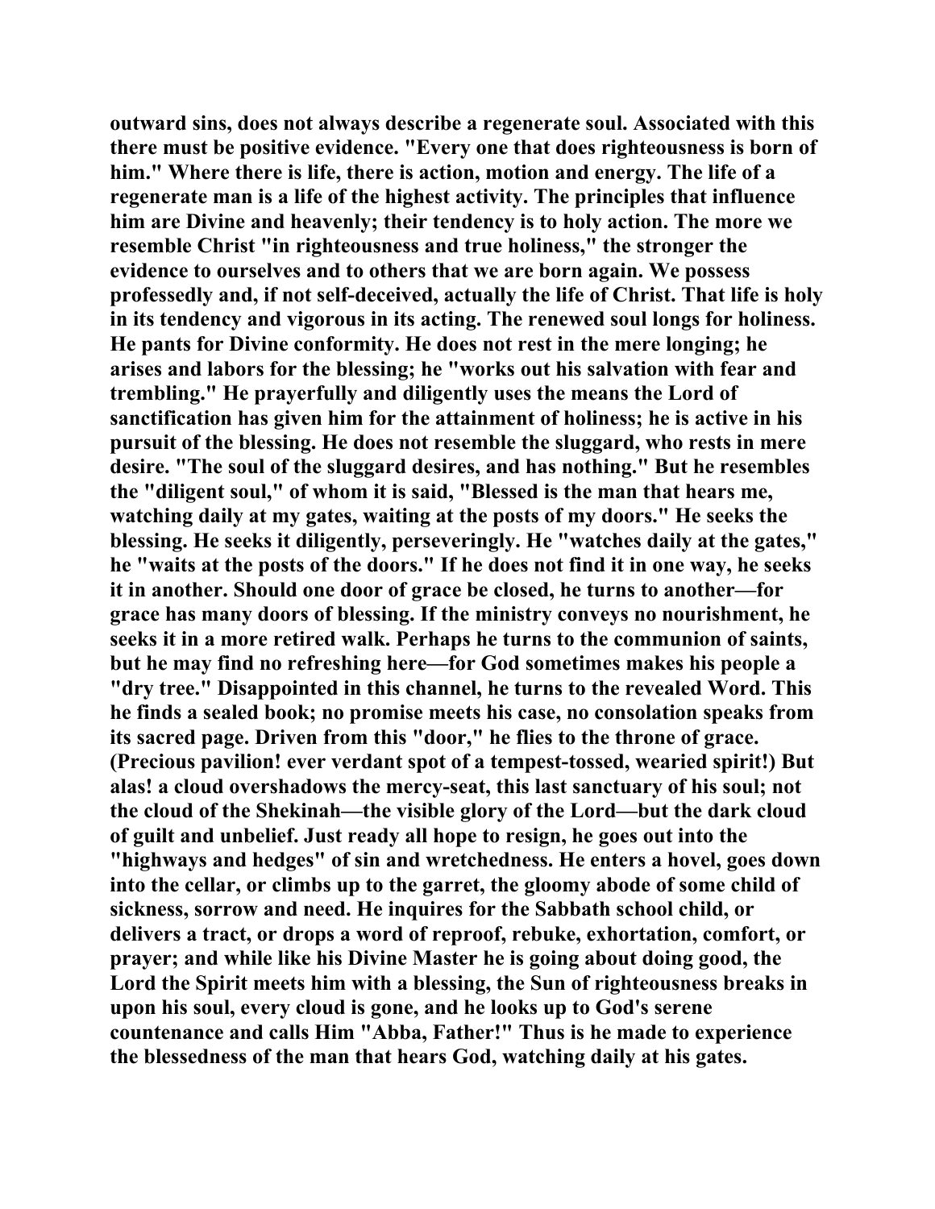outward sins, does not always describe a regenerate soul. Associated with this there must be positive evidence. "Every one that does righteousness is born of him." Where there is life, there is action, motion and energy. The life of a regenerate man is a life of the highest activity. The principles that influence him are Divine and heavenly; their tendency is to holy action. The more we resemble Christ "in righteousness and true holiness," the stronger the evidence to ourselves and to others that we are born again. We possess professedly and, if not self-deceived, actually the life of Christ. That life is holy in its tendency and vigorous in its acting. The renewed soul longs for holiness. He pants for Divine conformity. He does not rest in the mere longing; he arises and labors for the blessing; he "works out his salvation with fear and trembling." He prayerfully and diligently uses the means the Lord of sanctification has given him for the attainment of holiness; he is active in his pursuit of the blessing. He does not resemble the sluggard, who rests in mere desire. "The soul of the sluggard desires, and has nothing." But he resembles the "diligent soul," of whom it is said, "Blessed is the man that hears me, watching daily at my gates, waiting at the posts of my doors." He seeks the blessing. He seeks it diligently, perseveringly. He "watches daily at the gates," he "waits at the posts of the doors." If he does not find it in one way, he seeks it in another. Should one door of grace be closed, he turns to another—for grace has many doors of blessing. If the ministry conveys no nourishment, he seeks it in a more retired walk. Perhaps he turns to the communion of saints, but he may find no refreshing here—for God sometimes makes his people a "dry tree." Disappointed in this channel, he turns to the revealed Word. This he finds a sealed book; no promise meets his case, no consolation speaks from its sacred page. Driven from this "door," he flies to the throne of grace. (Precious pavilion! ever verdant spot of a tempest-tossed, wearied spirit!) But alas! a cloud overshadows the mercy-seat, this last sanctuary of his soul; not the cloud of the Shekinah—the visible glory of the Lord—but the dark cloud of guilt and unbelief. Just ready all hope to resign, he goes out into the "highways and hedges" of sin and wretchedness. He enters a hovel, goes down into the cellar, or climbs up to the garret, the gloomy abode of some child of sickness, sorrow and need. He inquires for the Sabbath school child, or delivers a tract, or drops a word of reproof, rebuke, exhortation, comfort, or prayer; and while like his Divine Master he is going about doing good, the Lord the Spirit meets him with a blessing, the Sun of righteousness breaks in upon his soul, every cloud is gone, and he looks up to God's serene countenance and calls Him "Abba, Father!" Thus is he made to experience the blessedness of the man that hears God, watching daily at his gates.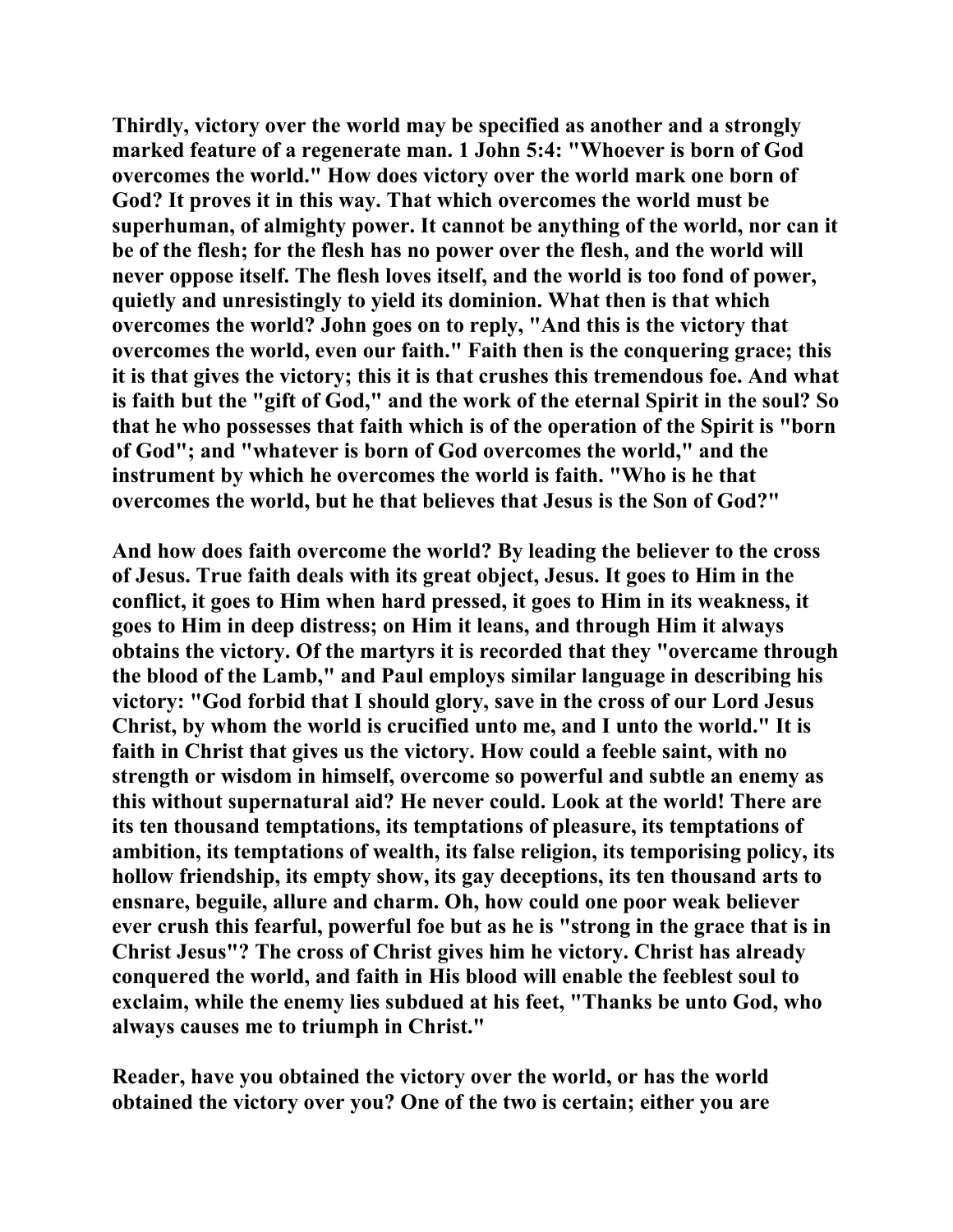**Thirdly, victory over the world may be specified as another and a strongly marked feature of a regenerate man. 1 John 5:4: "Whoever is born of God overcomes the world." How does victory over the world mark one born of God? It proves it in this way. That which overcomes the world must be superhuman, of almighty power. It cannot be anything of the world, nor can it be of the flesh; for the flesh has no power over the flesh, and the world will never oppose itself. The flesh loves itself, and the world is too fond of power, quietly and unresistingly to yield its dominion. What then is that which overcomes the world? John goes on to reply, "And this is the victory that overcomes the world, even our faith." Faith then is the conquering grace; this it is that gives the victory; this it is that crushes this tremendous foe. And what is faith but the "gift of God," and the work of the eternal Spirit in the soul? So that he who possesses that faith which is of the operation of the Spirit is "born of God"; and "whatever is born of God overcomes the world," and the instrument by which he overcomes the world is faith. "Who is he that overcomes the world, but he that believes that Jesus is the Son of God?"**

**And how does faith overcome the world? By leading the believer to the cross of Jesus. True faith deals with its great object, Jesus. It goes to Him in the conflict, it goes to Him when hard pressed, it goes to Him in its weakness, it goes to Him in deep distress; on Him it leans, and through Him it always obtains the victory. Of the martyrs it is recorded that they "overcame through the blood of the Lamb," and Paul employs similar language in describing his victory: "God forbid that I should glory, save in the cross of our Lord Jesus Christ, by whom the world is crucified unto me, and I unto the world." It is faith in Christ that gives us the victory. How could a feeble saint, with no strength or wisdom in himself, overcome so powerful and subtle an enemy as this without supernatural aid? He never could. Look at the world! There are its ten thousand temptations, its temptations of pleasure, its temptations of ambition, its temptations of wealth, its false religion, its temporising policy, its hollow friendship, its empty show, its gay deceptions, its ten thousand arts to ensnare, beguile, allure and charm. Oh, how could one poor weak believer ever crush this fearful, powerful foe but as he is "strong in the grace that is in Christ Jesus"? The cross of Christ gives him he victory. Christ has already conquered the world, and faith in His blood will enable the feeblest soul to exclaim, while the enemy lies subdued at his feet, "Thanks be unto God, who always causes me to triumph in Christ."**

**Reader, have you obtained the victory over the world, or has the world obtained the victory over you? One of the two is certain; either you are**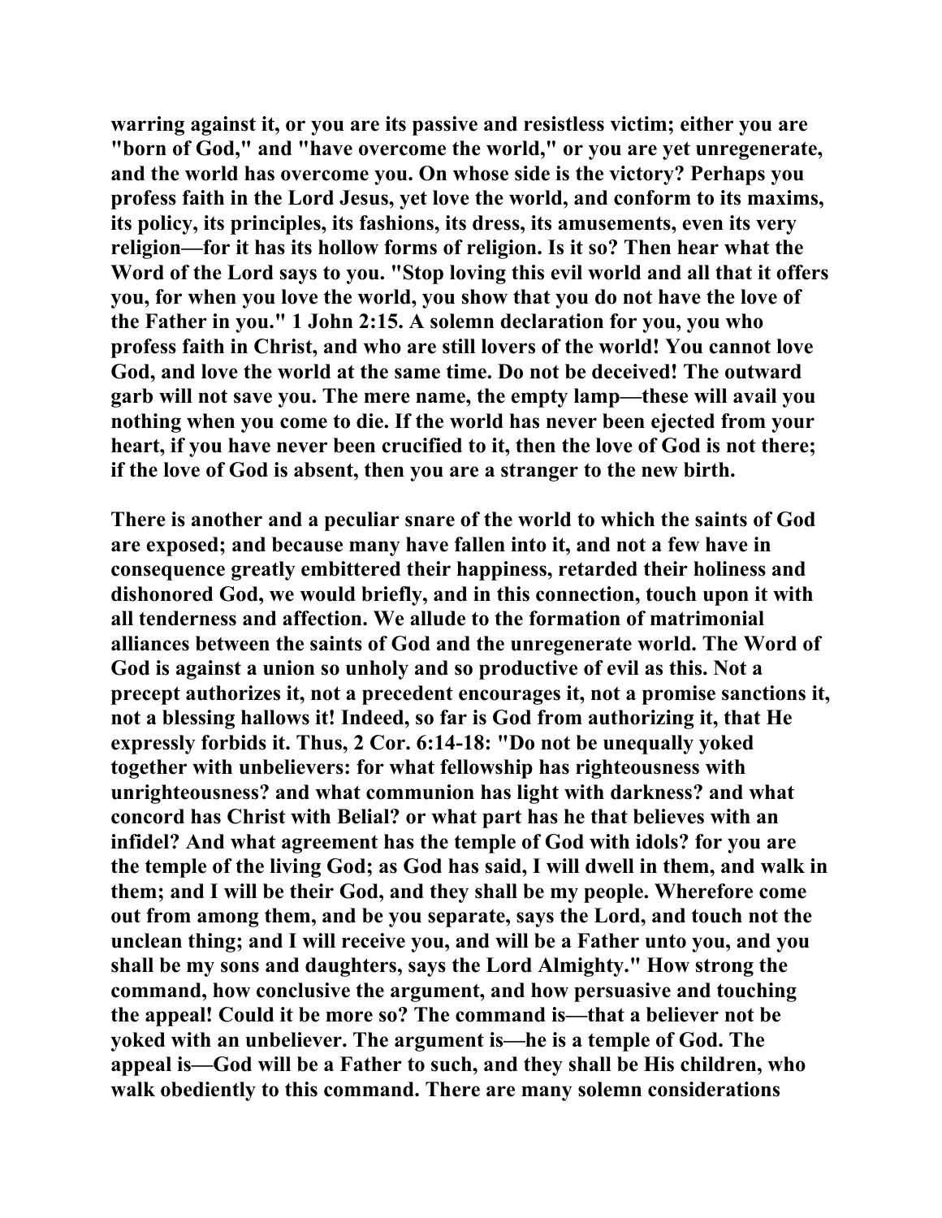warring against it, or you are its passive and resistless victim; either you are "born of God," and "have overcome the world," or you are yet unregenerate, and the world has overcome you. On whose side is the victory? Perhaps you profess faith in the Lord Jesus, yet love the world, and conform to its maxims, its policy, its principles, its fashions, its dress, its amusements, even its very religion—for it has its hollow forms of religion. Is it so? Then hear what the Word of the Lord says to you. "Stop loving this evil world and all that it offers you, for when you love the world, you show that you do not have the love of the Father in you." 1 John 2:15. A solemn declaration for you, you who profess faith in Christ, and who are still lovers of the world! You cannot love God, and love the world at the same time. Do not be deceived! The outward garb will not save you. The mere name, the empty lamp—these will avail you nothing when you come to die. If the world has never been ejected from your heart, if you have never been crucified to it, then the love of God is not there; if the love of God is absent, then you are a stranger to the new birth.

There is another and a peculiar snare of the world to which the saints of God are exposed; and because many have fallen into it, and not a few have in consequence greatly embittered their happiness, retarded their holiness and dishonored God, we would briefly, and in this connection, touch upon it with all tenderness and affection. We allude to the formation of matrimonial alliances between the saints of God and the unregenerate world. The Word of God is against a union so unholy and so productive of evil as this. Not a precept authorizes it, not a precedent encourages it, not a promise sanctions it, not a blessing hallows it! Indeed, so far is God from authorizing it, that He expressly forbids it. Thus, 2 Cor. 6:14-18: "Do not be unequally yoked together with unbelievers: for what fellowship has righteousness with unrighteousness? and what communion has light with darkness? and what concord has Christ with Belial? or what part has he that believes with an infidel? And what agreement has the temple of God with idols? for you are the temple of the living God; as God has said, I will dwell in them, and walk in them; and I will be their God, and they shall be my people. Wherefore come out from among them, and be you separate, says the Lord, and touch not the unclean thing; and I will receive you, and will be a Father unto you, and you shall be my sons and daughters, says the Lord Almighty." How strong the command, how conclusive the argument, and how persuasive and touching the appeal! Could it be more so? The command is—that a believer not be yoked with an unbeliever. The argument is—he is a temple of God. The appeal is—God will be a Father to such, and they shall be His children, who walk obediently to this command. There are many solemn considerations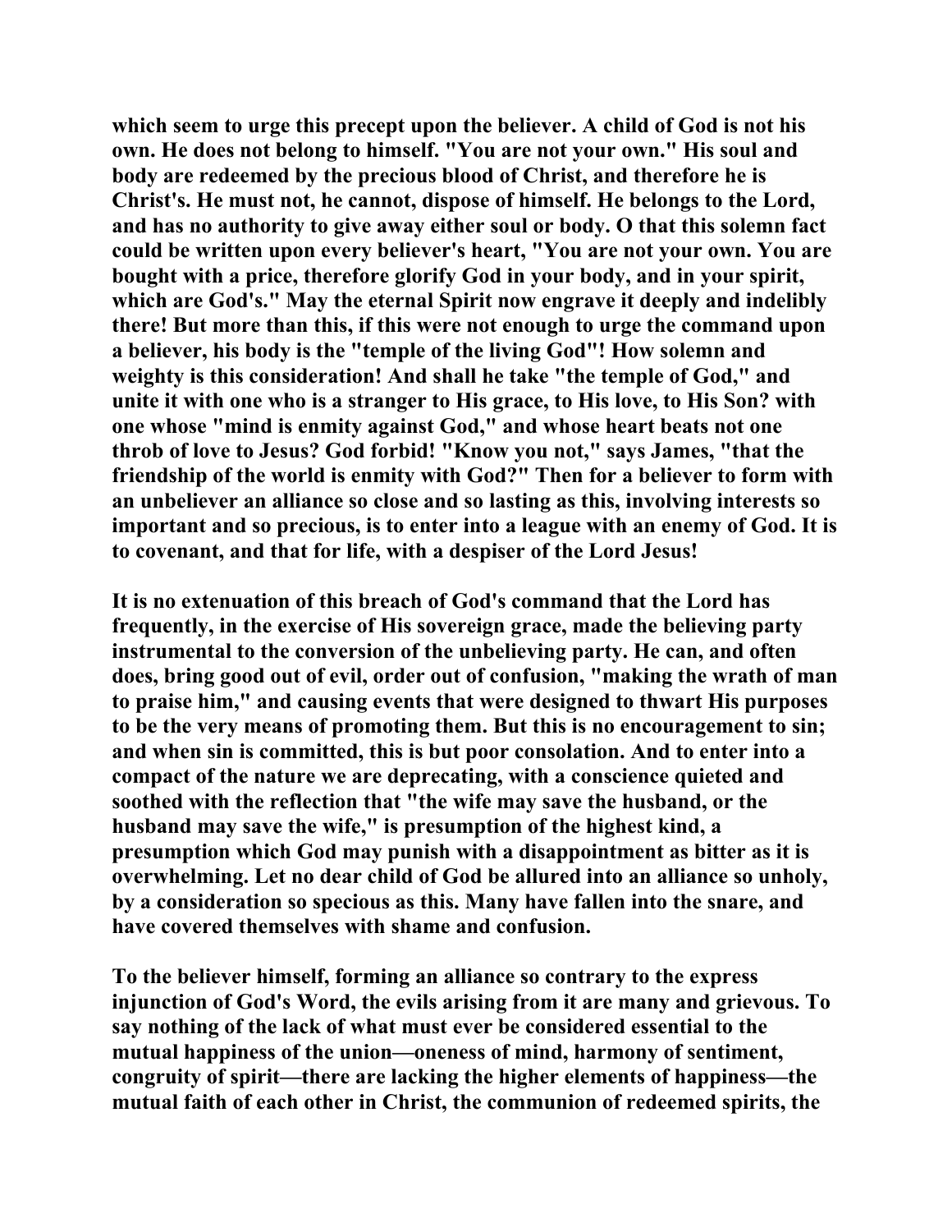**which seem to urge this precept upon the believer. A child of God is not his own. He does not belong to himself. "You are not your own." His soul and body are redeemed by the precious blood of Christ, and therefore he is Christ's. He must not, he cannot, dispose of himself. He belongs to the Lord, and has no authority to give away either soul or body. O that this solemn fact could be written upon every believer's heart, "You are not your own. You are bought with a price, therefore glorify God in your body, and in your spirit, which are God's." May the eternal Spirit now engrave it deeply and indelibly there! But more than this, if this were not enough to urge the command upon a believer, his body is the "temple of the living God"! How solemn and weighty is this consideration! And shall he take "the temple of God," and unite it with one who is a stranger to His grace, to His love, to His Son? with one whose "mind is enmity against God," and whose heart beats not one throb of love to Jesus? God forbid! "Know you not," says James, "that the friendship of the world is enmity with God?" Then for a believer to form with an unbeliever an alliance so close and so lasting as this, involving interests so important and so precious, is to enter into a league with an enemy of God. It is to covenant, and that for life, with a despiser of the Lord Jesus!**

**It is no extenuation of this breach of God's command that the Lord has frequently, in the exercise of His sovereign grace, made the believing party instrumental to the conversion of the unbelieving party. He can, and often does, bring good out of evil, order out of confusion, "making the wrath of man to praise him," and causing events that were designed to thwart His purposes to be the very means of promoting them. But this is no encouragement to sin; and when sin is committed, this is but poor consolation. And to enter into a compact of the nature we are deprecating, with a conscience quieted and soothed with the reflection that "the wife may save the husband, or the husband may save the wife," is presumption of the highest kind, a presumption which God may punish with a disappointment as bitter as it is overwhelming. Let no dear child of God be allured into an alliance so unholy, by a consideration so specious as this. Many have fallen into the snare, and have covered themselves with shame and confusion.**

**To the believer himself, forming an alliance so contrary to the express injunction of God's Word, the evils arising from it are many and grievous. To say nothing of the lack of what must ever be considered essential to the mutual happiness of the union—oneness of mind, harmony of sentiment, congruity of spirit—there are lacking the higher elements of happiness—the mutual faith of each other in Christ, the communion of redeemed spirits, the**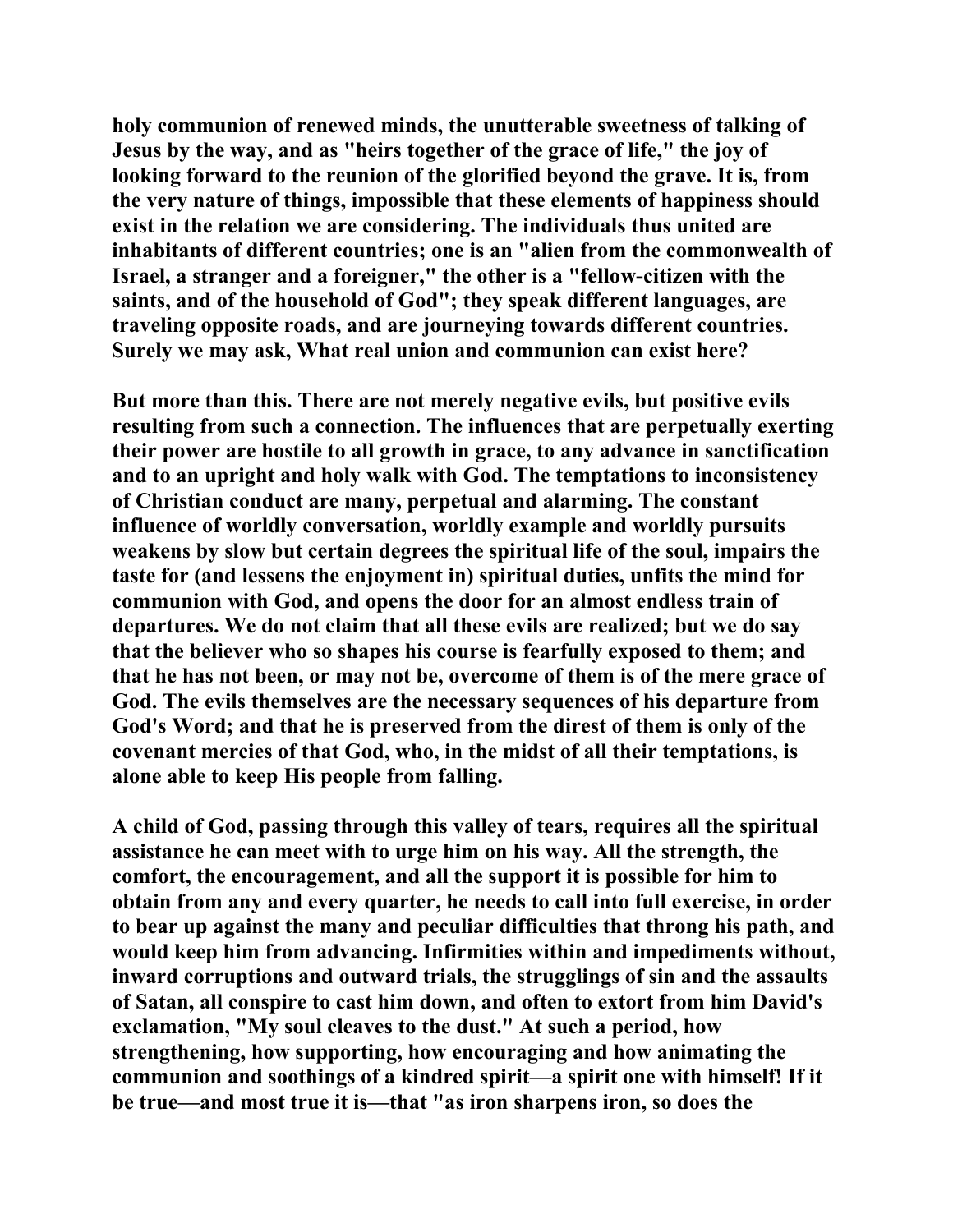holy communion of renewed minds, the unutterable sweetness of talking of Jesus by the way, and as "heirs together of the grace of life," the joy of looking forward to the reunion of the glorified beyond the grave. It is, from the very nature of things, impossible that these elements of happiness should exist in the relation we are considering. The individuals thus united are inhabitants of different countries; one is an "alien from the commonwealth of Israel, a stranger and a foreigner," the other is a "fellow-citizen with the saints, and of the household of God"; they speak different languages, are traveling opposite roads, and are journeying towards different countries. Surely we may ask, What real union and communion can exist here?

But more than this. There are not merely negative evils, but positive evils resulting from such a connection. The influences that are perpetually exerting their power are hostile to all growth in grace, to any advance in sanctification and to an upright and holy walk with God. The temptations to inconsistency of Christian conduct are many, perpetual and alarming. The constant influence of worldly conversation, worldly example and worldly pursuits weakens by slow but certain degrees the spiritual life of the soul, impairs the taste for (and lessens the enjoyment in) spiritual duties, unfits the mind for communion with God, and opens the door for an almost endless train of departures. We do not claim that all these evils are realized; but we do say that the believer who so shapes his course is fearfully exposed to them; and that he has not been, or may not be, overcome of them is of the mere grace of God. The evils themselves are the necessary sequences of his departure from God's Word; and that he is preserved from the direst of them is only of the covenant mercies of that God, who, in the midst of all their temptations, is alone able to keep His people from falling.

A child of God, passing through this valley of tears, requires all the spiritual assistance he can meet with to urge him on his way. All the strength, the comfort, the encouragement, and all the support it is possible for him to obtain from any and every quarter, he needs to call into full exercise, in order to bear up against the many and peculiar difficulties that throng his path, and would keep him from advancing. Infirmities within and impediments without, inward corruptions and outward trials, the strugglings of sin and the assaults of Satan, all conspire to cast him down, and often to extort from him David's exclamation, "My soul cleaves to the dust." At such a period, how strengthening, how supporting, how encouraging and how animating the communion and soothings of a kindred spirit—a spirit one with himself! If it be true—and most true it is—that "as iron sharpens iron, so does the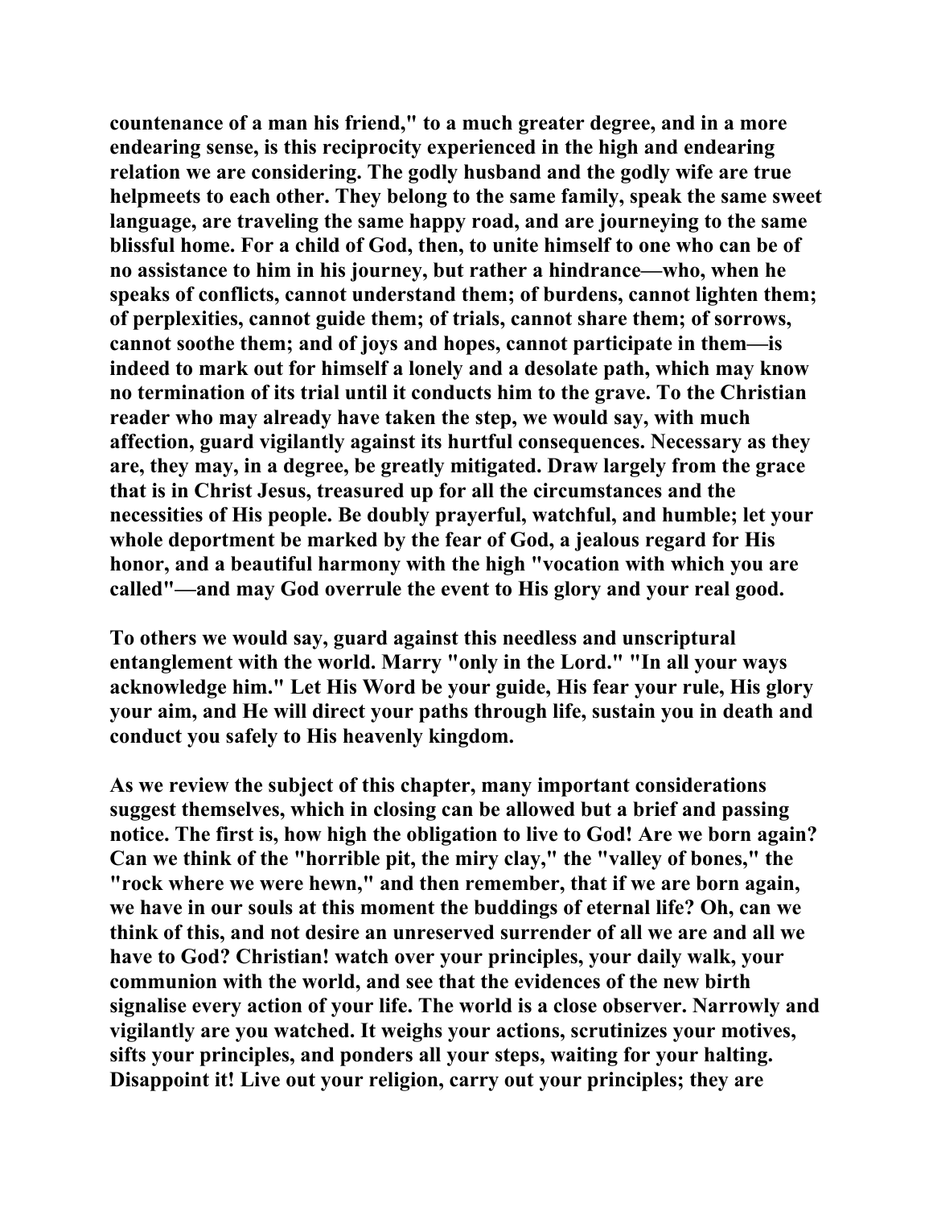countenance of a man his friend," to a much greater degree, and in a more endearing sense, is this reciprocity experienced in the high and endearing relation we are considering. The godly husband and the godly wife are true helpmeets to each other. They belong to the same family, speak the same sweet language, are traveling the same happy road, and are journeying to the same blissful home. For a child of God, then, to unite himself to one who can be of no assistance to him in his journey, but rather a hindrance—who, when he speaks of conflicts, cannot understand them; of burdens, cannot lighten them; of perplexities, cannot guide them; of trials, cannot share them; of sorrows, cannot soothe them; and of joys and hopes, cannot participate in them—is indeed to mark out for himself a lonely and a desolate path, which may know no termination of its trial until it conducts him to the grave. To the Christian reader who may already have taken the step, we would say, with much affection, guard vigilantly against its hurtful consequences. Necessary as they are, they may, in a degree, be greatly mitigated. Draw largely from the grace that is in Christ Jesus, treasured up for all the circumstances and the necessities of His people. Be doubly prayerful, watchful, and humble; let your whole deportment be marked by the fear of God, a jealous regard for His honor, and a beautiful harmony with the high "vocation with which you are called"—and may God overrule the event to His glory and your real good.

To others we would say, guard against this needless and unscriptural entanglement with the world. Marry "only in the Lord." "In all your ways acknowledge him." Let His Word be your guide, His fear your rule, His glory your aim, and He will direct your paths through life, sustain you in death and conduct you safely to His heavenly kingdom.

As we review the subject of this chapter, many important considerations suggest themselves, which in closing can be allowed but a brief and passing notice. The first is, how high the obligation to live to God! Are we born again? Can we think of the "horrible pit, the miry clay," the "valley of bones," the "rock where we were hewn," and then remember, that if we are born again, we have in our souls at this moment the buddings of eternal life? Oh, can we think of this, and not desire an unreserved surrender of all we are and all we have to God? Christian! watch over your principles, your daily walk, your communion with the world, and see that the evidences of the new birth signalise every action of your life. The world is a close observer. Narrowly and vigilantly are you watched. It weighs your actions, scrutinizes your motives, sifts your principles, and ponders all your steps, waiting for your halting. Disappoint it! Live out your religion, carry out your principles; they are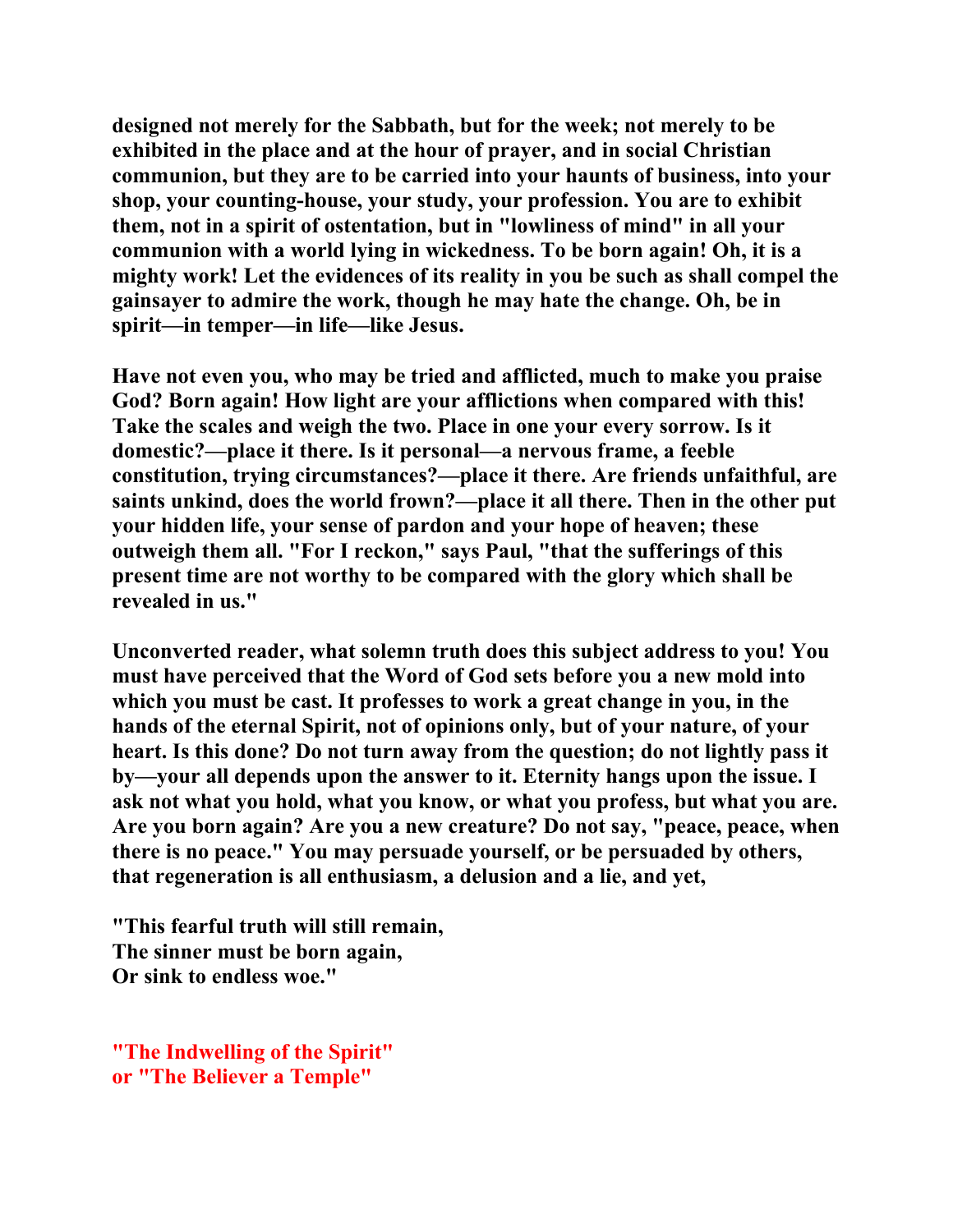designed not merely for the Sabbath, but for the week; not merely to be exhibited in the place and at the hour of prayer, and in social Christian communion, but they are to be carried into your haunts of business, into your shop, your counting-house, your study, your profession. You are to exhibit them, not in a spirit of ostentation, but in "lowliness of mind" in all your communion with a world lying in wickedness. To be born again! Oh, it is a mighty work! Let the evidences of its reality in you be such as shall compel the gainsayer to admire the work, though he may hate the change. Oh, be in spirit—in temper—in life—like Jesus.

Have not even you, who may be tried and afflicted, much to make you praise God? Born again! How light are your afflictions when compared with this! Take the scales and weigh the two. Place in one your every sorrow. Is it domestic?—place it there. Is it personal—a nervous frame, a feeble constitution, trying circumstances?—place it there. Are friends unfaithful, are saints unkind, does the world frown?—place it all there. Then in the other put your hidden life, your sense of pardon and your hope of heaven; these outweigh them all. "For I reckon," says Paul, "that the sufferings of this present time are not worthy to be compared with the glory which shall be revealed in us."

Unconverted reader, what solemn truth does this subject address to you! You must have perceived that the Word of God sets before you a new mold into which you must be cast. It professes to work a great change in you, in the hands of the eternal Spirit, not of opinions only, but of your nature, of your heart. Is this done? Do not turn away from the question; do not lightly pass it by—your all depends upon the answer to it. Eternity hangs upon the issue. I ask not what you hold, what you know, or what you profess, but what you are. Are you born again? Are you a new creature? Do not say, "peace, peace, when there is no peace." You may persuade yourself, or be persuaded by others, that regeneration is all enthusiasm, a delusion and a lie, and yet,

"This fearful truth will still remain,
The sinner must be born again,
Or sink to endless woe."

## "The Indwelling of the Spirit"
## or "The Believer a Temple"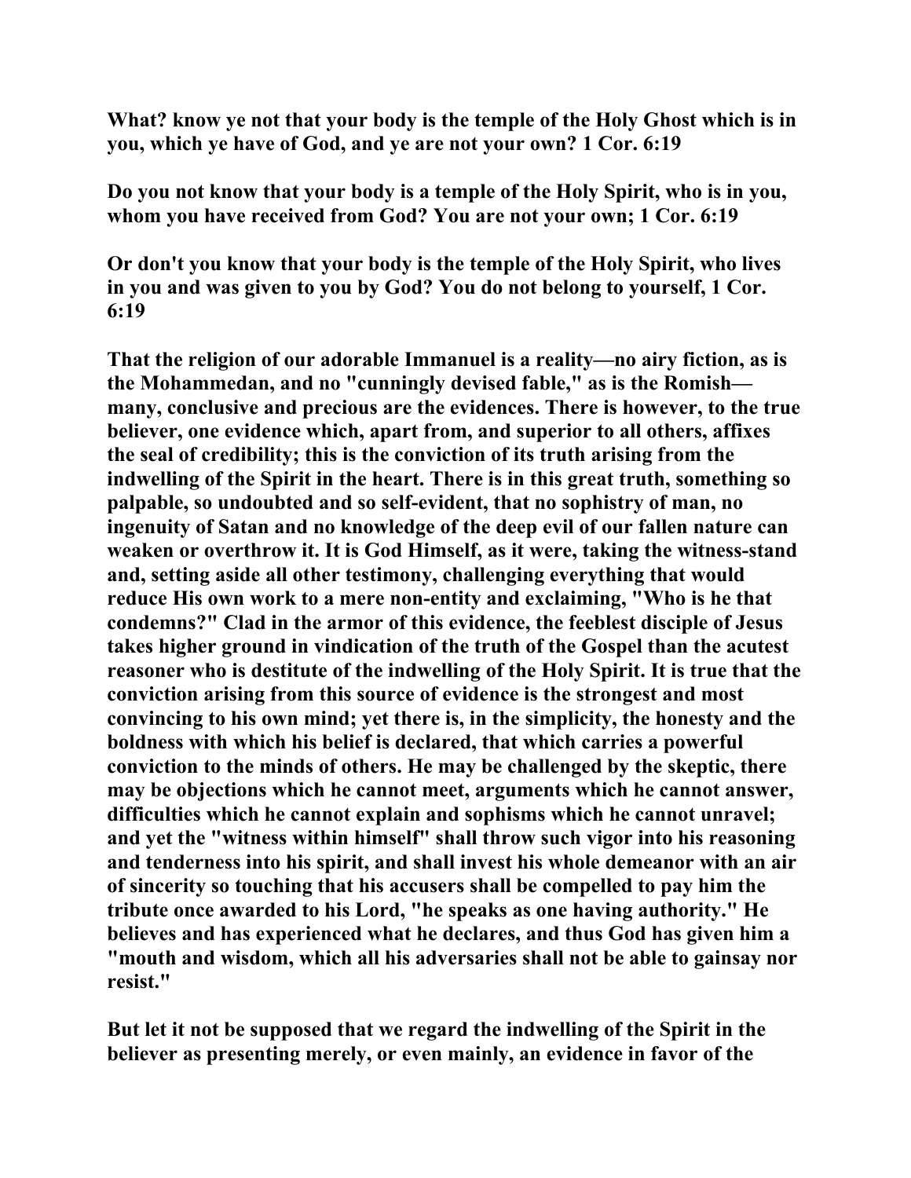**What? know ye not that your body is the temple of the Holy Ghost which is in you, which ye have of God, and ye are not your own? 1 Cor. 6:19**

**Do you not know that your body is a temple of the Holy Spirit, who is in you, whom you have received from God? You are not your own; 1 Cor. 6:19**

**Or don't you know that your body is the temple of the Holy Spirit, who lives in you and was given to you by God? You do not belong to yourself, 1 Cor. 6:19**

**That the religion of our adorable Immanuel is a reality—no airy fiction, as is the Mohammedan, and no "cunningly devised fable," as is the Romish—many, conclusive and precious are the evidences. There is however, to the true believer, one evidence which, apart from, and superior to all others, affixes the seal of credibility; this is the conviction of its truth arising from the indwelling of the Spirit in the heart. There is in this great truth, something so palpable, so undoubted and so self-evident, that no sophistry of man, no ingenuity of Satan and no knowledge of the deep evil of our fallen nature can weaken or overthrow it. It is God Himself, as it were, taking the witness-stand and, setting aside all other testimony, challenging everything that would reduce His own work to a mere non-entity and exclaiming, "Who is he that condemns?" Clad in the armor of this evidence, the feeblest disciple of Jesus takes higher ground in vindication of the truth of the Gospel than the acutest reasoner who is destitute of the indwelling of the Holy Spirit. It is true that the conviction arising from this source of evidence is the strongest and most convincing to his own mind; yet there is, in the simplicity, the honesty and the boldness with which his belief is declared, that which carries a powerful conviction to the minds of others. He may be challenged by the skeptic, there may be objections which he cannot meet, arguments which he cannot answer, difficulties which he cannot explain and sophisms which he cannot unravel; and yet the "witness within himself" shall throw such vigor into his reasoning and tenderness into his spirit, and shall invest his whole demeanor with an air of sincerity so touching that his accusers shall be compelled to pay him the tribute once awarded to his Lord, "he speaks as one having authority." He believes and has experienced what he declares, and thus God has given him a "mouth and wisdom, which all his adversaries shall not be able to gainsay nor resist."**

**But let it not be supposed that we regard the indwelling of the Spirit in the believer as presenting merely, or even mainly, an evidence in favor of the**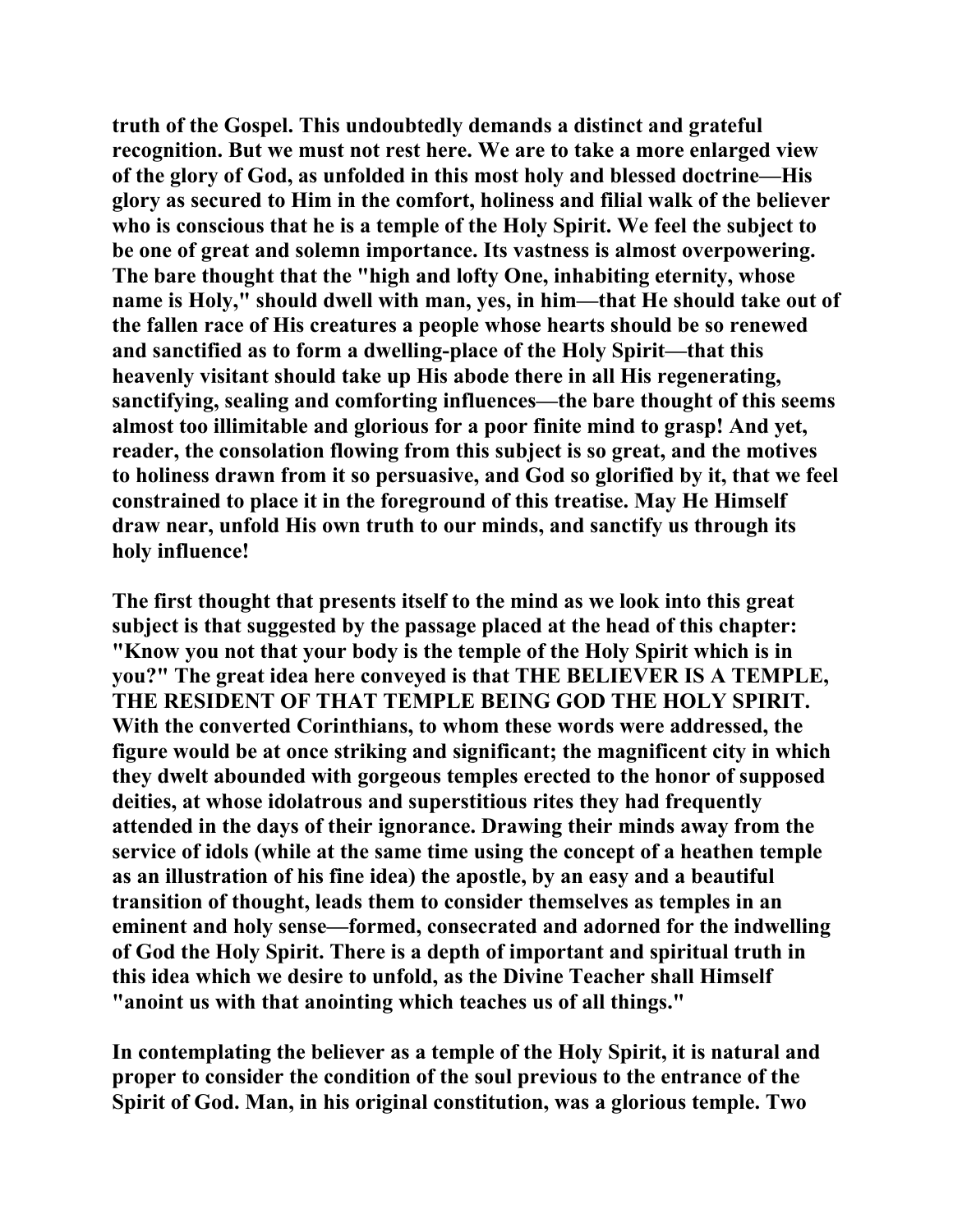**truth of the Gospel. This undoubtedly demands a distinct and grateful recognition. But we must not rest here. We are to take a more enlarged view of the glory of God, as unfolded in this most holy and blessed doctrine—His glory as secured to Him in the comfort, holiness and filial walk of the believer who is conscious that he is a temple of the Holy Spirit. We feel the subject to be one of great and solemn importance. Its vastness is almost overpowering. The bare thought that the "high and lofty One, inhabiting eternity, whose name is Holy," should dwell with man, yes, in him—that He should take out of the fallen race of His creatures a people whose hearts should be so renewed and sanctified as to form a dwelling-place of the Holy Spirit—that this heavenly visitant should take up His abode there in all His regenerating, sanctifying, sealing and comforting influences—the bare thought of this seems almost too illimitable and glorious for a poor finite mind to grasp! And yet, reader, the consolation flowing from this subject is so great, and the motives to holiness drawn from it so persuasive, and God so glorified by it, that we feel constrained to place it in the foreground of this treatise. May He Himself draw near, unfold His own truth to our minds, and sanctify us through its holy influence!**

**The first thought that presents itself to the mind as we look into this great subject is that suggested by the passage placed at the head of this chapter: "Know you not that your body is the temple of the Holy Spirit which is in you?" The great idea here conveyed is that THE BELIEVER IS A TEMPLE, THE RESIDENT OF THAT TEMPLE BEING GOD THE HOLY SPIRIT. With the converted Corinthians, to whom these words were addressed, the figure would be at once striking and significant; the magnificent city in which they dwelt abounded with gorgeous temples erected to the honor of supposed deities, at whose idolatrous and superstitious rites they had frequently attended in the days of their ignorance. Drawing their minds away from the service of idols (while at the same time using the concept of a heathen temple as an illustration of his fine idea) the apostle, by an easy and a beautiful transition of thought, leads them to consider themselves as temples in an eminent and holy sense—formed, consecrated and adorned for the indwelling of God the Holy Spirit. There is a depth of important and spiritual truth in this idea which we desire to unfold, as the Divine Teacher shall Himself "anoint us with that anointing which teaches us of all things."**

**In contemplating the believer as a temple of the Holy Spirit, it is natural and proper to consider the condition of the soul previous to the entrance of the Spirit of God. Man, in his original constitution, was a glorious temple. Two**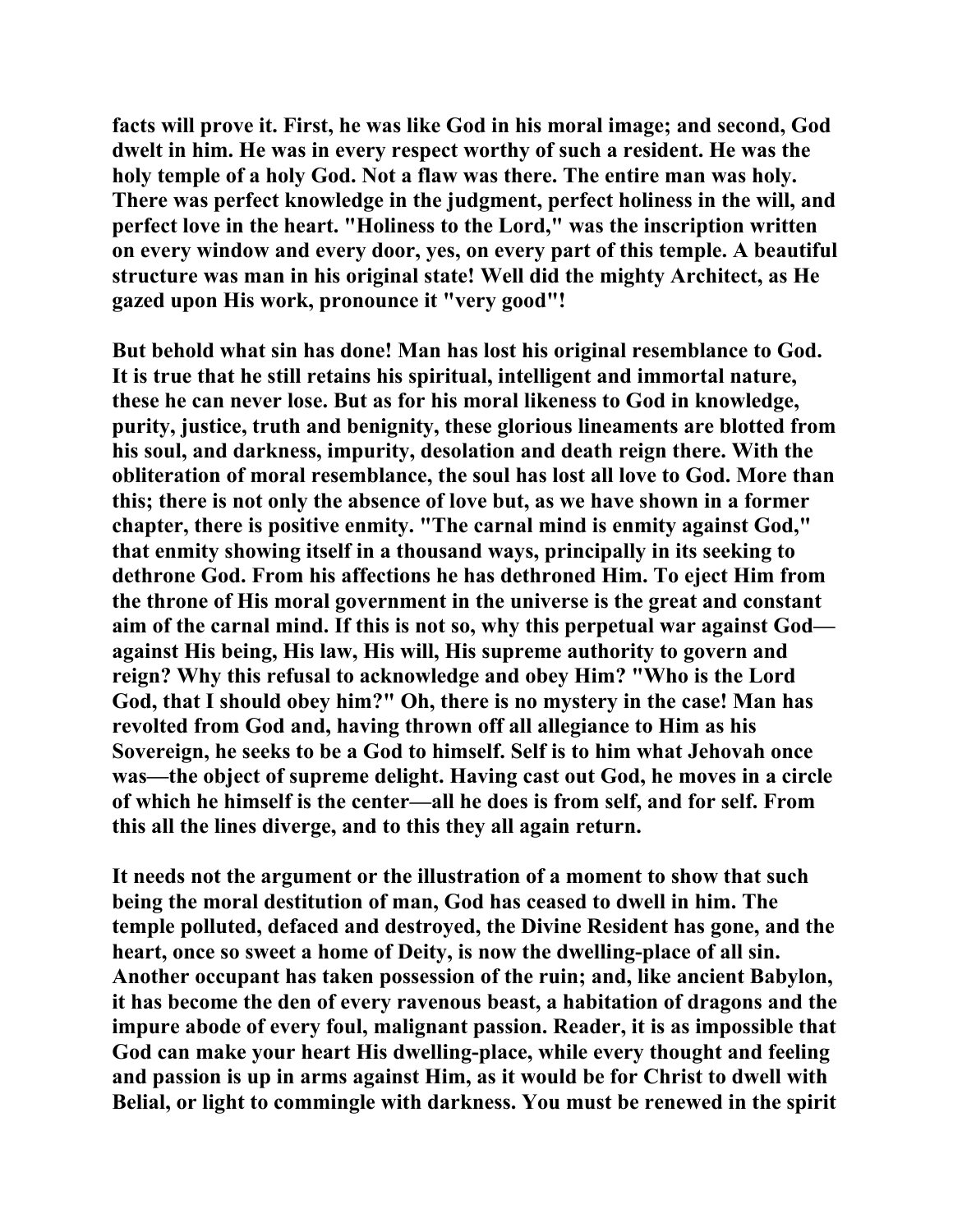**facts will prove it. First, he was like God in his moral image; and second, God dwelt in him. He was in every respect worthy of such a resident. He was the holy temple of a holy God. Not a flaw was there. The entire man was holy. There was perfect knowledge in the judgment, perfect holiness in the will, and perfect love in the heart. "Holiness to the Lord," was the inscription written on every window and every door, yes, on every part of this temple. A beautiful structure was man in his original state! Well did the mighty Architect, as He gazed upon His work, pronounce it "very good"!**

**But behold what sin has done! Man has lost his original resemblance to God. It is true that he still retains his spiritual, intelligent and immortal nature, these he can never lose. But as for his moral likeness to God in knowledge, purity, justice, truth and benignity, these glorious lineaments are blotted from his soul, and darkness, impurity, desolation and death reign there. With the obliteration of moral resemblance, the soul has lost all love to God. More than this; there is not only the absence of love but, as we have shown in a former chapter, there is positive enmity. "The carnal mind is enmity against God," that enmity showing itself in a thousand ways, principally in its seeking to dethrone God. From his affections he has dethroned Him. To eject Him from the throne of His moral government in the universe is the great and constant aim of the carnal mind. If this is not so, why this perpetual war against God—against His being, His law, His will, His supreme authority to govern and reign? Why this refusal to acknowledge and obey Him? "Who is the Lord God, that I should obey him?" Oh, there is no mystery in the case! Man has revolted from God and, having thrown off all allegiance to Him as his Sovereign, he seeks to be a God to himself. Self is to him what Jehovah once was—the object of supreme delight. Having cast out God, he moves in a circle of which he himself is the center—all he does is from self, and for self. From this all the lines diverge, and to this they all again return.**

**It needs not the argument or the illustration of a moment to show that such being the moral destitution of man, God has ceased to dwell in him. The temple polluted, defaced and destroyed, the Divine Resident has gone, and the heart, once so sweet a home of Deity, is now the dwelling-place of all sin. Another occupant has taken possession of the ruin; and, like ancient Babylon, it has become the den of every ravenous beast, a habitation of dragons and the impure abode of every foul, malignant passion. Reader, it is as impossible that God can make your heart His dwelling-place, while every thought and feeling and passion is up in arms against Him, as it would be for Christ to dwell with Belial, or light to commingle with darkness. You must be renewed in the spirit**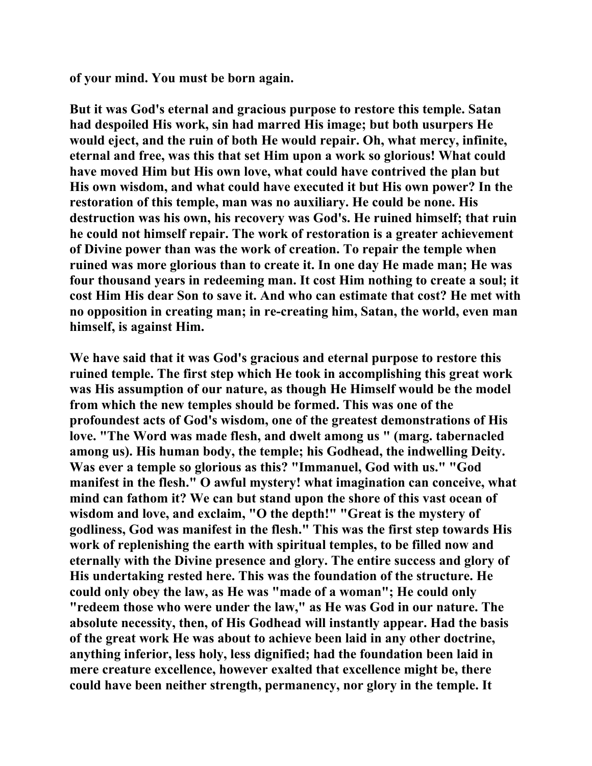**of your mind. You must be born again.**

**But it was God's eternal and gracious purpose to restore this temple. Satan had despoiled His work, sin had marred His image; but both usurpers He would eject, and the ruin of both He would repair. Oh, what mercy, infinite, eternal and free, was this that set Him upon a work so glorious! What could have moved Him but His own love, what could have contrived the plan but His own wisdom, and what could have executed it but His own power? In the restoration of this temple, man was no auxiliary. He could be none. His destruction was his own, his recovery was God's. He ruined himself; that ruin he could not himself repair. The work of restoration is a greater achievement of Divine power than was the work of creation. To repair the temple when ruined was more glorious than to create it. In one day He made man; He was four thousand years in redeeming man. It cost Him nothing to create a soul; it cost Him His dear Son to save it. And who can estimate that cost? He met with no opposition in creating man; in re-creating him, Satan, the world, even man himself, is against Him.**

**We have said that it was God's gracious and eternal purpose to restore this ruined temple. The first step which He took in accomplishing this great work was His assumption of our nature, as though He Himself would be the model from which the new temples should be formed. This was one of the profoundest acts of God's wisdom, one of the greatest demonstrations of His love. "The Word was made flesh, and dwelt among us " (marg. tabernacled among us). His human body, the temple; his Godhead, the indwelling Deity. Was ever a temple so glorious as this? "Immanuel, God with us." "God manifest in the flesh." O awful mystery! what imagination can conceive, what mind can fathom it? We can but stand upon the shore of this vast ocean of wisdom and love, and exclaim, "O the depth!" "Great is the mystery of godliness, God was manifest in the flesh." This was the first step towards His work of replenishing the earth with spiritual temples, to be filled now and eternally with the Divine presence and glory. The entire success and glory of His undertaking rested here. This was the foundation of the structure. He could only obey the law, as He was "made of a woman"; He could only "redeem those who were under the law," as He was God in our nature. The absolute necessity, then, of His Godhead will instantly appear. Had the basis of the great work He was about to achieve been laid in any other doctrine, anything inferior, less holy, less dignified; had the foundation been laid in mere creature excellence, however exalted that excellence might be, there could have been neither strength, permanency, nor glory in the temple. It**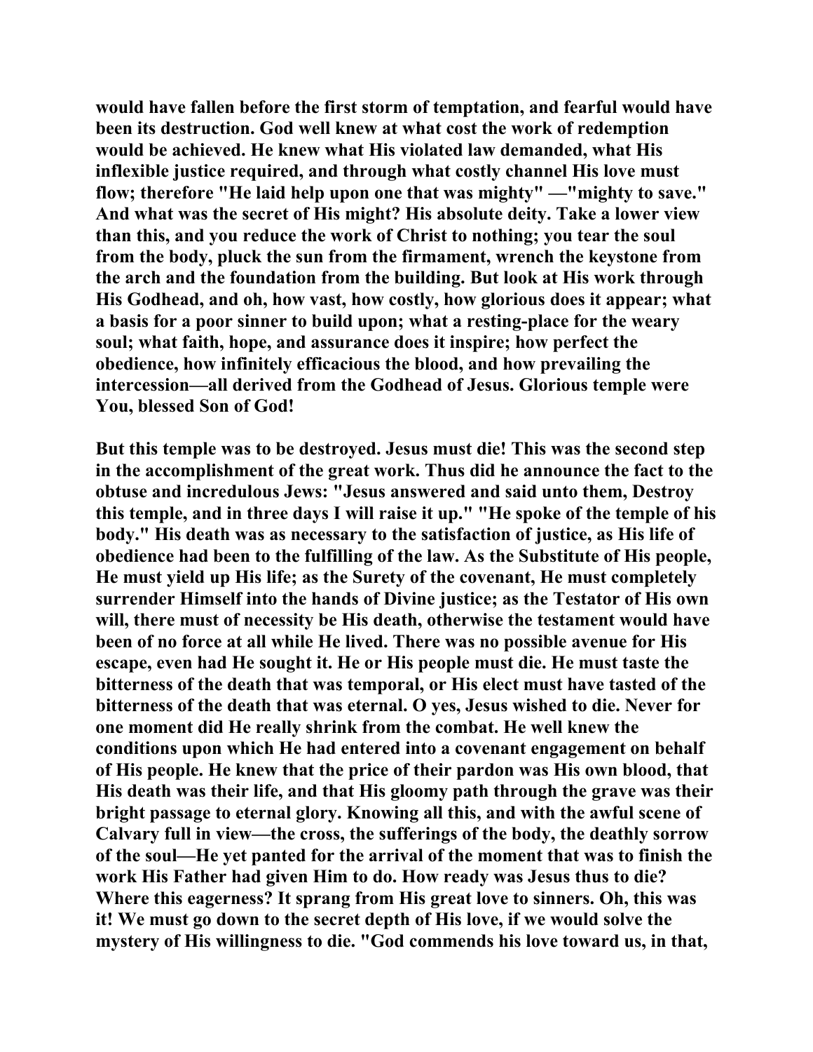would have fallen before the first storm of temptation, and fearful would have been its destruction. God well knew at what cost the work of redemption would be achieved. He knew what His violated law demanded, what His inflexible justice required, and through what costly channel His love must flow; therefore "He laid help upon one that was mighty" —"mighty to save." And what was the secret of His might? His absolute deity. Take a lower view than this, and you reduce the work of Christ to nothing; you tear the soul from the body, pluck the sun from the firmament, wrench the keystone from the arch and the foundation from the building. But look at His work through His Godhead, and oh, how vast, how costly, how glorious does it appear; what a basis for a poor sinner to build upon; what a resting-place for the weary soul; what faith, hope, and assurance does it inspire; how perfect the obedience, how infinitely efficacious the blood, and how prevailing the intercession—all derived from the Godhead of Jesus. Glorious temple were You, blessed Son of God!

But this temple was to be destroyed. Jesus must die! This was the second step in the accomplishment of the great work. Thus did he announce the fact to the obtuse and incredulous Jews: "Jesus answered and said unto them, Destroy this temple, and in three days I will raise it up." "He spoke of the temple of his body." His death was as necessary to the satisfaction of justice, as His life of obedience had been to the fulfilling of the law. As the Substitute of His people, He must yield up His life; as the Surety of the covenant, He must completely surrender Himself into the hands of Divine justice; as the Testator of His own will, there must of necessity be His death, otherwise the testament would have been of no force at all while He lived. There was no possible avenue for His escape, even had He sought it. He or His people must die. He must taste the bitterness of the death that was temporal, or His elect must have tasted of the bitterness of the death that was eternal. O yes, Jesus wished to die. Never for one moment did He really shrink from the combat. He well knew the conditions upon which He had entered into a covenant engagement on behalf of His people. He knew that the price of their pardon was His own blood, that His death was their life, and that His gloomy path through the grave was their bright passage to eternal glory. Knowing all this, and with the awful scene of Calvary full in view—the cross, the sufferings of the body, the deathly sorrow of the soul—He yet panted for the arrival of the moment that was to finish the work His Father had given Him to do. How ready was Jesus thus to die? Where this eagerness? It sprang from His great love to sinners. Oh, this was it! We must go down to the secret depth of His love, if we would solve the mystery of His willingness to die. "God commends his love toward us, in that,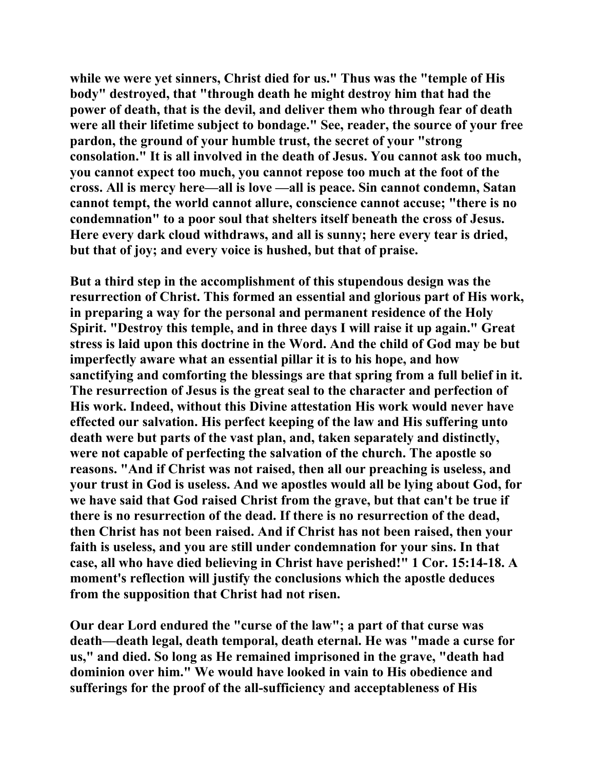while we were yet sinners, Christ died for us." Thus was the "temple of His body" destroyed, that "through death he might destroy him that had the power of death, that is the devil, and deliver them who through fear of death were all their lifetime subject to bondage." See, reader, the source of your free pardon, the ground of your humble trust, the secret of your "strong consolation." It is all involved in the death of Jesus. You cannot ask too much, you cannot expect too much, you cannot repose too much at the foot of the cross. All is mercy here—all is love —all is peace. Sin cannot condemn, Satan cannot tempt, the world cannot allure, conscience cannot accuse; "there is no condemnation" to a poor soul that shelters itself beneath the cross of Jesus. Here every dark cloud withdraws, and all is sunny; here every tear is dried, but that of joy; and every voice is hushed, but that of praise.

But a third step in the accomplishment of this stupendous design was the resurrection of Christ. This formed an essential and glorious part of His work, in preparing a way for the personal and permanent residence of the Holy Spirit. "Destroy this temple, and in three days I will raise it up again." Great stress is laid upon this doctrine in the Word. And the child of God may be but imperfectly aware what an essential pillar it is to his hope, and how sanctifying and comforting the blessings are that spring from a full belief in it. The resurrection of Jesus is the great seal to the character and perfection of His work. Indeed, without this Divine attestation His work would never have effected our salvation. His perfect keeping of the law and His suffering unto death were but parts of the vast plan, and, taken separately and distinctly, were not capable of perfecting the salvation of the church. The apostle so reasons. "And if Christ was not raised, then all our preaching is useless, and your trust in God is useless. And we apostles would all be lying about God, for we have said that God raised Christ from the grave, but that can't be true if there is no resurrection of the dead. If there is no resurrection of the dead, then Christ has not been raised. And if Christ has not been raised, then your faith is useless, and you are still under condemnation for your sins. In that case, all who have died believing in Christ have perished!" 1 Cor. 15:14-18. A moment's reflection will justify the conclusions which the apostle deduces from the supposition that Christ had not risen.

Our dear Lord endured the "curse of the law"; a part of that curse was death—death legal, death temporal, death eternal. He was "made a curse for us," and died. So long as He remained imprisoned in the grave, "death had dominion over him." We would have looked in vain to His obedience and sufferings for the proof of the all-sufficiency and acceptableness of His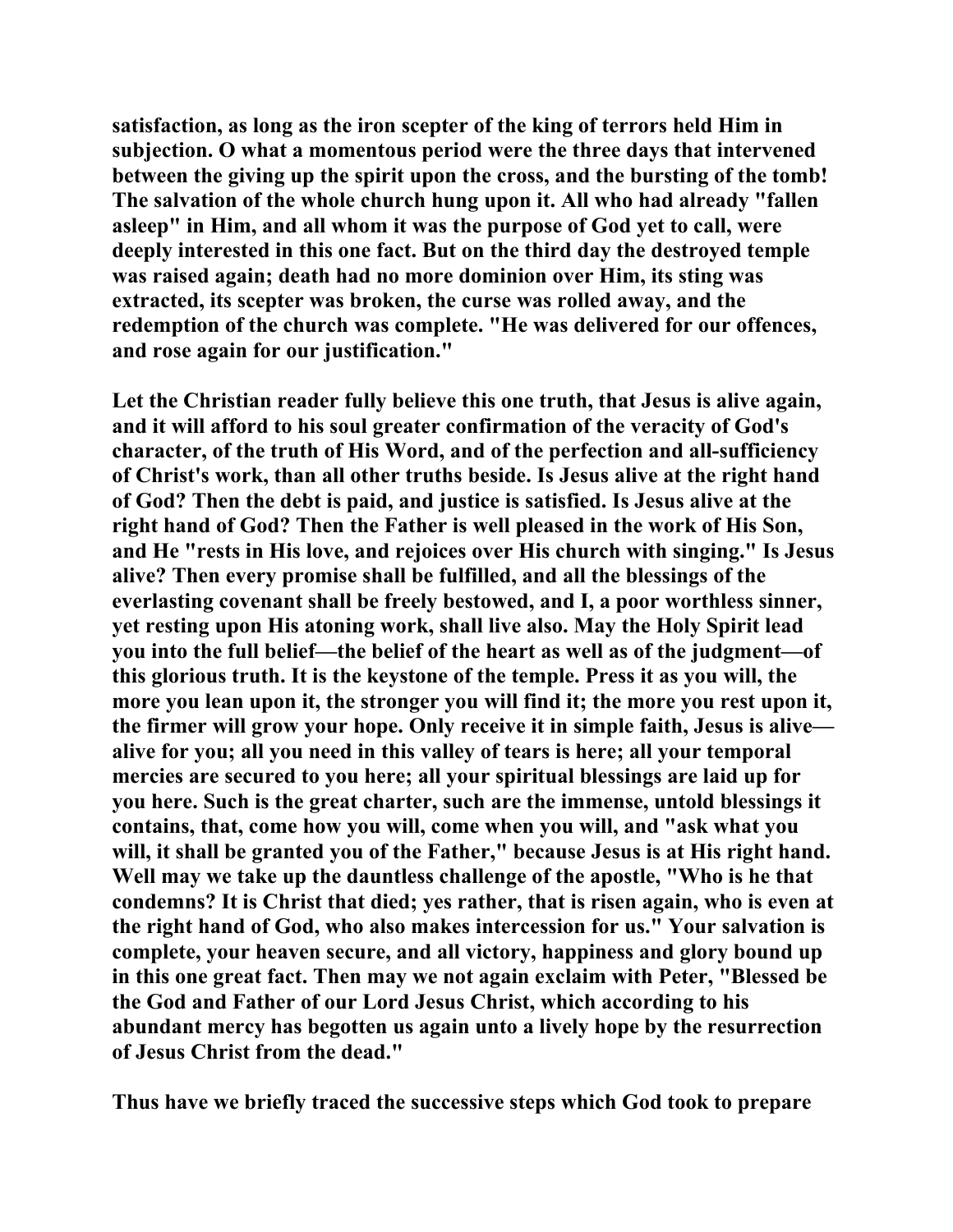satisfaction, as long as the iron scepter of the king of terrors held Him in subjection. O what a momentous period were the three days that intervened between the giving up the spirit upon the cross, and the bursting of the tomb! The salvation of the whole church hung upon it. All who had already "fallen asleep" in Him, and all whom it was the purpose of God yet to call, were deeply interested in this one fact. But on the third day the destroyed temple was raised again; death had no more dominion over Him, its sting was extracted, its scepter was broken, the curse was rolled away, and the redemption of the church was complete. "He was delivered for our offences, and rose again for our justification."

Let the Christian reader fully believe this one truth, that Jesus is alive again, and it will afford to his soul greater confirmation of the veracity of God's character, of the truth of His Word, and of the perfection and all-sufficiency of Christ's work, than all other truths beside. Is Jesus alive at the right hand of God? Then the debt is paid, and justice is satisfied. Is Jesus alive at the right hand of God? Then the Father is well pleased in the work of His Son, and He "rests in His love, and rejoices over His church with singing." Is Jesus alive? Then every promise shall be fulfilled, and all the blessings of the everlasting covenant shall be freely bestowed, and I, a poor worthless sinner, yet resting upon His atoning work, shall live also. May the Holy Spirit lead you into the full belief—the belief of the heart as well as of the judgment—of this glorious truth. It is the keystone of the temple. Press it as you will, the more you lean upon it, the stronger you will find it; the more you rest upon it, the firmer will grow your hope. Only receive it in simple faith, Jesus is alive—alive for you; all you need in this valley of tears is here; all your temporal mercies are secured to you here; all your spiritual blessings are laid up for you here. Such is the great charter, such are the immense, untold blessings it contains, that, come how you will, come when you will, and "ask what you will, it shall be granted you of the Father," because Jesus is at His right hand. Well may we take up the dauntless challenge of the apostle, "Who is he that condemns? It is Christ that died; yes rather, that is risen again, who is even at the right hand of God, who also makes intercession for us." Your salvation is complete, your heaven secure, and all victory, happiness and glory bound up in this one great fact. Then may we not again exclaim with Peter, "Blessed be the God and Father of our Lord Jesus Christ, which according to his abundant mercy has begotten us again unto a lively hope by the resurrection of Jesus Christ from the dead."

Thus have we briefly traced the successive steps which God took to prepare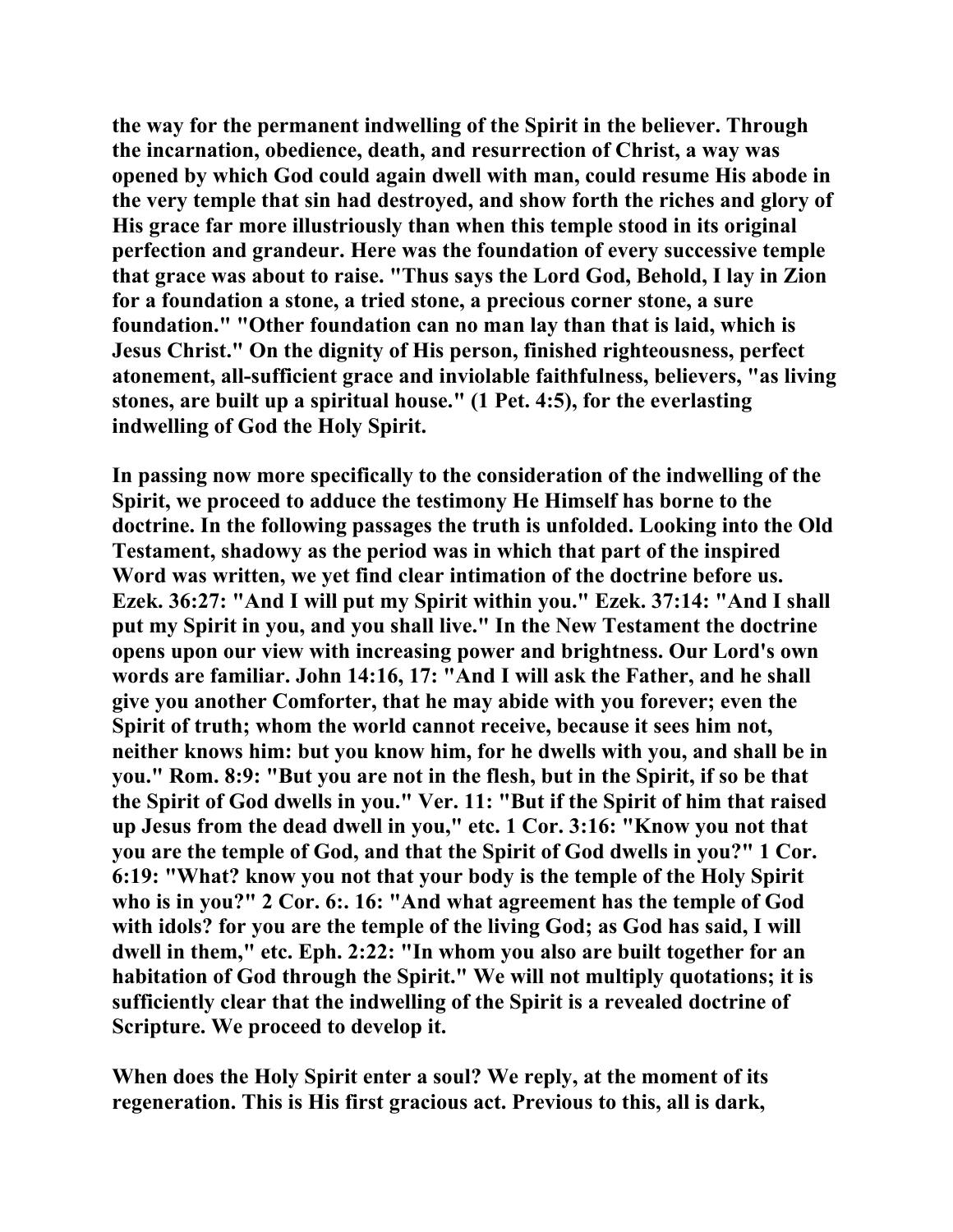the way for the permanent indwelling of the Spirit in the believer. Through the incarnation, obedience, death, and resurrection of Christ, a way was opened by which God could again dwell with man, could resume His abode in the very temple that sin had destroyed, and show forth the riches and glory of His grace far more illustriously than when this temple stood in its original perfection and grandeur. Here was the foundation of every successive temple that grace was about to raise. "Thus says the Lord God, Behold, I lay in Zion for a foundation a stone, a tried stone, a precious corner stone, a sure foundation." "Other foundation can no man lay than that is laid, which is Jesus Christ." On the dignity of His person, finished righteousness, perfect atonement, all-sufficient grace and inviolable faithfulness, believers, "as living stones, are built up a spiritual house." (1 Pet. 4:5), for the everlasting indwelling of God the Holy Spirit.

In passing now more specifically to the consideration of the indwelling of the Spirit, we proceed to adduce the testimony He Himself has borne to the doctrine. In the following passages the truth is unfolded. Looking into the Old Testament, shadowy as the period was in which that part of the inspired Word was written, we yet find clear intimation of the doctrine before us. Ezek. 36:27: "And I will put my Spirit within you." Ezek. 37:14: "And I shall put my Spirit in you, and you shall live." In the New Testament the doctrine opens upon our view with increasing power and brightness. Our Lord's own words are familiar. John 14:16, 17: "And I will ask the Father, and he shall give you another Comforter, that he may abide with you forever; even the Spirit of truth; whom the world cannot receive, because it sees him not, neither knows him: but you know him, for he dwells with you, and shall be in you." Rom. 8:9: "But you are not in the flesh, but in the Spirit, if so be that the Spirit of God dwells in you." Ver. 11: "But if the Spirit of him that raised up Jesus from the dead dwell in you," etc. 1 Cor. 3:16: "Know you not that you are the temple of God, and that the Spirit of God dwells in you?" 1 Cor. 6:19: "What? know you not that your body is the temple of the Holy Spirit who is in you?" 2 Cor. 6:. 16: "And what agreement has the temple of God with idols? for you are the temple of the living God; as God has said, I will dwell in them," etc. Eph. 2:22: "In whom you also are built together for an habitation of God through the Spirit." We will not multiply quotations; it is sufficiently clear that the indwelling of the Spirit is a revealed doctrine of Scripture. We proceed to develop it.

When does the Holy Spirit enter a soul? We reply, at the moment of its regeneration. This is His first gracious act. Previous to this, all is dark,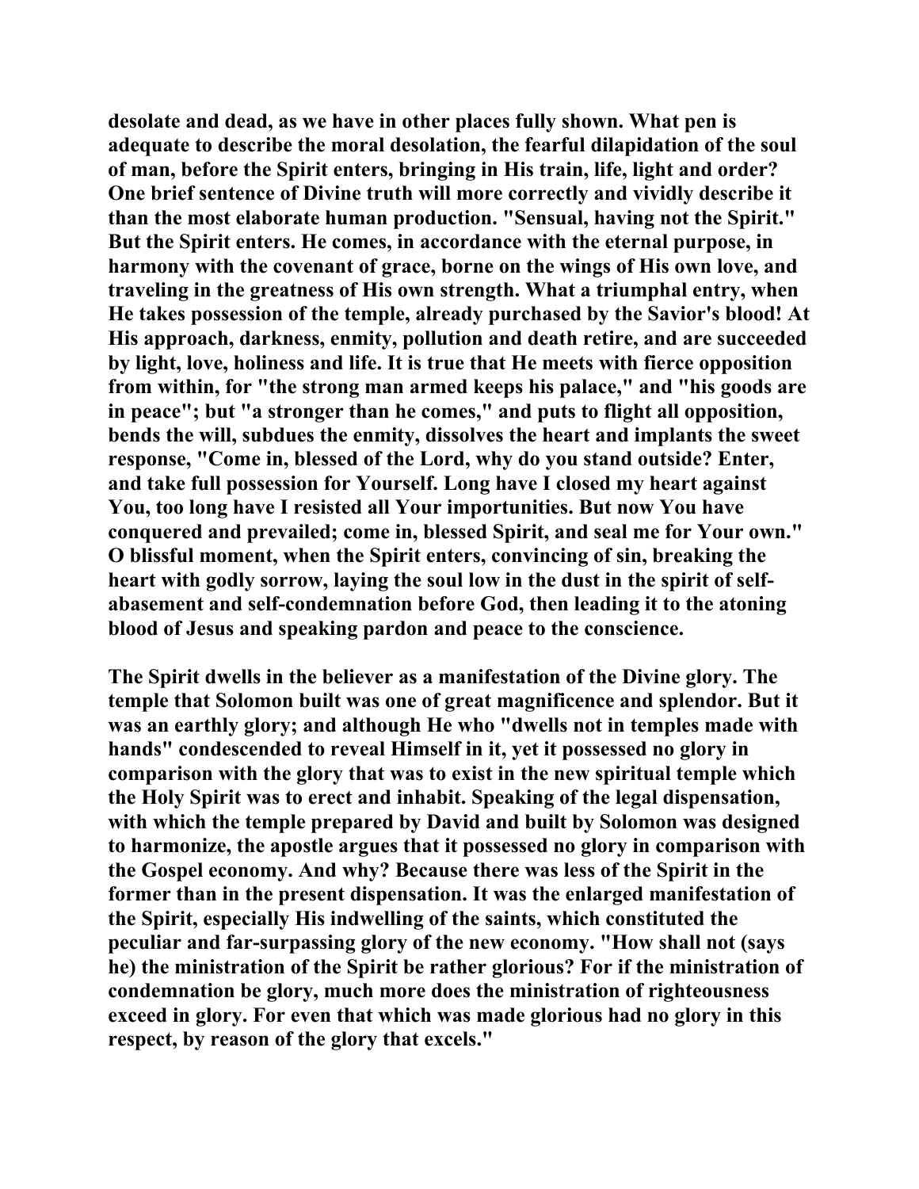desolate and dead, as we have in other places fully shown. What pen is adequate to describe the moral desolation, the fearful dilapidation of the soul of man, before the Spirit enters, bringing in His train, life, light and order? One brief sentence of Divine truth will more correctly and vividly describe it than the most elaborate human production. "Sensual, having not the Spirit." But the Spirit enters. He comes, in accordance with the eternal purpose, in harmony with the covenant of grace, borne on the wings of His own love, and traveling in the greatness of His own strength. What a triumphal entry, when He takes possession of the temple, already purchased by the Savior's blood! At His approach, darkness, enmity, pollution and death retire, and are succeeded by light, love, holiness and life. It is true that He meets with fierce opposition from within, for "the strong man armed keeps his palace," and "his goods are in peace"; but "a stronger than he comes," and puts to flight all opposition, bends the will, subdues the enmity, dissolves the heart and implants the sweet response, "Come in, blessed of the Lord, why do you stand outside? Enter, and take full possession for Yourself. Long have I closed my heart against You, too long have I resisted all Your importunities. But now You have conquered and prevailed; come in, blessed Spirit, and seal me for Your own." O blissful moment, when the Spirit enters, convincing of sin, breaking the heart with godly sorrow, laying the soul low in the dust in the spirit of self-abasement and self-condemnation before God, then leading it to the atoning blood of Jesus and speaking pardon and peace to the conscience.

The Spirit dwells in the believer as a manifestation of the Divine glory. The temple that Solomon built was one of great magnificence and splendor. But it was an earthly glory; and although He who "dwells not in temples made with hands" condescended to reveal Himself in it, yet it possessed no glory in comparison with the glory that was to exist in the new spiritual temple which the Holy Spirit was to erect and inhabit. Speaking of the legal dispensation, with which the temple prepared by David and built by Solomon was designed to harmonize, the apostle argues that it possessed no glory in comparison with the Gospel economy. And why? Because there was less of the Spirit in the former than in the present dispensation. It was the enlarged manifestation of the Spirit, especially His indwelling of the saints, which constituted the peculiar and far-surpassing glory of the new economy. "How shall not (says he) the ministration of the Spirit be rather glorious? For if the ministration of condemnation be glory, much more does the ministration of righteousness exceed in glory. For even that which was made glorious had no glory in this respect, by reason of the glory that excels."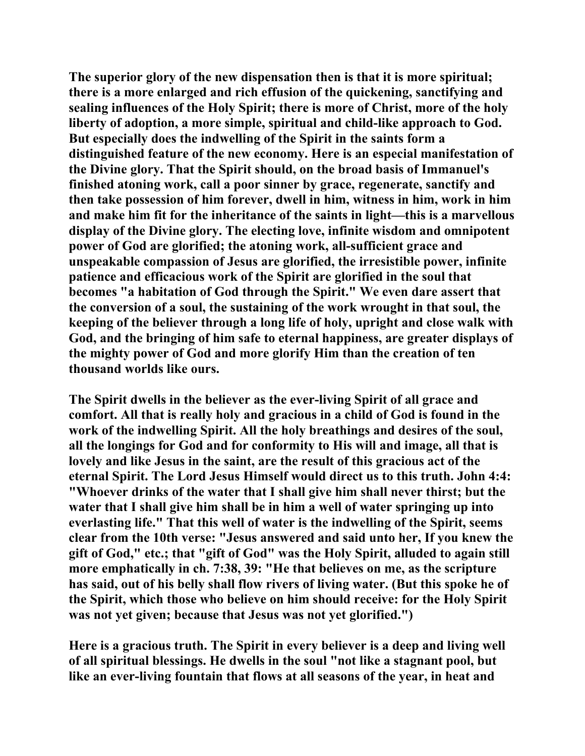**The superior glory of the new dispensation then is that it is more spiritual; there is a more enlarged and rich effusion of the quickening, sanctifying and sealing influences of the Holy Spirit; there is more of Christ, more of the holy liberty of adoption, a more simple, spiritual and child-like approach to God. But especially does the indwelling of the Spirit in the saints form a distinguished feature of the new economy. Here is an especial manifestation of the Divine glory. That the Spirit should, on the broad basis of Immanuel's finished atoning work, call a poor sinner by grace, regenerate, sanctify and then take possession of him forever, dwell in him, witness in him, work in him and make him fit for the inheritance of the saints in light—this is a marvellous display of the Divine glory. The electing love, infinite wisdom and omnipotent power of God are glorified; the atoning work, all-sufficient grace and unspeakable compassion of Jesus are glorified, the irresistible power, infinite patience and efficacious work of the Spirit are glorified in the soul that becomes "a habitation of God through the Spirit." We even dare assert that the conversion of a soul, the sustaining of the work wrought in that soul, the keeping of the believer through a long life of holy, upright and close walk with God, and the bringing of him safe to eternal happiness, are greater displays of the mighty power of God and more glorify Him than the creation of ten thousand worlds like ours.**

**The Spirit dwells in the believer as the ever-living Spirit of all grace and comfort. All that is really holy and gracious in a child of God is found in the work of the indwelling Spirit. All the holy breathings and desires of the soul, all the longings for God and for conformity to His will and image, all that is lovely and like Jesus in the saint, are the result of this gracious act of the eternal Spirit. The Lord Jesus Himself would direct us to this truth. John 4:4: "Whoever drinks of the water that I shall give him shall never thirst; but the water that I shall give him shall be in him a well of water springing up into everlasting life." That this well of water is the indwelling of the Spirit, seems clear from the 10th verse: "Jesus answered and said unto her, If you knew the gift of God," etc.; that "gift of God" was the Holy Spirit, alluded to again still more emphatically in ch. 7:38, 39: "He that believes on me, as the scripture has said, out of his belly shall flow rivers of living water. (But this spoke he of the Spirit, which those who believe on him should receive: for the Holy Spirit was not yet given; because that Jesus was not yet glorified.")**

**Here is a gracious truth. The Spirit in every believer is a deep and living well of all spiritual blessings. He dwells in the soul "not like a stagnant pool, but like an ever-living fountain that flows at all seasons of the year, in heat and**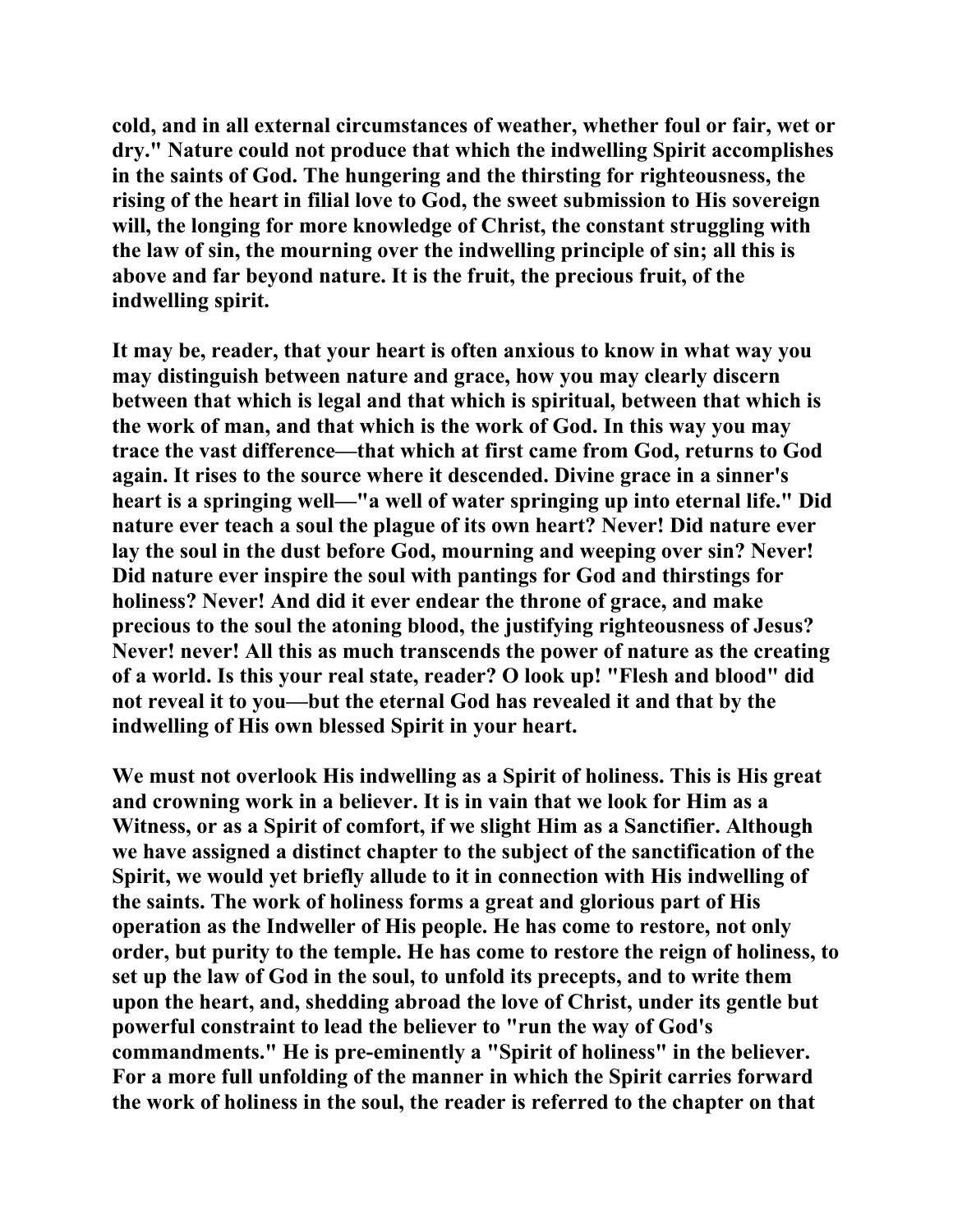cold, and in all external circumstances of weather, whether foul or fair, wet or dry." Nature could not produce that which the indwelling Spirit accomplishes in the saints of God. The hungering and the thirsting for righteousness, the rising of the heart in filial love to God, the sweet submission to His sovereign will, the longing for more knowledge of Christ, the constant struggling with the law of sin, the mourning over the indwelling principle of sin; all this is above and far beyond nature. It is the fruit, the precious fruit, of the indwelling spirit.

It may be, reader, that your heart is often anxious to know in what way you may distinguish between nature and grace, how you may clearly discern between that which is legal and that which is spiritual, between that which is the work of man, and that which is the work of God. In this way you may trace the vast difference—that which at first came from God, returns to God again. It rises to the source where it descended. Divine grace in a sinner's heart is a springing well—"a well of water springing up into eternal life." Did nature ever teach a soul the plague of its own heart? Never! Did nature ever lay the soul in the dust before God, mourning and weeping over sin? Never! Did nature ever inspire the soul with pantings for God and thirstings for holiness? Never! And did it ever endear the throne of grace, and make precious to the soul the atoning blood, the justifying righteousness of Jesus? Never! never! All this as much transcends the power of nature as the creating of a world. Is this your real state, reader? O look up! "Flesh and blood" did not reveal it to you—but the eternal God has revealed it and that by the indwelling of His own blessed Spirit in your heart.

We must not overlook His indwelling as a Spirit of holiness. This is His great and crowning work in a believer. It is in vain that we look for Him as a Witness, or as a Spirit of comfort, if we slight Him as a Sanctifier. Although we have assigned a distinct chapter to the subject of the sanctification of the Spirit, we would yet briefly allude to it in connection with His indwelling of the saints. The work of holiness forms a great and glorious part of His operation as the Indweller of His people. He has come to restore, not only order, but purity to the temple. He has come to restore the reign of holiness, to set up the law of God in the soul, to unfold its precepts, and to write them upon the heart, and, shedding abroad the love of Christ, under its gentle but powerful constraint to lead the believer to "run the way of God's commandments." He is pre-eminently a "Spirit of holiness" in the believer. For a more full unfolding of the manner in which the Spirit carries forward the work of holiness in the soul, the reader is referred to the chapter on that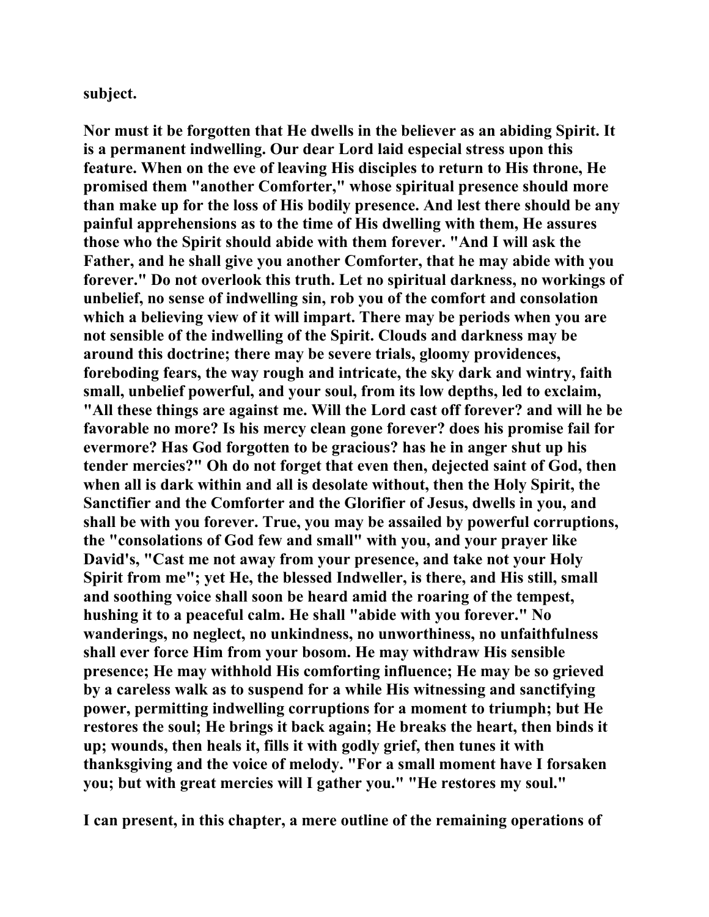**subject.**

**Nor must it be forgotten that He dwells in the believer as an abiding Spirit. It is a permanent indwelling. Our dear Lord laid especial stress upon this feature. When on the eve of leaving His disciples to return to His throne, He promised them "another Comforter," whose spiritual presence should more than make up for the loss of His bodily presence. And lest there should be any painful apprehensions as to the time of His dwelling with them, He assures those who the Spirit should abide with them forever. "And I will ask the Father, and he shall give you another Comforter, that he may abide with you forever." Do not overlook this truth. Let no spiritual darkness, no workings of unbelief, no sense of indwelling sin, rob you of the comfort and consolation which a believing view of it will impart. There may be periods when you are not sensible of the indwelling of the Spirit. Clouds and darkness may be around this doctrine; there may be severe trials, gloomy providences, foreboding fears, the way rough and intricate, the sky dark and wintry, faith small, unbelief powerful, and your soul, from its low depths, led to exclaim, "All these things are against me. Will the Lord cast off forever? and will he be favorable no more? Is his mercy clean gone forever? does his promise fail for evermore? Has God forgotten to be gracious? has he in anger shut up his tender mercies?" Oh do not forget that even then, dejected saint of God, then when all is dark within and all is desolate without, then the Holy Spirit, the Sanctifier and the Comforter and the Glorifier of Jesus, dwells in you, and shall be with you forever. True, you may be assailed by powerful corruptions, the "consolations of God few and small" with you, and your prayer like David's, "Cast me not away from your presence, and take not your Holy Spirit from me"; yet He, the blessed Indweller, is there, and His still, small and soothing voice shall soon be heard amid the roaring of the tempest, hushing it to a peaceful calm. He shall "abide with you forever." No wanderings, no neglect, no unkindness, no unworthiness, no unfaithfulness shall ever force Him from your bosom. He may withdraw His sensible presence; He may withhold His comforting influence; He may be so grieved by a careless walk as to suspend for a while His witnessing and sanctifying power, permitting indwelling corruptions for a moment to triumph; but He restores the soul; He brings it back again; He breaks the heart, then binds it up; wounds, then heals it, fills it with godly grief, then tunes it with thanksgiving and the voice of melody. "For a small moment have I forsaken you; but with great mercies will I gather you." "He restores my soul."**

**I can present, in this chapter, a mere outline of the remaining operations of**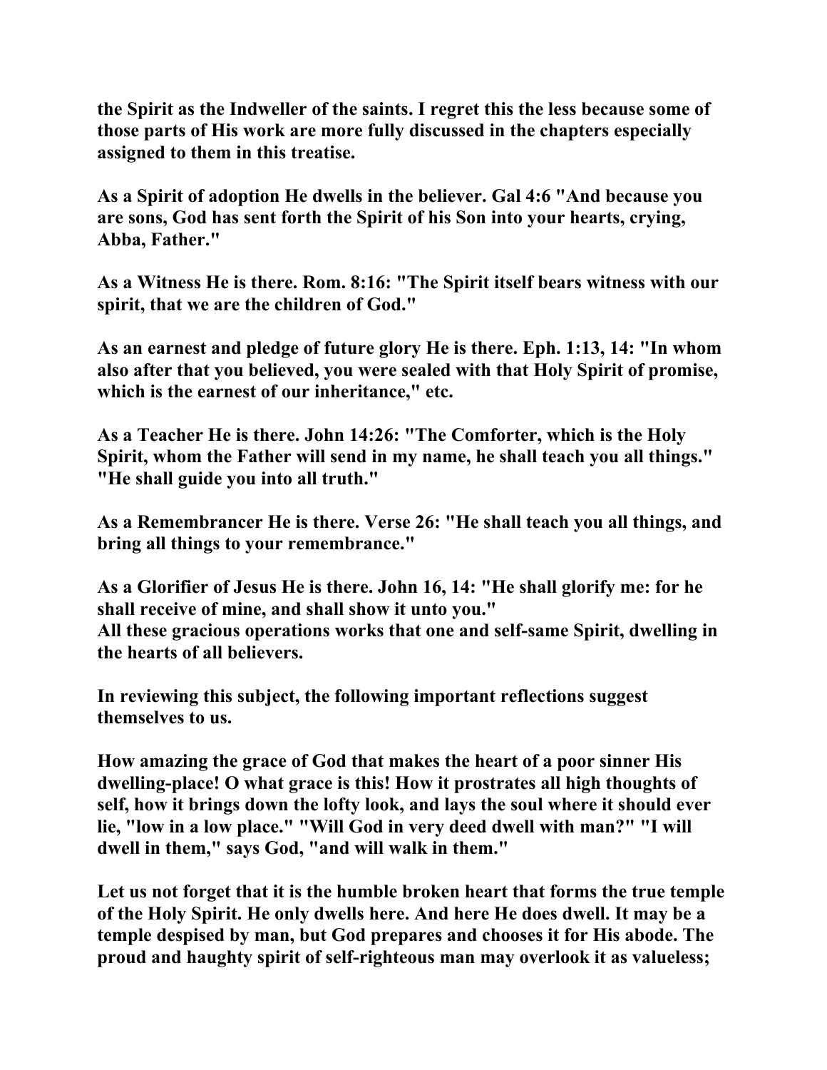the Spirit as the Indweller of the saints. I regret this the less because some of those parts of His work are more fully discussed in the chapters especially assigned to them in this treatise.

As a Spirit of adoption He dwells in the believer. Gal 4:6 "And because you are sons, God has sent forth the Spirit of his Son into your hearts, crying, Abba, Father."

As a Witness He is there. Rom. 8:16: "The Spirit itself bears witness with our spirit, that we are the children of God."

As an earnest and pledge of future glory He is there. Eph. 1:13, 14: "In whom also after that you believed, you were sealed with that Holy Spirit of promise, which is the earnest of our inheritance," etc.

As a Teacher He is there. John 14:26: "The Comforter, which is the Holy Spirit, whom the Father will send in my name, he shall teach you all things." "He shall guide you into all truth."

As a Remembrancer He is there. Verse 26: "He shall teach you all things, and bring all things to your remembrance."

As a Glorifier of Jesus He is there. John 16, 14: "He shall glorify me: for he shall receive of mine, and shall show it unto you."
All these gracious operations works that one and self-same Spirit, dwelling in the hearts of all believers.

In reviewing this subject, the following important reflections suggest themselves to us.

How amazing the grace of God that makes the heart of a poor sinner His dwelling-place! O what grace is this! How it prostrates all high thoughts of self, how it brings down the lofty look, and lays the soul where it should ever lie, "low in a low place." "Will God in very deed dwell with man?" "I will dwell in them," says God, "and will walk in them."

Let us not forget that it is the humble broken heart that forms the true temple of the Holy Spirit. He only dwells here. And here He does dwell. It may be a temple despised by man, but God prepares and chooses it for His abode. The proud and haughty spirit of self-righteous man may overlook it as valueless;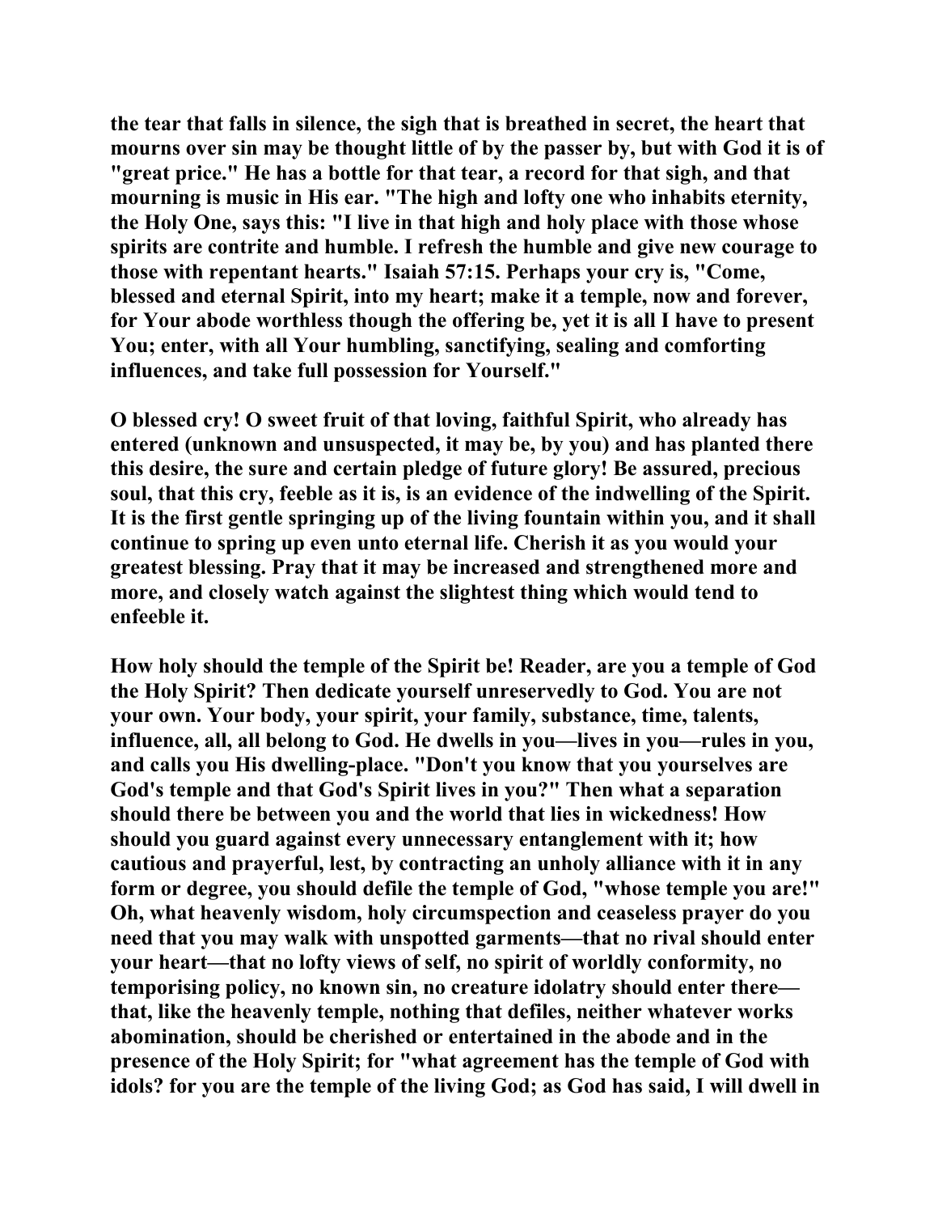the tear that falls in silence, the sigh that is breathed in secret, the heart that mourns over sin may be thought little of by the passer by, but with God it is of "great price." He has a bottle for that tear, a record for that sigh, and that mourning is music in His ear. "The high and lofty one who inhabits eternity, the Holy One, says this: "I live in that high and holy place with those whose spirits are contrite and humble. I refresh the humble and give new courage to those with repentant hearts." Isaiah 57:15. Perhaps your cry is, "Come, blessed and eternal Spirit, into my heart; make it a temple, now and forever, for Your abode worthless though the offering be, yet it is all I have to present You; enter, with all Your humbling, sanctifying, sealing and comforting influences, and take full possession for Yourself."

O blessed cry! O sweet fruit of that loving, faithful Spirit, who already has entered (unknown and unsuspected, it may be, by you) and has planted there this desire, the sure and certain pledge of future glory! Be assured, precious soul, that this cry, feeble as it is, is an evidence of the indwelling of the Spirit. It is the first gentle springing up of the living fountain within you, and it shall continue to spring up even unto eternal life. Cherish it as you would your greatest blessing. Pray that it may be increased and strengthened more and more, and closely watch against the slightest thing which would tend to enfeeble it.

How holy should the temple of the Spirit be! Reader, are you a temple of God the Holy Spirit? Then dedicate yourself unreservedly to God. You are not your own. Your body, your spirit, your family, substance, time, talents, influence, all, all belong to God. He dwells in you—lives in you—rules in you, and calls you His dwelling-place. "Don't you know that you yourselves are God's temple and that God's Spirit lives in you?" Then what a separation should there be between you and the world that lies in wickedness! How should you guard against every unnecessary entanglement with it; how cautious and prayerful, lest, by contracting an unholy alliance with it in any form or degree, you should defile the temple of God, "whose temple you are!" Oh, what heavenly wisdom, holy circumspection and ceaseless prayer do you need that you may walk with unspotted garments—that no rival should enter your heart—that no lofty views of self, no spirit of worldly conformity, no temporising policy, no known sin, no creature idolatry should enter there—that, like the heavenly temple, nothing that defiles, neither whatever works abomination, should be cherished or entertained in the abode and in the presence of the Holy Spirit; for "what agreement has the temple of God with idols? for you are the temple of the living God; as God has said, I will dwell in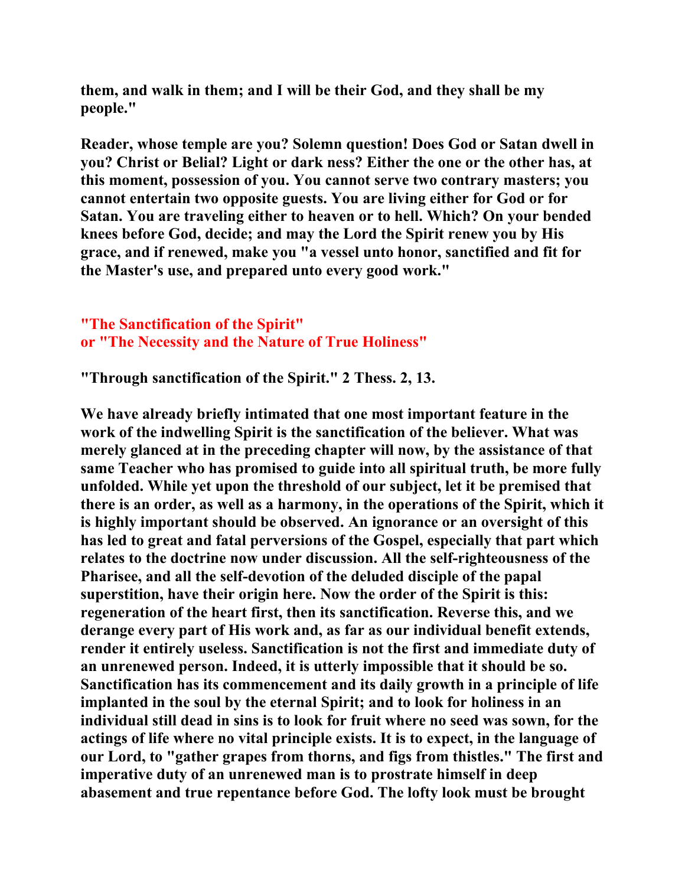them, and walk in them; and I will be their God, and they shall be my people."

Reader, whose temple are you? Solemn question! Does God or Satan dwell in you? Christ or Belial? Light or dark ness? Either the one or the other has, at this moment, possession of you. You cannot serve two contrary masters; you cannot entertain two opposite guests. You are living either for God or for Satan. You are traveling either to heaven or to hell. Which? On your bended knees before God, decide; and may the Lord the Spirit renew you by His grace, and if renewed, make you "a vessel unto honor, sanctified and fit for the Master's use, and prepared unto every good work."

## "The Sanctification of the Spirit"
## or "The Necessity and the Nature of True Holiness"

"Through sanctification of the Spirit." 2 Thess. 2, 13.

We have already briefly intimated that one most important feature in the work of the indwelling Spirit is the sanctification of the believer. What was merely glanced at in the preceding chapter will now, by the assistance of that same Teacher who has promised to guide into all spiritual truth, be more fully unfolded. While yet upon the threshold of our subject, let it be premised that there is an order, as well as a harmony, in the operations of the Spirit, which it is highly important should be observed. An ignorance or an oversight of this has led to great and fatal perversions of the Gospel, especially that part which relates to the doctrine now under discussion. All the self-righteousness of the Pharisee, and all the self-devotion of the deluded disciple of the papal superstition, have their origin here. Now the order of the Spirit is this: regeneration of the heart first, then its sanctification. Reverse this, and we derange every part of His work and, as far as our individual benefit extends, render it entirely useless. Sanctification is not the first and immediate duty of an unrenewed person. Indeed, it is utterly impossible that it should be so. Sanctification has its commencement and its daily growth in a principle of life implanted in the soul by the eternal Spirit; and to look for holiness in an individual still dead in sins is to look for fruit where no seed was sown, for the actings of life where no vital principle exists. It is to expect, in the language of our Lord, to "gather grapes from thorns, and figs from thistles." The first and imperative duty of an unrenewed man is to prostrate himself in deep abasement and true repentance before God. The lofty look must be brought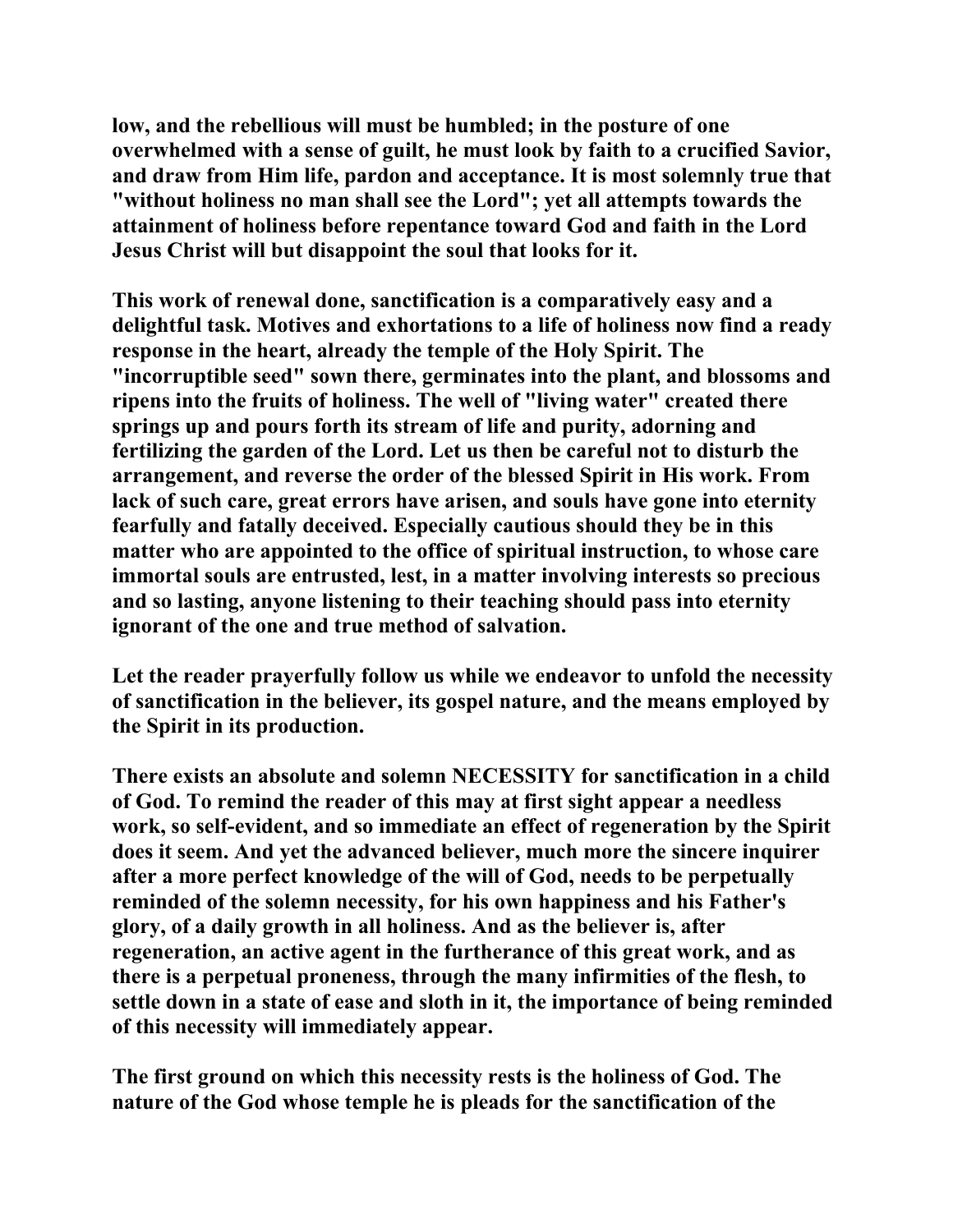low, and the rebellious will must be humbled; in the posture of one overwhelmed with a sense of guilt, he must look by faith to a crucified Savior, and draw from Him life, pardon and acceptance. It is most solemnly true that "without holiness no man shall see the Lord"; yet all attempts towards the attainment of holiness before repentance toward God and faith in the Lord Jesus Christ will but disappoint the soul that looks for it.

This work of renewal done, sanctification is a comparatively easy and a delightful task. Motives and exhortations to a life of holiness now find a ready response in the heart, already the temple of the Holy Spirit. The "incorruptible seed" sown there, germinates into the plant, and blossoms and ripens into the fruits of holiness. The well of "living water" created there springs up and pours forth its stream of life and purity, adorning and fertilizing the garden of the Lord. Let us then be careful not to disturb the arrangement, and reverse the order of the blessed Spirit in His work. From lack of such care, great errors have arisen, and souls have gone into eternity fearfully and fatally deceived. Especially cautious should they be in this matter who are appointed to the office of spiritual instruction, to whose care immortal souls are entrusted, lest, in a matter involving interests so precious and so lasting, anyone listening to their teaching should pass into eternity ignorant of the one and true method of salvation.

Let the reader prayerfully follow us while we endeavor to unfold the necessity of sanctification in the believer, its gospel nature, and the means employed by the Spirit in its production.

There exists an absolute and solemn NECESSITY for sanctification in a child of God. To remind the reader of this may at first sight appear a needless work, so self-evident, and so immediate an effect of regeneration by the Spirit does it seem. And yet the advanced believer, much more the sincere inquirer after a more perfect knowledge of the will of God, needs to be perpetually reminded of the solemn necessity, for his own happiness and his Father's glory, of a daily growth in all holiness. And as the believer is, after regeneration, an active agent in the furtherance of this great work, and as there is a perpetual proneness, through the many infirmities of the flesh, to settle down in a state of ease and sloth in it, the importance of being reminded of this necessity will immediately appear.

The first ground on which this necessity rests is the holiness of God. The nature of the God whose temple he is pleads for the sanctification of the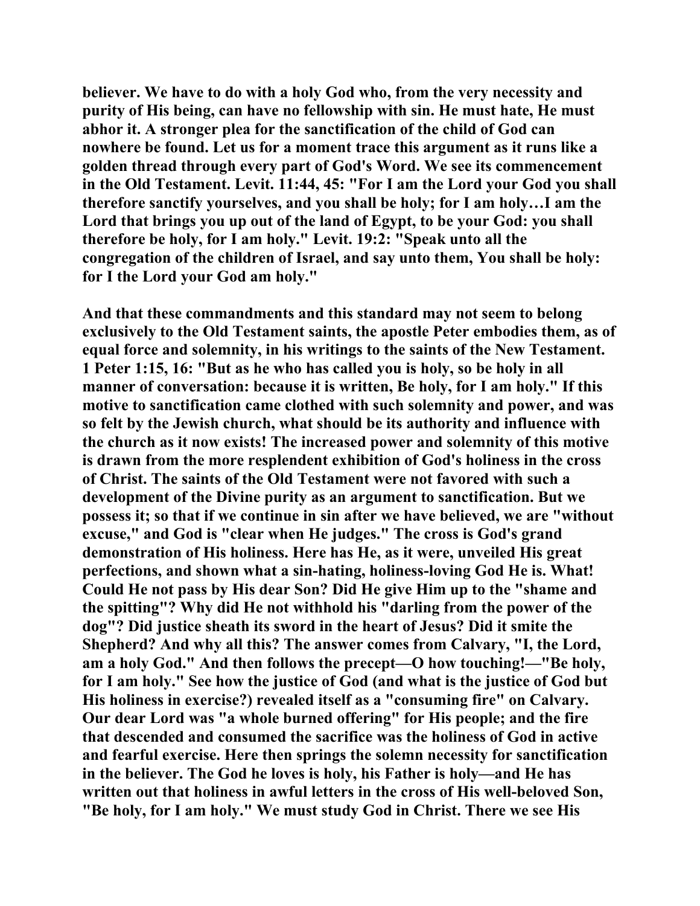believer. We have to do with a holy God who, from the very necessity and purity of His being, can have no fellowship with sin. He must hate, He must abhor it. A stronger plea for the sanctification of the child of God can nowhere be found. Let us for a moment trace this argument as it runs like a golden thread through every part of God's Word. We see its commencement in the Old Testament. Levit. 11:44, 45: "For I am the Lord your God you shall therefore sanctify yourselves, and you shall be holy; for I am holy…I am the Lord that brings you up out of the land of Egypt, to be your God: you shall therefore be holy, for I am holy." Levit. 19:2: "Speak unto all the congregation of the children of Israel, and say unto them, You shall be holy: for I the Lord your God am holy."

And that these commandments and this standard may not seem to belong exclusively to the Old Testament saints, the apostle Peter embodies them, as of equal force and solemnity, in his writings to the saints of the New Testament. 1 Peter 1:15, 16: "But as he who has called you is holy, so be holy in all manner of conversation: because it is written, Be holy, for I am holy." If this motive to sanctification came clothed with such solemnity and power, and was so felt by the Jewish church, what should be its authority and influence with the church as it now exists! The increased power and solemnity of this motive is drawn from the more resplendent exhibition of God's holiness in the cross of Christ. The saints of the Old Testament were not favored with such a development of the Divine purity as an argument to sanctification. But we possess it; so that if we continue in sin after we have believed, we are "without excuse," and God is "clear when He judges." The cross is God's grand demonstration of His holiness. Here has He, as it were, unveiled His great perfections, and shown what a sin-hating, holiness-loving God He is. What! Could He not pass by His dear Son? Did He give Him up to the "shame and the spitting"? Why did He not withhold his "darling from the power of the dog"? Did justice sheath its sword in the heart of Jesus? Did it smite the Shepherd? And why all this? The answer comes from Calvary, "I, the Lord, am a holy God." And then follows the precept—O how touching!—"Be holy, for I am holy." See how the justice of God (and what is the justice of God but His holiness in exercise?) revealed itself as a "consuming fire" on Calvary. Our dear Lord was "a whole burned offering" for His people; and the fire that descended and consumed the sacrifice was the holiness of God in active and fearful exercise. Here then springs the solemn necessity for sanctification in the believer. The God he loves is holy, his Father is holy—and He has written out that holiness in awful letters in the cross of His well-beloved Son, "Be holy, for I am holy." We must study God in Christ. There we see His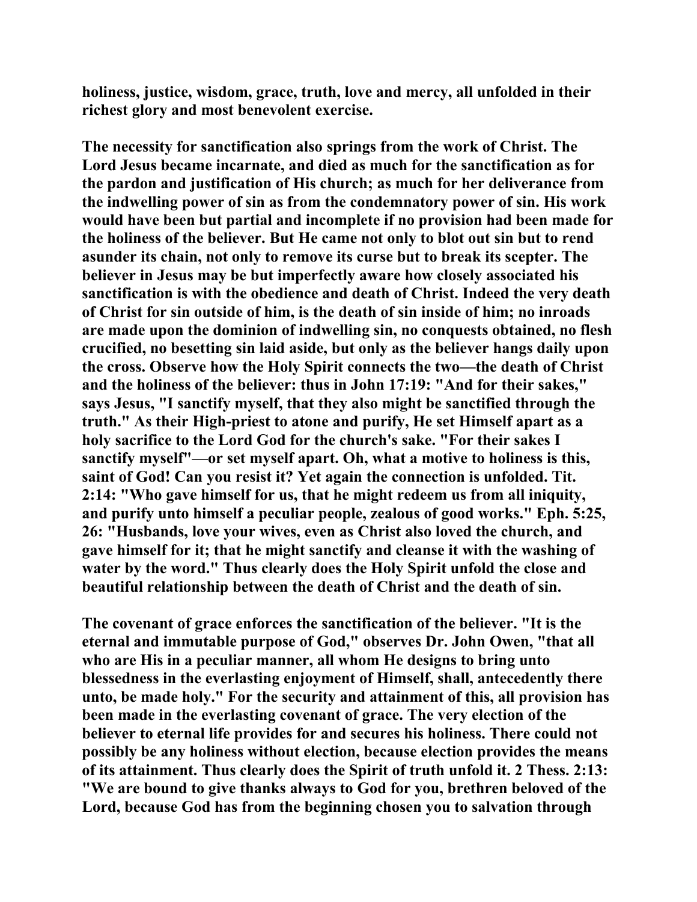**holiness, justice, wisdom, grace, truth, love and mercy, all unfolded in their richest glory and most benevolent exercise.**

**The necessity for sanctification also springs from the work of Christ. The Lord Jesus became incarnate, and died as much for the sanctification as for the pardon and justification of His church; as much for her deliverance from the indwelling power of sin as from the condemnatory power of sin. His work would have been but partial and incomplete if no provision had been made for the holiness of the believer. But He came not only to blot out sin but to rend asunder its chain, not only to remove its curse but to break its scepter. The believer in Jesus may be but imperfectly aware how closely associated his sanctification is with the obedience and death of Christ. Indeed the very death of Christ for sin outside of him, is the death of sin inside of him; no inroads are made upon the dominion of indwelling sin, no conquests obtained, no flesh crucified, no besetting sin laid aside, but only as the believer hangs daily upon the cross. Observe how the Holy Spirit connects the two—the death of Christ and the holiness of the believer: thus in John 17:19: "And for their sakes," says Jesus, "I sanctify myself, that they also might be sanctified through the truth." As their High-priest to atone and purify, He set Himself apart as a holy sacrifice to the Lord God for the church's sake. "For their sakes I sanctify myself"—or set myself apart. Oh, what a motive to holiness is this, saint of God! Can you resist it? Yet again the connection is unfolded. Tit. 2:14: "Who gave himself for us, that he might redeem us from all iniquity, and purify unto himself a peculiar people, zealous of good works." Eph. 5:25, 26: "Husbands, love your wives, even as Christ also loved the church, and gave himself for it; that he might sanctify and cleanse it with the washing of water by the word." Thus clearly does the Holy Spirit unfold the close and beautiful relationship between the death of Christ and the death of sin.**

**The covenant of grace enforces the sanctification of the believer. "It is the eternal and immutable purpose of God," observes Dr. John Owen, "that all who are His in a peculiar manner, all whom He designs to bring unto blessedness in the everlasting enjoyment of Himself, shall, antecedently there unto, be made holy." For the security and attainment of this, all provision has been made in the everlasting covenant of grace. The very election of the believer to eternal life provides for and secures his holiness. There could not possibly be any holiness without election, because election provides the means of its attainment. Thus clearly does the Spirit of truth unfold it. 2 Thess. 2:13: "We are bound to give thanks always to God for you, brethren beloved of the Lord, because God has from the beginning chosen you to salvation through**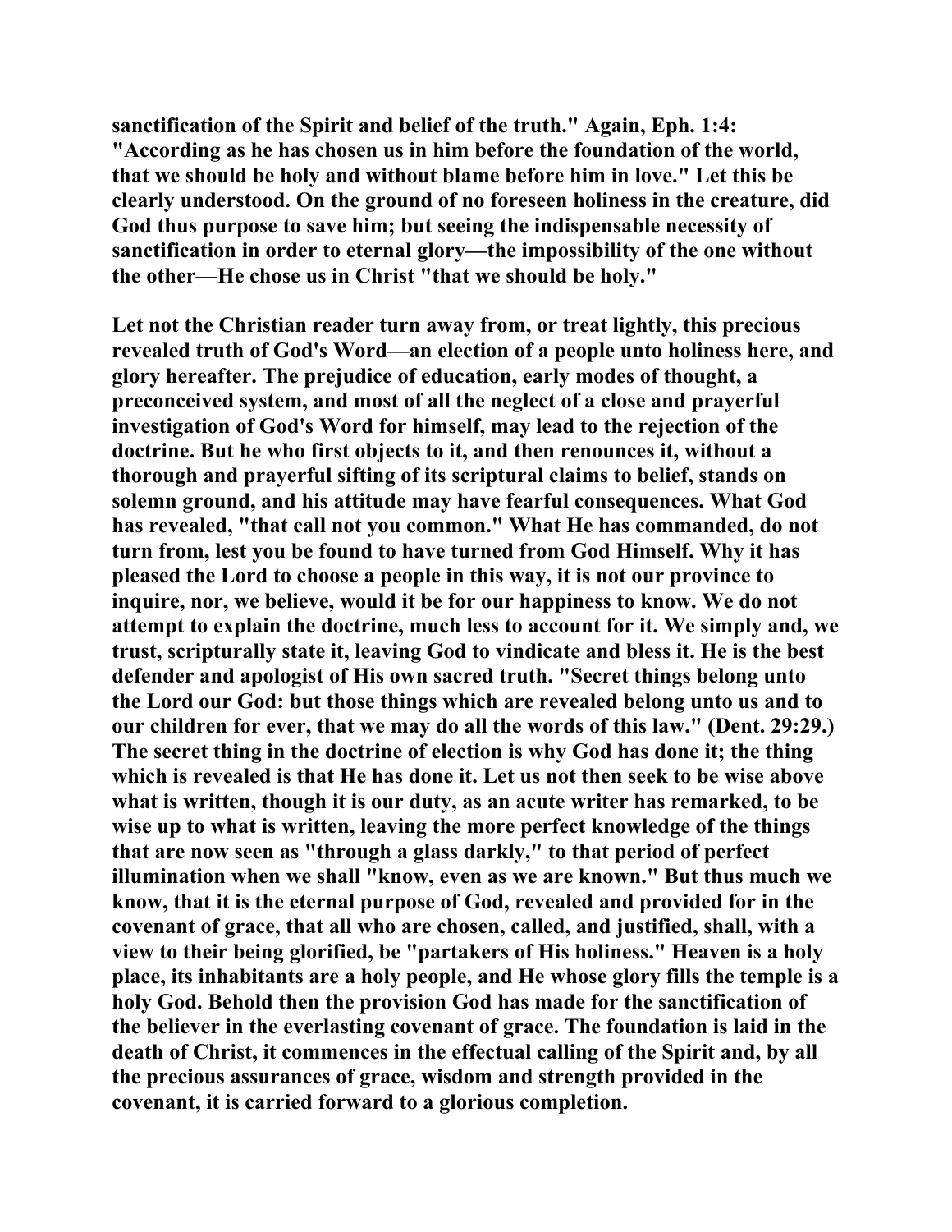**sanctification of the Spirit and belief of the truth." Again, Eph. 1:4: "According as he has chosen us in him before the foundation of the world, that we should be holy and without blame before him in love." Let this be clearly understood. On the ground of no foreseen holiness in the creature, did God thus purpose to save him; but seeing the indispensable necessity of sanctification in order to eternal glory—the impossibility of the one without the other—He chose us in Christ "that we should be holy."**

**Let not the Christian reader turn away from, or treat lightly, this precious revealed truth of God's Word—an election of a people unto holiness here, and glory hereafter. The prejudice of education, early modes of thought, a preconceived system, and most of all the neglect of a close and prayerful investigation of God's Word for himself, may lead to the rejection of the doctrine. But he who first objects to it, and then renounces it, without a thorough and prayerful sifting of its scriptural claims to belief, stands on solemn ground, and his attitude may have fearful consequences. What God has revealed, "that call not you common." What He has commanded, do not turn from, lest you be found to have turned from God Himself. Why it has pleased the Lord to choose a people in this way, it is not our province to inquire, nor, we believe, would it be for our happiness to know. We do not attempt to explain the doctrine, much less to account for it. We simply and, we trust, scripturally state it, leaving God to vindicate and bless it. He is the best defender and apologist of His own sacred truth. "Secret things belong unto the Lord our God: but those things which are revealed belong unto us and to our children for ever, that we may do all the words of this law." (Deut. 29:29.) The secret thing in the doctrine of election is why God has done it; the thing which is revealed is that He has done it. Let us not then seek to be wise above what is written, though it is our duty, as an acute writer has remarked, to be wise up to what is written, leaving the more perfect knowledge of the things that are now seen as "through a glass darkly," to that period of perfect illumination when we shall "know, even as we are known." But thus much we know, that it is the eternal purpose of God, revealed and provided for in the covenant of grace, that all who are chosen, called, and justified, shall, with a view to their being glorified, be "partakers of His holiness." Heaven is a holy place, its inhabitants are a holy people, and He whose glory fills the temple is a holy God. Behold then the provision God has made for the sanctification of the believer in the everlasting covenant of grace. The foundation is laid in the death of Christ, it commences in the effectual calling of the Spirit and, by all the precious assurances of grace, wisdom and strength provided in the covenant, it is carried forward to a glorious completion.**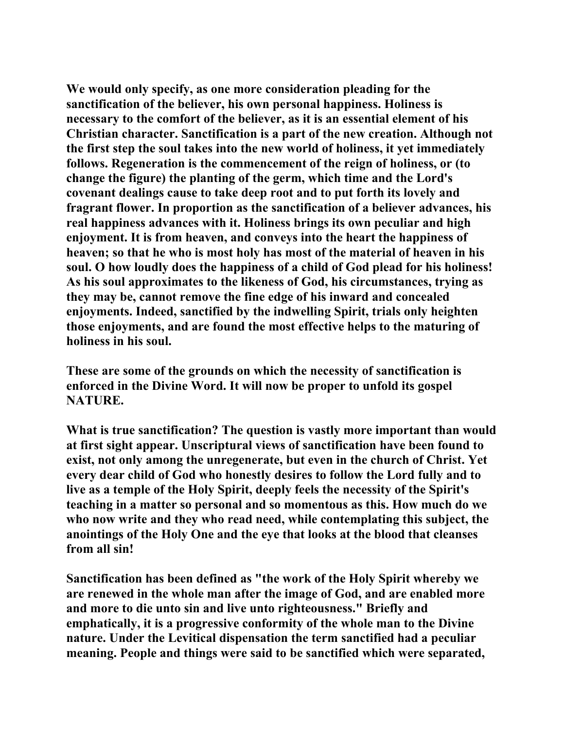**We would only specify, as one more consideration pleading for the sanctification of the believer, his own personal happiness. Holiness is necessary to the comfort of the believer, as it is an essential element of his Christian character. Sanctification is a part of the new creation. Although not the first step the soul takes into the new world of holiness, it yet immediately follows. Regeneration is the commencement of the reign of holiness, or (to change the figure) the planting of the germ, which time and the Lord's covenant dealings cause to take deep root and to put forth its lovely and fragrant flower. In proportion as the sanctification of a believer advances, his real happiness advances with it. Holiness brings its own peculiar and high enjoyment. It is from heaven, and conveys into the heart the happiness of heaven; so that he who is most holy has most of the material of heaven in his soul. O how loudly does the happiness of a child of God plead for his holiness! As his soul approximates to the likeness of God, his circumstances, trying as they may be, cannot remove the fine edge of his inward and concealed enjoyments. Indeed, sanctified by the indwelling Spirit, trials only heighten those enjoyments, and are found the most effective helps to the maturing of holiness in his soul.**

**These are some of the grounds on which the necessity of sanctification is enforced in the Divine Word. It will now be proper to unfold its gospel NATURE.**

**What is true sanctification? The question is vastly more important than would at first sight appear. Unscriptural views of sanctification have been found to exist, not only among the unregenerate, but even in the church of Christ. Yet every dear child of God who honestly desires to follow the Lord fully and to live as a temple of the Holy Spirit, deeply feels the necessity of the Spirit's teaching in a matter so personal and so momentous as this. How much do we who now write and they who read need, while contemplating this subject, the anointings of the Holy One and the eye that looks at the blood that cleanses from all sin!**

**Sanctification has been defined as "the work of the Holy Spirit whereby we are renewed in the whole man after the image of God, and are enabled more and more to die unto sin and live unto righteousness." Briefly and emphatically, it is a progressive conformity of the whole man to the Divine nature. Under the Levitical dispensation the term sanctified had a peculiar meaning. People and things were said to be sanctified which were separated,**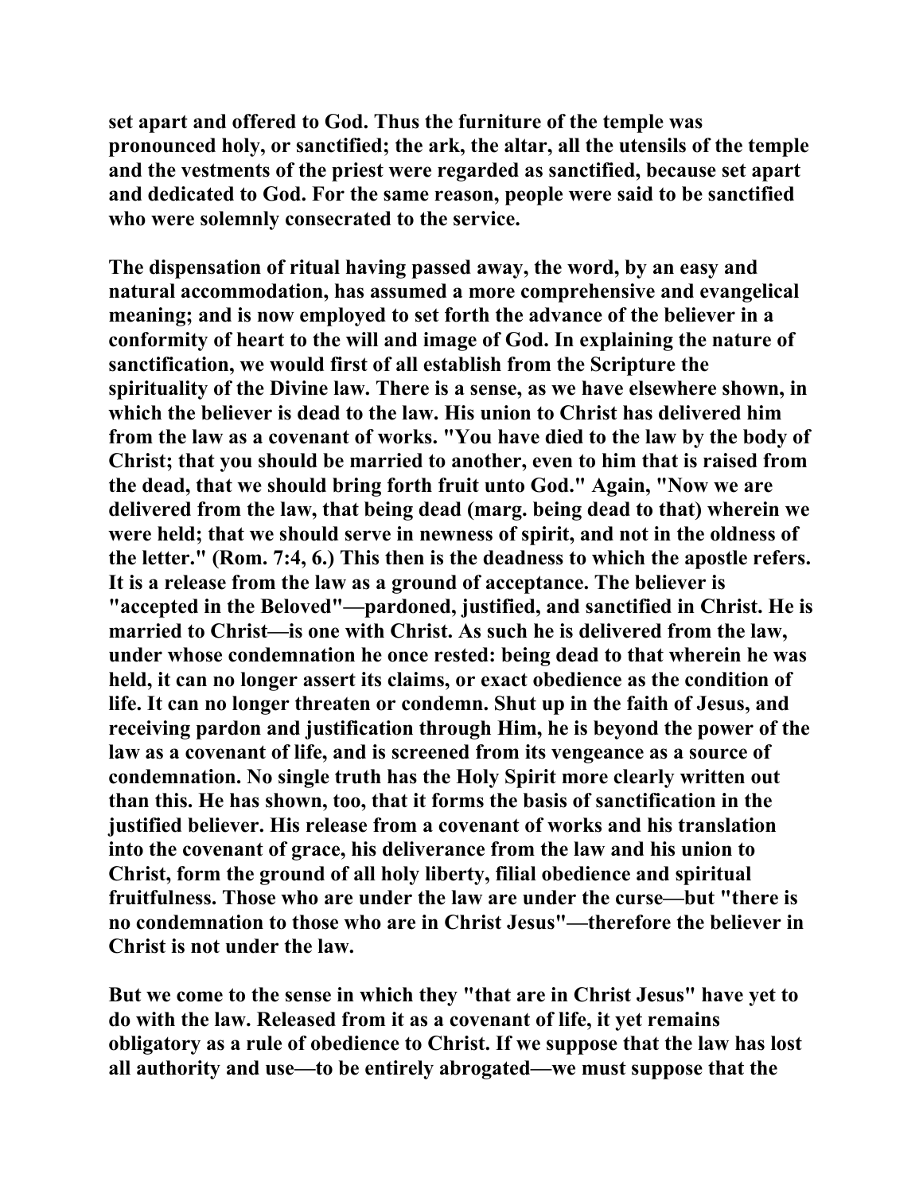set apart and offered to God. Thus the furniture of the temple was pronounced holy, or sanctified; the ark, the altar, all the utensils of the temple and the vestments of the priest were regarded as sanctified, because set apart and dedicated to God. For the same reason, people were said to be sanctified who were solemnly consecrated to the service.

The dispensation of ritual having passed away, the word, by an easy and natural accommodation, has assumed a more comprehensive and evangelical meaning; and is now employed to set forth the advance of the believer in a conformity of heart to the will and image of God. In explaining the nature of sanctification, we would first of all establish from the Scripture the spirituality of the Divine law. There is a sense, as we have elsewhere shown, in which the believer is dead to the law. His union to Christ has delivered him from the law as a covenant of works. "You have died to the law by the body of Christ; that you should be married to another, even to him that is raised from the dead, that we should bring forth fruit unto God." Again, "Now we are delivered from the law, that being dead (marg. being dead to that) wherein we were held; that we should serve in newness of spirit, and not in the oldness of the letter." (Rom. 7:4, 6.) This then is the deadness to which the apostle refers. It is a release from the law as a ground of acceptance. The believer is "accepted in the Beloved"—pardoned, justified, and sanctified in Christ. He is married to Christ—is one with Christ. As such he is delivered from the law, under whose condemnation he once rested: being dead to that wherein he was held, it can no longer assert its claims, or exact obedience as the condition of life. It can no longer threaten or condemn. Shut up in the faith of Jesus, and receiving pardon and justification through Him, he is beyond the power of the law as a covenant of life, and is screened from its vengeance as a source of condemnation. No single truth has the Holy Spirit more clearly written out than this. He has shown, too, that it forms the basis of sanctification in the justified believer. His release from a covenant of works and his translation into the covenant of grace, his deliverance from the law and his union to Christ, form the ground of all holy liberty, filial obedience and spiritual fruitfulness. Those who are under the law are under the curse—but "there is no condemnation to those who are in Christ Jesus"—therefore the believer in Christ is not under the law.

But we come to the sense in which they "that are in Christ Jesus" have yet to do with the law. Released from it as a covenant of life, it yet remains obligatory as a rule of obedience to Christ. If we suppose that the law has lost all authority and use—to be entirely abrogated—we must suppose that the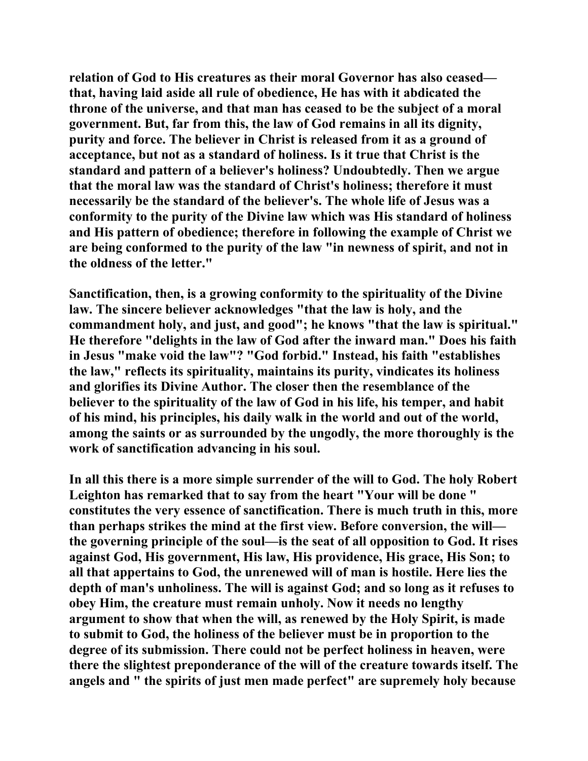relation of God to His creatures as their moral Governor has also ceased—that, having laid aside all rule of obedience, He has with it abdicated the throne of the universe, and that man has ceased to be the subject of a moral government. But, far from this, the law of God remains in all its dignity, purity and force. The believer in Christ is released from it as a ground of acceptance, but not as a standard of holiness. Is it true that Christ is the standard and pattern of a believer's holiness? Undoubtedly. Then we argue that the moral law was the standard of Christ's holiness; therefore it must necessarily be the standard of the believer's. The whole life of Jesus was a conformity to the purity of the Divine law which was His standard of holiness and His pattern of obedience; therefore in following the example of Christ we are being conformed to the purity of the law "in newness of spirit, and not in the oldness of the letter."

Sanctification, then, is a growing conformity to the spirituality of the Divine law. The sincere believer acknowledges "that the law is holy, and the commandment holy, and just, and good"; he knows "that the law is spiritual." He therefore "delights in the law of God after the inward man." Does his faith in Jesus "make void the law"? "God forbid." Instead, his faith "establishes the law," reflects its spirituality, maintains its purity, vindicates its holiness and glorifies its Divine Author. The closer then the resemblance of the believer to the spirituality of the law of God in his life, his temper, and habit of his mind, his principles, his daily walk in the world and out of the world, among the saints or as surrounded by the ungodly, the more thoroughly is the work of sanctification advancing in his soul.

In all this there is a more simple surrender of the will to God. The holy Robert Leighton has remarked that to say from the heart "Your will be done " constitutes the very essence of sanctification. There is much truth in this, more than perhaps strikes the mind at the first view. Before conversion, the will—the governing principle of the soul—is the seat of all opposition to God. It rises against God, His government, His law, His providence, His grace, His Son; to all that appertains to God, the unrenewed will of man is hostile. Here lies the depth of man's unholiness. The will is against God; and so long as it refuses to obey Him, the creature must remain unholy. Now it needs no lengthy argument to show that when the will, as renewed by the Holy Spirit, is made to submit to God, the holiness of the believer must be in proportion to the degree of its submission. There could not be perfect holiness in heaven, were there the slightest preponderance of the will of the creature towards itself. The angels and " the spirits of just men made perfect" are supremely holy because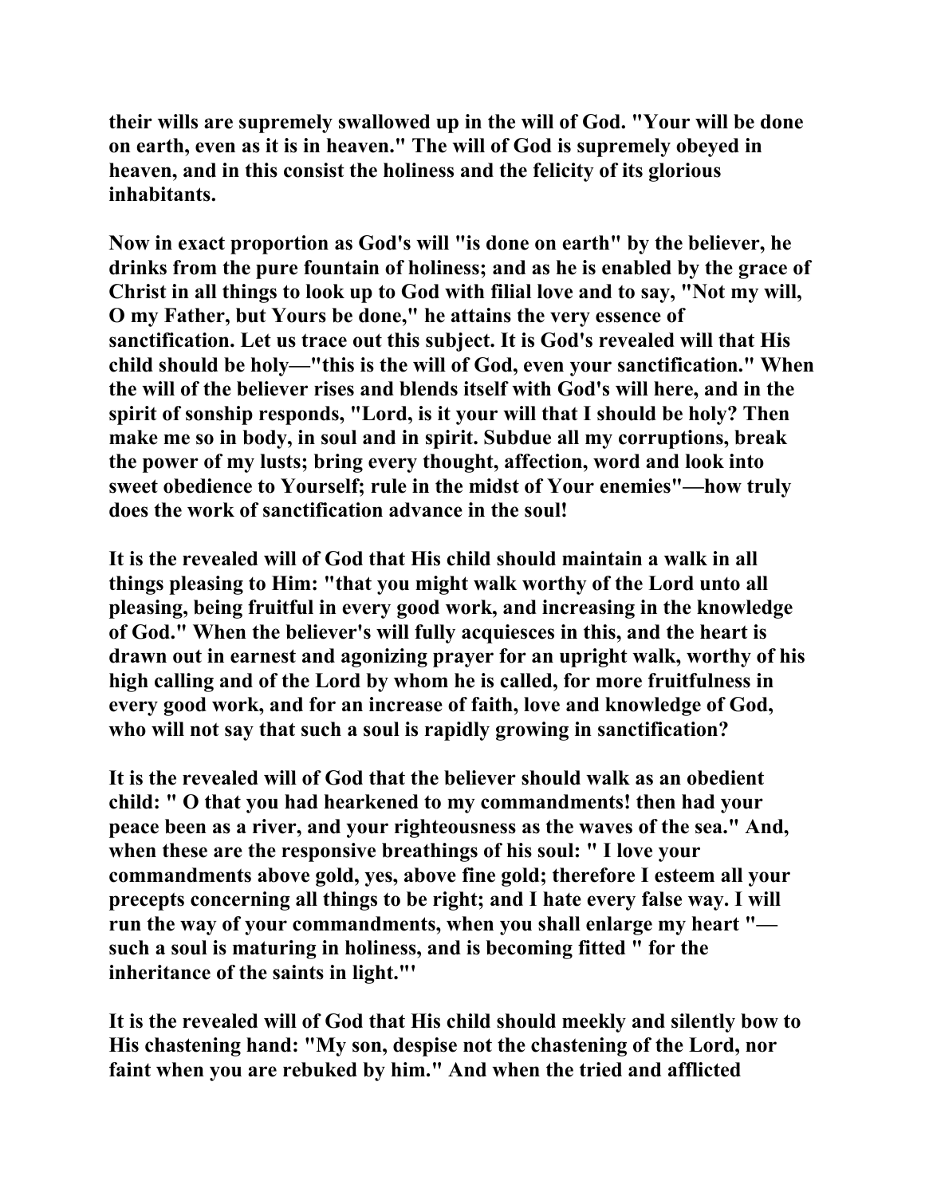their wills are supremely swallowed up in the will of God. "Your will be done on earth, even as it is in heaven." The will of God is supremely obeyed in heaven, and in this consist the holiness and the felicity of its glorious inhabitants.

Now in exact proportion as God's will "is done on earth" by the believer, he drinks from the pure fountain of holiness; and as he is enabled by the grace of Christ in all things to look up to God with filial love and to say, "Not my will, O my Father, but Yours be done," he attains the very essence of sanctification. Let us trace out this subject. It is God's revealed will that His child should be holy—"this is the will of God, even your sanctification." When the will of the believer rises and blends itself with God's will here, and in the spirit of sonship responds, "Lord, is it your will that I should be holy? Then make me so in body, in soul and in spirit. Subdue all my corruptions, break the power of my lusts; bring every thought, affection, word and look into sweet obedience to Yourself; rule in the midst of Your enemies"—how truly does the work of sanctification advance in the soul!

It is the revealed will of God that His child should maintain a walk in all things pleasing to Him: "that you might walk worthy of the Lord unto all pleasing, being fruitful in every good work, and increasing in the knowledge of God." When the believer's will fully acquiesces in this, and the heart is drawn out in earnest and agonizing prayer for an upright walk, worthy of his high calling and of the Lord by whom he is called, for more fruitfulness in every good work, and for an increase of faith, love and knowledge of God, who will not say that such a soul is rapidly growing in sanctification?

It is the revealed will of God that the believer should walk as an obedient child: " O that you had hearkened to my commandments! then had your peace been as a river, and your righteousness as the waves of the sea." And, when these are the responsive breathings of his soul: " I love your commandments above gold, yes, above fine gold; therefore I esteem all your precepts concerning all things to be right; and I hate every false way. I will run the way of your commandments, when you shall enlarge my heart "— such a soul is maturing in holiness, and is becoming fitted " for the inheritance of the saints in light."'

It is the revealed will of God that His child should meekly and silently bow to His chastening hand: "My son, despise not the chastening of the Lord, nor faint when you are rebuked by him." And when the tried and afflicted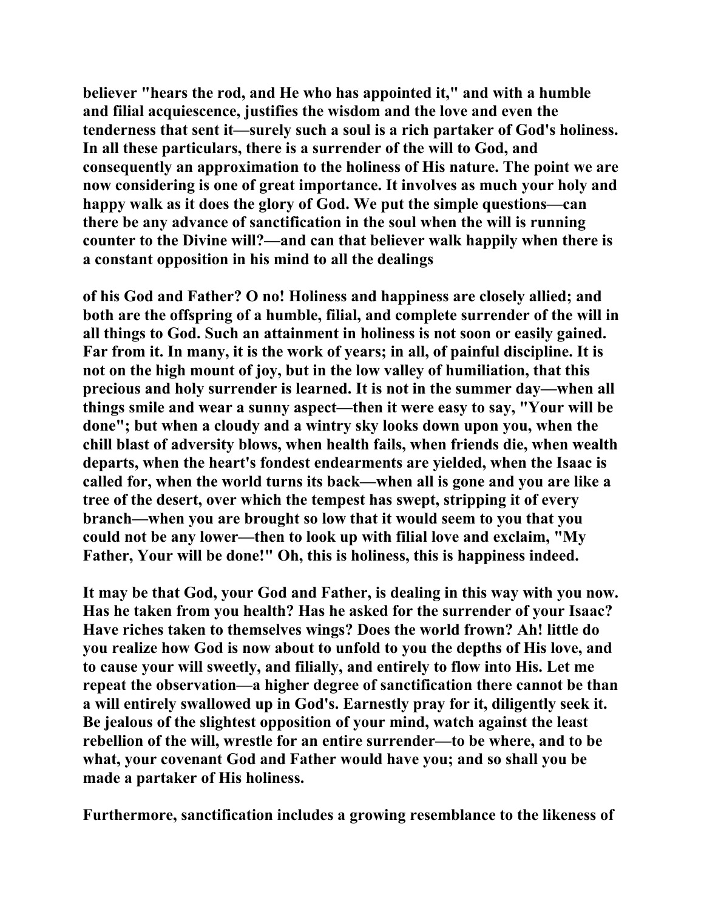believer "hears the rod, and He who has appointed it," and with a humble and filial acquiescence, justifies the wisdom and the love and even the tenderness that sent it—surely such a soul is a rich partaker of God's holiness. In all these particulars, there is a surrender of the will to God, and consequently an approximation to the holiness of His nature. The point we are now considering is one of great importance. It involves as much your holy and happy walk as it does the glory of God. We put the simple questions—can there be any advance of sanctification in the soul when the will is running counter to the Divine will?—and can that believer walk happily when there is a constant opposition in his mind to all the dealings of his God and Father? O no! Holiness and happiness are closely allied; and both are the offspring of a humble, filial, and complete surrender of the will in all things to God. Such an attainment in holiness is not soon or easily gained. Far from it. In many, it is the work of years; in all, of painful discipline. It is not on the high mount of joy, but in the low valley of humiliation, that this precious and holy surrender is learned. It is not in the summer day—when all things smile and wear a sunny aspect—then it were easy to say, "Your will be done"; but when a cloudy and a wintry sky looks down upon you, when the chill blast of adversity blows, when health fails, when friends die, when wealth departs, when the heart's fondest endearments are yielded, when the Isaac is called for, when the world turns its back—when all is gone and you are like a tree of the desert, over which the tempest has swept, stripping it of every branch—when you are brought so low that it would seem to you that you could not be any lower—then to look up with filial love and exclaim, "My Father, Your will be done!" Oh, this is holiness, this is happiness indeed.

It may be that God, your God and Father, is dealing in this way with you now. Has he taken from you health? Has he asked for the surrender of your Isaac? Have riches taken to themselves wings? Does the world frown? Ah! little do you realize how God is now about to unfold to you the depths of His love, and to cause your will sweetly, and filially, and entirely to flow into His. Let me repeat the observation—a higher degree of sanctification there cannot be than a will entirely swallowed up in God's. Earnestly pray for it, diligently seek it. Be jealous of the slightest opposition of your mind, watch against the least rebellion of the will, wrestle for an entire surrender—to be where, and to be what, your covenant God and Father would have you; and so shall you be made a partaker of His holiness.

Furthermore, sanctification includes a growing resemblance to the likeness of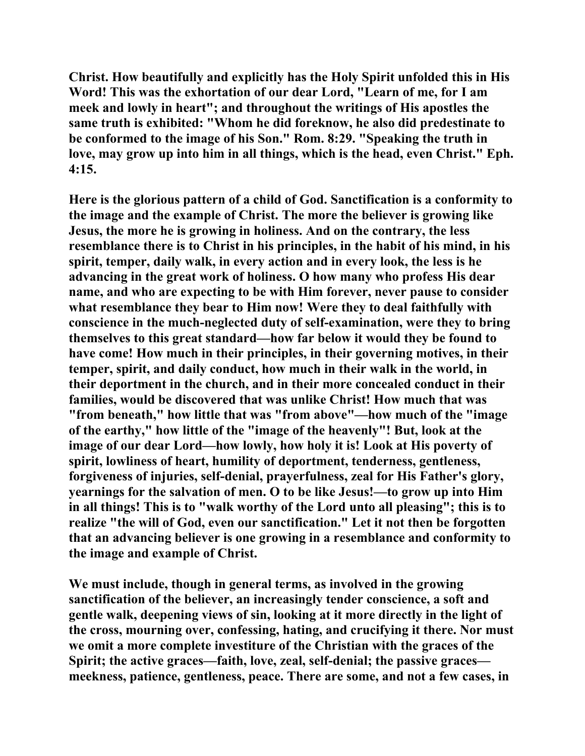**Christ. How beautifully and explicitly has the Holy Spirit unfolded this in His Word! This was the exhortation of our dear Lord, "Learn of me, for I am meek and lowly in heart"; and throughout the writings of His apostles the same truth is exhibited: "Whom he did foreknow, he also did predestinate to be conformed to the image of his Son." Rom. 8:29. "Speaking the truth in love, may grow up into him in all things, which is the head, even Christ." Eph. 4:15.**

**Here is the glorious pattern of a child of God. Sanctification is a conformity to the image and the example of Christ. The more the believer is growing like Jesus, the more he is growing in holiness. And on the contrary, the less resemblance there is to Christ in his principles, in the habit of his mind, in his spirit, temper, daily walk, in every action and in every look, the less is he advancing in the great work of holiness. O how many who profess His dear name, and who are expecting to be with Him forever, never pause to consider what resemblance they bear to Him now! Were they to deal faithfully with conscience in the much-neglected duty of self-examination, were they to bring themselves to this great standard—how far below it would they be found to have come! How much in their principles, in their governing motives, in their temper, spirit, and daily conduct, how much in their walk in the world, in their deportment in the church, and in their more concealed conduct in their families, would be discovered that was unlike Christ! How much that was "from beneath," how little that was "from above"—how much of the "image of the earthy," how little of the "image of the heavenly"! But, look at the image of our dear Lord—how lowly, how holy it is! Look at His poverty of spirit, lowliness of heart, humility of deportment, tenderness, gentleness, forgiveness of injuries, self-denial, prayerfulness, zeal for His Father's glory, yearnings for the salvation of men. O to be like Jesus!—to grow up into Him in all things! This is to "walk worthy of the Lord unto all pleasing"; this is to realize "the will of God, even our sanctification." Let it not then be forgotten that an advancing believer is one growing in a resemblance and conformity to the image and example of Christ.**

**We must include, though in general terms, as involved in the growing sanctification of the believer, an increasingly tender conscience, a soft and gentle walk, deepening views of sin, looking at it more directly in the light of the cross, mourning over, confessing, hating, and crucifying it there. Nor must we omit a more complete investiture of the Christian with the graces of the Spirit; the active graces—faith, love, zeal, self-denial; the passive graces—meekness, patience, gentleness, peace. There are some, and not a few cases, in**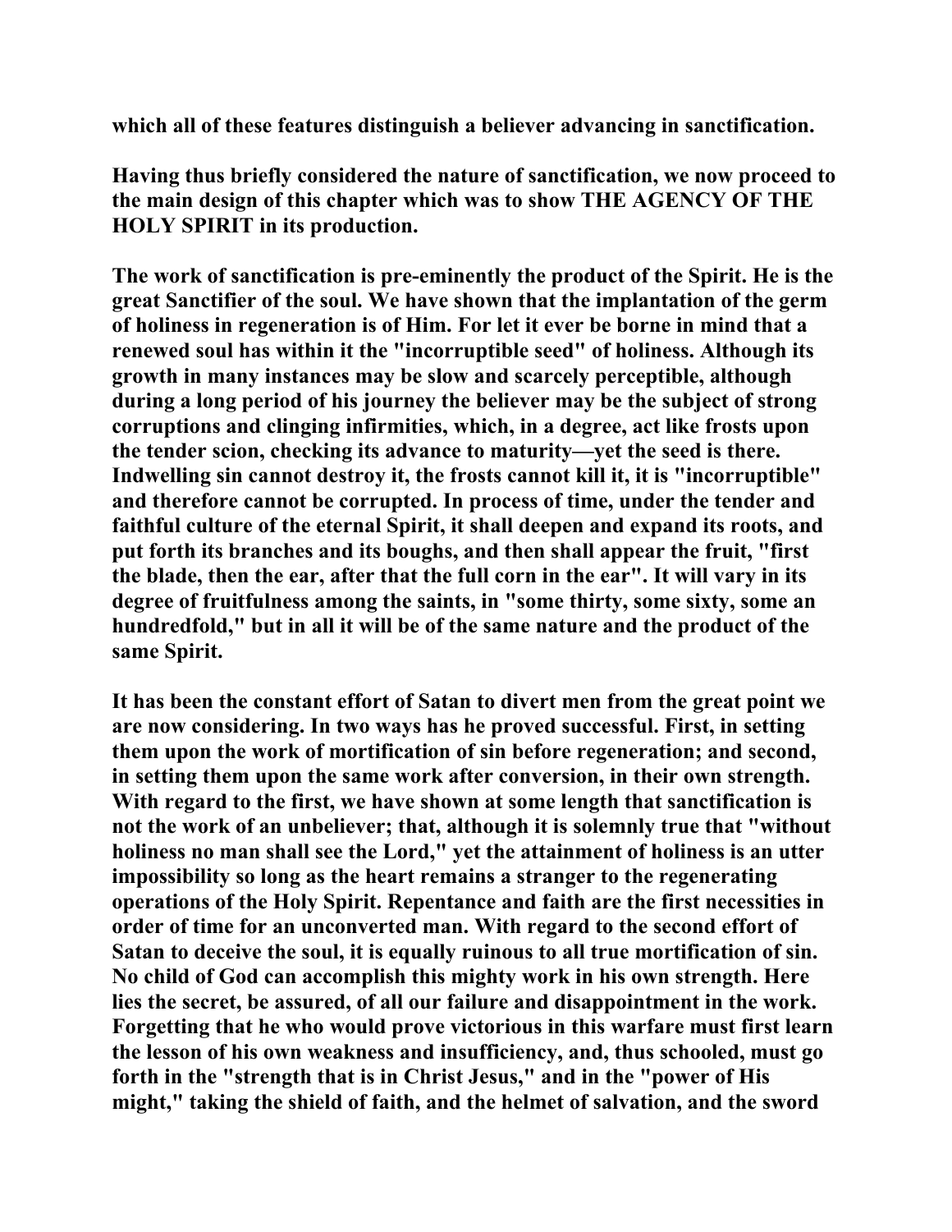**which all of these features distinguish a believer advancing in sanctification.**

**Having thus briefly considered the nature of sanctification, we now proceed to the main design of this chapter which was to show THE AGENCY OF THE HOLY SPIRIT in its production.**

**The work of sanctification is pre-eminently the product of the Spirit. He is the great Sanctifier of the soul. We have shown that the implantation of the germ of holiness in regeneration is of Him. For let it ever be borne in mind that a renewed soul has within it the "incorruptible seed" of holiness. Although its growth in many instances may be slow and scarcely perceptible, although during a long period of his journey the believer may be the subject of strong corruptions and clinging infirmities, which, in a degree, act like frosts upon the tender scion, checking its advance to maturity—yet the seed is there. Indwelling sin cannot destroy it, the frosts cannot kill it, it is "incorruptible" and therefore cannot be corrupted. In process of time, under the tender and faithful culture of the eternal Spirit, it shall deepen and expand its roots, and put forth its branches and its boughs, and then shall appear the fruit, "first the blade, then the ear, after that the full corn in the ear". It will vary in its degree of fruitfulness among the saints, in "some thirty, some sixty, some an hundredfold," but in all it will be of the same nature and the product of the same Spirit.**

**It has been the constant effort of Satan to divert men from the great point we are now considering. In two ways has he proved successful. First, in setting them upon the work of mortification of sin before regeneration; and second, in setting them upon the same work after conversion, in their own strength. With regard to the first, we have shown at some length that sanctification is not the work of an unbeliever; that, although it is solemnly true that "without holiness no man shall see the Lord," yet the attainment of holiness is an utter impossibility so long as the heart remains a stranger to the regenerating operations of the Holy Spirit. Repentance and faith are the first necessities in order of time for an unconverted man. With regard to the second effort of Satan to deceive the soul, it is equally ruinous to all true mortification of sin. No child of God can accomplish this mighty work in his own strength. Here lies the secret, be assured, of all our failure and disappointment in the work. Forgetting that he who would prove victorious in this warfare must first learn the lesson of his own weakness and insufficiency, and, thus schooled, must go forth in the "strength that is in Christ Jesus," and in the "power of His might," taking the shield of faith, and the helmet of salvation, and the sword**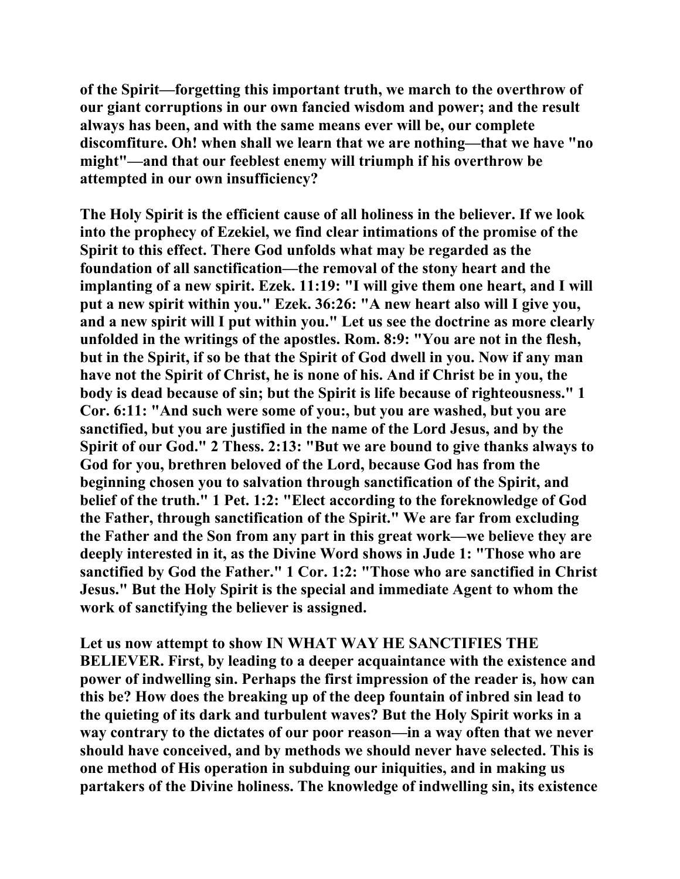of the Spirit—forgetting this important truth, we march to the overthrow of our giant corruptions in our own fancied wisdom and power; and the result always has been, and with the same means ever will be, our complete discomfiture. Oh! when shall we learn that we are nothing—that we have "no might"—and that our feeblest enemy will triumph if his overthrow be attempted in our own insufficiency?

The Holy Spirit is the efficient cause of all holiness in the believer. If we look into the prophecy of Ezekiel, we find clear intimations of the promise of the Spirit to this effect. There God unfolds what may be regarded as the foundation of all sanctification—the removal of the stony heart and the implanting of a new spirit. Ezek. 11:19: "I will give them one heart, and I will put a new spirit within you." Ezek. 36:26: "A new heart also will I give you, and a new spirit will I put within you." Let us see the doctrine as more clearly unfolded in the writings of the apostles. Rom. 8:9: "You are not in the flesh, but in the Spirit, if so be that the Spirit of God dwell in you. Now if any man have not the Spirit of Christ, he is none of his. And if Christ be in you, the body is dead because of sin; but the Spirit is life because of righteousness." 1 Cor. 6:11: "And such were some of you:, but you are washed, but you are sanctified, but you are justified in the name of the Lord Jesus, and by the Spirit of our God." 2 Thess. 2:13: "But we are bound to give thanks always to God for you, brethren beloved of the Lord, because God has from the beginning chosen you to salvation through sanctification of the Spirit, and belief of the truth." 1 Pet. 1:2: "Elect according to the foreknowledge of God the Father, through sanctification of the Spirit." We are far from excluding the Father and the Son from any part in this great work—we believe they are deeply interested in it, as the Divine Word shows in Jude 1: "Those who are sanctified by God the Father." 1 Cor. 1:2: "Those who are sanctified in Christ Jesus." But the Holy Spirit is the special and immediate Agent to whom the work of sanctifying the believer is assigned.

Let us now attempt to show IN WHAT WAY HE SANCTIFIES THE BELIEVER. First, by leading to a deeper acquaintance with the existence and power of indwelling sin. Perhaps the first impression of the reader is, how can this be? How does the breaking up of the deep fountain of inbred sin lead to the quieting of its dark and turbulent waves? But the Holy Spirit works in a way contrary to the dictates of our poor reason—in a way often that we never should have conceived, and by methods we should never have selected. This is one method of His operation in subduing our iniquities, and in making us partakers of the Divine holiness. The knowledge of indwelling sin, its existence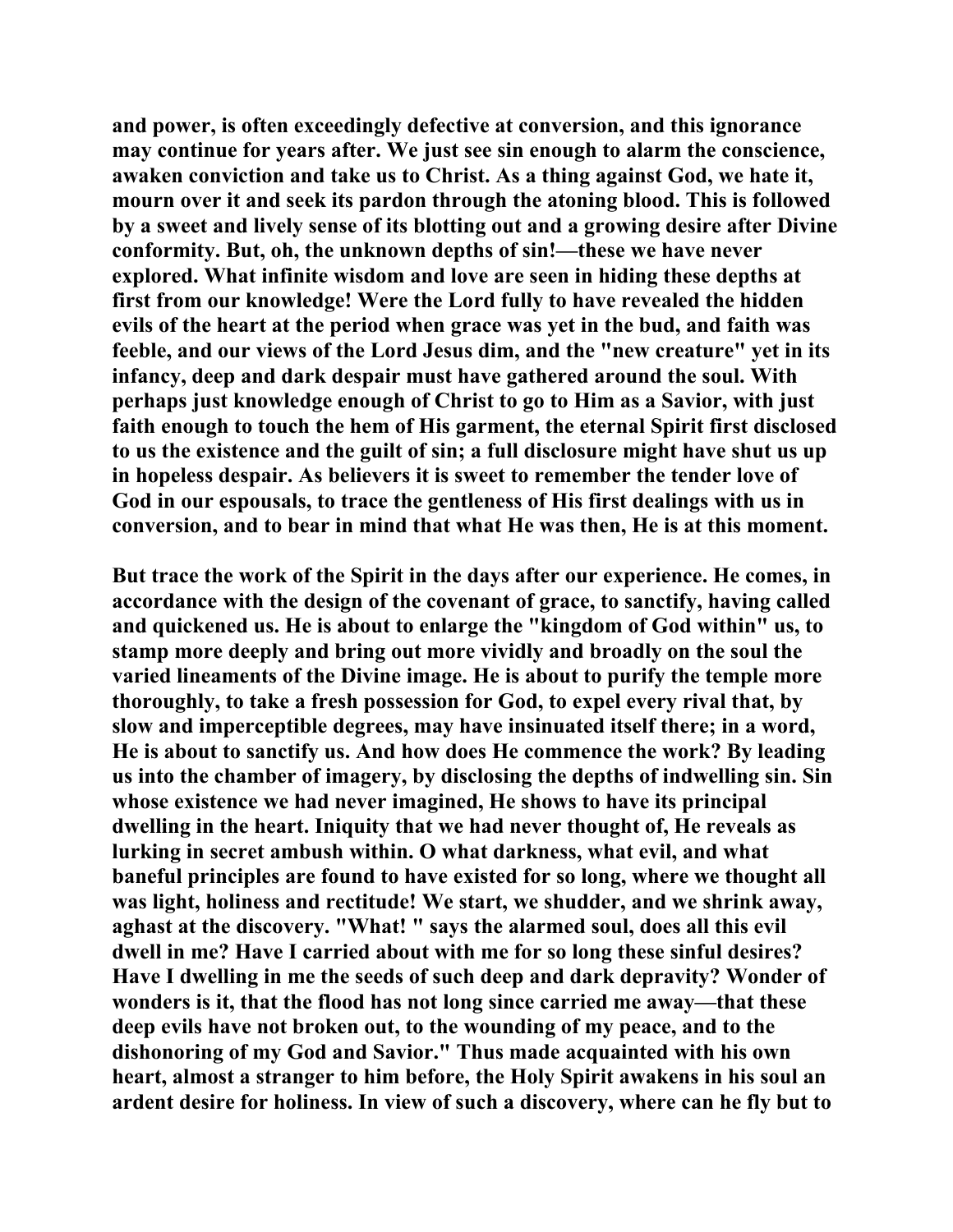and power, is often exceedingly defective at conversion, and this ignorance may continue for years after. We just see sin enough to alarm the conscience, awaken conviction and take us to Christ. As a thing against God, we hate it, mourn over it and seek its pardon through the atoning blood. This is followed by a sweet and lively sense of its blotting out and a growing desire after Divine conformity. But, oh, the unknown depths of sin!—these we have never explored. What infinite wisdom and love are seen in hiding these depths at first from our knowledge! Were the Lord fully to have revealed the hidden evils of the heart at the period when grace was yet in the bud, and faith was feeble, and our views of the Lord Jesus dim, and the "new creature" yet in its infancy, deep and dark despair must have gathered around the soul. With perhaps just knowledge enough of Christ to go to Him as a Savior, with just faith enough to touch the hem of His garment, the eternal Spirit first disclosed to us the existence and the guilt of sin; a full disclosure might have shut us up in hopeless despair. As believers it is sweet to remember the tender love of God in our espousals, to trace the gentleness of His first dealings with us in conversion, and to bear in mind that what He was then, He is at this moment.

But trace the work of the Spirit in the days after our experience. He comes, in accordance with the design of the covenant of grace, to sanctify, having called and quickened us. He is about to enlarge the "kingdom of God within" us, to stamp more deeply and bring out more vividly and broadly on the soul the varied lineaments of the Divine image. He is about to purify the temple more thoroughly, to take a fresh possession for God, to expel every rival that, by slow and imperceptible degrees, may have insinuated itself there; in a word, He is about to sanctify us. And how does He commence the work? By leading us into the chamber of imagery, by disclosing the depths of indwelling sin. Sin whose existence we had never imagined, He shows to have its principal dwelling in the heart. Iniquity that we had never thought of, He reveals as lurking in secret ambush within. O what darkness, what evil, and what baneful principles are found to have existed for so long, where we thought all was light, holiness and rectitude! We start, we shudder, and we shrink away, aghast at the discovery. "What! " says the alarmed soul, does all this evil dwell in me? Have I carried about with me for so long these sinful desires? Have I dwelling in me the seeds of such deep and dark depravity? Wonder of wonders is it, that the flood has not long since carried me away—that these deep evils have not broken out, to the wounding of my peace, and to the dishonoring of my God and Savior." Thus made acquainted with his own heart, almost a stranger to him before, the Holy Spirit awakens in his soul an ardent desire for holiness. In view of such a discovery, where can he fly but to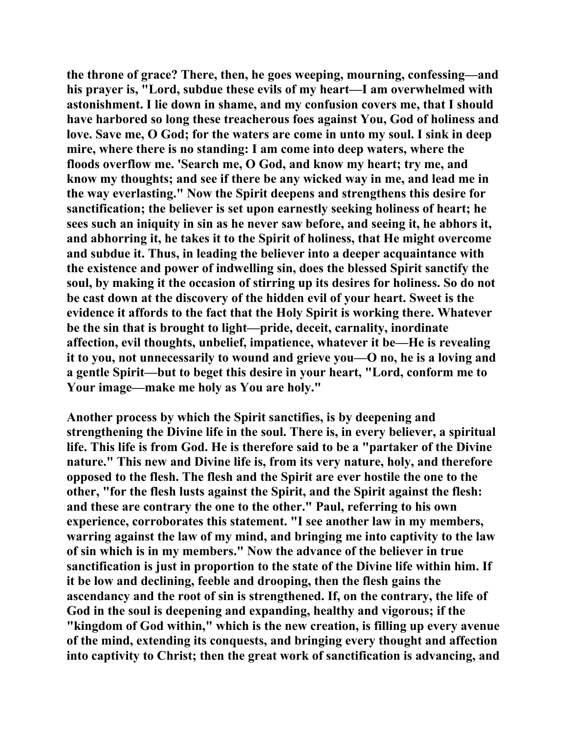the throne of grace? There, then, he goes weeping, mourning, confessing—and his prayer is, "Lord, subdue these evils of my heart—I am overwhelmed with astonishment. I lie down in shame, and my confusion covers me, that I should have harbored so long these treacherous foes against You, God of holiness and love. Save me, O God; for the waters are come in unto my soul. I sink in deep mire, where there is no standing: I am come into deep waters, where the floods overflow me. 'Search me, O God, and know my heart; try me, and know my thoughts; and see if there be any wicked way in me, and lead me in the way everlasting." Now the Spirit deepens and strengthens this desire for sanctification; the believer is set upon earnestly seeking holiness of heart; he sees such an iniquity in sin as he never saw before, and seeing it, he abhors it, and abhorring it, he takes it to the Spirit of holiness, that He might overcome and subdue it. Thus, in leading the believer into a deeper acquaintance with the existence and power of indwelling sin, does the blessed Spirit sanctify the soul, by making it the occasion of stirring up its desires for holiness. So do not be cast down at the discovery of the hidden evil of your heart. Sweet is the evidence it affords to the fact that the Holy Spirit is working there. Whatever be the sin that is brought to light—pride, deceit, carnality, inordinate affection, evil thoughts, unbelief, impatience, whatever it be—He is revealing it to you, not unnecessarily to wound and grieve you—O no, he is a loving and a gentle Spirit—but to beget this desire in your heart, "Lord, conform me to Your image—make me holy as You are holy."

Another process by which the Spirit sanctifies, is by deepening and strengthening the Divine life in the soul. There is, in every believer, a spiritual life. This life is from God. He is therefore said to be a "partaker of the Divine nature." This new and Divine life is, from its very nature, holy, and therefore opposed to the flesh. The flesh and the Spirit are ever hostile the one to the other, "for the flesh lusts against the Spirit, and the Spirit against the flesh: and these are contrary the one to the other." Paul, referring to his own experience, corroborates this statement. "I see another law in my members, warring against the law of my mind, and bringing me into captivity to the law of sin which is in my members." Now the advance of the believer in true sanctification is just in proportion to the state of the Divine life within him. If it be low and declining, feeble and drooping, then the flesh gains the ascendancy and the root of sin is strengthened. If, on the contrary, the life of God in the soul is deepening and expanding, healthy and vigorous; if the "kingdom of God within," which is the new creation, is filling up every avenue of the mind, extending its conquests, and bringing every thought and affection into captivity to Christ; then the great work of sanctification is advancing, and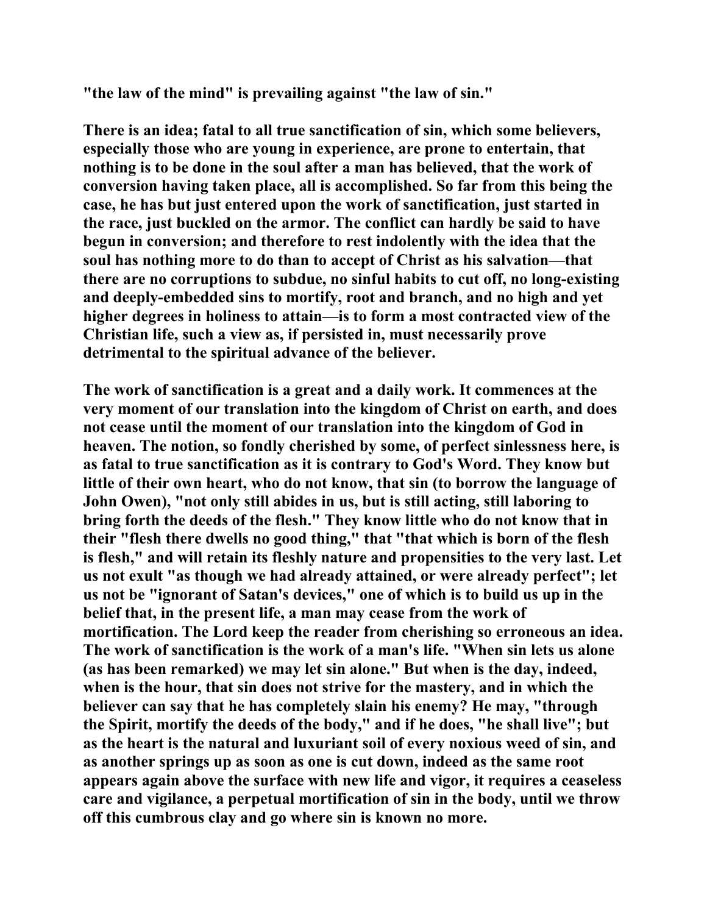"the law of the mind" is prevailing against "the law of sin."

There is an idea; fatal to all true sanctification of sin, which some believers, especially those who are young in experience, are prone to entertain, that nothing is to be done in the soul after a man has believed, that the work of conversion having taken place, all is accomplished. So far from this being the case, he has but just entered upon the work of sanctification, just started in the race, just buckled on the armor. The conflict can hardly be said to have begun in conversion; and therefore to rest indolently with the idea that the soul has nothing more to do than to accept of Christ as his salvation—that there are no corruptions to subdue, no sinful habits to cut off, no long-existing and deeply-embedded sins to mortify, root and branch, and no high and yet higher degrees in holiness to attain—is to form a most contracted view of the Christian life, such a view as, if persisted in, must necessarily prove detrimental to the spiritual advance of the believer.

The work of sanctification is a great and a daily work. It commences at the very moment of our translation into the kingdom of Christ on earth, and does not cease until the moment of our translation into the kingdom of God in heaven. The notion, so fondly cherished by some, of perfect sinlessness here, is as fatal to true sanctification as it is contrary to God's Word. They know but little of their own heart, who do not know, that sin (to borrow the language of John Owen), "not only still abides in us, but is still acting, still laboring to bring forth the deeds of the flesh." They know little who do not know that in their "flesh there dwells no good thing," that "that which is born of the flesh is flesh," and will retain its fleshly nature and propensities to the very last. Let us not exult "as though we had already attained, or were already perfect"; let us not be "ignorant of Satan's devices," one of which is to build us up in the belief that, in the present life, a man may cease from the work of mortification. The Lord keep the reader from cherishing so erroneous an idea. The work of sanctification is the work of a man's life. "When sin lets us alone (as has been remarked) we may let sin alone." But when is the day, indeed, when is the hour, that sin does not strive for the mastery, and in which the believer can say that he has completely slain his enemy? He may, "through the Spirit, mortify the deeds of the body," and if he does, "he shall live"; but as the heart is the natural and luxuriant soil of every noxious weed of sin, and as another springs up as soon as one is cut down, indeed as the same root appears again above the surface with new life and vigor, it requires a ceaseless care and vigilance, a perpetual mortification of sin in the body, until we throw off this cumbrous clay and go where sin is known no more.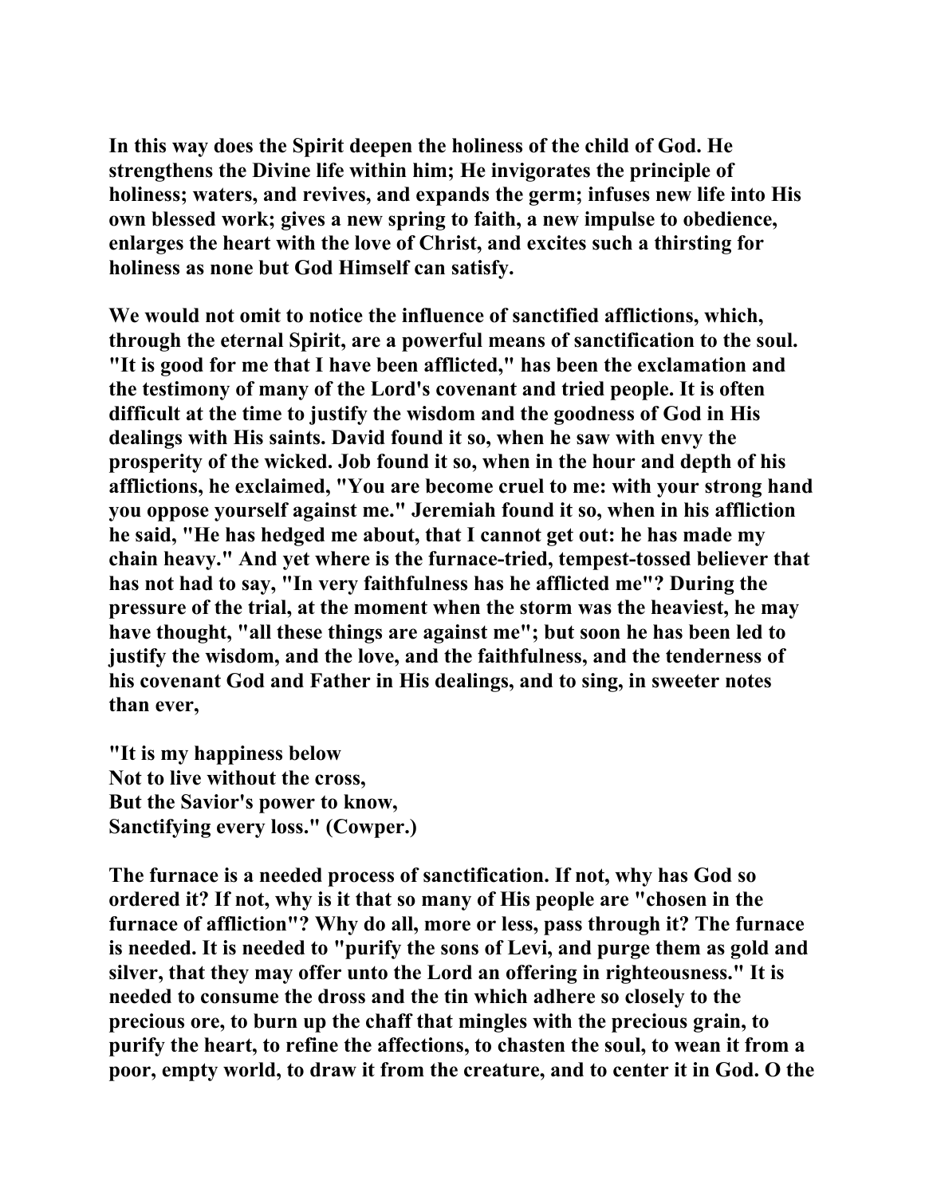In this way does the Spirit deepen the holiness of the child of God. He strengthens the Divine life within him; He invigorates the principle of holiness; waters, and revives, and expands the germ; infuses new life into His own blessed work; gives a new spring to faith, a new impulse to obedience, enlarges the heart with the love of Christ, and excites such a thirsting for holiness as none but God Himself can satisfy.

We would not omit to notice the influence of sanctified afflictions, which, through the eternal Spirit, are a powerful means of sanctification to the soul. "It is good for me that I have been afflicted," has been the exclamation and the testimony of many of the Lord's covenant and tried people. It is often difficult at the time to justify the wisdom and the goodness of God in His dealings with His saints. David found it so, when he saw with envy the prosperity of the wicked. Job found it so, when in the hour and depth of his afflictions, he exclaimed, "You are become cruel to me: with your strong hand you oppose yourself against me." Jeremiah found it so, when in his affliction he said, "He has hedged me about, that I cannot get out: he has made my chain heavy." And yet where is the furnace-tried, tempest-tossed believer that has not had to say, "In very faithfulness has he afflicted me"? During the pressure of the trial, at the moment when the storm was the heaviest, he may have thought, "all these things are against me"; but soon he has been led to justify the wisdom, and the love, and the faithfulness, and the tenderness of his covenant God and Father in His dealings, and to sing, in sweeter notes than ever,

"It is my happiness below  
Not to live without the cross,  
But the Savior's power to know,  
Sanctifying every loss." (Cowper.)

The furnace is a needed process of sanctification. If not, why has God so ordered it? If not, why is it that so many of His people are "chosen in the furnace of affliction"? Why do all, more or less, pass through it? The furnace is needed. It is needed to "purify the sons of Levi, and purge them as gold and silver, that they may offer unto the Lord an offering in righteousness." It is needed to consume the dross and the tin which adhere so closely to the precious ore, to burn up the chaff that mingles with the precious grain, to purify the heart, to refine the affections, to chasten the soul, to wean it from a poor, empty world, to draw it from the creature, and to center it in God. O the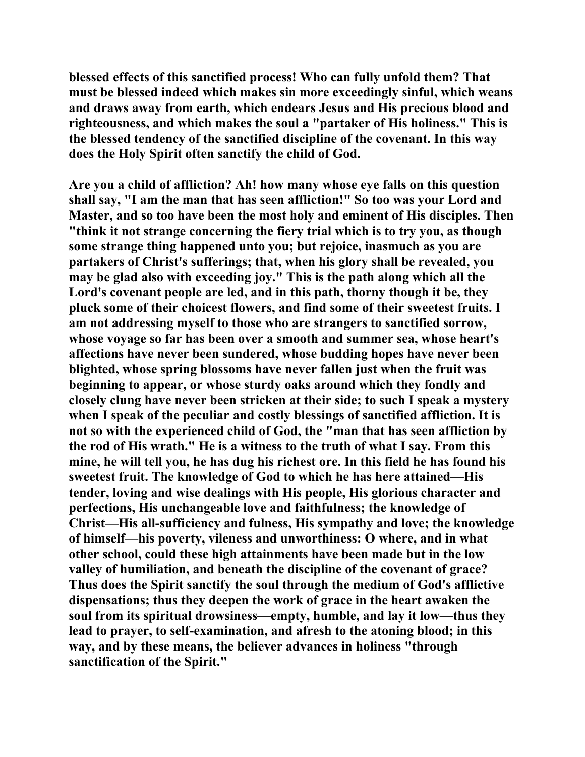blessed effects of this sanctified process! Who can fully unfold them? That must be blessed indeed which makes sin more exceedingly sinful, which weans and draws away from earth, which endears Jesus and His precious blood and righteousness, and which makes the soul a "partaker of His holiness." This is the blessed tendency of the sanctified discipline of the covenant. In this way does the Holy Spirit often sanctify the child of God.

Are you a child of affliction? Ah! how many whose eye falls on this question shall say, "I am the man that has seen affliction!" So too was your Lord and Master, and so too have been the most holy and eminent of His disciples. Then "think it not strange concerning the fiery trial which is to try you, as though some strange thing happened unto you; but rejoice, inasmuch as you are partakers of Christ's sufferings; that, when his glory shall be revealed, you may be glad also with exceeding joy." This is the path along which all the Lord's covenant people are led, and in this path, thorny though it be, they pluck some of their choicest flowers, and find some of their sweetest fruits. I am not addressing myself to those who are strangers to sanctified sorrow, whose voyage so far has been over a smooth and summer sea, whose heart's affections have never been sundered, whose budding hopes have never been blighted, whose spring blossoms have never fallen just when the fruit was beginning to appear, or whose sturdy oaks around which they fondly and closely clung have never been stricken at their side; to such I speak a mystery when I speak of the peculiar and costly blessings of sanctified affliction. It is not so with the experienced child of God, the "man that has seen affliction by the rod of His wrath." He is a witness to the truth of what I say. From this mine, he will tell you, he has dug his richest ore. In this field he has found his sweetest fruit. The knowledge of God to which he has here attained—His tender, loving and wise dealings with His people, His glorious character and perfections, His unchangeable love and faithfulness; the knowledge of Christ—His all-sufficiency and fulness, His sympathy and love; the knowledge of himself—his poverty, vileness and unworthiness: O where, and in what other school, could these high attainments have been made but in the low valley of humiliation, and beneath the discipline of the covenant of grace? Thus does the Spirit sanctify the soul through the medium of God's afflictive dispensations; thus they deepen the work of grace in the heart awaken the soul from its spiritual drowsiness—empty, humble, and lay it low—thus they lead to prayer, to self-examination, and afresh to the atoning blood; in this way, and by these means, the believer advances in holiness "through sanctification of the Spirit."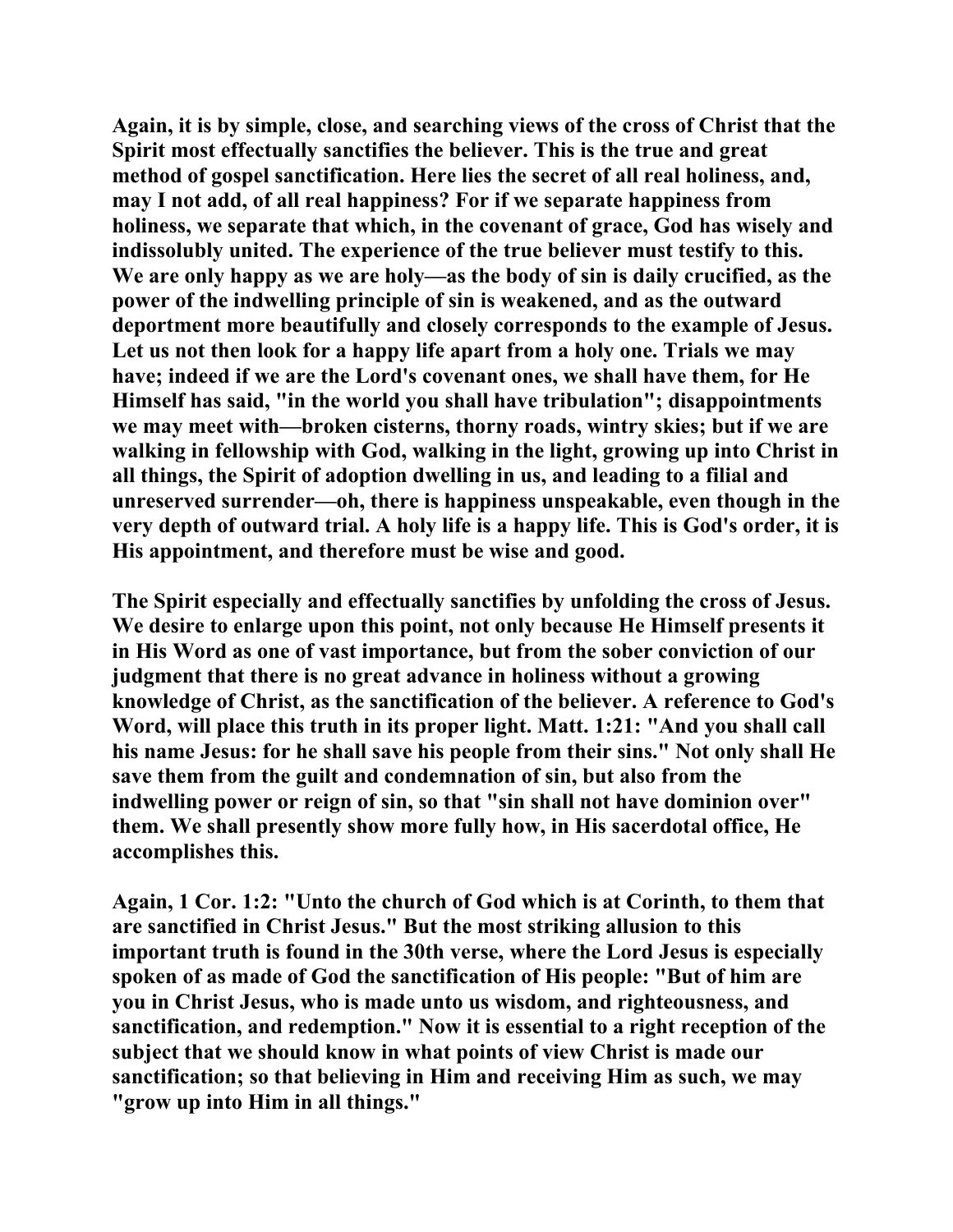Again, it is by simple, close, and searching views of the cross of Christ that the Spirit most effectually sanctifies the believer. This is the true and great method of gospel sanctification. Here lies the secret of all real holiness, and, may I not add, of all real happiness? For if we separate happiness from holiness, we separate that which, in the covenant of grace, God has wisely and indissolubly united. The experience of the true believer must testify to this. We are only happy as we are holy—as the body of sin is daily crucified, as the power of the indwelling principle of sin is weakened, and as the outward deportment more beautifully and closely corresponds to the example of Jesus. Let us not then look for a happy life apart from a holy one. Trials we may have; indeed if we are the Lord's covenant ones, we shall have them, for He Himself has said, "in the world you shall have tribulation"; disappointments we may meet with—broken cisterns, thorny roads, wintry skies; but if we are walking in fellowship with God, walking in the light, growing up into Christ in all things, the Spirit of adoption dwelling in us, and leading to a filial and unreserved surrender—oh, there is happiness unspeakable, even though in the very depth of outward trial. A holy life is a happy life. This is God's order, it is His appointment, and therefore must be wise and good.

The Spirit especially and effectually sanctifies by unfolding the cross of Jesus. We desire to enlarge upon this point, not only because He Himself presents it in His Word as one of vast importance, but from the sober conviction of our judgment that there is no great advance in holiness without a growing knowledge of Christ, as the sanctification of the believer. A reference to God's Word, will place this truth in its proper light. Matt. 1:21: "And you shall call his name Jesus: for he shall save his people from their sins." Not only shall He save them from the guilt and condemnation of sin, but also from the indwelling power or reign of sin, so that "sin shall not have dominion over" them. We shall presently show more fully how, in His sacerdotal office, He accomplishes this.

Again, 1 Cor. 1:2: "Unto the church of God which is at Corinth, to them that are sanctified in Christ Jesus." But the most striking allusion to this important truth is found in the 30th verse, where the Lord Jesus is especially spoken of as made of God the sanctification of His people: "But of him are you in Christ Jesus, who is made unto us wisdom, and righteousness, and sanctification, and redemption." Now it is essential to a right reception of the subject that we should know in what points of view Christ is made our sanctification; so that believing in Him and receiving Him as such, we may "grow up into Him in all things."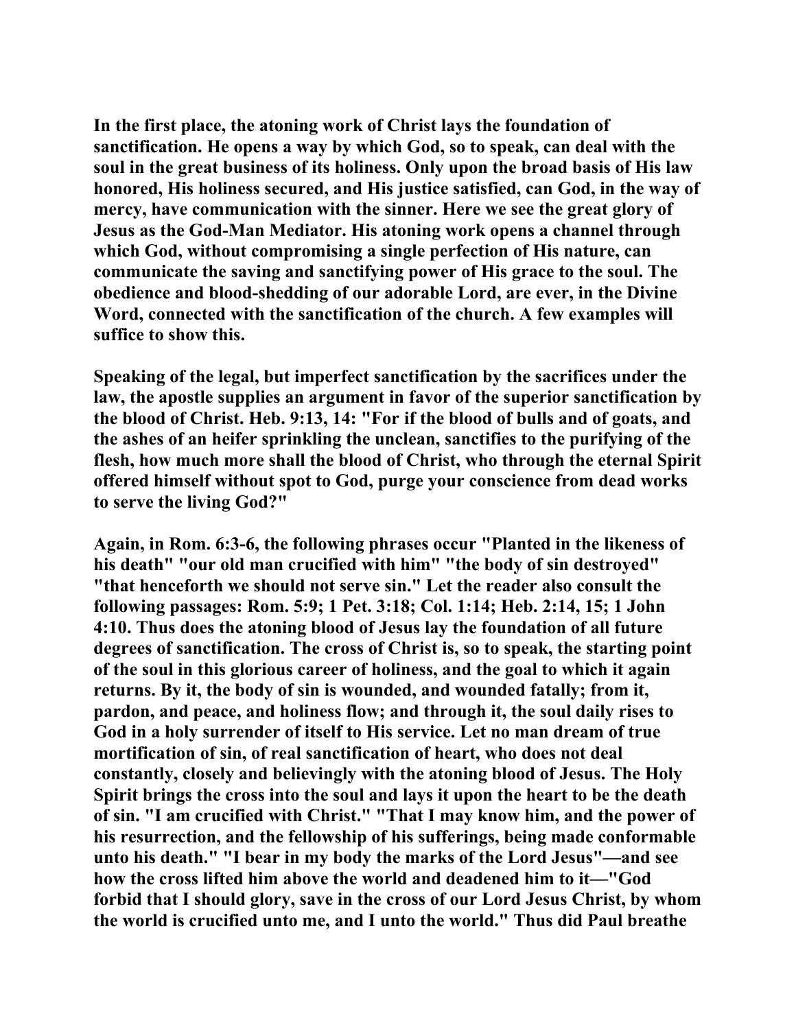In the first place, the atoning work of Christ lays the foundation of sanctification. He opens a way by which God, so to speak, can deal with the soul in the great business of its holiness. Only upon the broad basis of His law honored, His holiness secured, and His justice satisfied, can God, in the way of mercy, have communication with the sinner. Here we see the great glory of Jesus as the God-Man Mediator. His atoning work opens a channel through which God, without compromising a single perfection of His nature, can communicate the saving and sanctifying power of His grace to the soul. The obedience and blood-shedding of our adorable Lord, are ever, in the Divine Word, connected with the sanctification of the church. A few examples will suffice to show this.

Speaking of the legal, but imperfect sanctification by the sacrifices under the law, the apostle supplies an argument in favor of the superior sanctification by the blood of Christ. Heb. 9:13, 14: "For if the blood of bulls and of goats, and the ashes of an heifer sprinkling the unclean, sanctifies to the purifying of the flesh, how much more shall the blood of Christ, who through the eternal Spirit offered himself without spot to God, purge your conscience from dead works to serve the living God?"

Again, in Rom. 6:3-6, the following phrases occur "Planted in the likeness of his death" "our old man crucified with him" "the body of sin destroyed" "that henceforth we should not serve sin." Let the reader also consult the following passages: Rom. 5:9; 1 Pet. 3:18; Col. 1:14; Heb. 2:14, 15; 1 John 4:10. Thus does the atoning blood of Jesus lay the foundation of all future degrees of sanctification. The cross of Christ is, so to speak, the starting point of the soul in this glorious career of holiness, and the goal to which it again returns. By it, the body of sin is wounded, and wounded fatally; from it, pardon, and peace, and holiness flow; and through it, the soul daily rises to God in a holy surrender of itself to His service. Let no man dream of true mortification of sin, of real sanctification of heart, who does not deal constantly, closely and believingly with the atoning blood of Jesus. The Holy Spirit brings the cross into the soul and lays it upon the heart to be the death of sin. "I am crucified with Christ." "That I may know him, and the power of his resurrection, and the fellowship of his sufferings, being made conformable unto his death." "I bear in my body the marks of the Lord Jesus"—and see how the cross lifted him above the world and deadened him to it—"God forbid that I should glory, save in the cross of our Lord Jesus Christ, by whom the world is crucified unto me, and I unto the world." Thus did Paul breathe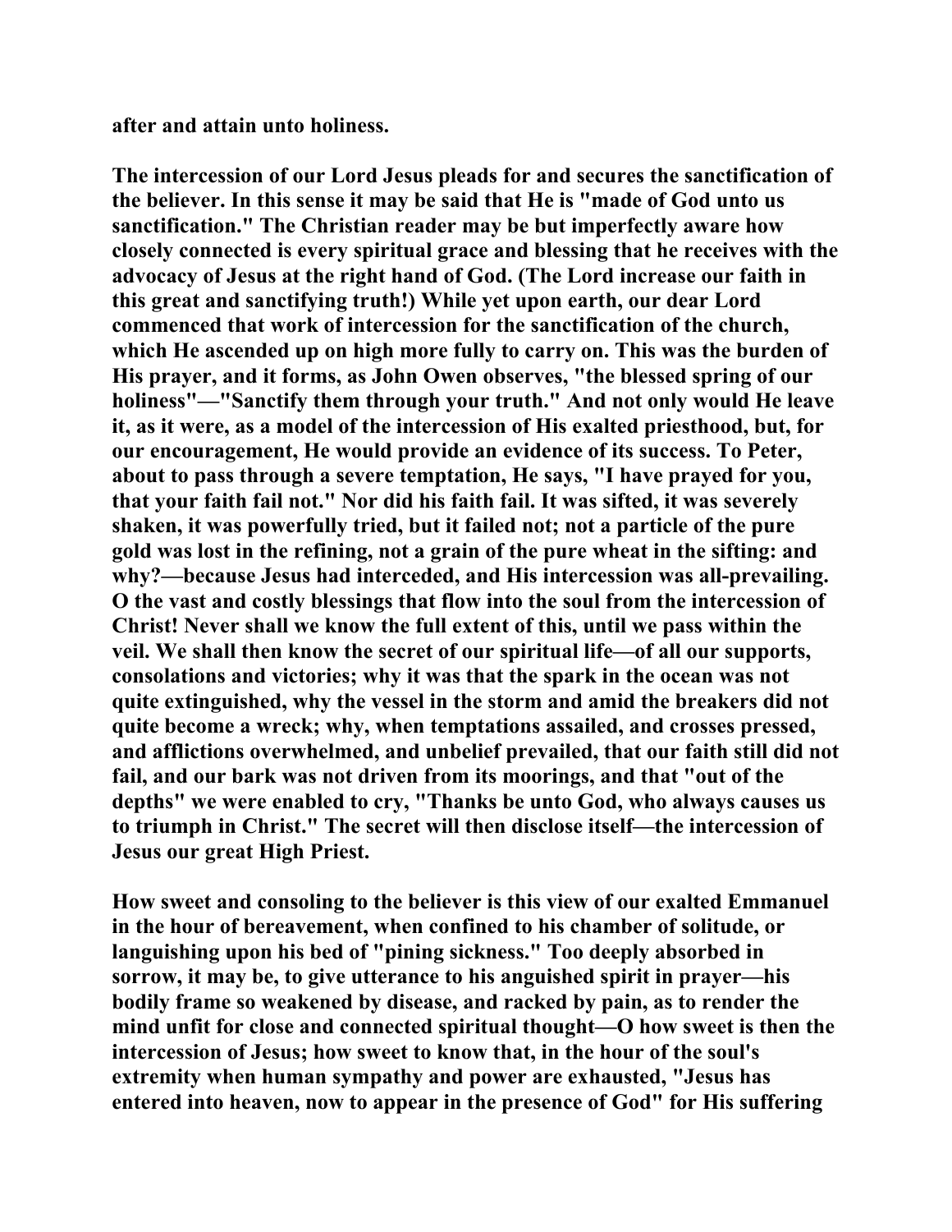**after and attain unto holiness.**

**The intercession of our Lord Jesus pleads for and secures the sanctification of the believer. In this sense it may be said that He is "made of God unto us sanctification." The Christian reader may be but imperfectly aware how closely connected is every spiritual grace and blessing that he receives with the advocacy of Jesus at the right hand of God. (The Lord increase our faith in this great and sanctifying truth!) While yet upon earth, our dear Lord commenced that work of intercession for the sanctification of the church, which He ascended up on high more fully to carry on. This was the burden of His prayer, and it forms, as John Owen observes, "the blessed spring of our holiness"—"Sanctify them through your truth." And not only would He leave it, as it were, as a model of the intercession of His exalted priesthood, but, for our encouragement, He would provide an evidence of its success. To Peter, about to pass through a severe temptation, He says, "I have prayed for you, that your faith fail not." Nor did his faith fail. It was sifted, it was severely shaken, it was powerfully tried, but it failed not; not a particle of the pure gold was lost in the refining, not a grain of the pure wheat in the sifting: and why?—because Jesus had interceded, and His intercession was all-prevailing. O the vast and costly blessings that flow into the soul from the intercession of Christ! Never shall we know the full extent of this, until we pass within the veil. We shall then know the secret of our spiritual life—of all our supports, consolations and victories; why it was that the spark in the ocean was not quite extinguished, why the vessel in the storm and amid the breakers did not quite become a wreck; why, when temptations assailed, and crosses pressed, and afflictions overwhelmed, and unbelief prevailed, that our faith still did not fail, and our bark was not driven from its moorings, and that "out of the depths" we were enabled to cry, "Thanks be unto God, who always causes us to triumph in Christ." The secret will then disclose itself—the intercession of Jesus our great High Priest.**

**How sweet and consoling to the believer is this view of our exalted Emmanuel in the hour of bereavement, when confined to his chamber of solitude, or languishing upon his bed of "pining sickness." Too deeply absorbed in sorrow, it may be, to give utterance to his anguished spirit in prayer—his bodily frame so weakened by disease, and racked by pain, as to render the mind unfit for close and connected spiritual thought—O how sweet is then the intercession of Jesus; how sweet to know that, in the hour of the soul's extremity when human sympathy and power are exhausted, "Jesus has entered into heaven, now to appear in the presence of God" for His suffering**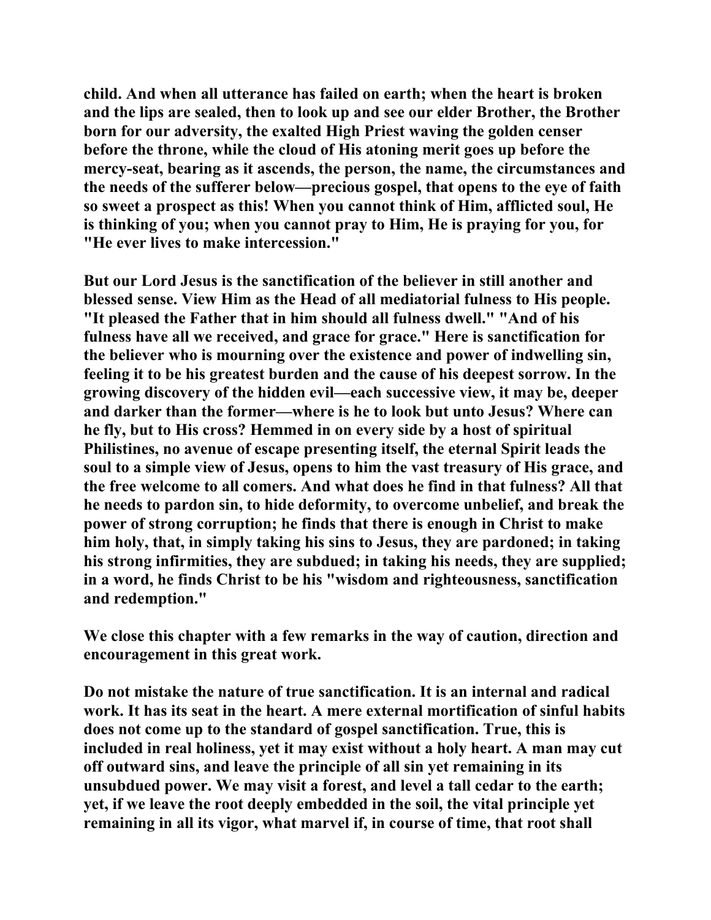child. And when all utterance has failed on earth; when the heart is broken and the lips are sealed, then to look up and see our elder Brother, the Brother born for our adversity, the exalted High Priest waving the golden censer before the throne, while the cloud of His atoning merit goes up before the mercy-seat, bearing as it ascends, the person, the name, the circumstances and the needs of the sufferer below—precious gospel, that opens to the eye of faith so sweet a prospect as this! When you cannot think of Him, afflicted soul, He is thinking of you; when you cannot pray to Him, He is praying for you, for "He ever lives to make intercession."

But our Lord Jesus is the sanctification of the believer in still another and blessed sense. View Him as the Head of all mediatorial fulness to His people. "It pleased the Father that in him should all fulness dwell." "And of his fulness have all we received, and grace for grace." Here is sanctification for the believer who is mourning over the existence and power of indwelling sin, feeling it to be his greatest burden and the cause of his deepest sorrow. In the growing discovery of the hidden evil—each successive view, it may be, deeper and darker than the former—where is he to look but unto Jesus? Where can he fly, but to His cross? Hemmed in on every side by a host of spiritual Philistines, no avenue of escape presenting itself, the eternal Spirit leads the soul to a simple view of Jesus, opens to him the vast treasury of His grace, and the free welcome to all comers. And what does he find in that fulness? All that he needs to pardon sin, to hide deformity, to overcome unbelief, and break the power of strong corruption; he finds that there is enough in Christ to make him holy, that, in simply taking his sins to Jesus, they are pardoned; in taking his strong infirmities, they are subdued; in taking his needs, they are supplied; in a word, he finds Christ to be his "wisdom and righteousness, sanctification and redemption."

We close this chapter with a few remarks in the way of caution, direction and encouragement in this great work.

Do not mistake the nature of true sanctification. It is an internal and radical work. It has its seat in the heart. A mere external mortification of sinful habits does not come up to the standard of gospel sanctification. True, this is included in real holiness, yet it may exist without a holy heart. A man may cut off outward sins, and leave the principle of all sin yet remaining in its unsubdued power. We may visit a forest, and level a tall cedar to the earth; yet, if we leave the root deeply embedded in the soil, the vital principle yet remaining in all its vigor, what marvel if, in course of time, that root shall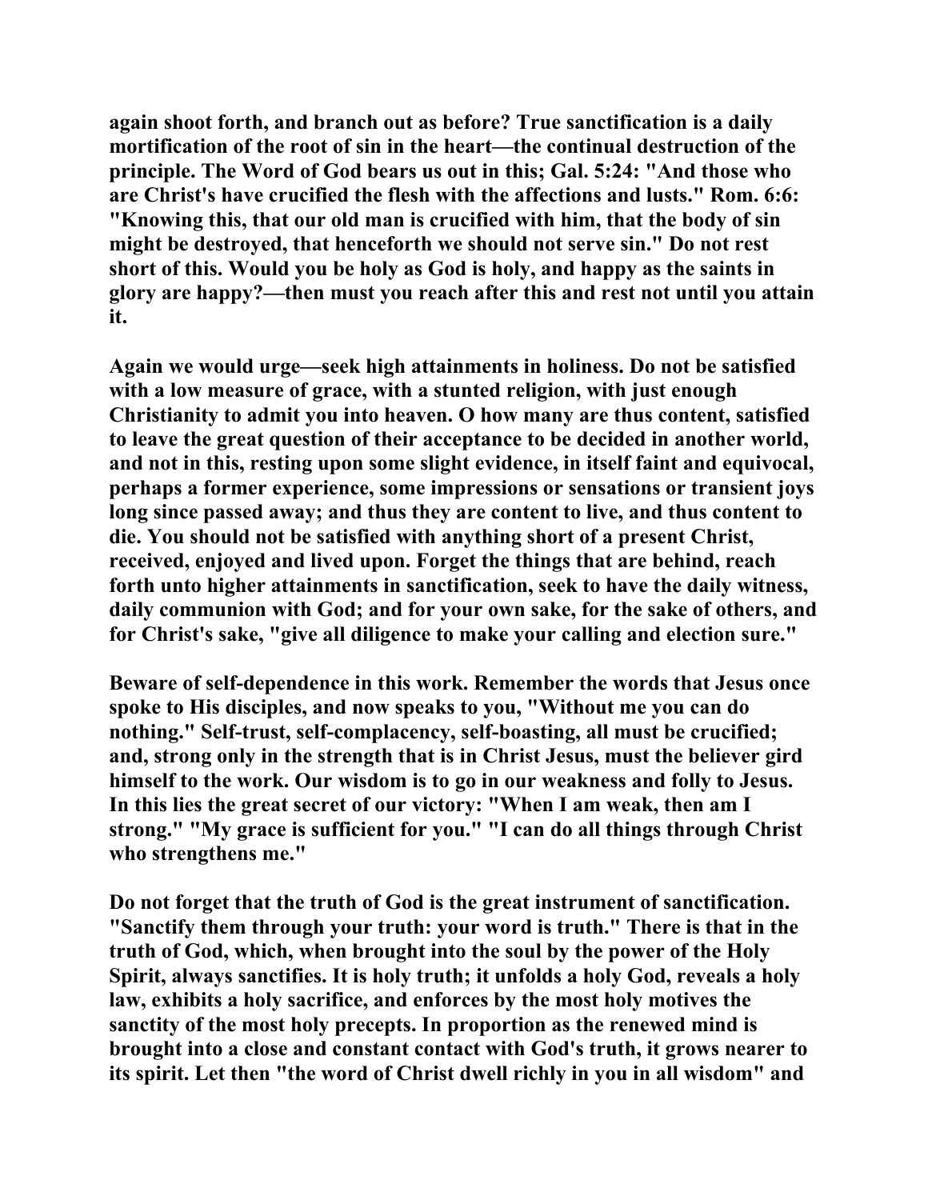again shoot forth, and branch out as before? True sanctification is a daily mortification of the root of sin in the heart—the continual destruction of the principle. The Word of God bears us out in this; Gal. 5:24: "And those who are Christ's have crucified the flesh with the affections and lusts." Rom. 6:6: "Knowing this, that our old man is crucified with him, that the body of sin might be destroyed, that henceforth we should not serve sin." Do not rest short of this. Would you be holy as God is holy, and happy as the saints in glory are happy?—then must you reach after this and rest not until you attain it.

Again we would urge—seek high attainments in holiness. Do not be satisfied with a low measure of grace, with a stunted religion, with just enough Christianity to admit you into heaven. O how many are thus content, satisfied to leave the great question of their acceptance to be decided in another world, and not in this, resting upon some slight evidence, in itself faint and equivocal, perhaps a former experience, some impressions or sensations or transient joys long since passed away; and thus they are content to live, and thus content to die. You should not be satisfied with anything short of a present Christ, received, enjoyed and lived upon. Forget the things that are behind, reach forth unto higher attainments in sanctification, seek to have the daily witness, daily communion with God; and for your own sake, for the sake of others, and for Christ's sake, "give all diligence to make your calling and election sure."

Beware of self-dependence in this work. Remember the words that Jesus once spoke to His disciples, and now speaks to you, "Without me you can do nothing." Self-trust, self-complacency, self-boasting, all must be crucified; and, strong only in the strength that is in Christ Jesus, must the believer gird himself to the work. Our wisdom is to go in our weakness and folly to Jesus. In this lies the great secret of our victory: "When I am weak, then am I strong." "My grace is sufficient for you." "I can do all things through Christ who strengthens me."

Do not forget that the truth of God is the great instrument of sanctification. "Sanctify them through your truth: your word is truth." There is that in the truth of God, which, when brought into the soul by the power of the Holy Spirit, always sanctifies. It is holy truth; it unfolds a holy God, reveals a holy law, exhibits a holy sacrifice, and enforces by the most holy motives the sanctity of the most holy precepts. In proportion as the renewed mind is brought into a close and constant contact with God's truth, it grows nearer to its spirit. Let then "the word of Christ dwell richly in you in all wisdom" and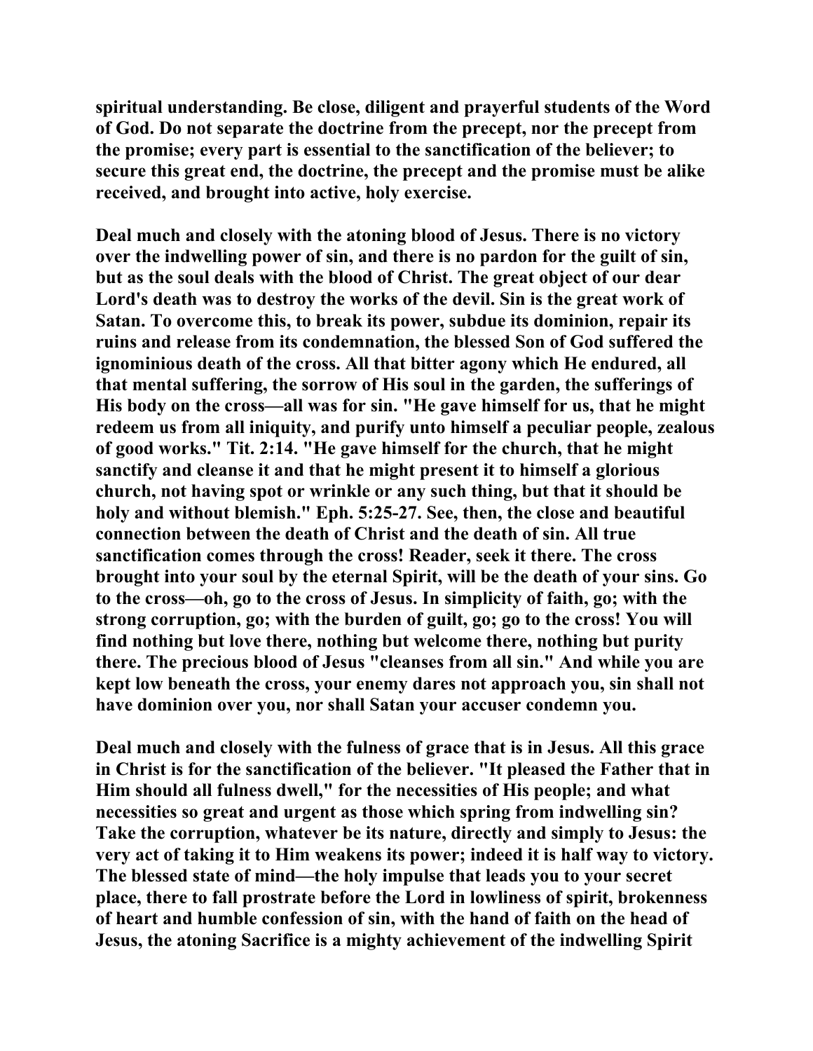spiritual understanding. Be close, diligent and prayerful students of the Word of God. Do not separate the doctrine from the precept, nor the precept from the promise; every part is essential to the sanctification of the believer; to secure this great end, the doctrine, the precept and the promise must be alike received, and brought into active, holy exercise.

Deal much and closely with the atoning blood of Jesus. There is no victory over the indwelling power of sin, and there is no pardon for the guilt of sin, but as the soul deals with the blood of Christ. The great object of our dear Lord's death was to destroy the works of the devil. Sin is the great work of Satan. To overcome this, to break its power, subdue its dominion, repair its ruins and release from its condemnation, the blessed Son of God suffered the ignominious death of the cross. All that bitter agony which He endured, all that mental suffering, the sorrow of His soul in the garden, the sufferings of His body on the cross—all was for sin. "He gave himself for us, that he might redeem us from all iniquity, and purify unto himself a peculiar people, zealous of good works." Tit. 2:14. "He gave himself for the church, that he might sanctify and cleanse it and that he might present it to himself a glorious church, not having spot or wrinkle or any such thing, but that it should be holy and without blemish." Eph. 5:25-27. See, then, the close and beautiful connection between the death of Christ and the death of sin. All true sanctification comes through the cross! Reader, seek it there. The cross brought into your soul by the eternal Spirit, will be the death of your sins. Go to the cross—oh, go to the cross of Jesus. In simplicity of faith, go; with the strong corruption, go; with the burden of guilt, go; go to the cross! You will find nothing but love there, nothing but welcome there, nothing but purity there. The precious blood of Jesus "cleanses from all sin." And while you are kept low beneath the cross, your enemy dares not approach you, sin shall not have dominion over you, nor shall Satan your accuser condemn you.

Deal much and closely with the fulness of grace that is in Jesus. All this grace in Christ is for the sanctification of the believer. "It pleased the Father that in Him should all fulness dwell," for the necessities of His people; and what necessities so great and urgent as those which spring from indwelling sin? Take the corruption, whatever be its nature, directly and simply to Jesus: the very act of taking it to Him weakens its power; indeed it is half way to victory. The blessed state of mind—the holy impulse that leads you to your secret place, there to fall prostrate before the Lord in lowliness of spirit, brokenness of heart and humble confession of sin, with the hand of faith on the head of Jesus, the atoning Sacrifice is a mighty achievement of the indwelling Spirit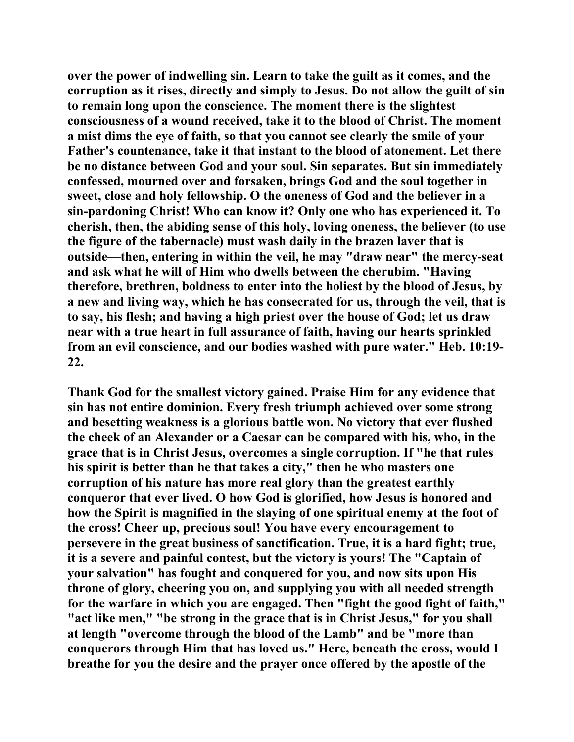over the power of indwelling sin. Learn to take the guilt as it comes, and the corruption as it rises, directly and simply to Jesus. Do not allow the guilt of sin to remain long upon the conscience. The moment there is the slightest consciousness of a wound received, take it to the blood of Christ. The moment a mist dims the eye of faith, so that you cannot see clearly the smile of your Father's countenance, take it that instant to the blood of atonement. Let there be no distance between God and your soul. Sin separates. But sin immediately confessed, mourned over and forsaken, brings God and the soul together in sweet, close and holy fellowship. O the oneness of God and the believer in a sin-pardoning Christ! Who can know it? Only one who has experienced it. To cherish, then, the abiding sense of this holy, loving oneness, the believer (to use the figure of the tabernacle) must wash daily in the brazen laver that is outside—then, entering in within the veil, he may "draw near" the mercy-seat and ask what he will of Him who dwells between the cherubim. "Having therefore, brethren, boldness to enter into the holiest by the blood of Jesus, by a new and living way, which he has consecrated for us, through the veil, that is to say, his flesh; and having a high priest over the house of God; let us draw near with a true heart in full assurance of faith, having our hearts sprinkled from an evil conscience, and our bodies washed with pure water." Heb. 10:19-22.

Thank God for the smallest victory gained. Praise Him for any evidence that sin has not entire dominion. Every fresh triumph achieved over some strong and besetting weakness is a glorious battle won. No victory that ever flushed the cheek of an Alexander or a Caesar can be compared with his, who, in the grace that is in Christ Jesus, overcomes a single corruption. If "he that rules his spirit is better than he that takes a city," then he who masters one corruption of his nature has more real glory than the greatest earthly conqueror that ever lived. O how God is glorified, how Jesus is honored and how the Spirit is magnified in the slaying of one spiritual enemy at the foot of the cross! Cheer up, precious soul! You have every encouragement to persevere in the great business of sanctification. True, it is a hard fight; true, it is a severe and painful contest, but the victory is yours! The "Captain of your salvation" has fought and conquered for you, and now sits upon His throne of glory, cheering you on, and supplying you with all needed strength for the warfare in which you are engaged. Then "fight the good fight of faith," "act like men," "be strong in the grace that is in Christ Jesus," for you shall at length "overcome through the blood of the Lamb" and be "more than conquerors through Him that has loved us." Here, beneath the cross, would I breathe for you the desire and the prayer once offered by the apostle of the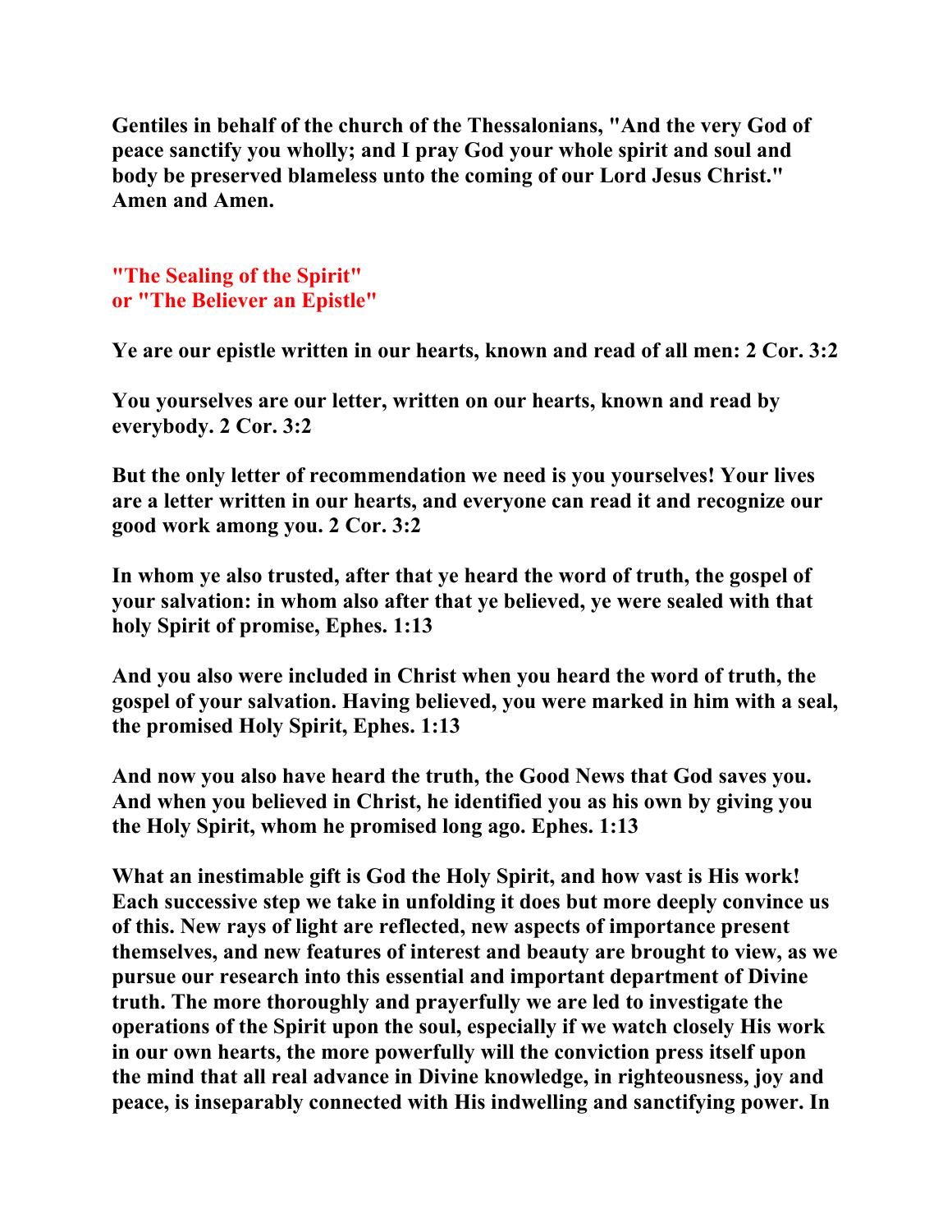**Gentiles in behalf of the church of the Thessalonians, "And the very God of peace sanctify you wholly; and I pray God your whole spirit and soul and body be preserved blameless unto the coming of our Lord Jesus Christ." Amen and Amen.**

## "The Sealing of the Spirit"
## or "The Believer an Epistle"

**Ye are our epistle written in our hearts, known and read of all men: 2 Cor. 3:2**

**You yourselves are our letter, written on our hearts, known and read by everybody. 2 Cor. 3:2**

**But the only letter of recommendation we need is you yourselves! Your lives are a letter written in our hearts, and everyone can read it and recognize our good work among you. 2 Cor. 3:2**

**In whom ye also trusted, after that ye heard the word of truth, the gospel of your salvation: in whom also after that ye believed, ye were sealed with that holy Spirit of promise, Ephes. 1:13**

**And you also were included in Christ when you heard the word of truth, the gospel of your salvation. Having believed, you were marked in him with a seal, the promised Holy Spirit, Ephes. 1:13**

**And now you also have heard the truth, the Good News that God saves you. And when you believed in Christ, he identified you as his own by giving you the Holy Spirit, whom he promised long ago. Ephes. 1:13**

**What an inestimable gift is God the Holy Spirit, and how vast is His work! Each successive step we take in unfolding it does but more deeply convince us of this. New rays of light are reflected, new aspects of importance present themselves, and new features of interest and beauty are brought to view, as we pursue our research into this essential and important department of Divine truth. The more thoroughly and prayerfully we are led to investigate the operations of the Spirit upon the soul, especially if we watch closely His work in our own hearts, the more powerfully will the conviction press itself upon the mind that all real advance in Divine knowledge, in righteousness, joy and peace, is inseparably connected with His indwelling and sanctifying power. In**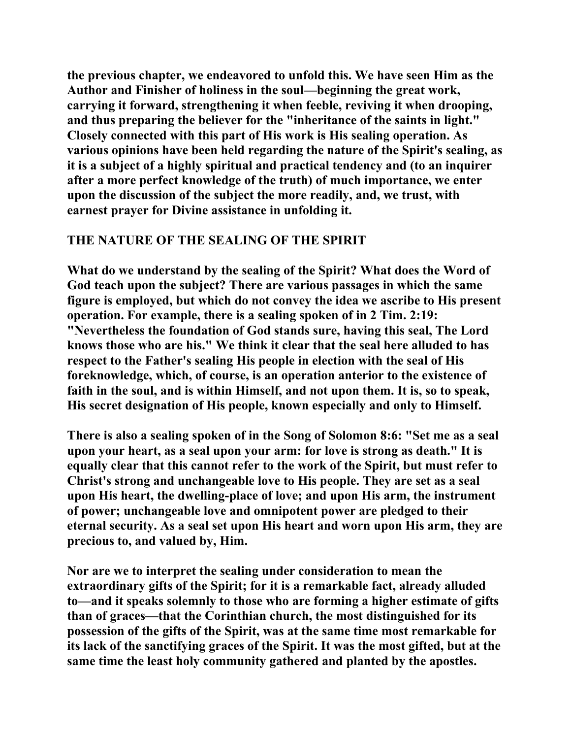the previous chapter, we endeavored to unfold this. We have seen Him as the Author and Finisher of holiness in the soul—beginning the great work, carrying it forward, strengthening it when feeble, reviving it when drooping, and thus preparing the believer for the "inheritance of the saints in light." Closely connected with this part of His work is His sealing operation. As various opinions have been held regarding the nature of the Spirit's sealing, as it is a subject of a highly spiritual and practical tendency and (to an inquirer after a more perfect knowledge of the truth) of much importance, we enter upon the discussion of the subject the more readily, and, we trust, with earnest prayer for Divine assistance in unfolding it.

## THE NATURE OF THE SEALING OF THE SPIRIT

What do we understand by the sealing of the Spirit? What does the Word of God teach upon the subject? There are various passages in which the same figure is employed, but which do not convey the idea we ascribe to His present operation. For example, there is a sealing spoken of in 2 Tim. 2:19: "Nevertheless the foundation of God stands sure, having this seal, The Lord knows those who are his." We think it clear that the seal here alluded to has respect to the Father's sealing His people in election with the seal of His foreknowledge, which, of course, is an operation anterior to the existence of faith in the soul, and is within Himself, and not upon them. It is, so to speak, His secret designation of His people, known especially and only to Himself.

There is also a sealing spoken of in the Song of Solomon 8:6: "Set me as a seal upon your heart, as a seal upon your arm: for love is strong as death." It is equally clear that this cannot refer to the work of the Spirit, but must refer to Christ's strong and unchangeable love to His people. They are set as a seal upon His heart, the dwelling-place of love; and upon His arm, the instrument of power; unchangeable love and omnipotent power are pledged to their eternal security. As a seal set upon His heart and worn upon His arm, they are precious to, and valued by, Him.

Nor are we to interpret the sealing under consideration to mean the extraordinary gifts of the Spirit; for it is a remarkable fact, already alluded to—and it speaks solemnly to those who are forming a higher estimate of gifts than of graces—that the Corinthian church, the most distinguished for its possession of the gifts of the Spirit, was at the same time most remarkable for its lack of the sanctifying graces of the Spirit. It was the most gifted, but at the same time the least holy community gathered and planted by the apostles.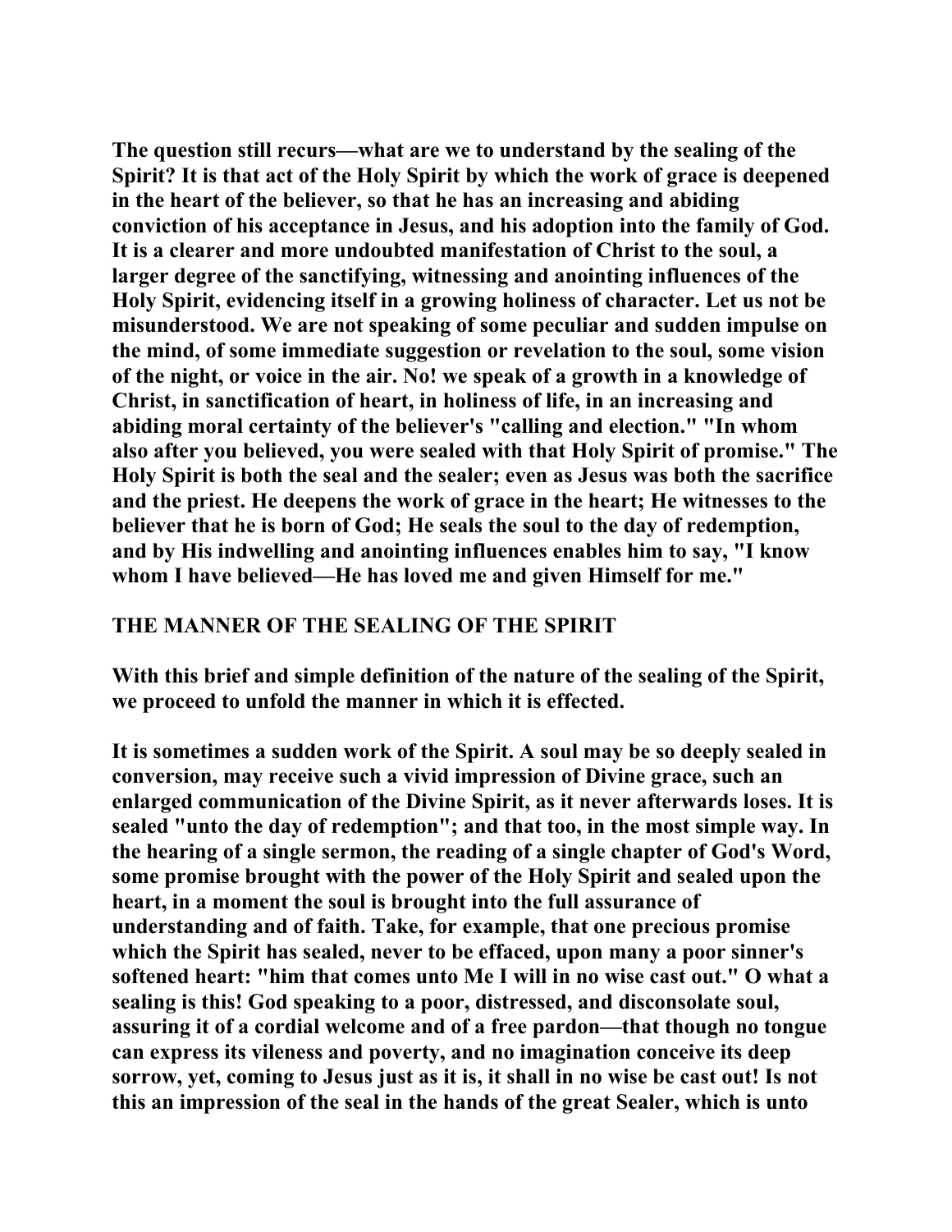**The question still recurs—what are we to understand by the sealing of the Spirit? It is that act of the Holy Spirit by which the work of grace is deepened in the heart of the believer, so that he has an increasing and abiding conviction of his acceptance in Jesus, and his adoption into the family of God. It is a clearer and more undoubted manifestation of Christ to the soul, a larger degree of the sanctifying, witnessing and anointing influences of the Holy Spirit, evidencing itself in a growing holiness of character. Let us not be misunderstood. We are not speaking of some peculiar and sudden impulse on the mind, of some immediate suggestion or revelation to the soul, some vision of the night, or voice in the air. No! we speak of a growth in a knowledge of Christ, in sanctification of heart, in holiness of life, in an increasing and abiding moral certainty of the believer's "calling and election." "In whom also after you believed, you were sealed with that Holy Spirit of promise." The Holy Spirit is both the seal and the sealer; even as Jesus was both the sacrifice and the priest. He deepens the work of grace in the heart; He witnesses to the believer that he is born of God; He seals the soul to the day of redemption, and by His indwelling and anointing influences enables him to say, "I know whom I have believed—He has loved me and given Himself for me."**

## THE MANNER OF THE SEALING OF THE SPIRIT

**With this brief and simple definition of the nature of the sealing of the Spirit, we proceed to unfold the manner in which it is effected.**

**It is sometimes a sudden work of the Spirit. A soul may be so deeply sealed in conversion, may receive such a vivid impression of Divine grace, such an enlarged communication of the Divine Spirit, as it never afterwards loses. It is sealed "unto the day of redemption"; and that too, in the most simple way. In the hearing of a single sermon, the reading of a single chapter of God's Word, some promise brought with the power of the Holy Spirit and sealed upon the heart, in a moment the soul is brought into the full assurance of understanding and of faith. Take, for example, that one precious promise which the Spirit has sealed, never to be effaced, upon many a poor sinner's softened heart: "him that comes unto Me I will in no wise cast out." O what a sealing is this! God speaking to a poor, distressed, and disconsolate soul, assuring it of a cordial welcome and of a free pardon—that though no tongue can express its vileness and poverty, and no imagination conceive its deep sorrow, yet, coming to Jesus just as it is, it shall in no wise be cast out! Is not this an impression of the seal in the hands of the great Sealer, which is unto**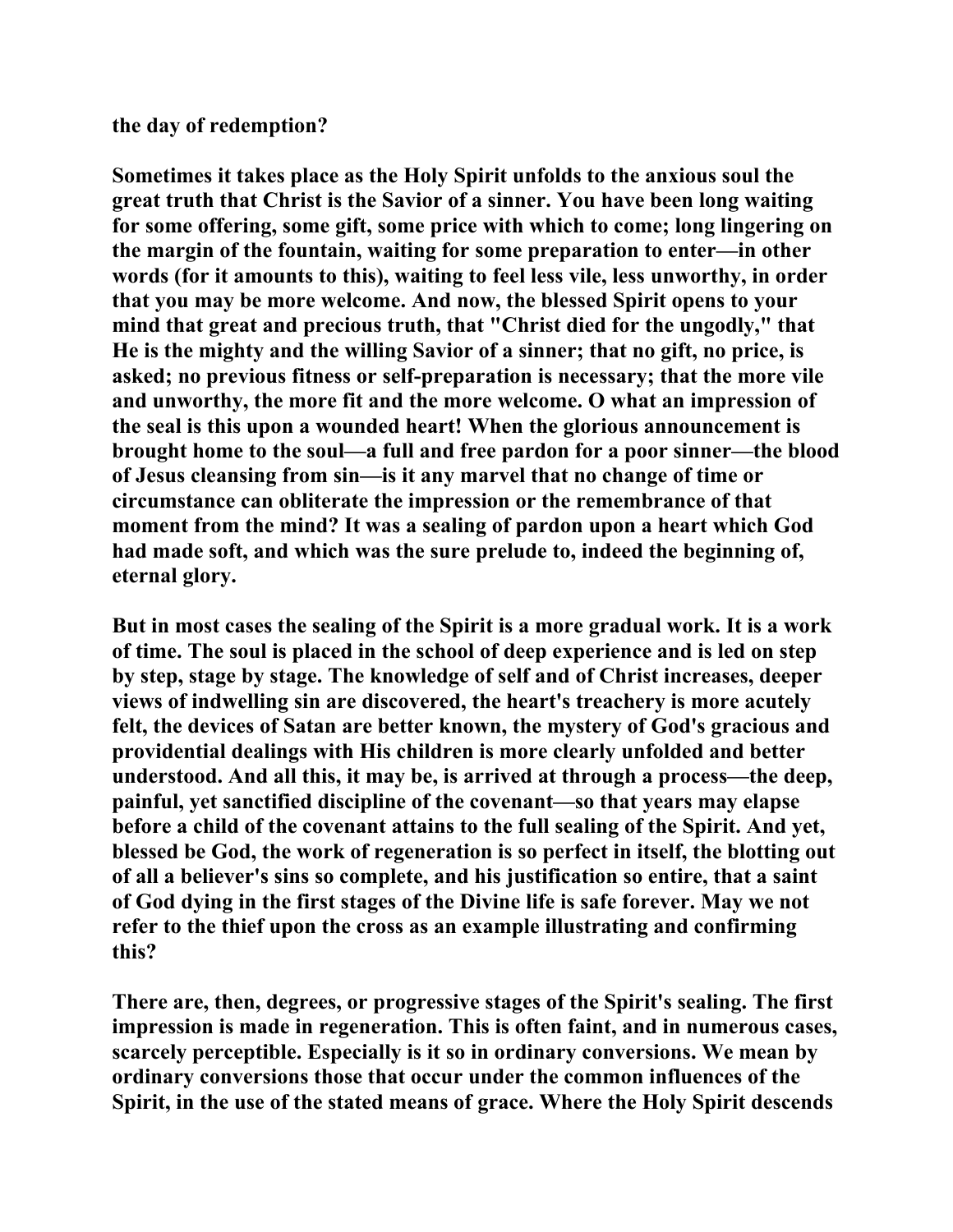the day of redemption?

Sometimes it takes place as the Holy Spirit unfolds to the anxious soul the great truth that Christ is the Savior of a sinner. You have been long waiting for some offering, some gift, some price with which to come; long lingering on the margin of the fountain, waiting for some preparation to enter—in other words (for it amounts to this), waiting to feel less vile, less unworthy, in order that you may be more welcome. And now, the blessed Spirit opens to your mind that great and precious truth, that "Christ died for the ungodly," that He is the mighty and the willing Savior of a sinner; that no gift, no price, is asked; no previous fitness or self-preparation is necessary; that the more vile and unworthy, the more fit and the more welcome. O what an impression of the seal is this upon a wounded heart! When the glorious announcement is brought home to the soul—a full and free pardon for a poor sinner—the blood of Jesus cleansing from sin—is it any marvel that no change of time or circumstance can obliterate the impression or the remembrance of that moment from the mind? It was a sealing of pardon upon a heart which God had made soft, and which was the sure prelude to, indeed the beginning of, eternal glory.

But in most cases the sealing of the Spirit is a more gradual work. It is a work of time. The soul is placed in the school of deep experience and is led on step by step, stage by stage. The knowledge of self and of Christ increases, deeper views of indwelling sin are discovered, the heart's treachery is more acutely felt, the devices of Satan are better known, the mystery of God's gracious and providential dealings with His children is more clearly unfolded and better understood. And all this, it may be, is arrived at through a process—the deep, painful, yet sanctified discipline of the covenant—so that years may elapse before a child of the covenant attains to the full sealing of the Spirit. And yet, blessed be God, the work of regeneration is so perfect in itself, the blotting out of all a believer's sins so complete, and his justification so entire, that a saint of God dying in the first stages of the Divine life is safe forever. May we not refer to the thief upon the cross as an example illustrating and confirming this?

There are, then, degrees, or progressive stages of the Spirit's sealing. The first impression is made in regeneration. This is often faint, and in numerous cases, scarcely perceptible. Especially is it so in ordinary conversions. We mean by ordinary conversions those that occur under the common influences of the Spirit, in the use of the stated means of grace. Where the Holy Spirit descends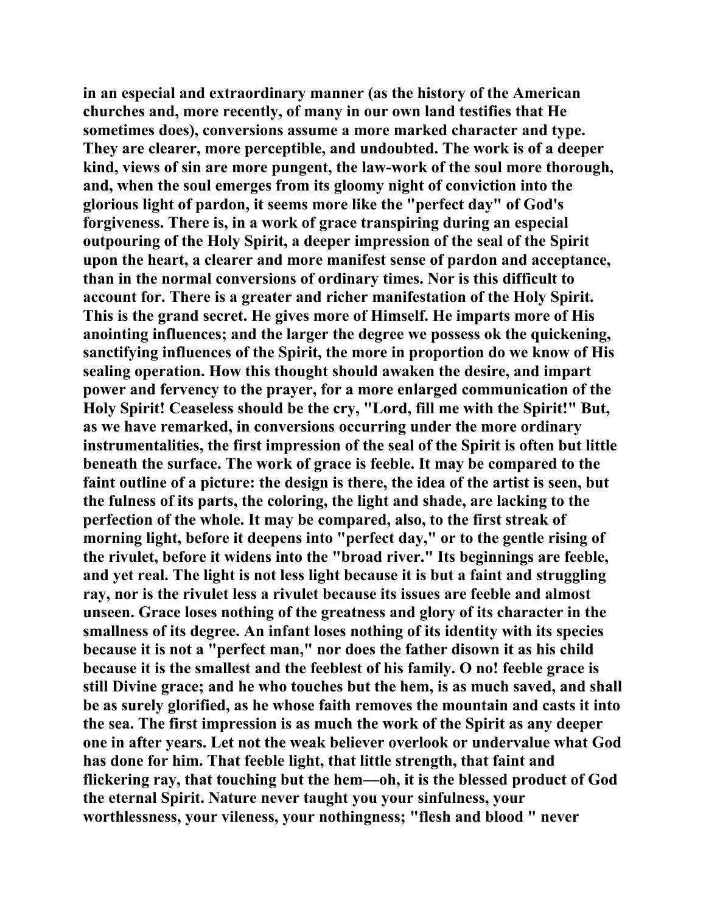in an especial and extraordinary manner (as the history of the American churches and, more recently, of many in our own land testifies that He sometimes does), conversions assume a more marked character and type. They are clearer, more perceptible, and undoubted. The work is of a deeper kind, views of sin are more pungent, the law-work of the soul more thorough, and, when the soul emerges from its gloomy night of conviction into the glorious light of pardon, it seems more like the "perfect day" of God's forgiveness. There is, in a work of grace transpiring during an especial outpouring of the Holy Spirit, a deeper impression of the seal of the Spirit upon the heart, a clearer and more manifest sense of pardon and acceptance, than in the normal conversions of ordinary times. Nor is this difficult to account for. There is a greater and richer manifestation of the Holy Spirit. This is the grand secret. He gives more of Himself. He imparts more of His anointing influences; and the larger the degree we possess ok the quickening, sanctifying influences of the Spirit, the more in proportion do we know of His sealing operation. How this thought should awaken the desire, and impart power and fervency to the prayer, for a more enlarged communication of the Holy Spirit! Ceaseless should be the cry, "Lord, fill me with the Spirit!" But, as we have remarked, in conversions occurring under the more ordinary instrumentalities, the first impression of the seal of the Spirit is often but little beneath the surface. The work of grace is feeble. It may be compared to the faint outline of a picture: the design is there, the idea of the artist is seen, but the fulness of its parts, the coloring, the light and shade, are lacking to the perfection of the whole. It may be compared, also, to the first streak of morning light, before it deepens into "perfect day," or to the gentle rising of the rivulet, before it widens into the "broad river." Its beginnings are feeble, and yet real. The light is not less light because it is but a faint and struggling ray, nor is the rivulet less a rivulet because its issues are feeble and almost unseen. Grace loses nothing of the greatness and glory of its character in the smallness of its degree. An infant loses nothing of its identity with its species because it is not a "perfect man," nor does the father disown it as his child because it is the smallest and the feeblest of his family. O no! feeble grace is still Divine grace; and he who touches but the hem, is as much saved, and shall be as surely glorified, as he whose faith removes the mountain and casts it into the sea. The first impression is as much the work of the Spirit as any deeper one in after years. Let not the weak believer overlook or undervalue what God has done for him. That feeble light, that little strength, that faint and flickering ray, that touching but the hem—oh, it is the blessed product of God the eternal Spirit. Nature never taught you your sinfulness, your worthlessness, your vileness, your nothingness; "flesh and blood " never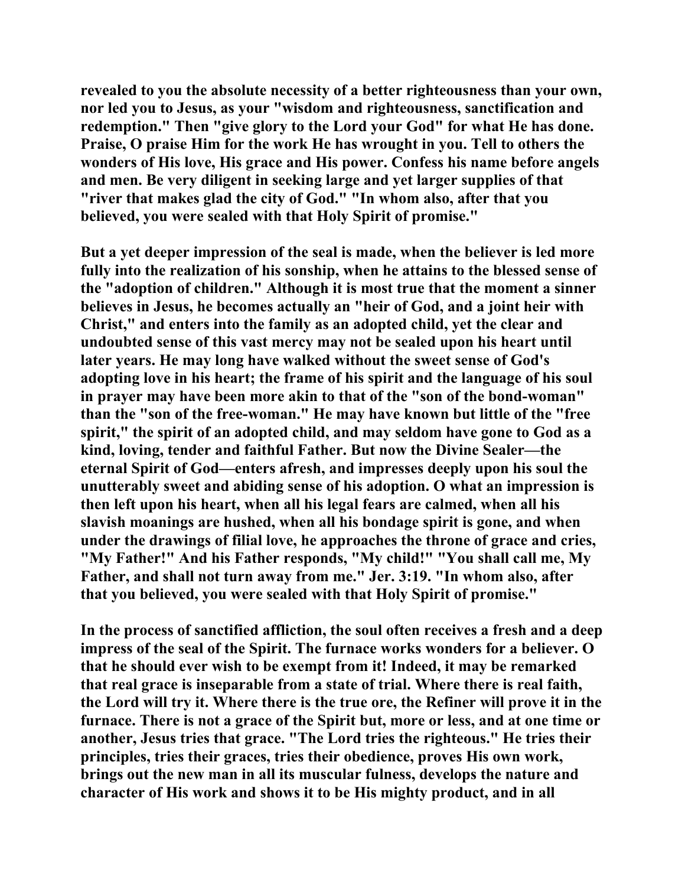**revealed to you the absolute necessity of a better righteousness than your own, nor led you to Jesus, as your "wisdom and righteousness, sanctification and redemption." Then "give glory to the Lord your God" for what He has done. Praise, O praise Him for the work He has wrought in you. Tell to others the wonders of His love, His grace and His power. Confess his name before angels and men. Be very diligent in seeking large and yet larger supplies of that "river that makes glad the city of God." "In whom also, after that you believed, you were sealed with that Holy Spirit of promise."**

**But a yet deeper impression of the seal is made, when the believer is led more fully into the realization of his sonship, when he attains to the blessed sense of the "adoption of children." Although it is most true that the moment a sinner believes in Jesus, he becomes actually an "heir of God, and a joint heir with Christ," and enters into the family as an adopted child, yet the clear and undoubted sense of this vast mercy may not be sealed upon his heart until later years. He may long have walked without the sweet sense of God's adopting love in his heart; the frame of his spirit and the language of his soul in prayer may have been more akin to that of the "son of the bond-woman" than the "son of the free-woman." He may have known but little of the "free spirit," the spirit of an adopted child, and may seldom have gone to God as a kind, loving, tender and faithful Father. But now the Divine Sealer—the eternal Spirit of God—enters afresh, and impresses deeply upon his soul the unutterably sweet and abiding sense of his adoption. O what an impression is then left upon his heart, when all his legal fears are calmed, when all his slavish moanings are hushed, when all his bondage spirit is gone, and when under the drawings of filial love, he approaches the throne of grace and cries, "My Father!" And his Father responds, "My child!" "You shall call me, My Father, and shall not turn away from me." Jer. 3:19. "In whom also, after that you believed, you were sealed with that Holy Spirit of promise."**

**In the process of sanctified affliction, the soul often receives a fresh and a deep impress of the seal of the Spirit. The furnace works wonders for a believer. O that he should ever wish to be exempt from it! Indeed, it may be remarked that real grace is inseparable from a state of trial. Where there is real faith, the Lord will try it. Where there is the true ore, the Refiner will prove it in the furnace. There is not a grace of the Spirit but, more or less, and at one time or another, Jesus tries that grace. "The Lord tries the righteous." He tries their principles, tries their graces, tries their obedience, proves His own work, brings out the new man in all its muscular fulness, develops the nature and character of His work and shows it to be His mighty product, and in all**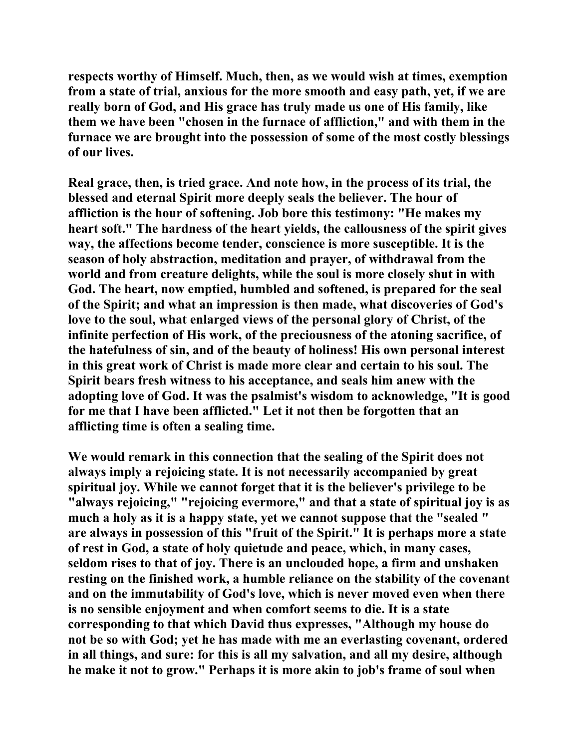**respects worthy of Himself. Much, then, as we would wish at times, exemption from a state of trial, anxious for the more smooth and easy path, yet, if we are really born of God, and His grace has truly made us one of His family, like them we have been "chosen in the furnace of affliction," and with them in the furnace we are brought into the possession of some of the most costly blessings of our lives.**

**Real grace, then, is tried grace. And note how, in the process of its trial, the blessed and eternal Spirit more deeply seals the believer. The hour of affliction is the hour of softening. Job bore this testimony: "He makes my heart soft." The hardness of the heart yields, the callousness of the spirit gives way, the affections become tender, conscience is more susceptible. It is the season of holy abstraction, meditation and prayer, of withdrawal from the world and from creature delights, while the soul is more closely shut in with God. The heart, now emptied, humbled and softened, is prepared for the seal of the Spirit; and what an impression is then made, what discoveries of God's love to the soul, what enlarged views of the personal glory of Christ, of the infinite perfection of His work, of the preciousness of the atoning sacrifice, of the hatefulness of sin, and of the beauty of holiness! His own personal interest in this great work of Christ is made more clear and certain to his soul. The Spirit bears fresh witness to his acceptance, and seals him anew with the adopting love of God. It was the psalmist's wisdom to acknowledge, "It is good for me that I have been afflicted." Let it not then be forgotten that an afflicting time is often a sealing time.**

**We would remark in this connection that the sealing of the Spirit does not always imply a rejoicing state. It is not necessarily accompanied by great spiritual joy. While we cannot forget that it is the believer's privilege to be "always rejoicing," "rejoicing evermore," and that a state of spiritual joy is as much a holy as it is a happy state, yet we cannot suppose that the "sealed " are always in possession of this "fruit of the Spirit." It is perhaps more a state of rest in God, a state of holy quietude and peace, which, in many cases, seldom rises to that of joy. There is an unclouded hope, a firm and unshaken resting on the finished work, a humble reliance on the stability of the covenant and on the immutability of God's love, which is never moved even when there is no sensible enjoyment and when comfort seems to die. It is a state corresponding to that which David thus expresses, "Although my house do not be so with God; yet he has made with me an everlasting covenant, ordered in all things, and sure: for this is all my salvation, and all my desire, although he make it not to grow." Perhaps it is more akin to job's frame of soul when**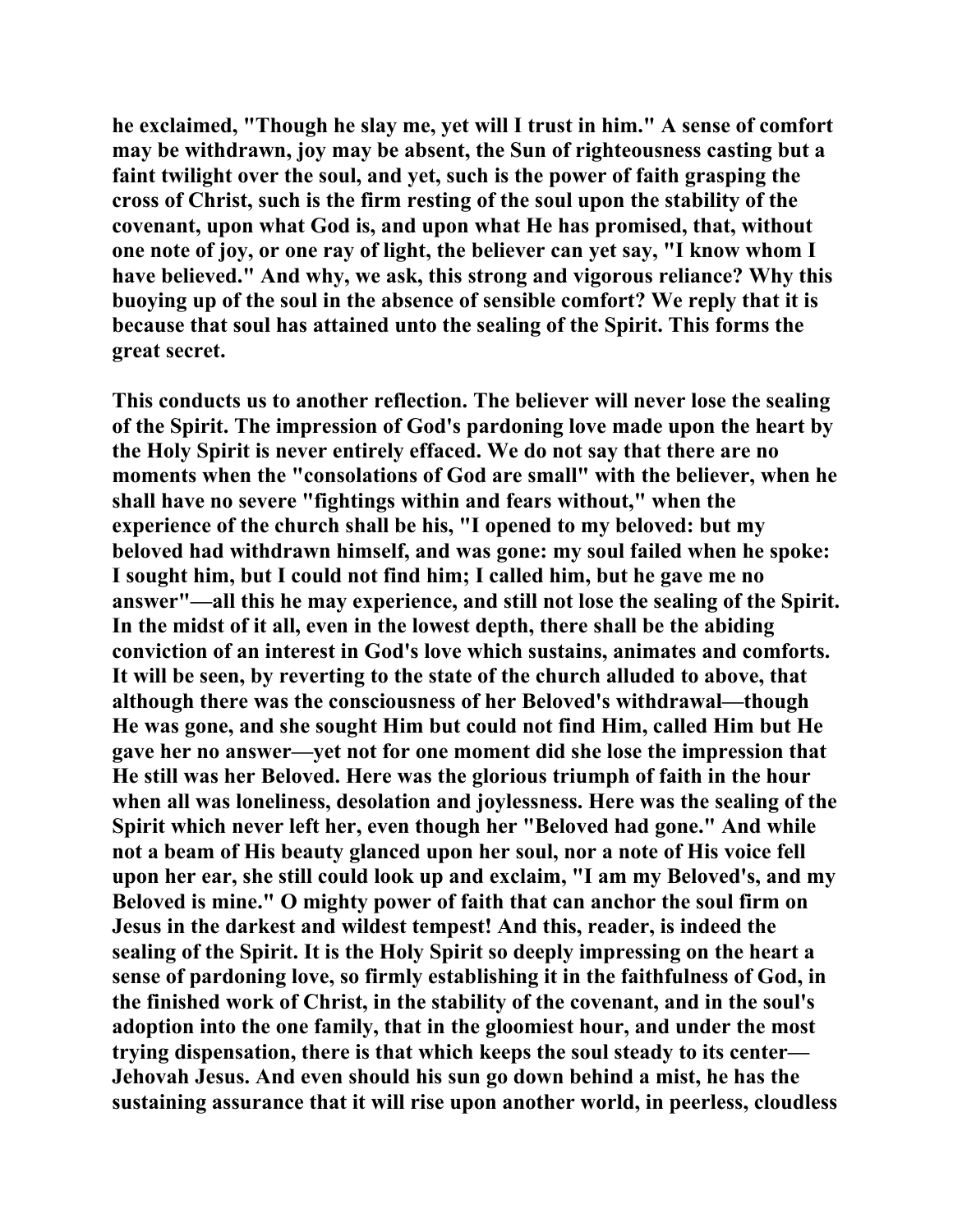he exclaimed, "Though he slay me, yet will I trust in him." A sense of comfort may be withdrawn, joy may be absent, the Sun of righteousness casting but a faint twilight over the soul, and yet, such is the power of faith grasping the cross of Christ, such is the firm resting of the soul upon the stability of the covenant, upon what God is, and upon what He has promised, that, without one note of joy, or one ray of light, the believer can yet say, "I know whom I have believed." And why, we ask, this strong and vigorous reliance? Why this buoying up of the soul in the absence of sensible comfort? We reply that it is because that soul has attained unto the sealing of the Spirit. This forms the great secret.

This conducts us to another reflection. The believer will never lose the sealing of the Spirit. The impression of God's pardoning love made upon the heart by the Holy Spirit is never entirely effaced. We do not say that there are no moments when the "consolations of God are small" with the believer, when he shall have no severe "fightings within and fears without," when the experience of the church shall be his, "I opened to my beloved: but my beloved had withdrawn himself, and was gone: my soul failed when he spoke: I sought him, but I could not find him; I called him, but he gave me no answer"—all this he may experience, and still not lose the sealing of the Spirit. In the midst of it all, even in the lowest depth, there shall be the abiding conviction of an interest in God's love which sustains, animates and comforts. It will be seen, by reverting to the state of the church alluded to above, that although there was the consciousness of her Beloved's withdrawal—though He was gone, and she sought Him but could not find Him, called Him but He gave her no answer—yet not for one moment did she lose the impression that He still was her Beloved. Here was the glorious triumph of faith in the hour when all was loneliness, desolation and joylessness. Here was the sealing of the Spirit which never left her, even though her "Beloved had gone." And while not a beam of His beauty glanced upon her soul, nor a note of His voice fell upon her ear, she still could look up and exclaim, "I am my Beloved's, and my Beloved is mine." O mighty power of faith that can anchor the soul firm on Jesus in the darkest and wildest tempest! And this, reader, is indeed the sealing of the Spirit. It is the Holy Spirit so deeply impressing on the heart a sense of pardoning love, so firmly establishing it in the faithfulness of God, in the finished work of Christ, in the stability of the covenant, and in the soul's adoption into the one family, that in the gloomiest hour, and under the most trying dispensation, there is that which keeps the soul steady to its center—Jehovah Jesus. And even should his sun go down behind a mist, he has the sustaining assurance that it will rise upon another world, in peerless, cloudless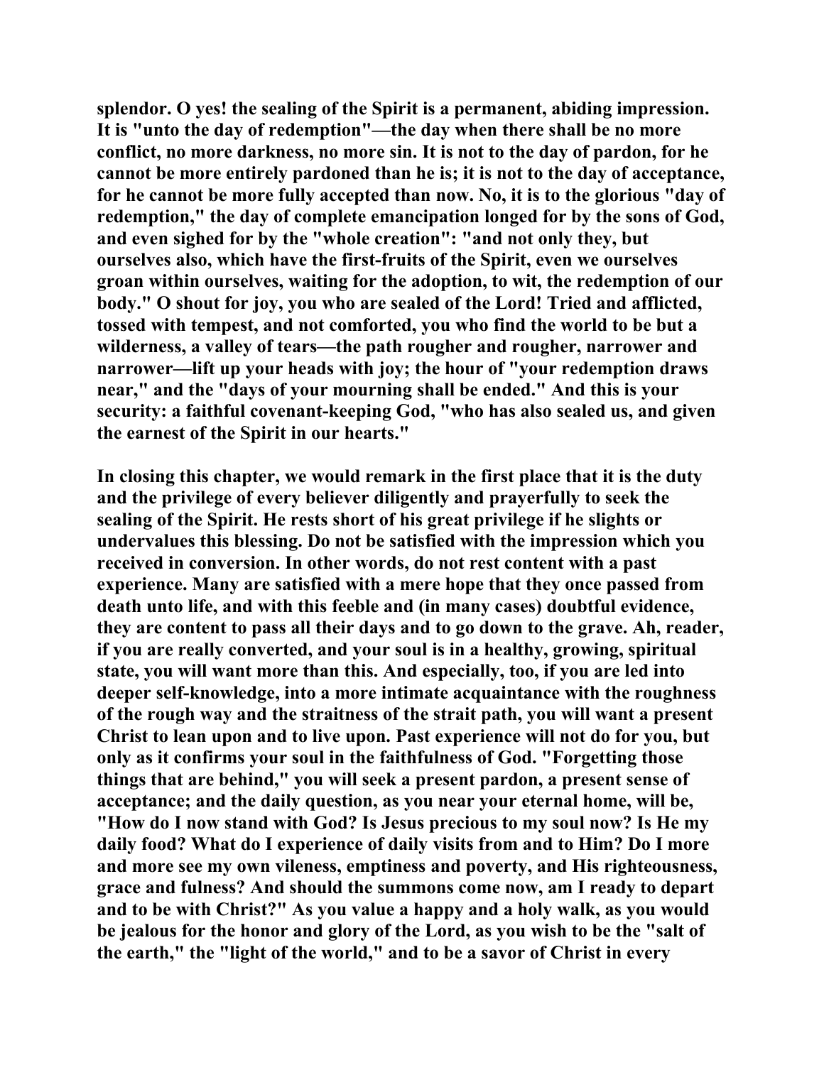splendor. O yes! the sealing of the Spirit is a permanent, abiding impression. It is "unto the day of redemption"—the day when there shall be no more conflict, no more darkness, no more sin. It is not to the day of pardon, for he cannot be more entirely pardoned than he is; it is not to the day of acceptance, for he cannot be more fully accepted than now. No, it is to the glorious "day of redemption," the day of complete emancipation longed for by the sons of God, and even sighed for by the "whole creation": "and not only they, but ourselves also, which have the first-fruits of the Spirit, even we ourselves groan within ourselves, waiting for the adoption, to wit, the redemption of our body." O shout for joy, you who are sealed of the Lord! Tried and afflicted, tossed with tempest, and not comforted, you who find the world to be but a wilderness, a valley of tears—the path rougher and rougher, narrower and narrower—lift up your heads with joy; the hour of "your redemption draws near," and the "days of your mourning shall be ended." And this is your security: a faithful covenant-keeping God, "who has also sealed us, and given the earnest of the Spirit in our hearts."

In closing this chapter, we would remark in the first place that it is the duty and the privilege of every believer diligently and prayerfully to seek the sealing of the Spirit. He rests short of his great privilege if he slights or undervalues this blessing. Do not be satisfied with the impression which you received in conversion. In other words, do not rest content with a past experience. Many are satisfied with a mere hope that they once passed from death unto life, and with this feeble and (in many cases) doubtful evidence, they are content to pass all their days and to go down to the grave. Ah, reader, if you are really converted, and your soul is in a healthy, growing, spiritual state, you will want more than this. And especially, too, if you are led into deeper self-knowledge, into a more intimate acquaintance with the roughness of the rough way and the straitness of the strait path, you will want a present Christ to lean upon and to live upon. Past experience will not do for you, but only as it confirms your soul in the faithfulness of God. "Forgetting those things that are behind," you will seek a present pardon, a present sense of acceptance; and the daily question, as you near your eternal home, will be, "How do I now stand with God? Is Jesus precious to my soul now? Is He my daily food? What do I experience of daily visits from and to Him? Do I more and more see my own vileness, emptiness and poverty, and His righteousness, grace and fulness? And should the summons come now, am I ready to depart and to be with Christ?" As you value a happy and a holy walk, as you would be jealous for the honor and glory of the Lord, as you wish to be the "salt of the earth," the "light of the world," and to be a savor of Christ in every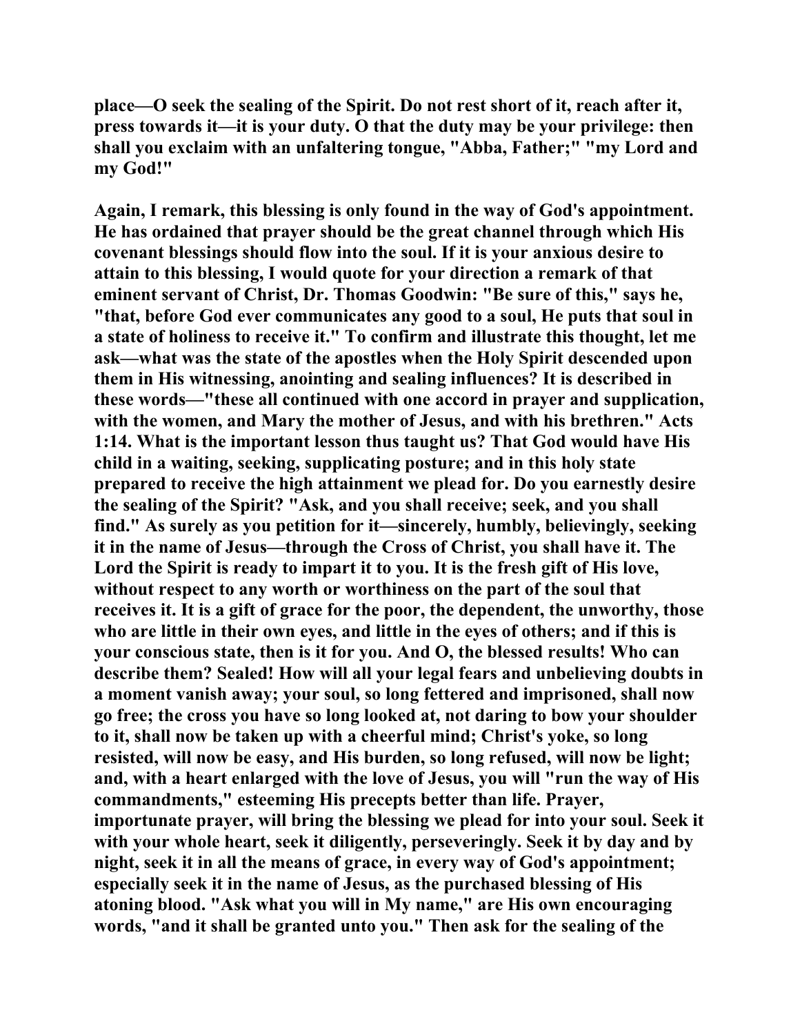**place—O seek the sealing of the Spirit. Do not rest short of it, reach after it, press towards it—it is your duty. O that the duty may be your privilege: then shall you exclaim with an unfaltering tongue, "Abba, Father;" "my Lord and my God!"**

**Again, I remark, this blessing is only found in the way of God's appointment. He has ordained that prayer should be the great channel through which His covenant blessings should flow into the soul. If it is your anxious desire to attain to this blessing, I would quote for your direction a remark of that eminent servant of Christ, Dr. Thomas Goodwin: "Be sure of this," says he, "that, before God ever communicates any good to a soul, He puts that soul in a state of holiness to receive it." To confirm and illustrate this thought, let me ask—what was the state of the apostles when the Holy Spirit descended upon them in His witnessing, anointing and sealing influences? It is described in these words—"these all continued with one accord in prayer and supplication, with the women, and Mary the mother of Jesus, and with his brethren." Acts 1:14. What is the important lesson thus taught us? That God would have His child in a waiting, seeking, supplicating posture; and in this holy state prepared to receive the high attainment we plead for. Do you earnestly desire the sealing of the Spirit? "Ask, and you shall receive; seek, and you shall find." As surely as you petition for it—sincerely, humbly, believingly, seeking it in the name of Jesus—through the Cross of Christ, you shall have it. The Lord the Spirit is ready to impart it to you. It is the fresh gift of His love, without respect to any worth or worthiness on the part of the soul that receives it. It is a gift of grace for the poor, the dependent, the unworthy, those who are little in their own eyes, and little in the eyes of others; and if this is your conscious state, then is it for you. And O, the blessed results! Who can describe them? Sealed! How will all your legal fears and unbelieving doubts in a moment vanish away; your soul, so long fettered and imprisoned, shall now go free; the cross you have so long looked at, not daring to bow your shoulder to it, shall now be taken up with a cheerful mind; Christ's yoke, so long resisted, will now be easy, and His burden, so long refused, will now be light; and, with a heart enlarged with the love of Jesus, you will "run the way of His commandments," esteeming His precepts better than life. Prayer, importunate prayer, will bring the blessing we plead for into your soul. Seek it with your whole heart, seek it diligently, perseveringly. Seek it by day and by night, seek it in all the means of grace, in every way of God's appointment; especially seek it in the name of Jesus, as the purchased blessing of His atoning blood. "Ask what you will in My name," are His own encouraging words, "and it shall be granted unto you." Then ask for the sealing of the**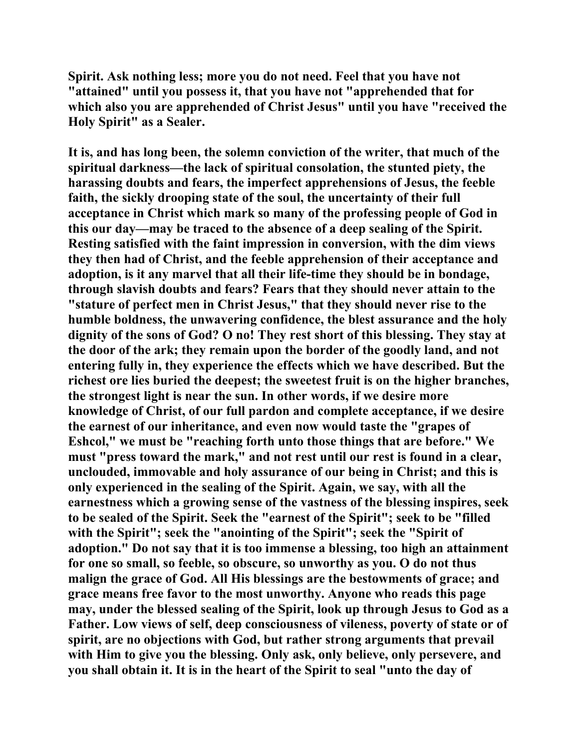Spirit. Ask nothing less; more you do not need. Feel that you have not "attained" until you possess it, that you have not "apprehended that for which also you are apprehended of Christ Jesus" until you have "received the Holy Spirit" as a Sealer.

It is, and has long been, the solemn conviction of the writer, that much of the spiritual darkness—the lack of spiritual consolation, the stunted piety, the harassing doubts and fears, the imperfect apprehensions of Jesus, the feeble faith, the sickly drooping state of the soul, the uncertainty of their full acceptance in Christ which mark so many of the professing people of God in this our day—may be traced to the absence of a deep sealing of the Spirit. Resting satisfied with the faint impression in conversion, with the dim views they then had of Christ, and the feeble apprehension of their acceptance and adoption, is it any marvel that all their life-time they should be in bondage, through slavish doubts and fears? Fears that they should never attain to the "stature of perfect men in Christ Jesus," that they should never rise to the humble boldness, the unwavering confidence, the blest assurance and the holy dignity of the sons of God? O no! They rest short of this blessing. They stay at the door of the ark; they remain upon the border of the goodly land, and not entering fully in, they experience the effects which we have described. But the richest ore lies buried the deepest; the sweetest fruit is on the higher branches, the strongest light is near the sun. In other words, if we desire more knowledge of Christ, of our full pardon and complete acceptance, if we desire the earnest of our inheritance, and even now would taste the "grapes of Eshcol," we must be "reaching forth unto those things that are before." We must "press toward the mark," and not rest until our rest is found in a clear, unclouded, immovable and holy assurance of our being in Christ; and this is only experienced in the sealing of the Spirit. Again, we say, with all the earnestness which a growing sense of the vastness of the blessing inspires, seek to be sealed of the Spirit. Seek the "earnest of the Spirit"; seek to be "filled with the Spirit"; seek the "anointing of the Spirit"; seek the "Spirit of adoption." Do not say that it is too immense a blessing, too high an attainment for one so small, so feeble, so obscure, so unworthy as you. O do not thus malign the grace of God. All His blessings are the bestowments of grace; and grace means free favor to the most unworthy. Anyone who reads this page may, under the blessed sealing of the Spirit, look up through Jesus to God as a Father. Low views of self, deep consciousness of vileness, poverty of state or of spirit, are no objections with God, but rather strong arguments that prevail with Him to give you the blessing. Only ask, only believe, only persevere, and you shall obtain it. It is in the heart of the Spirit to seal "unto the day of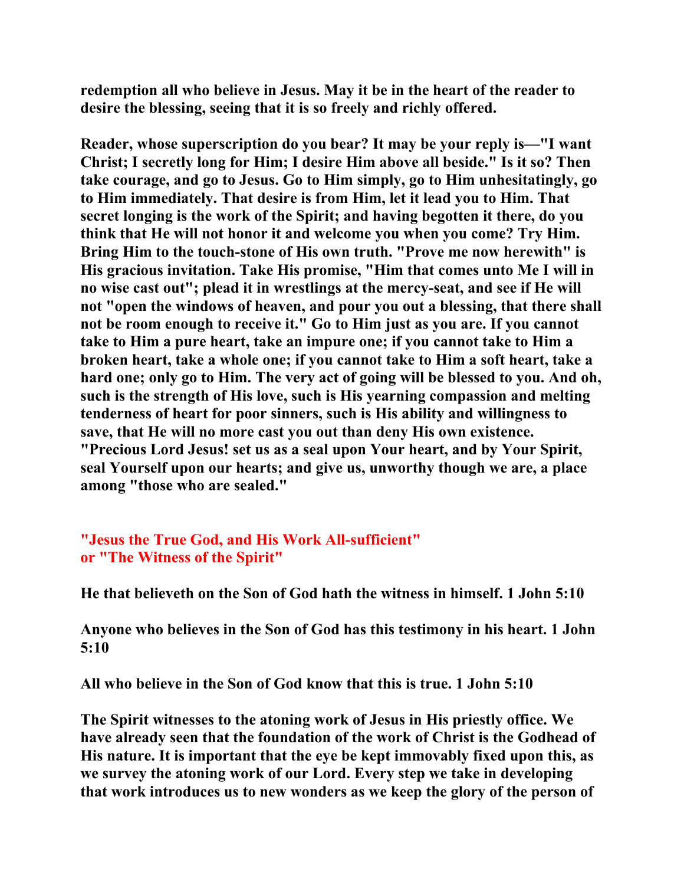**redemption all who believe in Jesus. May it be in the heart of the reader to desire the blessing, seeing that it is so freely and richly offered.**

**Reader, whose superscription do you bear? It may be your reply is—"I want Christ; I secretly long for Him; I desire Him above all beside." Is it so? Then take courage, and go to Jesus. Go to Him simply, go to Him unhesitatingly, go to Him immediately. That desire is from Him, let it lead you to Him. That secret longing is the work of the Spirit; and having begotten it there, do you think that He will not honor it and welcome you when you come? Try Him. Bring Him to the touch-stone of His own truth. "Prove me now herewith" is His gracious invitation. Take His promise, "Him that comes unto Me I will in no wise cast out"; plead it in wrestlings at the mercy-seat, and see if He will not "open the windows of heaven, and pour you out a blessing, that there shall not be room enough to receive it." Go to Him just as you are. If you cannot take to Him a pure heart, take an impure one; if you cannot take to Him a broken heart, take a whole one; if you cannot take to Him a soft heart, take a hard one; only go to Him. The very act of going will be blessed to you. And oh, such is the strength of His love, such is His yearning compassion and melting tenderness of heart for poor sinners, such is His ability and willingness to save, that He will no more cast you out than deny His own existence. "Precious Lord Jesus! set us as a seal upon Your heart, and by Your Spirit, seal Yourself upon our hearts; and give us, unworthy though we are, a place among "those who are sealed."**

## "Jesus the True God, and His Work All-sufficient" or "The Witness of the Spirit"

**He that believeth on the Son of God hath the witness in himself. 1 John 5:10**

**Anyone who believes in the Son of God has this testimony in his heart. 1 John 5:10**

**All who believe in the Son of God know that this is true. 1 John 5:10**

**The Spirit witnesses to the atoning work of Jesus in His priestly office. We have already seen that the foundation of the work of Christ is the Godhead of His nature. It is important that the eye be kept immovably fixed upon this, as we survey the atoning work of our Lord. Every step we take in developing that work introduces us to new wonders as we keep the glory of the person of**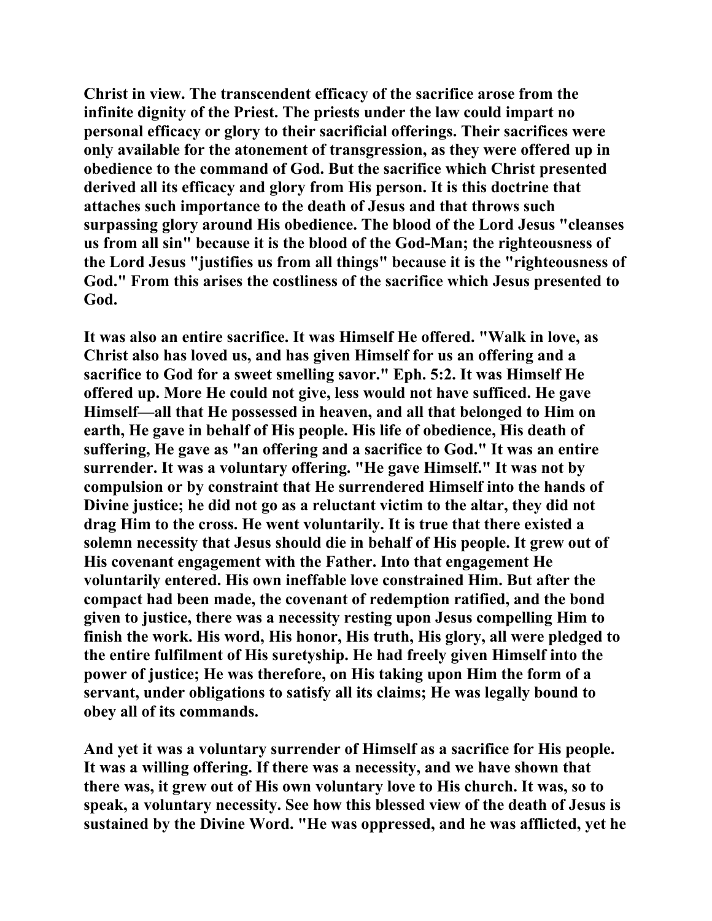Christ in view. The transcendent efficacy of the sacrifice arose from the infinite dignity of the Priest. The priests under the law could impart no personal efficacy or glory to their sacrificial offerings. Their sacrifices were only available for the atonement of transgression, as they were offered up in obedience to the command of God. But the sacrifice which Christ presented derived all its efficacy and glory from His person. It is this doctrine that attaches such importance to the death of Jesus and that throws such surpassing glory around His obedience. The blood of the Lord Jesus "cleanses us from all sin" because it is the blood of the God-Man; the righteousness of the Lord Jesus "justifies us from all things" because it is the "righteousness of God." From this arises the costliness of the sacrifice which Jesus presented to God.

It was also an entire sacrifice. It was Himself He offered. "Walk in love, as Christ also has loved us, and has given Himself for us an offering and a sacrifice to God for a sweet smelling savor." Eph. 5:2. It was Himself He offered up. More He could not give, less would not have sufficed. He gave Himself—all that He possessed in heaven, and all that belonged to Him on earth, He gave in behalf of His people. His life of obedience, His death of suffering, He gave as "an offering and a sacrifice to God." It was an entire surrender. It was a voluntary offering. "He gave Himself." It was not by compulsion or by constraint that He surrendered Himself into the hands of Divine justice; he did not go as a reluctant victim to the altar, they did not drag Him to the cross. He went voluntarily. It is true that there existed a solemn necessity that Jesus should die in behalf of His people. It grew out of His covenant engagement with the Father. Into that engagement He voluntarily entered. His own ineffable love constrained Him. But after the compact had been made, the covenant of redemption ratified, and the bond given to justice, there was a necessity resting upon Jesus compelling Him to finish the work. His word, His honor, His truth, His glory, all were pledged to the entire fulfilment of His suretyship. He had freely given Himself into the power of justice; He was therefore, on His taking upon Him the form of a servant, under obligations to satisfy all its claims; He was legally bound to obey all of its commands.

And yet it was a voluntary surrender of Himself as a sacrifice for His people. It was a willing offering. If there was a necessity, and we have shown that there was, it grew out of His own voluntary love to His church. It was, so to speak, a voluntary necessity. See how this blessed view of the death of Jesus is sustained by the Divine Word. "He was oppressed, and he was afflicted, yet he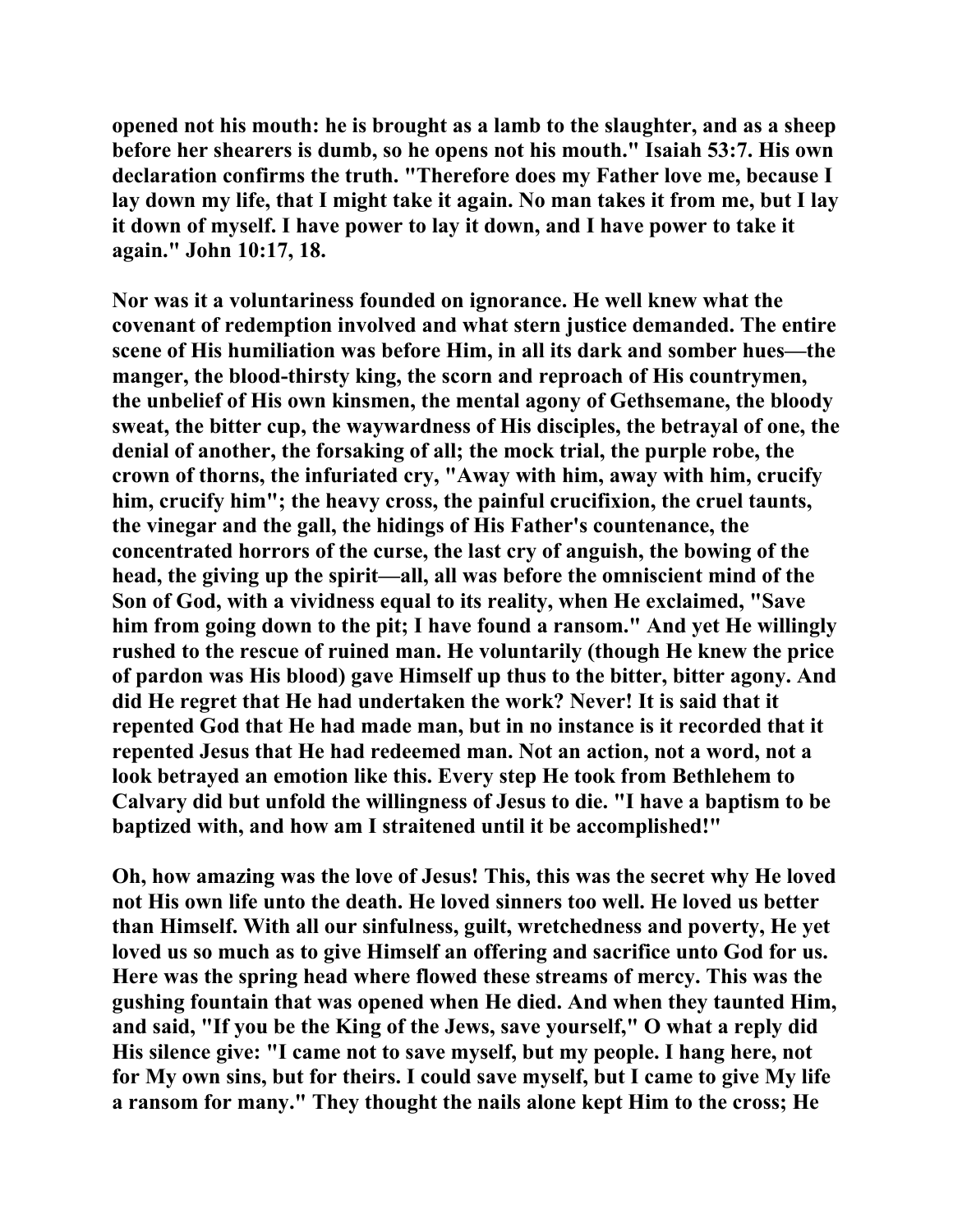**opened not his mouth: he is brought as a lamb to the slaughter, and as a sheep before her shearers is dumb, so he opens not his mouth." Isaiah 53:7. His own declaration confirms the truth. "Therefore does my Father love me, because I lay down my life, that I might take it again. No man takes it from me, but I lay it down of myself. I have power to lay it down, and I have power to take it again." John 10:17, 18.**

**Nor was it a voluntariness founded on ignorance. He well knew what the covenant of redemption involved and what stern justice demanded. The entire scene of His humiliation was before Him, in all its dark and somber hues—the manger, the blood-thirsty king, the scorn and reproach of His countrymen, the unbelief of His own kinsmen, the mental agony of Gethsemane, the bloody sweat, the bitter cup, the waywardness of His disciples, the betrayal of one, the denial of another, the forsaking of all; the mock trial, the purple robe, the crown of thorns, the infuriated cry, "Away with him, away with him, crucify him, crucify him"; the heavy cross, the painful crucifixion, the cruel taunts, the vinegar and the gall, the hidings of His Father's countenance, the concentrated horrors of the curse, the last cry of anguish, the bowing of the head, the giving up the spirit—all, all was before the omniscient mind of the Son of God, with a vividness equal to its reality, when He exclaimed, "Save him from going down to the pit; I have found a ransom." And yet He willingly rushed to the rescue of ruined man. He voluntarily (though He knew the price of pardon was His blood) gave Himself up thus to the bitter, bitter agony. And did He regret that He had undertaken the work? Never! It is said that it repented God that He had made man, but in no instance is it recorded that it repented Jesus that He had redeemed man. Not an action, not a word, not a look betrayed an emotion like this. Every step He took from Bethlehem to Calvary did but unfold the willingness of Jesus to die. "I have a baptism to be baptized with, and how am I straitened until it be accomplished!"**

**Oh, how amazing was the love of Jesus! This, this was the secret why He loved not His own life unto the death. He loved sinners too well. He loved us better than Himself. With all our sinfulness, guilt, wretchedness and poverty, He yet loved us so much as to give Himself an offering and sacrifice unto God for us. Here was the spring head where flowed these streams of mercy. This was the gushing fountain that was opened when He died. And when they taunted Him, and said, "If you be the King of the Jews, save yourself," O what a reply did His silence give: "I came not to save myself, but my people. I hang here, not for My own sins, but for theirs. I could save myself, but I came to give My life a ransom for many." They thought the nails alone kept Him to the cross; He**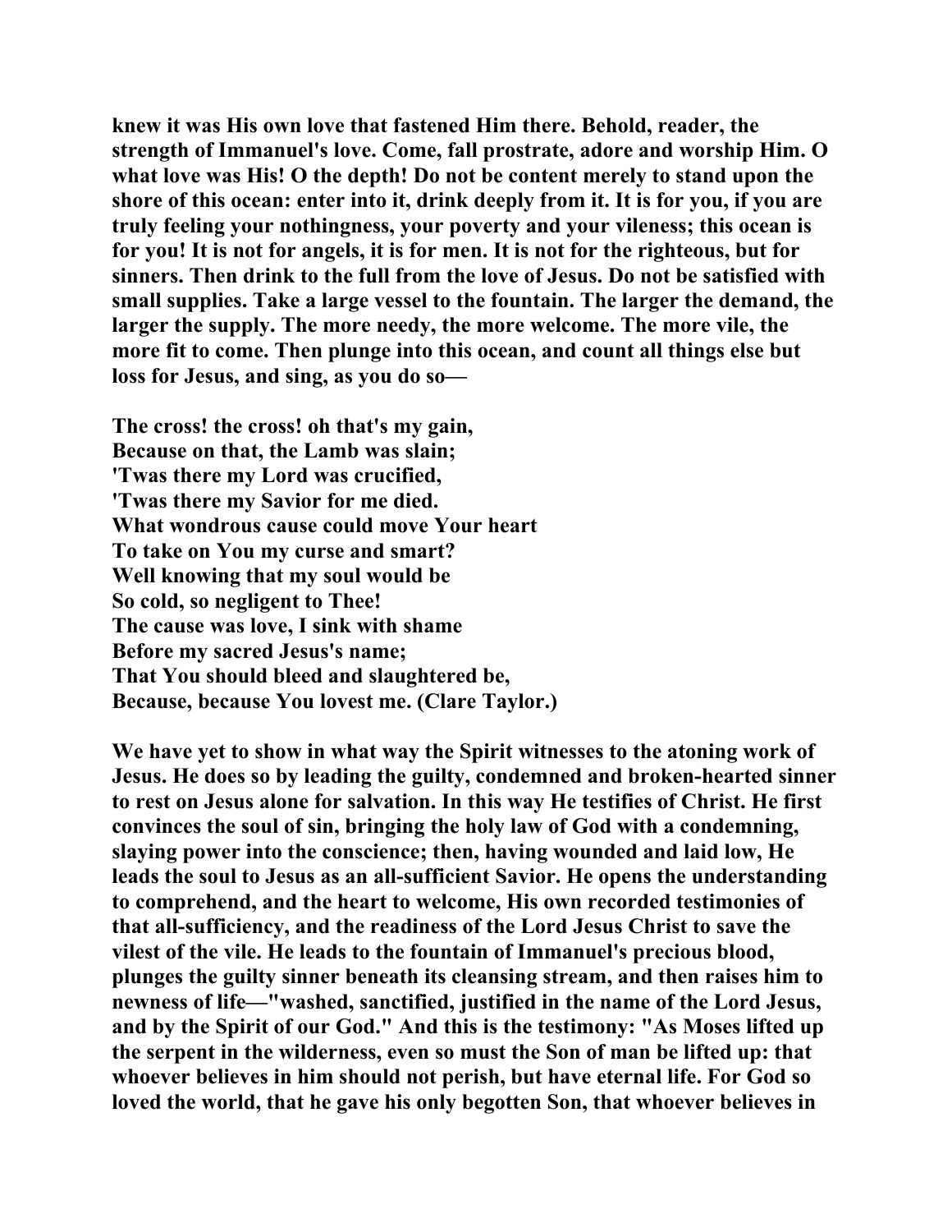knew it was His own love that fastened Him there. Behold, reader, the strength of Immanuel's love. Come, fall prostrate, adore and worship Him. O what love was His! O the depth! Do not be content merely to stand upon the shore of this ocean: enter into it, drink deeply from it. It is for you, if you are truly feeling your nothingness, your poverty and your vileness; this ocean is for you! It is not for angels, it is for men. It is not for the righteous, but for sinners. Then drink to the full from the love of Jesus. Do not be satisfied with small supplies. Take a large vessel to the fountain. The larger the demand, the larger the supply. The more needy, the more welcome. The more vile, the more fit to come. Then plunge into this ocean, and count all things else but loss for Jesus, and sing, as you do so—

The cross! the cross! oh that's my gain,
Because on that, the Lamb was slain;
'Twas there my Lord was crucified,
'Twas there my Savior for me died.
What wondrous cause could move Your heart
To take on You my curse and smart?
Well knowing that my soul would be
So cold, so negligent to Thee!
The cause was love, I sink with shame
Before my sacred Jesus's name;
That You should bleed and slaughtered be,
Because, because You lovest me. (Clare Taylor.)

We have yet to show in what way the Spirit witnesses to the atoning work of Jesus. He does so by leading the guilty, condemned and broken-hearted sinner to rest on Jesus alone for salvation. In this way He testifies of Christ. He first convinces the soul of sin, bringing the holy law of God with a condemning, slaying power into the conscience; then, having wounded and laid low, He leads the soul to Jesus as an all-sufficient Savior. He opens the understanding to comprehend, and the heart to welcome, His own recorded testimonies of that all-sufficiency, and the readiness of the Lord Jesus Christ to save the vilest of the vile. He leads to the fountain of Immanuel's precious blood, plunges the guilty sinner beneath its cleansing stream, and then raises him to newness of life—"washed, sanctified, justified in the name of the Lord Jesus, and by the Spirit of our God." And this is the testimony: "As Moses lifted up the serpent in the wilderness, even so must the Son of man be lifted up: that whoever believes in him should not perish, but have eternal life. For God so loved the world, that he gave his only begotten Son, that whoever believes in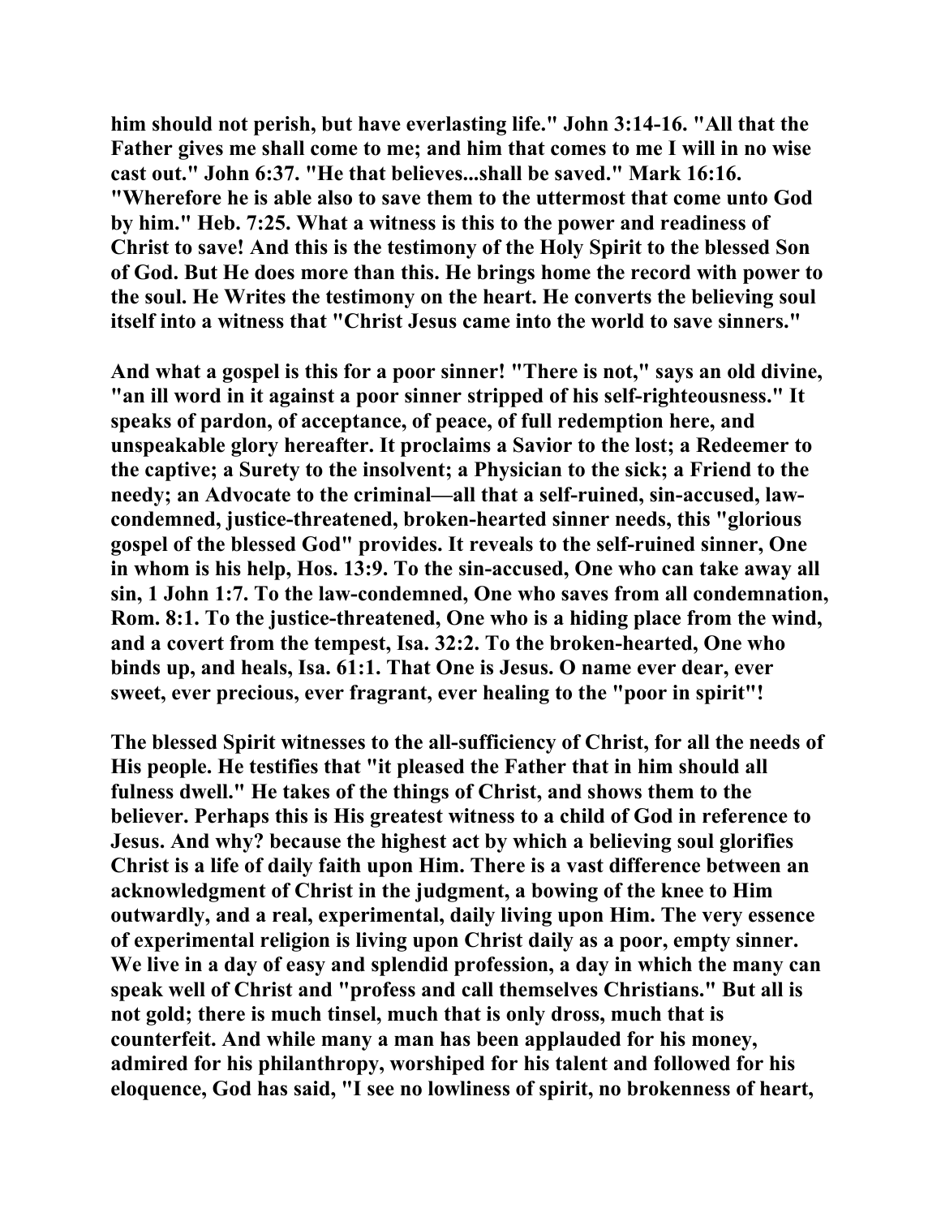him should not perish, but have everlasting life." John 3:14-16. "All that the Father gives me shall come to me; and him that comes to me I will in no wise cast out." John 6:37. "He that believes...shall be saved." Mark 16:16. "Wherefore he is able also to save them to the uttermost that come unto God by him." Heb. 7:25. What a witness is this to the power and readiness of Christ to save! And this is the testimony of the Holy Spirit to the blessed Son of God. But He does more than this. He brings home the record with power to the soul. He Writes the testimony on the heart. He converts the believing soul itself into a witness that "Christ Jesus came into the world to save sinners."

And what a gospel is this for a poor sinner! "There is not," says an old divine, "an ill word in it against a poor sinner stripped of his self-righteousness." It speaks of pardon, of acceptance, of peace, of full redemption here, and unspeakable glory hereafter. It proclaims a Savior to the lost; a Redeemer to the captive; a Surety to the insolvent; a Physician to the sick; a Friend to the needy; an Advocate to the criminal—all that a self-ruined, sin-accused, law-condemned, justice-threatened, broken-hearted sinner needs, this "glorious gospel of the blessed God" provides. It reveals to the self-ruined sinner, One in whom is his help, Hos. 13:9. To the sin-accused, One who can take away all sin, 1 John 1:7. To the law-condemned, One who saves from all condemnation, Rom. 8:1. To the justice-threatened, One who is a hiding place from the wind, and a covert from the tempest, Isa. 32:2. To the broken-hearted, One who binds up, and heals, Isa. 61:1. That One is Jesus. O name ever dear, ever sweet, ever precious, ever fragrant, ever healing to the "poor in spirit"!

The blessed Spirit witnesses to the all-sufficiency of Christ, for all the needs of His people. He testifies that "it pleased the Father that in him should all fulness dwell." He takes of the things of Christ, and shows them to the believer. Perhaps this is His greatest witness to a child of God in reference to Jesus. And why? because the highest act by which a believing soul glorifies Christ is a life of daily faith upon Him. There is a vast difference between an acknowledgment of Christ in the judgment, a bowing of the knee to Him outwardly, and a real, experimental, daily living upon Him. The very essence of experimental religion is living upon Christ daily as a poor, empty sinner. We live in a day of easy and splendid profession, a day in which the many can speak well of Christ and "profess and call themselves Christians." But all is not gold; there is much tinsel, much that is only dross, much that is counterfeit. And while many a man has been applauded for his money, admired for his philanthropy, worshiped for his talent and followed for his eloquence, God has said, "I see no lowliness of spirit, no brokenness of heart,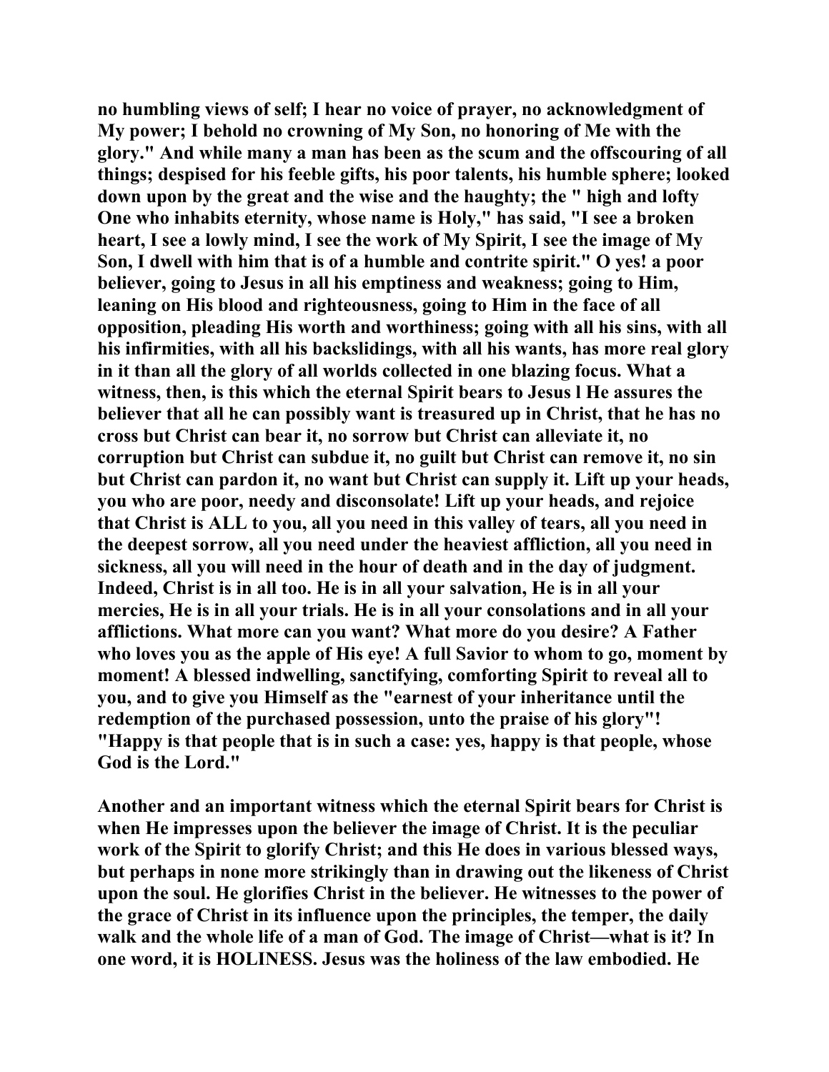no humbling views of self; I hear no voice of prayer, no acknowledgment of My power; I behold no crowning of My Son, no honoring of Me with the glory." And while many a man has been as the scum and the offscouring of all things; despised for his feeble gifts, his poor talents, his humble sphere; looked down upon by the great and the wise and the haughty; the " high and lofty One who inhabits eternity, whose name is Holy," has said, "I see a broken heart, I see a lowly mind, I see the work of My Spirit, I see the image of My Son, I dwell with him that is of a humble and contrite spirit." O yes! a poor believer, going to Jesus in all his emptiness and weakness; going to Him, leaning on His blood and righteousness, going to Him in the face of all opposition, pleading His worth and worthiness; going with all his sins, with all his infirmities, with all his backslidings, with all his wants, has more real glory in it than all the glory of all worlds collected in one blazing focus. What a witness, then, is this which the eternal Spirit bears to Jesus l He assures the believer that all he can possibly want is treasured up in Christ, that he has no cross but Christ can bear it, no sorrow but Christ can alleviate it, no corruption but Christ can subdue it, no guilt but Christ can remove it, no sin but Christ can pardon it, no want but Christ can supply it. Lift up your heads, you who are poor, needy and disconsolate! Lift up your heads, and rejoice that Christ is ALL to you, all you need in this valley of tears, all you need in the deepest sorrow, all you need under the heaviest affliction, all you need in sickness, all you will need in the hour of death and in the day of judgment. Indeed, Christ is in all too. He is in all your salvation, He is in all your mercies, He is in all your trials. He is in all your consolations and in all your afflictions. What more can you want? What more do you desire? A Father who loves you as the apple of His eye! A full Savior to whom to go, moment by moment! A blessed indwelling, sanctifying, comforting Spirit to reveal all to you, and to give you Himself as the "earnest of your inheritance until the redemption of the purchased possession, unto the praise of his glory"! "Happy is that people that is in such a case: yes, happy is that people, whose God is the Lord."

Another and an important witness which the eternal Spirit bears for Christ is when He impresses upon the believer the image of Christ. It is the peculiar work of the Spirit to glorify Christ; and this He does in various blessed ways, but perhaps in none more strikingly than in drawing out the likeness of Christ upon the soul. He glorifies Christ in the believer. He witnesses to the power of the grace of Christ in its influence upon the principles, the temper, the daily walk and the whole life of a man of God. The image of Christ—what is it? In one word, it is HOLINESS. Jesus was the holiness of the law embodied. He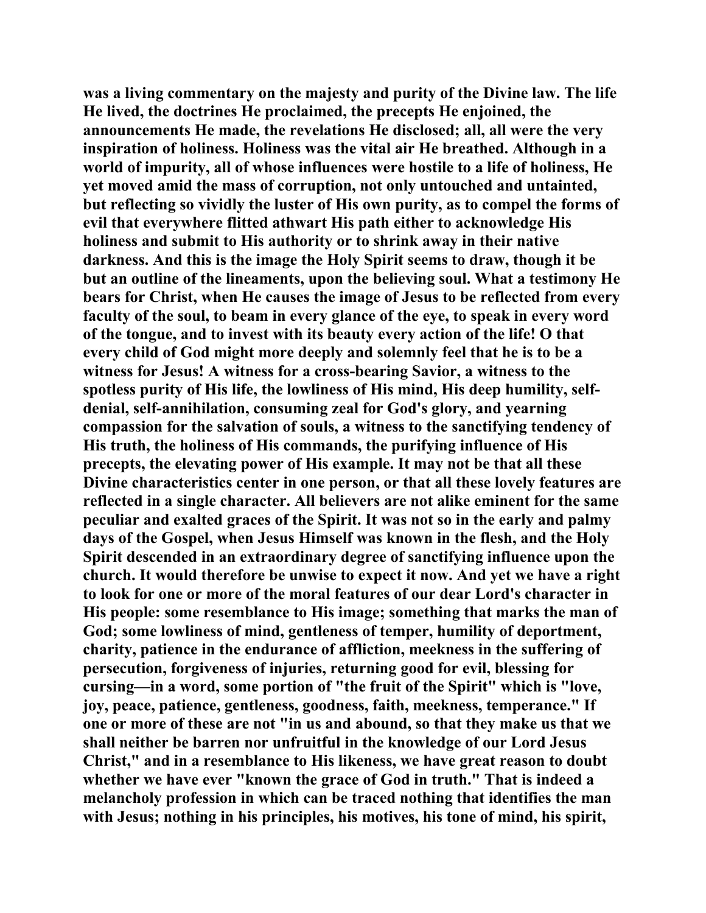was a living commentary on the majesty and purity of the Divine law. The life He lived, the doctrines He proclaimed, the precepts He enjoined, the announcements He made, the revelations He disclosed; all, all were the very inspiration of holiness. Holiness was the vital air He breathed. Although in a world of impurity, all of whose influences were hostile to a life of holiness, He yet moved amid the mass of corruption, not only untouched and untainted, but reflecting so vividly the luster of His own purity, as to compel the forms of evil that everywhere flitted athwart His path either to acknowledge His holiness and submit to His authority or to shrink away in their native darkness. And this is the image the Holy Spirit seems to draw, though it be but an outline of the lineaments, upon the believing soul. What a testimony He bears for Christ, when He causes the image of Jesus to be reflected from every faculty of the soul, to beam in every glance of the eye, to speak in every word of the tongue, and to invest with its beauty every action of the life! O that every child of God might more deeply and solemnly feel that he is to be a witness for Jesus! A witness for a cross-bearing Savior, a witness to the spotless purity of His life, the lowliness of His mind, His deep humility, self-denial, self-annihilation, consuming zeal for God's glory, and yearning compassion for the salvation of souls, a witness to the sanctifying tendency of His truth, the holiness of His commands, the purifying influence of His precepts, the elevating power of His example. It may not be that all these Divine characteristics center in one person, or that all these lovely features are reflected in a single character. All believers are not alike eminent for the same peculiar and exalted graces of the Spirit. It was not so in the early and palmy days of the Gospel, when Jesus Himself was known in the flesh, and the Holy Spirit descended in an extraordinary degree of sanctifying influence upon the church. It would therefore be unwise to expect it now. And yet we have a right to look for one or more of the moral features of our dear Lord's character in His people: some resemblance to His image; something that marks the man of God; some lowliness of mind, gentleness of temper, humility of deportment, charity, patience in the endurance of affliction, meekness in the suffering of persecution, forgiveness of injuries, returning good for evil, blessing for cursing—in a word, some portion of "the fruit of the Spirit" which is "love, joy, peace, patience, gentleness, goodness, faith, meekness, temperance." If one or more of these are not "in us and abound, so that they make us that we shall neither be barren nor unfruitful in the knowledge of our Lord Jesus Christ," and in a resemblance to His likeness, we have great reason to doubt whether we have ever "known the grace of God in truth." That is indeed a melancholy profession in which can be traced nothing that identifies the man with Jesus; nothing in his principles, his motives, his tone of mind, his spirit,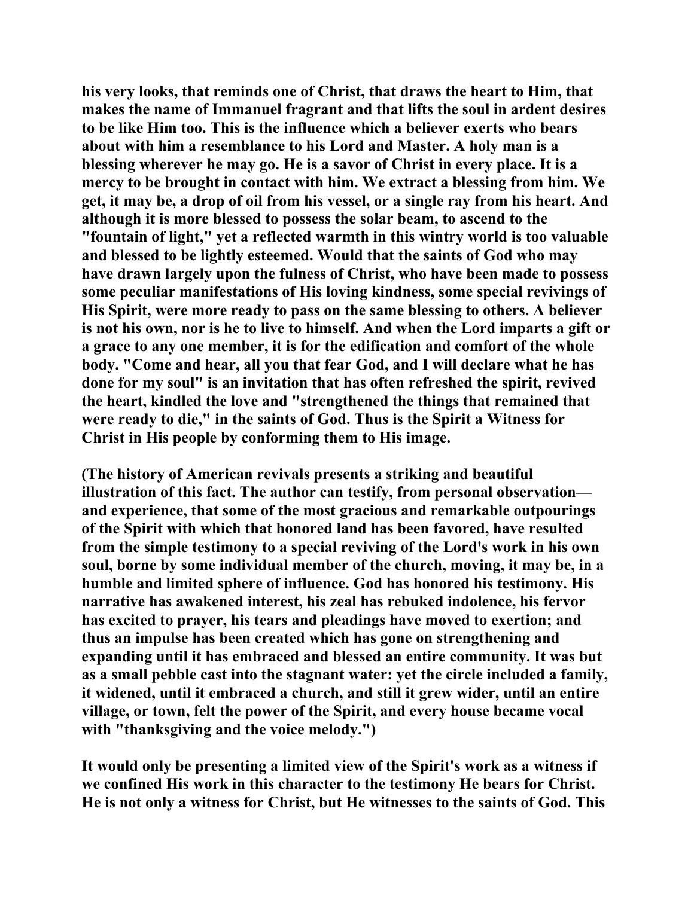his very looks, that reminds one of Christ, that draws the heart to Him, that makes the name of Immanuel fragrant and that lifts the soul in ardent desires to be like Him too. This is the influence which a believer exerts who bears about with him a resemblance to his Lord and Master. A holy man is a blessing wherever he may go. He is a savor of Christ in every place. It is a mercy to be brought in contact with him. We extract a blessing from him. We get, it may be, a drop of oil from his vessel, or a single ray from his heart. And although it is more blessed to possess the solar beam, to ascend to the "fountain of light," yet a reflected warmth in this wintry world is too valuable and blessed to be lightly esteemed. Would that the saints of God who may have drawn largely upon the fulness of Christ, who have been made to possess some peculiar manifestations of His loving kindness, some special revivings of His Spirit, were more ready to pass on the same blessing to others. A believer is not his own, nor is he to live to himself. And when the Lord imparts a gift or a grace to any one member, it is for the edification and comfort of the whole body. "Come and hear, all you that fear God, and I will declare what he has done for my soul" is an invitation that has often refreshed the spirit, revived the heart, kindled the love and "strengthened the things that remained that were ready to die," in the saints of God. Thus is the Spirit a Witness for Christ in His people by conforming them to His image.

(The history of American revivals presents a striking and beautiful illustration of this fact. The author can testify, from personal observation— and experience, that some of the most gracious and remarkable outpourings of the Spirit with which that honored land has been favored, have resulted from the simple testimony to a special reviving of the Lord's work in his own soul, borne by some individual member of the church, moving, it may be, in a humble and limited sphere of influence. God has honored his testimony. His narrative has awakened interest, his zeal has rebuked indolence, his fervor has excited to prayer, his tears and pleadings have moved to exertion; and thus an impulse has been created which has gone on strengthening and expanding until it has embraced and blessed an entire community. It was but as a small pebble cast into the stagnant water: yet the circle included a family, it widened, until it embraced a church, and still it grew wider, until an entire village, or town, felt the power of the Spirit, and every house became vocal with "thanksgiving and the voice melody.")

It would only be presenting a limited view of the Spirit's work as a witness if we confined His work in this character to the testimony He bears for Christ. He is not only a witness for Christ, but He witnesses to the saints of God. This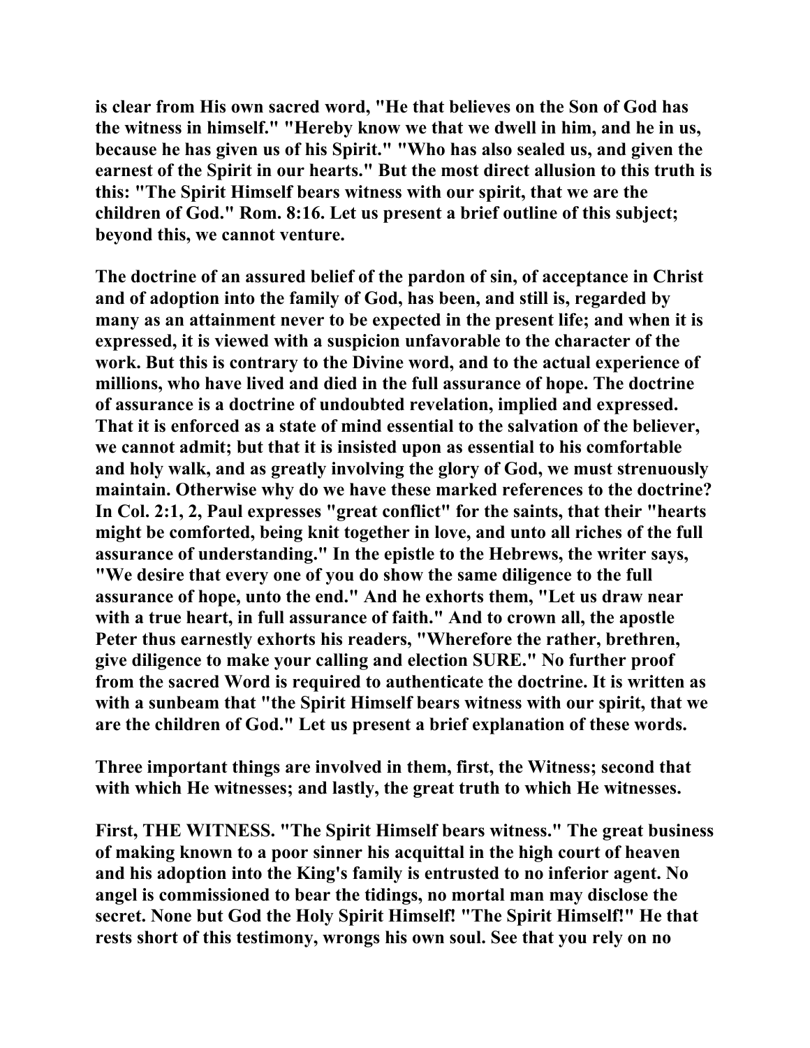is clear from His own sacred word, "He that believes on the Son of God has the witness in himself." "Hereby know we that we dwell in him, and he in us, because he has given us of his Spirit." "Who has also sealed us, and given the earnest of the Spirit in our hearts." But the most direct allusion to this truth is this: "The Spirit Himself bears witness with our spirit, that we are the children of God." Rom. 8:16. Let us present a brief outline of this subject; beyond this, we cannot venture.

The doctrine of an assured belief of the pardon of sin, of acceptance in Christ and of adoption into the family of God, has been, and still is, regarded by many as an attainment never to be expected in the present life; and when it is expressed, it is viewed with a suspicion unfavorable to the character of the work. But this is contrary to the Divine word, and to the actual experience of millions, who have lived and died in the full assurance of hope. The doctrine of assurance is a doctrine of undoubted revelation, implied and expressed. That it is enforced as a state of mind essential to the salvation of the believer, we cannot admit; but that it is insisted upon as essential to his comfortable and holy walk, and as greatly involving the glory of God, we must strenuously maintain. Otherwise why do we have these marked references to the doctrine? In Col. 2:1, 2, Paul expresses "great conflict" for the saints, that their "hearts might be comforted, being knit together in love, and unto all riches of the full assurance of understanding." In the epistle to the Hebrews, the writer says, "We desire that every one of you do show the same diligence to the full assurance of hope, unto the end." And he exhorts them, "Let us draw near with a true heart, in full assurance of faith." And to crown all, the apostle Peter thus earnestly exhorts his readers, "Wherefore the rather, brethren, give diligence to make your calling and election SURE." No further proof from the sacred Word is required to authenticate the doctrine. It is written as with a sunbeam that "the Spirit Himself bears witness with our spirit, that we are the children of God." Let us present a brief explanation of these words.

Three important things are involved in them, first, the Witness; second that with which He witnesses; and lastly, the great truth to which He witnesses.

First, THE WITNESS. "The Spirit Himself bears witness." The great business of making known to a poor sinner his acquittal in the high court of heaven and his adoption into the King's family is entrusted to no inferior agent. No angel is commissioned to bear the tidings, no mortal man may disclose the secret. None but God the Holy Spirit Himself! "The Spirit Himself!" He that rests short of this testimony, wrongs his own soul. See that you rely on no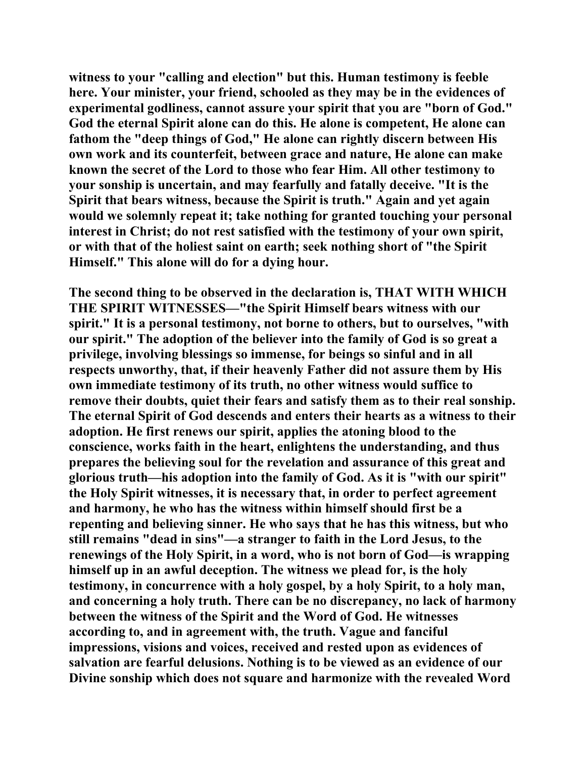**witness to your "calling and election" but this. Human testimony is feeble here. Your minister, your friend, schooled as they may be in the evidences of experimental godliness, cannot assure your spirit that you are "born of God." God the eternal Spirit alone can do this. He alone is competent, He alone can fathom the "deep things of God," He alone can rightly discern between His own work and its counterfeit, between grace and nature, He alone can make known the secret of the Lord to those who fear Him. All other testimony to your sonship is uncertain, and may fearfully and fatally deceive. "It is the Spirit that bears witness, because the Spirit is truth." Again and yet again would we solemnly repeat it; take nothing for granted touching your personal interest in Christ; do not rest satisfied with the testimony of your own spirit, or with that of the holiest saint on earth; seek nothing short of "the Spirit Himself." This alone will do for a dying hour.**

**The second thing to be observed in the declaration is, THAT WITH WHICH THE SPIRIT WITNESSES—"the Spirit Himself bears witness with our spirit." It is a personal testimony, not borne to others, but to ourselves, "with our spirit." The adoption of the believer into the family of God is so great a privilege, involving blessings so immense, for beings so sinful and in all respects unworthy, that, if their heavenly Father did not assure them by His own immediate testimony of its truth, no other witness would suffice to remove their doubts, quiet their fears and satisfy them as to their real sonship. The eternal Spirit of God descends and enters their hearts as a witness to their adoption. He first renews our spirit, applies the atoning blood to the conscience, works faith in the heart, enlightens the understanding, and thus prepares the believing soul for the revelation and assurance of this great and glorious truth—his adoption into the family of God. As it is "with our spirit" the Holy Spirit witnesses, it is necessary that, in order to perfect agreement and harmony, he who has the witness within himself should first be a repenting and believing sinner. He who says that he has this witness, but who still remains "dead in sins"—a stranger to faith in the Lord Jesus, to the renewings of the Holy Spirit, in a word, who is not born of God—is wrapping himself up in an awful deception. The witness we plead for, is the holy testimony, in concurrence with a holy gospel, by a holy Spirit, to a holy man, and concerning a holy truth. There can be no discrepancy, no lack of harmony between the witness of the Spirit and the Word of God. He witnesses according to, and in agreement with, the truth. Vague and fanciful impressions, visions and voices, received and rested upon as evidences of salvation are fearful delusions. Nothing is to be viewed as an evidence of our Divine sonship which does not square and harmonize with the revealed Word**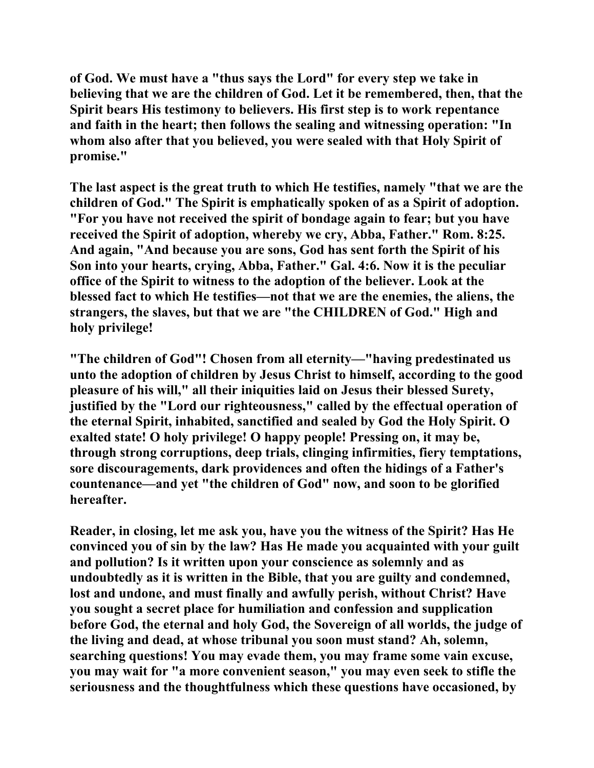**of God. We must have a "thus says the Lord" for every step we take in believing that we are the children of God. Let it be remembered, then, that the Spirit bears His testimony to believers. His first step is to work repentance and faith in the heart; then follows the sealing and witnessing operation: "In whom also after that you believed, you were sealed with that Holy Spirit of promise."**

**The last aspect is the great truth to which He testifies, namely "that we are the children of God." The Spirit is emphatically spoken of as a Spirit of adoption. "For you have not received the spirit of bondage again to fear; but you have received the Spirit of adoption, whereby we cry, Abba, Father." Rom. 8:25. And again, "And because you are sons, God has sent forth the Spirit of his Son into your hearts, crying, Abba, Father." Gal. 4:6. Now it is the peculiar office of the Spirit to witness to the adoption of the believer. Look at the blessed fact to which He testifies—not that we are the enemies, the aliens, the strangers, the slaves, but that we are "the CHILDREN of God." High and holy privilege!**

**"The children of God"! Chosen from all eternity—"having predestinated us unto the adoption of children by Jesus Christ to himself, according to the good pleasure of his will," all their iniquities laid on Jesus their blessed Surety, justified by the "Lord our righteousness," called by the effectual operation of the eternal Spirit, inhabited, sanctified and sealed by God the Holy Spirit. O exalted state! O holy privilege! O happy people! Pressing on, it may be, through strong corruptions, deep trials, clinging infirmities, fiery temptations, sore discouragements, dark providences and often the hidings of a Father's countenance—and yet "the children of God" now, and soon to be glorified hereafter.**

**Reader, in closing, let me ask you, have you the witness of the Spirit? Has He convinced you of sin by the law? Has He made you acquainted with your guilt and pollution? Is it written upon your conscience as solemnly and as undoubtedly as it is written in the Bible, that you are guilty and condemned, lost and undone, and must finally and awfully perish, without Christ? Have you sought a secret place for humiliation and confession and supplication before God, the eternal and holy God, the Sovereign of all worlds, the judge of the living and dead, at whose tribunal you soon must stand? Ah, solemn, searching questions! You may evade them, you may frame some vain excuse, you may wait for "a more convenient season," you may even seek to stifle the seriousness and the thoughtfulness which these questions have occasioned, by**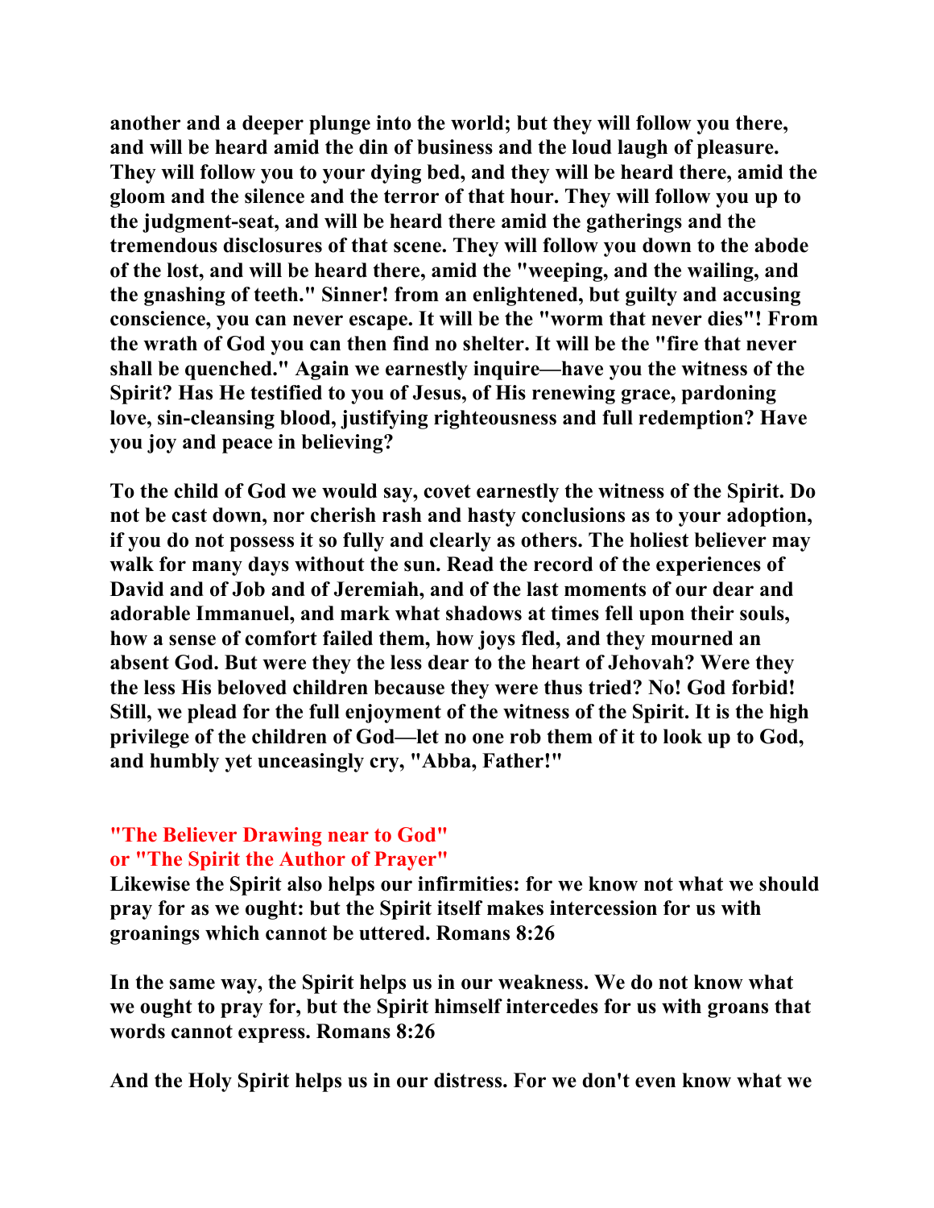**another and a deeper plunge into the world; but they will follow you there, and will be heard amid the din of business and the loud laugh of pleasure. They will follow you to your dying bed, and they will be heard there, amid the gloom and the silence and the terror of that hour. They will follow you up to the judgment-seat, and will be heard there amid the gatherings and the tremendous disclosures of that scene. They will follow you down to the abode of the lost, and will be heard there, amid the "weeping, and the wailing, and the gnashing of teeth." Sinner! from an enlightened, but guilty and accusing conscience, you can never escape. It will be the "worm that never dies"! From the wrath of God you can then find no shelter. It will be the "fire that never shall be quenched." Again we earnestly inquire—have you the witness of the Spirit? Has He testified to you of Jesus, of His renewing grace, pardoning love, sin-cleansing blood, justifying righteousness and full redemption? Have you joy and peace in believing?**

**To the child of God we would say, covet earnestly the witness of the Spirit. Do not be cast down, nor cherish rash and hasty conclusions as to your adoption, if you do not possess it so fully and clearly as others. The holiest believer may walk for many days without the sun. Read the record of the experiences of David and of Job and of Jeremiah, and of the last moments of our dear and adorable Immanuel, and mark what shadows at times fell upon their souls, how a sense of comfort failed them, how joys fled, and they mourned an absent God. But were they the less dear to the heart of Jehovah? Were they the less His beloved children because they were thus tried? No! God forbid! Still, we plead for the full enjoyment of the witness of the Spirit. It is the high privilege of the children of God—let no one rob them of it to look up to God, and humbly yet unceasingly cry, "Abba, Father!"**

## "The Believer Drawing near to God"
## or "The Spirit the Author of Prayer"

**Likewise the Spirit also helps our infirmities: for we know not what we should pray for as we ought: but the Spirit itself makes intercession for us with groanings which cannot be uttered. Romans 8:26**

**In the same way, the Spirit helps us in our weakness. We do not know what we ought to pray for, but the Spirit himself intercedes for us with groans that words cannot express. Romans 8:26**

**And the Holy Spirit helps us in our distress. For we don't even know what we**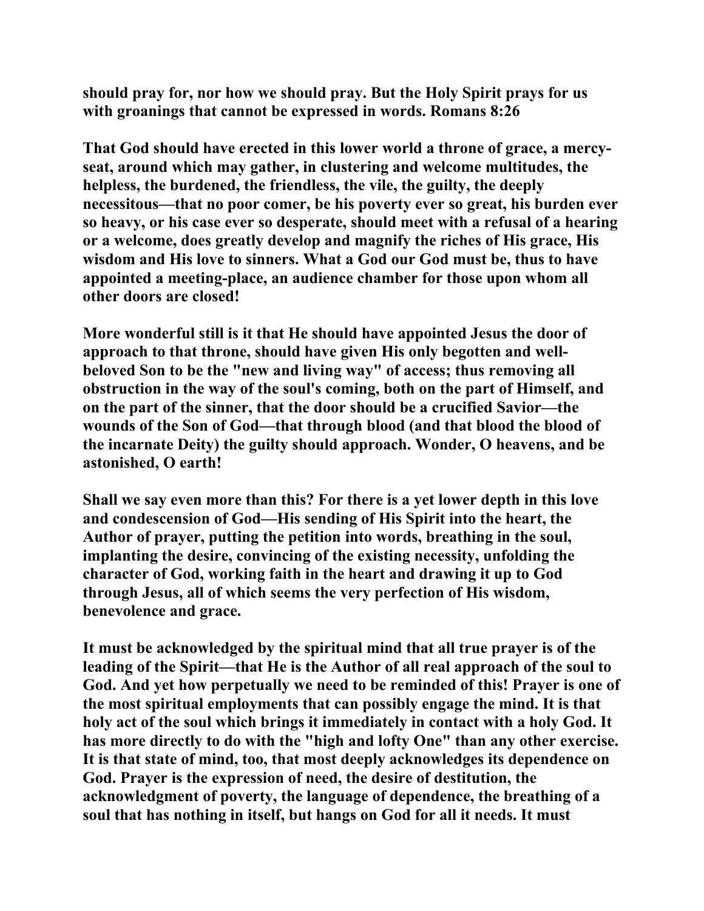**should pray for, nor how we should pray. But the Holy Spirit prays for us with groanings that cannot be expressed in words. Romans 8:26**

**That God should have erected in this lower world a throne of grace, a mercy-seat, around which may gather, in clustering and welcome multitudes, the helpless, the burdened, the friendless, the vile, the guilty, the deeply necessitous—that no poor comer, be his poverty ever so great, his burden ever so heavy, or his case ever so desperate, should meet with a refusal of a hearing or a welcome, does greatly develop and magnify the riches of His grace, His wisdom and His love to sinners. What a God our God must be, thus to have appointed a meeting-place, an audience chamber for those upon whom all other doors are closed!**

**More wonderful still is it that He should have appointed Jesus the door of approach to that throne, should have given His only begotten and well-beloved Son to be the "new and living way" of access; thus removing all obstruction in the way of the soul's coming, both on the part of Himself, and on the part of the sinner, that the door should be a crucified Savior—the wounds of the Son of God—that through blood (and that blood the blood of the incarnate Deity) the guilty should approach. Wonder, O heavens, and be astonished, O earth!**

**Shall we say even more than this? For there is a yet lower depth in this love and condescension of God—His sending of His Spirit into the heart, the Author of prayer, putting the petition into words, breathing in the soul, implanting the desire, convincing of the existing necessity, unfolding the character of God, working faith in the heart and drawing it up to God through Jesus, all of which seems the very perfection of His wisdom, benevolence and grace.**

**It must be acknowledged by the spiritual mind that all true prayer is of the leading of the Spirit—that He is the Author of all real approach of the soul to God. And yet how perpetually we need to be reminded of this! Prayer is one of the most spiritual employments that can possibly engage the mind. It is that holy act of the soul which brings it immediately in contact with a holy God. It has more directly to do with the "high and lofty One" than any other exercise. It is that state of mind, too, that most deeply acknowledges its dependence on God. Prayer is the expression of need, the desire of destitution, the acknowledgment of poverty, the language of dependence, the breathing of a soul that has nothing in itself, but hangs on God for all it needs. It must**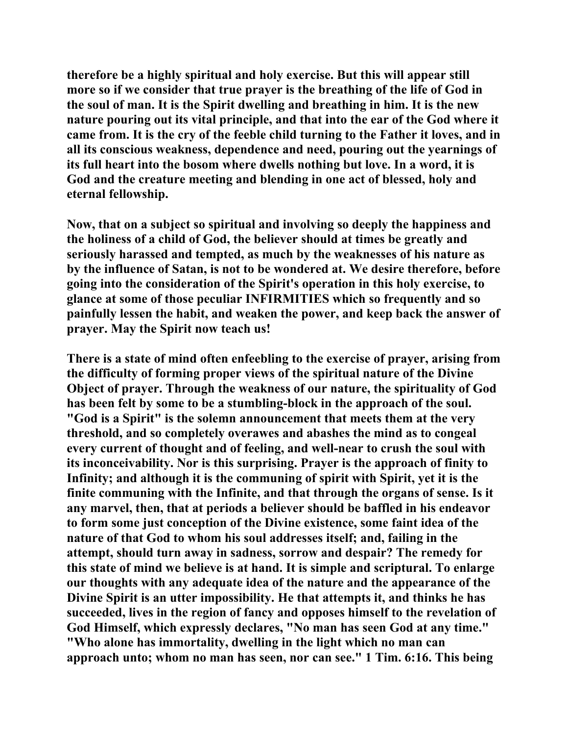**therefore be a highly spiritual and holy exercise. But this will appear still more so if we consider that true prayer is the breathing of the life of God in the soul of man. It is the Spirit dwelling and breathing in him. It is the new nature pouring out its vital principle, and that into the ear of the God where it came from. It is the cry of the feeble child turning to the Father it loves, and in all its conscious weakness, dependence and need, pouring out the yearnings of its full heart into the bosom where dwells nothing but love. In a word, it is God and the creature meeting and blending in one act of blessed, holy and eternal fellowship.**

**Now, that on a subject so spiritual and involving so deeply the happiness and the holiness of a child of God, the believer should at times be greatly and seriously harassed and tempted, as much by the weaknesses of his nature as by the influence of Satan, is not to be wondered at. We desire therefore, before going into the consideration of the Spirit's operation in this holy exercise, to glance at some of those peculiar INFIRMITIES which so frequently and so painfully lessen the habit, and weaken the power, and keep back the answer of prayer. May the Spirit now teach us!**

**There is a state of mind often enfeebling to the exercise of prayer, arising from the difficulty of forming proper views of the spiritual nature of the Divine Object of prayer. Through the weakness of our nature, the spirituality of God has been felt by some to be a stumbling-block in the approach of the soul. "God is a Spirit" is the solemn announcement that meets them at the very threshold, and so completely overawes and abashes the mind as to congeal every current of thought and of feeling, and well-near to crush the soul with its inconceivability. Nor is this surprising. Prayer is the approach of finity to Infinity; and although it is the communing of spirit with Spirit, yet it is the finite communing with the Infinite, and that through the organs of sense. Is it any marvel, then, that at periods a believer should be baffled in his endeavor to form some just conception of the Divine existence, some faint idea of the nature of that God to whom his soul addresses itself; and, failing in the attempt, should turn away in sadness, sorrow and despair? The remedy for this state of mind we believe is at hand. It is simple and scriptural. To enlarge our thoughts with any adequate idea of the nature and the appearance of the Divine Spirit is an utter impossibility. He that attempts it, and thinks he has succeeded, lives in the region of fancy and opposes himself to the revelation of God Himself, which expressly declares, "No man has seen God at any time." "Who alone has immortality, dwelling in the light which no man can approach unto; whom no man has seen, nor can see." 1 Tim. 6:16. This being**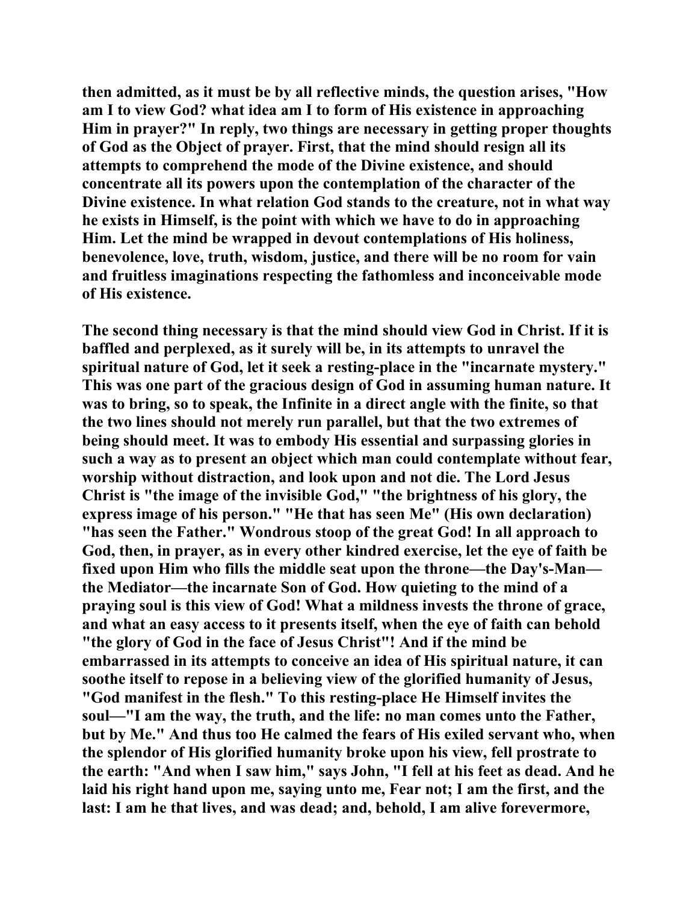then admitted, as it must be by all reflective minds, the question arises, "How am I to view God? what idea am I to form of His existence in approaching Him in prayer?" In reply, two things are necessary in getting proper thoughts of God as the Object of prayer. First, that the mind should resign all its attempts to comprehend the mode of the Divine existence, and should concentrate all its powers upon the contemplation of the character of the Divine existence. In what relation God stands to the creature, not in what way he exists in Himself, is the point with which we have to do in approaching Him. Let the mind be wrapped in devout contemplations of His holiness, benevolence, love, truth, wisdom, justice, and there will be no room for vain and fruitless imaginations respecting the fathomless and inconceivable mode of His existence.

The second thing necessary is that the mind should view God in Christ. If it is baffled and perplexed, as it surely will be, in its attempts to unravel the spiritual nature of God, let it seek a resting-place in the "incarnate mystery." This was one part of the gracious design of God in assuming human nature. It was to bring, so to speak, the Infinite in a direct angle with the finite, so that the two lines should not merely run parallel, but that the two extremes of being should meet. It was to embody His essential and surpassing glories in such a way as to present an object which man could contemplate without fear, worship without distraction, and look upon and not die. The Lord Jesus Christ is "the image of the invisible God," "the brightness of his glory, the express image of his person." "He that has seen Me" (His own declaration) "has seen the Father." Wondrous stoop of the great God! In all approach to God, then, in prayer, as in every other kindred exercise, let the eye of faith be fixed upon Him who fills the middle seat upon the throne—the Day's-Man—the Mediator—the incarnate Son of God. How quieting to the mind of a praying soul is this view of God! What a mildness invests the throne of grace, and what an easy access to it presents itself, when the eye of faith can behold "the glory of God in the face of Jesus Christ"! And if the mind be embarrassed in its attempts to conceive an idea of His spiritual nature, it can soothe itself to repose in a believing view of the glorified humanity of Jesus, "God manifest in the flesh." To this resting-place He Himself invites the soul—"I am the way, the truth, and the life: no man comes unto the Father, but by Me." And thus too He calmed the fears of His exiled servant who, when the splendor of His glorified humanity broke upon his view, fell prostrate to the earth: "And when I saw him," says John, "I fell at his feet as dead. And he laid his right hand upon me, saying unto me, Fear not; I am the first, and the last: I am he that lives, and was dead; and, behold, I am alive forevermore,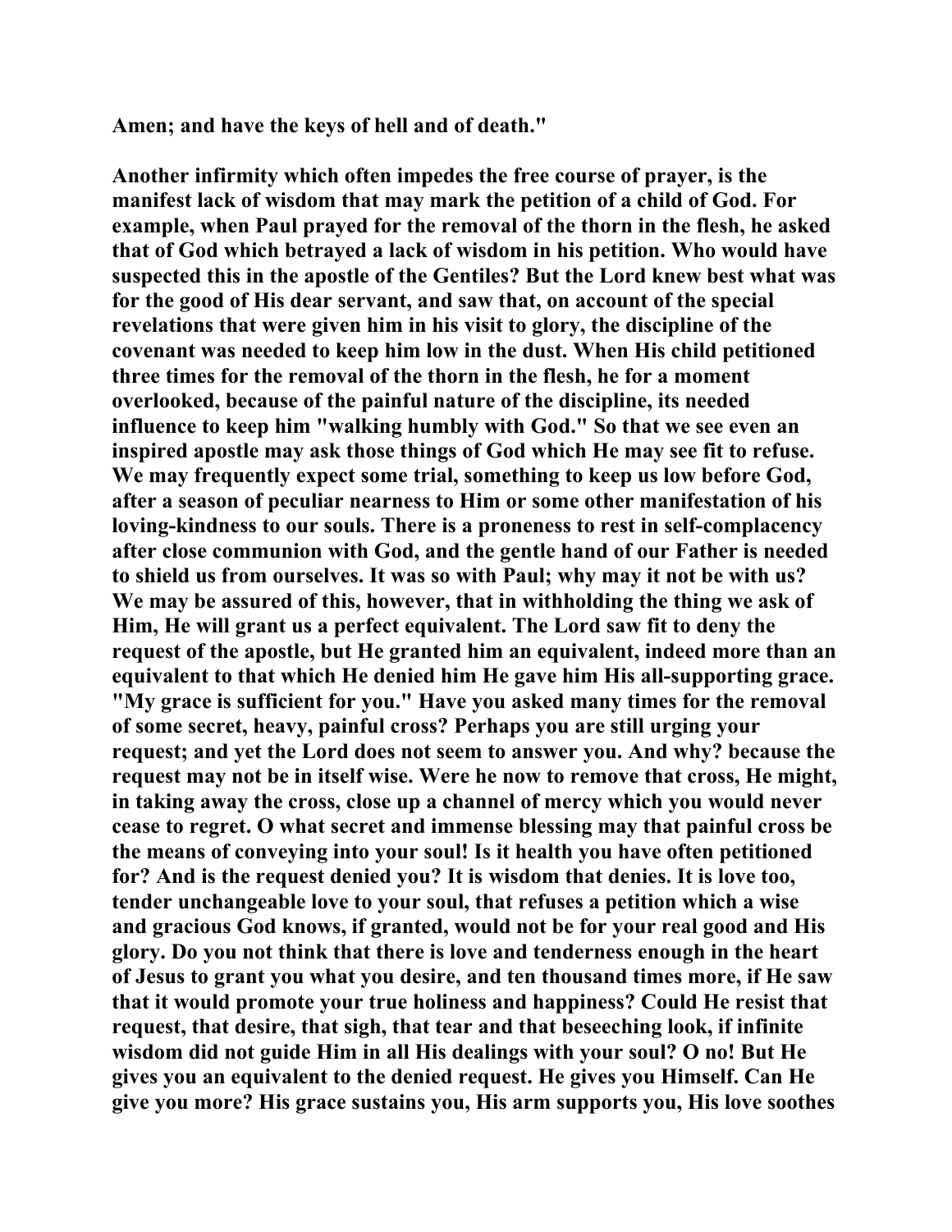Amen; and have the keys of hell and of death."

Another infirmity which often impedes the free course of prayer, is the manifest lack of wisdom that may mark the petition of a child of God. For example, when Paul prayed for the removal of the thorn in the flesh, he asked that of God which betrayed a lack of wisdom in his petition. Who would have suspected this in the apostle of the Gentiles? But the Lord knew best what was for the good of His dear servant, and saw that, on account of the special revelations that were given him in his visit to glory, the discipline of the covenant was needed to keep him low in the dust. When His child petitioned three times for the removal of the thorn in the flesh, he for a moment overlooked, because of the painful nature of the discipline, its needed influence to keep him "walking humbly with God." So that we see even an inspired apostle may ask those things of God which He may see fit to refuse. We may frequently expect some trial, something to keep us low before God, after a season of peculiar nearness to Him or some other manifestation of his loving-kindness to our souls. There is a proneness to rest in self-complacency after close communion with God, and the gentle hand of our Father is needed to shield us from ourselves. It was so with Paul; why may it not be with us? We may be assured of this, however, that in withholding the thing we ask of Him, He will grant us a perfect equivalent. The Lord saw fit to deny the request of the apostle, but He granted him an equivalent, indeed more than an equivalent to that which He denied him He gave him His all-supporting grace. "My grace is sufficient for you." Have you asked many times for the removal of some secret, heavy, painful cross? Perhaps you are still urging your request; and yet the Lord does not seem to answer you. And why? because the request may not be in itself wise. Were he now to remove that cross, He might, in taking away the cross, close up a channel of mercy which you would never cease to regret. O what secret and immense blessing may that painful cross be the means of conveying into your soul! Is it health you have often petitioned for? And is the request denied you? It is wisdom that denies. It is love too, tender unchangeable love to your soul, that refuses a petition which a wise and gracious God knows, if granted, would not be for your real good and His glory. Do you not think that there is love and tenderness enough in the heart of Jesus to grant you what you desire, and ten thousand times more, if He saw that it would promote your true holiness and happiness? Could He resist that request, that desire, that sigh, that tear and that beseeching look, if infinite wisdom did not guide Him in all His dealings with your soul? O no! But He gives you an equivalent to the denied request. He gives you Himself. Can He give you more? His grace sustains you, His arm supports you, His love soothes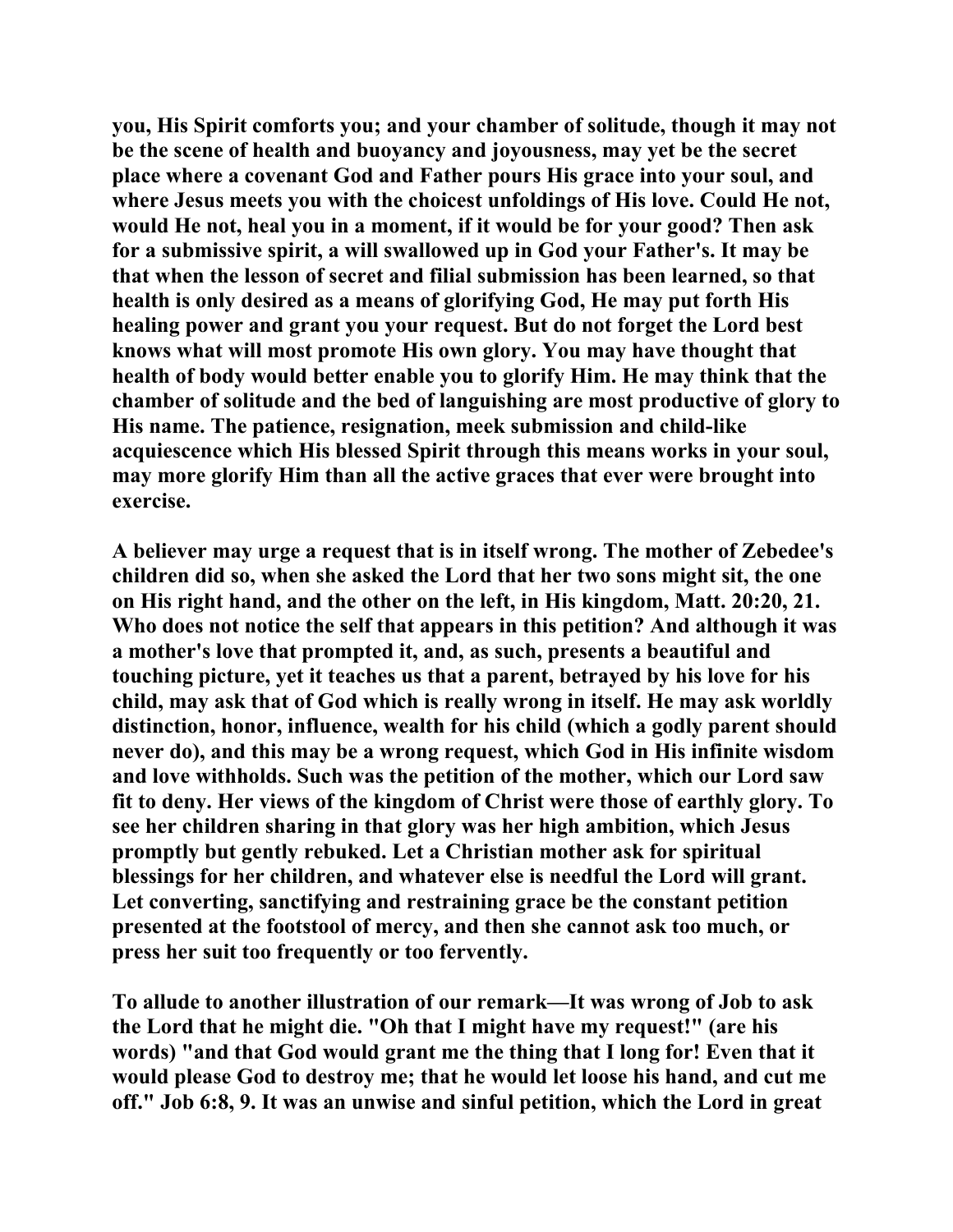you, His Spirit comforts you; and your chamber of solitude, though it may not be the scene of health and buoyancy and joyousness, may yet be the secret place where a covenant God and Father pours His grace into your soul, and where Jesus meets you with the choicest unfoldings of His love. Could He not, would He not, heal you in a moment, if it would be for your good? Then ask for a submissive spirit, a will swallowed up in God your Father's. It may be that when the lesson of secret and filial submission has been learned, so that health is only desired as a means of glorifying God, He may put forth His healing power and grant you your request. But do not forget the Lord best knows what will most promote His own glory. You may have thought that health of body would better enable you to glorify Him. He may think that the chamber of solitude and the bed of languishing are most productive of glory to His name. The patience, resignation, meek submission and child-like acquiescence which His blessed Spirit through this means works in your soul, may more glorify Him than all the active graces that ever were brought into exercise.

A believer may urge a request that is in itself wrong. The mother of Zebedee's children did so, when she asked the Lord that her two sons might sit, the one on His right hand, and the other on the left, in His kingdom, Matt. 20:20, 21. Who does not notice the self that appears in this petition? And although it was a mother's love that prompted it, and, as such, presents a beautiful and touching picture, yet it teaches us that a parent, betrayed by his love for his child, may ask that of God which is really wrong in itself. He may ask worldly distinction, honor, influence, wealth for his child (which a godly parent should never do), and this may be a wrong request, which God in His infinite wisdom and love withholds. Such was the petition of the mother, which our Lord saw fit to deny. Her views of the kingdom of Christ were those of earthly glory. To see her children sharing in that glory was her high ambition, which Jesus promptly but gently rebuked. Let a Christian mother ask for spiritual blessings for her children, and whatever else is needful the Lord will grant. Let converting, sanctifying and restraining grace be the constant petition presented at the footstool of mercy, and then she cannot ask too much, or press her suit too frequently or too fervently.

To allude to another illustration of our remark—It was wrong of Job to ask the Lord that he might die. "Oh that I might have my request!" (are his words) "and that God would grant me the thing that I long for! Even that it would please God to destroy me; that he would let loose his hand, and cut me off." Job 6:8, 9. It was an unwise and sinful petition, which the Lord in great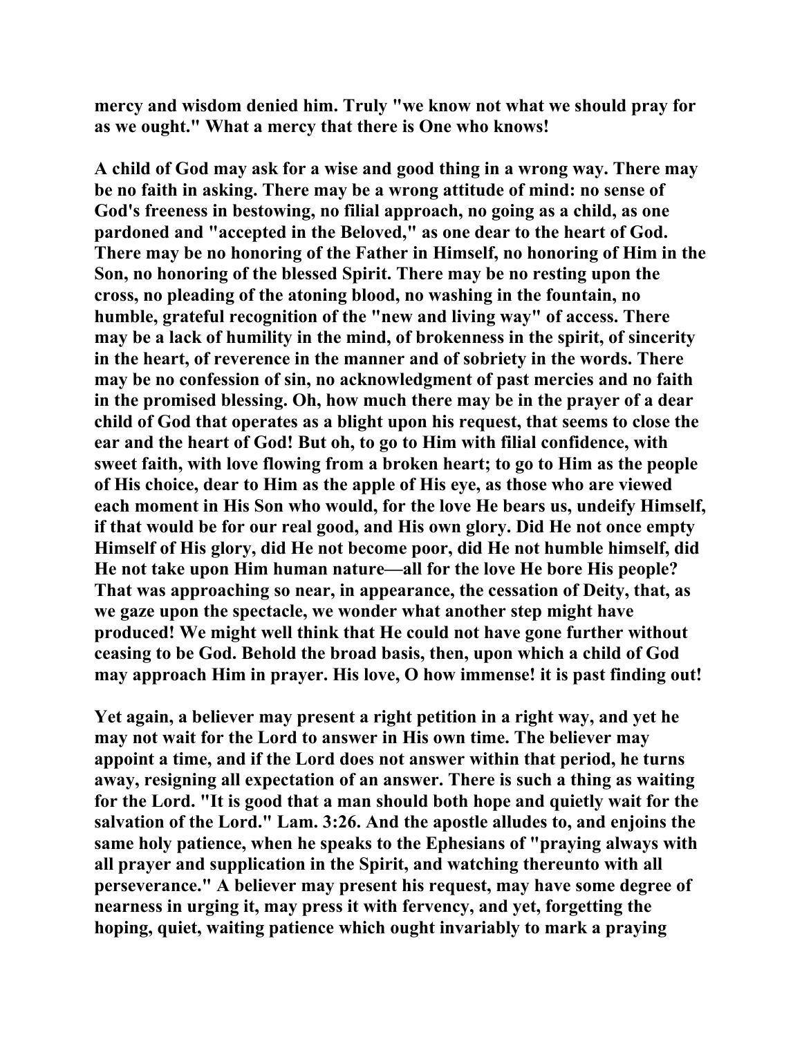mercy and wisdom denied him. Truly "we know not what we should pray for as we ought." What a mercy that there is One who knows!

A child of God may ask for a wise and good thing in a wrong way. There may be no faith in asking. There may be a wrong attitude of mind: no sense of God's freeness in bestowing, no filial approach, no going as a child, as one pardoned and "accepted in the Beloved," as one dear to the heart of God. There may be no honoring of the Father in Himself, no honoring of Him in the Son, no honoring of the blessed Spirit. There may be no resting upon the cross, no pleading of the atoning blood, no washing in the fountain, no humble, grateful recognition of the "new and living way" of access. There may be a lack of humility in the mind, of brokenness in the spirit, of sincerity in the heart, of reverence in the manner and of sobriety in the words. There may be no confession of sin, no acknowledgment of past mercies and no faith in the promised blessing. Oh, how much there may be in the prayer of a dear child of God that operates as a blight upon his request, that seems to close the ear and the heart of God! But oh, to go to Him with filial confidence, with sweet faith, with love flowing from a broken heart; to go to Him as the people of His choice, dear to Him as the apple of His eye, as those who are viewed each moment in His Son who would, for the love He bears us, undeify Himself, if that would be for our real good, and His own glory. Did He not once empty Himself of His glory, did He not become poor, did He not humble himself, did He not take upon Him human nature—all for the love He bore His people? That was approaching so near, in appearance, the cessation of Deity, that, as we gaze upon the spectacle, we wonder what another step might have produced! We might well think that He could not have gone further without ceasing to be God. Behold the broad basis, then, upon which a child of God may approach Him in prayer. His love, O how immense! it is past finding out!

Yet again, a believer may present a right petition in a right way, and yet he may not wait for the Lord to answer in His own time. The believer may appoint a time, and if the Lord does not answer within that period, he turns away, resigning all expectation of an answer. There is such a thing as waiting for the Lord. "It is good that a man should both hope and quietly wait for the salvation of the Lord." Lam. 3:26. And the apostle alludes to, and enjoins the same holy patience, when he speaks to the Ephesians of "praying always with all prayer and supplication in the Spirit, and watching thereunto with all perseverance." A believer may present his request, may have some degree of nearness in urging it, may press it with fervency, and yet, forgetting the hoping, quiet, waiting patience which ought invariably to mark a praying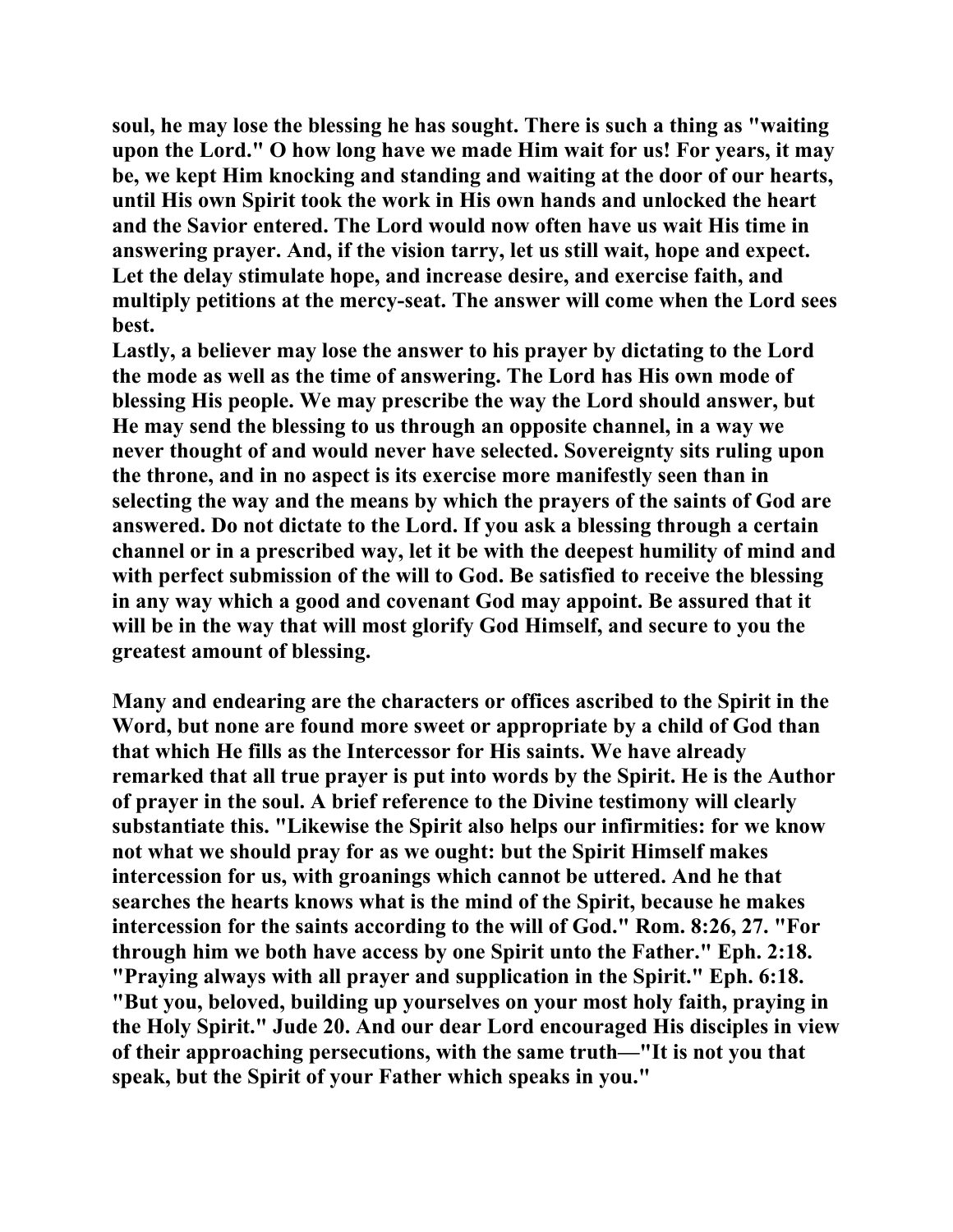**soul, he may lose the blessing he has sought. There is such a thing as "waiting upon the Lord." O how long have we made Him wait for us! For years, it may be, we kept Him knocking and standing and waiting at the door of our hearts, until His own Spirit took the work in His own hands and unlocked the heart and the Savior entered. The Lord would now often have us wait His time in answering prayer. And, if the vision tarry, let us still wait, hope and expect. Let the delay stimulate hope, and increase desire, and exercise faith, and multiply petitions at the mercy-seat. The answer will come when the Lord sees best.**

**Lastly, a believer may lose the answer to his prayer by dictating to the Lord the mode as well as the time of answering. The Lord has His own mode of blessing His people. We may prescribe the way the Lord should answer, but He may send the blessing to us through an opposite channel, in a way we never thought of and would never have selected. Sovereignty sits ruling upon the throne, and in no aspect is its exercise more manifestly seen than in selecting the way and the means by which the prayers of the saints of God are answered. Do not dictate to the Lord. If you ask a blessing through a certain channel or in a prescribed way, let it be with the deepest humility of mind and with perfect submission of the will to God. Be satisfied to receive the blessing in any way which a good and covenant God may appoint. Be assured that it will be in the way that will most glorify God Himself, and secure to you the greatest amount of blessing.**

**Many and endearing are the characters or offices ascribed to the Spirit in the Word, but none are found more sweet or appropriate by a child of God than that which He fills as the Intercessor for His saints. We have already remarked that all true prayer is put into words by the Spirit. He is the Author of prayer in the soul. A brief reference to the Divine testimony will clearly substantiate this. "Likewise the Spirit also helps our infirmities: for we know not what we should pray for as we ought: but the Spirit Himself makes intercession for us, with groanings which cannot be uttered. And he that searches the hearts knows what is the mind of the Spirit, because he makes intercession for the saints according to the will of God." Rom. 8:26, 27. "For through him we both have access by one Spirit unto the Father." Eph. 2:18. "Praying always with all prayer and supplication in the Spirit." Eph. 6:18. "But you, beloved, building up yourselves on your most holy faith, praying in the Holy Spirit." Jude 20. And our dear Lord encouraged His disciples in view of their approaching persecutions, with the same truth—"It is not you that speak, but the Spirit of your Father which speaks in you."**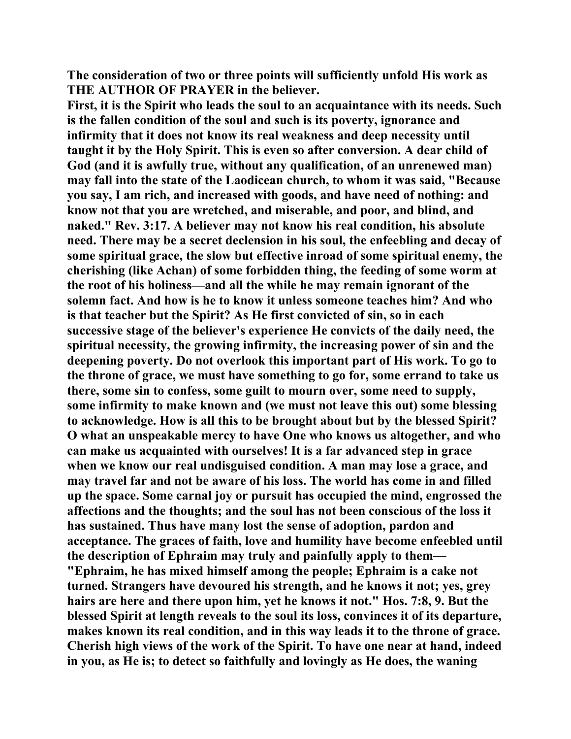**The consideration of two or three points will sufficiently unfold His work as THE AUTHOR OF PRAYER in the believer.**

**First, it is the Spirit who leads the soul to an acquaintance with its needs. Such is the fallen condition of the soul and such is its poverty, ignorance and infirmity that it does not know its real weakness and deep necessity until taught it by the Holy Spirit. This is even so after conversion. A dear child of God (and it is awfully true, without any qualification, of an unrenewed man) may fall into the state of the Laodicean church, to whom it was said, "Because you say, I am rich, and increased with goods, and have need of nothing: and know not that you are wretched, and miserable, and poor, and blind, and naked." Rev. 3:17. A believer may not know his real condition, his absolute need. There may be a secret declension in his soul, the enfeebling and decay of some spiritual grace, the slow but effective inroad of some spiritual enemy, the cherishing (like Achan) of some forbidden thing, the feeding of some worm at the root of his holiness—and all the while he may remain ignorant of the solemn fact. And how is he to know it unless someone teaches him? And who is that teacher but the Spirit? As He first convicted of sin, so in each successive stage of the believer's experience He convicts of the daily need, the spiritual necessity, the growing infirmity, the increasing power of sin and the deepening poverty. Do not overlook this important part of His work. To go to the throne of grace, we must have something to go for, some errand to take us there, some sin to confess, some guilt to mourn over, some need to supply, some infirmity to make known and (we must not leave this out) some blessing to acknowledge. How is all this to be brought about but by the blessed Spirit? O what an unspeakable mercy to have One who knows us altogether, and who can make us acquainted with ourselves! It is a far advanced step in grace when we know our real undisguised condition. A man may lose a grace, and may travel far and not be aware of his loss. The world has come in and filled up the space. Some carnal joy or pursuit has occupied the mind, engrossed the affections and the thoughts; and the soul has not been conscious of the loss it has sustained. Thus have many lost the sense of adoption, pardon and acceptance. The graces of faith, love and humility have become enfeebled until the description of Ephraim may truly and painfully apply to them—"Ephraim, he has mixed himself among the people; Ephraim is a cake not turned. Strangers have devoured his strength, and he knows it not; yes, grey hairs are here and there upon him, yet he knows it not." Hos. 7:8, 9. But the blessed Spirit at length reveals to the soul its loss, convinces it of its departure, makes known its real condition, and in this way leads it to the throne of grace. Cherish high views of the work of the Spirit. To have one near at hand, indeed in you, as He is; to detect so faithfully and lovingly as He does, the waning**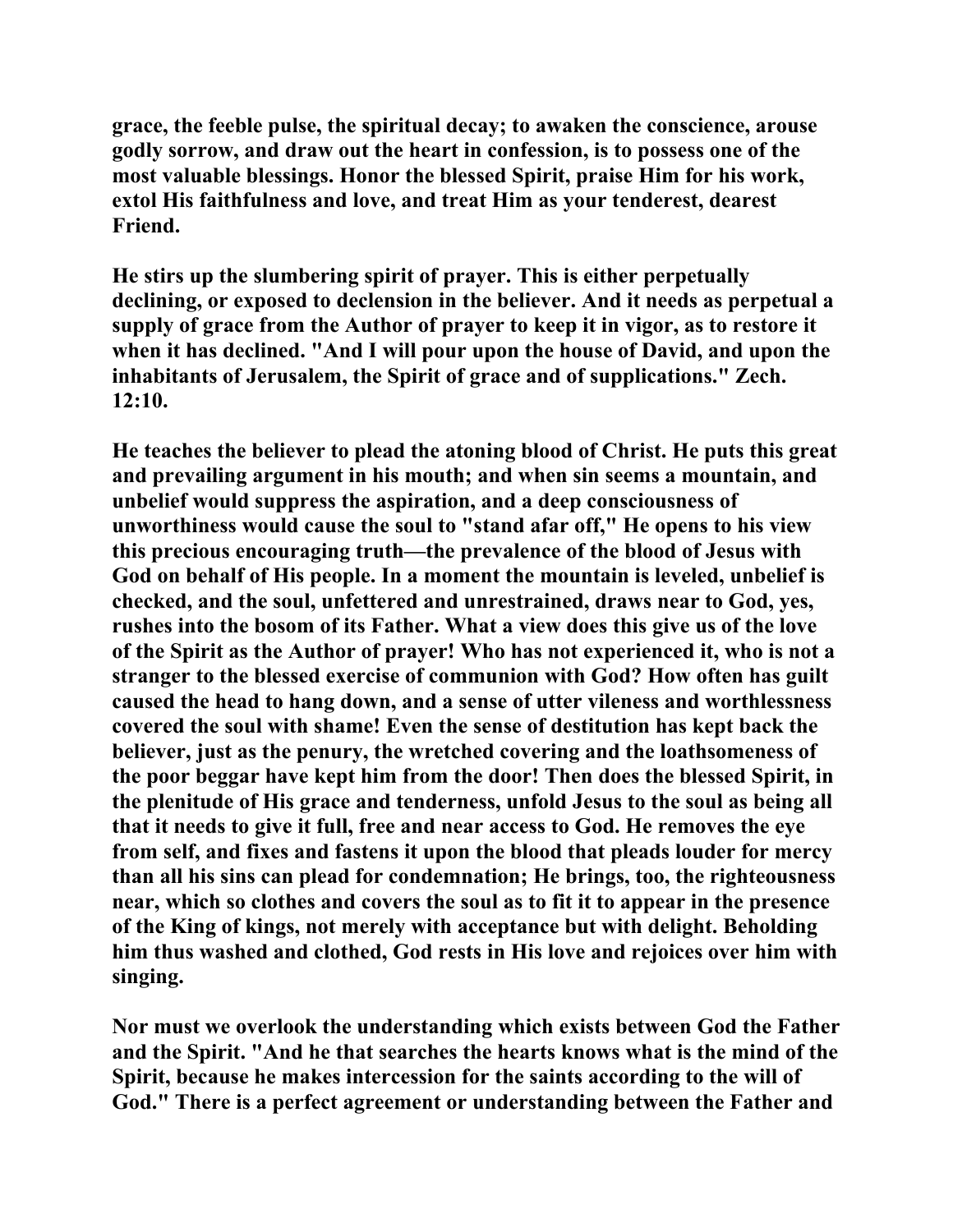grace, the feeble pulse, the spiritual decay; to awaken the conscience, arouse godly sorrow, and draw out the heart in confession, is to possess one of the most valuable blessings. Honor the blessed Spirit, praise Him for his work, extol His faithfulness and love, and treat Him as your tenderest, dearest Friend.

He stirs up the slumbering spirit of prayer. This is either perpetually declining, or exposed to declension in the believer. And it needs as perpetual a supply of grace from the Author of prayer to keep it in vigor, as to restore it when it has declined. "And I will pour upon the house of David, and upon the inhabitants of Jerusalem, the Spirit of grace and of supplications." Zech. 12:10.

He teaches the believer to plead the atoning blood of Christ. He puts this great and prevailing argument in his mouth; and when sin seems a mountain, and unbelief would suppress the aspiration, and a deep consciousness of unworthiness would cause the soul to "stand afar off," He opens to his view this precious encouraging truth—the prevalence of the blood of Jesus with God on behalf of His people. In a moment the mountain is leveled, unbelief is checked, and the soul, unfettered and unrestrained, draws near to God, yes, rushes into the bosom of its Father. What a view does this give us of the love of the Spirit as the Author of prayer! Who has not experienced it, who is not a stranger to the blessed exercise of communion with God? How often has guilt caused the head to hang down, and a sense of utter vileness and worthlessness covered the soul with shame! Even the sense of destitution has kept back the believer, just as the penury, the wretched covering and the loathsomeness of the poor beggar have kept him from the door! Then does the blessed Spirit, in the plenitude of His grace and tenderness, unfold Jesus to the soul as being all that it needs to give it full, free and near access to God. He removes the eye from self, and fixes and fastens it upon the blood that pleads louder for mercy than all his sins can plead for condemnation; He brings, too, the righteousness near, which so clothes and covers the soul as to fit it to appear in the presence of the King of kings, not merely with acceptance but with delight. Beholding him thus washed and clothed, God rests in His love and rejoices over him with singing.

Nor must we overlook the understanding which exists between God the Father and the Spirit. "And he that searches the hearts knows what is the mind of the Spirit, because he makes intercession for the saints according to the will of God." There is a perfect agreement or understanding between the Father and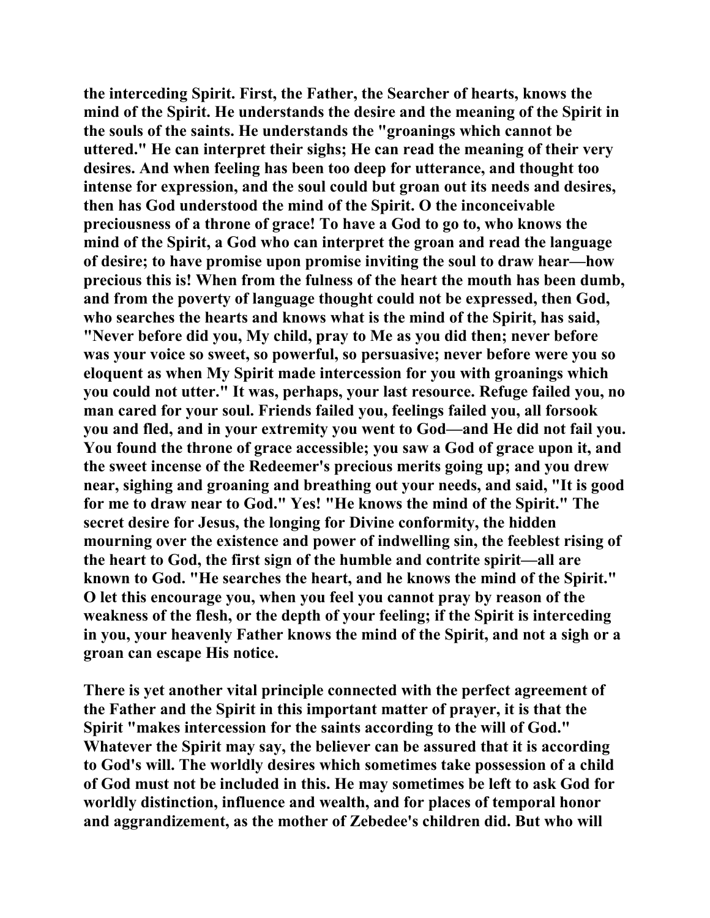**the interceding Spirit. First, the Father, the Searcher of hearts, knows the mind of the Spirit. He understands the desire and the meaning of the Spirit in the souls of the saints. He understands the "groanings which cannot be uttered." He can interpret their sighs; He can read the meaning of their very desires. And when feeling has been too deep for utterance, and thought too intense for expression, and the soul could but groan out its needs and desires, then has God understood the mind of the Spirit. O the inconceivable preciousness of a throne of grace! To have a God to go to, who knows the mind of the Spirit, a God who can interpret the groan and read the language of desire; to have promise upon promise inviting the soul to draw hear—how precious this is! When from the fulness of the heart the mouth has been dumb, and from the poverty of language thought could not be expressed, then God, who searches the hearts and knows what is the mind of the Spirit, has said, "Never before did you, My child, pray to Me as you did then; never before was your voice so sweet, so powerful, so persuasive; never before were you so eloquent as when My Spirit made intercession for you with groanings which you could not utter." It was, perhaps, your last resource. Refuge failed you, no man cared for your soul. Friends failed you, feelings failed you, all forsook you and fled, and in your extremity you went to God—and He did not fail you. You found the throne of grace accessible; you saw a God of grace upon it, and the sweet incense of the Redeemer's precious merits going up; and you drew near, sighing and groaning and breathing out your needs, and said, "It is good for me to draw near to God." Yes! "He knows the mind of the Spirit." The secret desire for Jesus, the longing for Divine conformity, the hidden mourning over the existence and power of indwelling sin, the feeblest rising of the heart to God, the first sign of the humble and contrite spirit—all are known to God. "He searches the heart, and he knows the mind of the Spirit." O let this encourage you, when you feel you cannot pray by reason of the weakness of the flesh, or the depth of your feeling; if the Spirit is interceding in you, your heavenly Father knows the mind of the Spirit, and not a sigh or a groan can escape His notice.**

**There is yet another vital principle connected with the perfect agreement of the Father and the Spirit in this important matter of prayer, it is that the Spirit "makes intercession for the saints according to the will of God." Whatever the Spirit may say, the believer can be assured that it is according to God's will. The worldly desires which sometimes take possession of a child of God must not be included in this. He may sometimes be left to ask God for worldly distinction, influence and wealth, and for places of temporal honor and aggrandizement, as the mother of Zebedee's children did. But who will**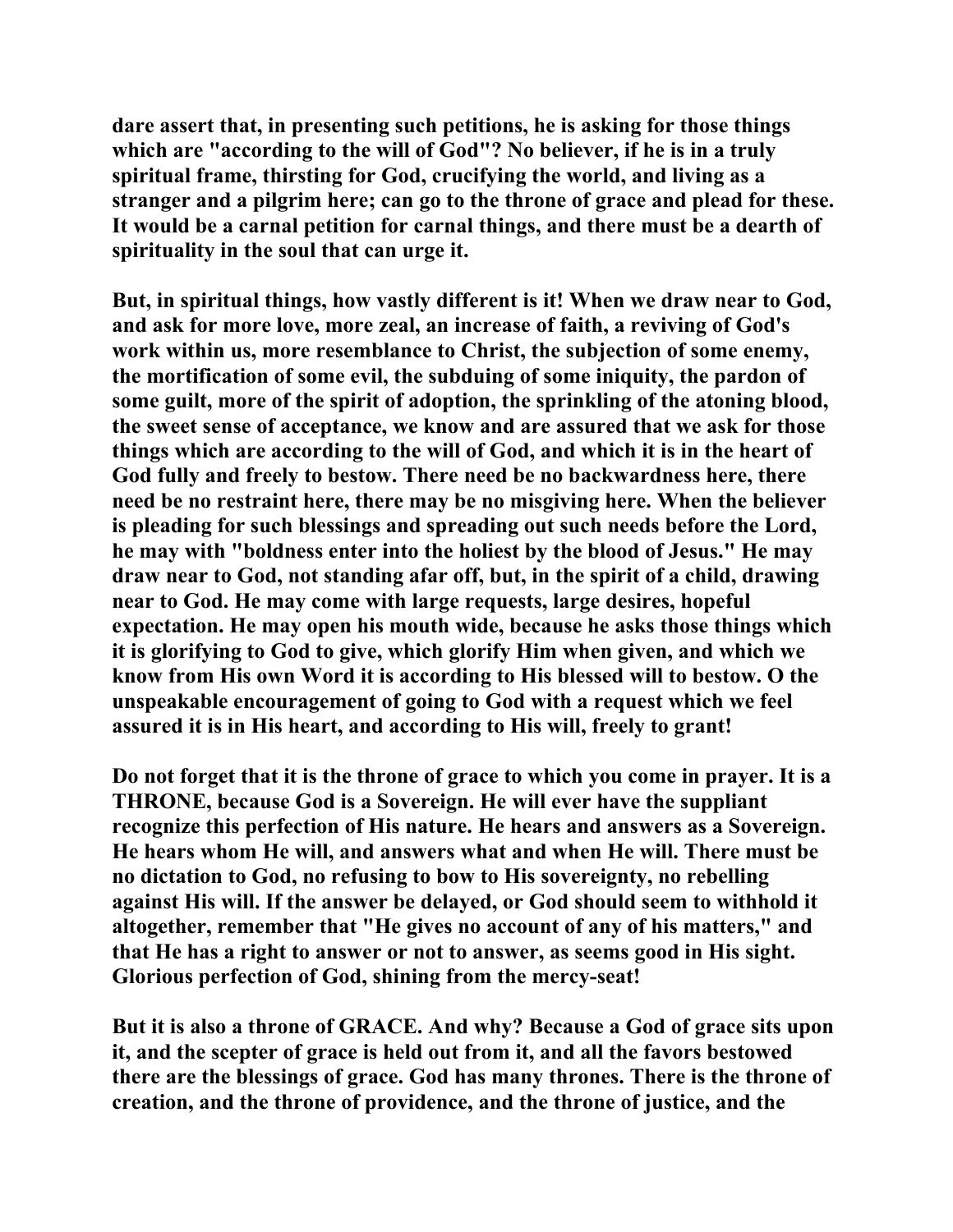dare assert that, in presenting such petitions, he is asking for those things which are "according to the will of God"? No believer, if he is in a truly spiritual frame, thirsting for God, crucifying the world, and living as a stranger and a pilgrim here; can go to the throne of grace and plead for these. It would be a carnal petition for carnal things, and there must be a dearth of spirituality in the soul that can urge it.

But, in spiritual things, how vastly different is it! When we draw near to God, and ask for more love, more zeal, an increase of faith, a reviving of God's work within us, more resemblance to Christ, the subjection of some enemy, the mortification of some evil, the subduing of some iniquity, the pardon of some guilt, more of the spirit of adoption, the sprinkling of the atoning blood, the sweet sense of acceptance, we know and are assured that we ask for those things which are according to the will of God, and which it is in the heart of God fully and freely to bestow. There need be no backwardness here, there need be no restraint here, there may be no misgiving here. When the believer is pleading for such blessings and spreading out such needs before the Lord, he may with "boldness enter into the holiest by the blood of Jesus." He may draw near to God, not standing afar off, but, in the spirit of a child, drawing near to God. He may come with large requests, large desires, hopeful expectation. He may open his mouth wide, because he asks those things which it is glorifying to God to give, which glorify Him when given, and which we know from His own Word it is according to His blessed will to bestow. O the unspeakable encouragement of going to God with a request which we feel assured it is in His heart, and according to His will, freely to grant!

Do not forget that it is the throne of grace to which you come in prayer. It is a THRONE, because God is a Sovereign. He will ever have the suppliant recognize this perfection of His nature. He hears and answers as a Sovereign. He hears whom He will, and answers what and when He will. There must be no dictation to God, no refusing to bow to His sovereignty, no rebelling against His will. If the answer be delayed, or God should seem to withhold it altogether, remember that "He gives no account of any of his matters," and that He has a right to answer or not to answer, as seems good in His sight. Glorious perfection of God, shining from the mercy-seat!

But it is also a throne of GRACE. And why? Because a God of grace sits upon it, and the scepter of grace is held out from it, and all the favors bestowed there are the blessings of grace. God has many thrones. There is the throne of creation, and the throne of providence, and the throne of justice, and the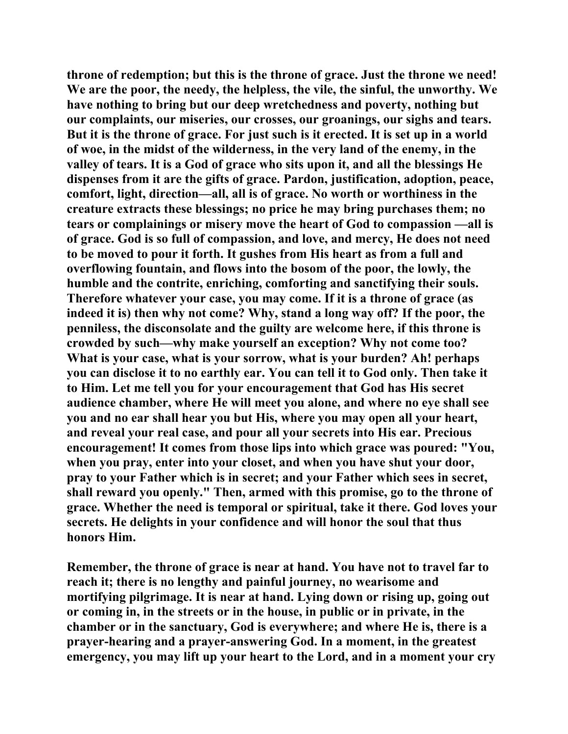throne of redemption; but this is the throne of grace. Just the throne we need! We are the poor, the needy, the helpless, the vile, the sinful, the unworthy. We have nothing to bring but our deep wretchedness and poverty, nothing but our complaints, our miseries, our crosses, our groanings, our sighs and tears. But it is the throne of grace. For just such is it erected. It is set up in a world of woe, in the midst of the wilderness, in the very land of the enemy, in the valley of tears. It is a God of grace who sits upon it, and all the blessings He dispenses from it are the gifts of grace. Pardon, justification, adoption, peace, comfort, light, direction—all, all is of grace. No worth or worthiness in the creature extracts these blessings; no price he may bring purchases them; no tears or complainings or misery move the heart of God to compassion —all is of grace. God is so full of compassion, and love, and mercy, He does not need to be moved to pour it forth. It gushes from His heart as from a full and overflowing fountain, and flows into the bosom of the poor, the lowly, the humble and the contrite, enriching, comforting and sanctifying their souls. Therefore whatever your case, you may come. If it is a throne of grace (as indeed it is) then why not come? Why, stand a long way off? If the poor, the penniless, the disconsolate and the guilty are welcome here, if this throne is crowded by such—why make yourself an exception? Why not come too? What is your case, what is your sorrow, what is your burden? Ah! perhaps you can disclose it to no earthly ear. You can tell it to God only. Then take it to Him. Let me tell you for your encouragement that God has His secret audience chamber, where He will meet you alone, and where no eye shall see you and no ear shall hear you but His, where you may open all your heart, and reveal your real case, and pour all your secrets into His ear. Precious encouragement! It comes from those lips into which grace was poured: "You, when you pray, enter into your closet, and when you have shut your door, pray to your Father which is in secret; and your Father which sees in secret, shall reward you openly." Then, armed with this promise, go to the throne of grace. Whether the need is temporal or spiritual, take it there. God loves your secrets. He delights in your confidence and will honor the soul that thus honors Him.

Remember, the throne of grace is near at hand. You have not to travel far to reach it; there is no lengthy and painful journey, no wearisome and mortifying pilgrimage. It is near at hand. Lying down or rising up, going out or coming in, in the streets or in the house, in public or in private, in the chamber or in the sanctuary, God is everywhere; and where He is, there is a prayer-hearing and a prayer-answering God. In a moment, in the greatest emergency, you may lift up your heart to the Lord, and in a moment your cry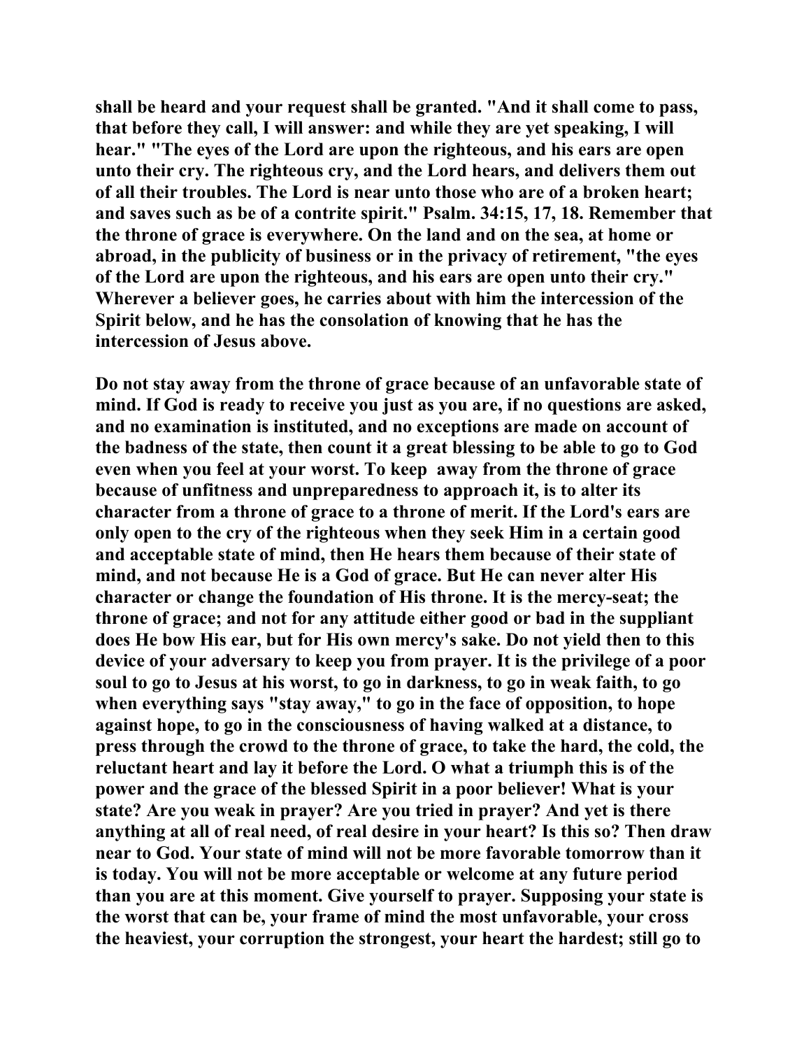shall be heard and your request shall be granted. "And it shall come to pass, that before they call, I will answer: and while they are yet speaking, I will hear." "The eyes of the Lord are upon the righteous, and his ears are open unto their cry. The righteous cry, and the Lord hears, and delivers them out of all their troubles. The Lord is near unto those who are of a broken heart; and saves such as be of a contrite spirit." Psalm. 34:15, 17, 18. Remember that the throne of grace is everywhere. On the land and on the sea, at home or abroad, in the publicity of business or in the privacy of retirement, "the eyes of the Lord are upon the righteous, and his ears are open unto their cry." Wherever a believer goes, he carries about with him the intercession of the Spirit below, and he has the consolation of knowing that he has the intercession of Jesus above.

Do not stay away from the throne of grace because of an unfavorable state of mind. If God is ready to receive you just as you are, if no questions are asked, and no examination is instituted, and no exceptions are made on account of the badness of the state, then count it a great blessing to be able to go to God even when you feel at your worst. To keep away from the throne of grace because of unfitness and unpreparedness to approach it, is to alter its character from a throne of grace to a throne of merit. If the Lord's ears are only open to the cry of the righteous when they seek Him in a certain good and acceptable state of mind, then He hears them because of their state of mind, and not because He is a God of grace. But He can never alter His character or change the foundation of His throne. It is the mercy-seat; the throne of grace; and not for any attitude either good or bad in the suppliant does He bow His ear, but for His own mercy's sake. Do not yield then to this device of your adversary to keep you from prayer. It is the privilege of a poor soul to go to Jesus at his worst, to go in darkness, to go in weak faith, to go when everything says "stay away," to go in the face of opposition, to hope against hope, to go in the consciousness of having walked at a distance, to press through the crowd to the throne of grace, to take the hard, the cold, the reluctant heart and lay it before the Lord. O what a triumph this is of the power and the grace of the blessed Spirit in a poor believer! What is your state? Are you weak in prayer? Are you tried in prayer? And yet is there anything at all of real need, of real desire in your heart? Is this so? Then draw near to God. Your state of mind will not be more favorable tomorrow than it is today. You will not be more acceptable or welcome at any future period than you are at this moment. Give yourself to prayer. Supposing your state is the worst that can be, your frame of mind the most unfavorable, your cross the heaviest, your corruption the strongest, your heart the hardest; still go to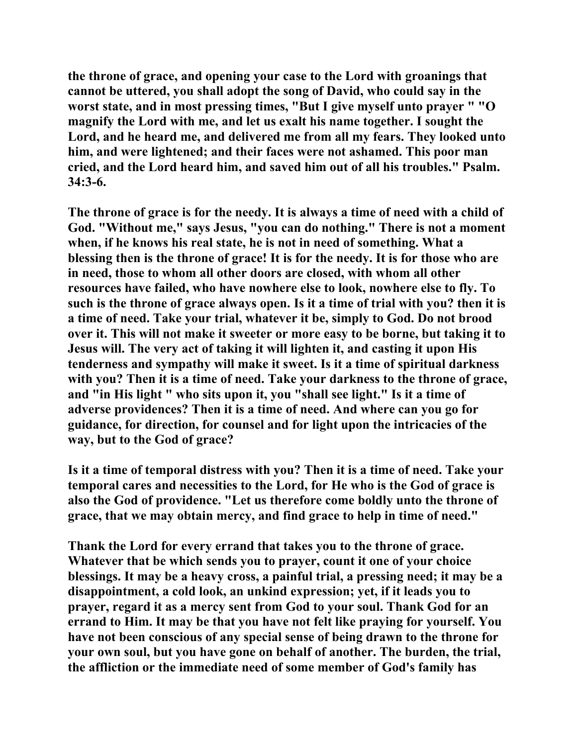the throne of grace, and opening your case to the Lord with groanings that cannot be uttered, you shall adopt the song of David, who could say in the worst state, and in most pressing times, "But I give myself unto prayer " "O magnify the Lord with me, and let us exalt his name together. I sought the Lord, and he heard me, and delivered me from all my fears. They looked unto him, and were lightened; and their faces were not ashamed. This poor man cried, and the Lord heard him, and saved him out of all his troubles." Psalm. 34:3-6.

The throne of grace is for the needy. It is always a time of need with a child of God. "Without me," says Jesus, "you can do nothing." There is not a moment when, if he knows his real state, he is not in need of something. What a blessing then is the throne of grace! It is for the needy. It is for those who are in need, those to whom all other doors are closed, with whom all other resources have failed, who have nowhere else to look, nowhere else to fly. To such is the throne of grace always open. Is it a time of trial with you? then it is a time of need. Take your trial, whatever it be, simply to God. Do not brood over it. This will not make it sweeter or more easy to be borne, but taking it to Jesus will. The very act of taking it will lighten it, and casting it upon His tenderness and sympathy will make it sweet. Is it a time of spiritual darkness with you? Then it is a time of need. Take your darkness to the throne of grace, and "in His light " who sits upon it, you "shall see light." Is it a time of adverse providences? Then it is a time of need. And where can you go for guidance, for direction, for counsel and for light upon the intricacies of the way, but to the God of grace?

Is it a time of temporal distress with you? Then it is a time of need. Take your temporal cares and necessities to the Lord, for He who is the God of grace is also the God of providence. "Let us therefore come boldly unto the throne of grace, that we may obtain mercy, and find grace to help in time of need."

Thank the Lord for every errand that takes you to the throne of grace. Whatever that be which sends you to prayer, count it one of your choice blessings. It may be a heavy cross, a painful trial, a pressing need; it may be a disappointment, a cold look, an unkind expression; yet, if it leads you to prayer, regard it as a mercy sent from God to your soul. Thank God for an errand to Him. It may be that you have not felt like praying for yourself. You have not been conscious of any special sense of being drawn to the throne for your own soul, but you have gone on behalf of another. The burden, the trial, the affliction or the immediate need of some member of God's family has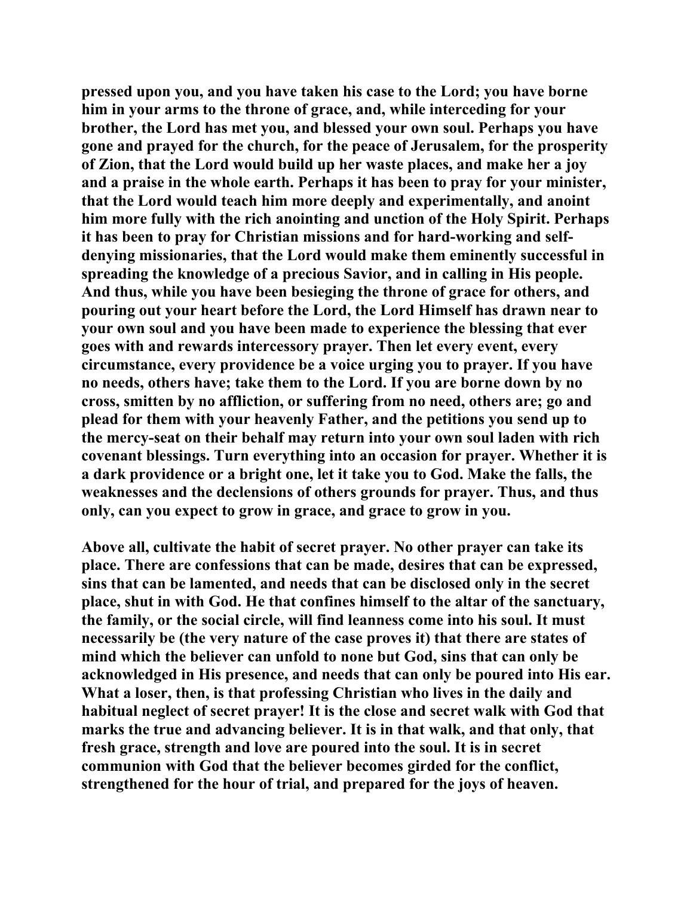pressed upon you, and you have taken his case to the Lord; you have borne him in your arms to the throne of grace, and, while interceding for your brother, the Lord has met you, and blessed your own soul. Perhaps you have gone and prayed for the church, for the peace of Jerusalem, for the prosperity of Zion, that the Lord would build up her waste places, and make her a joy and a praise in the whole earth. Perhaps it has been to pray for your minister, that the Lord would teach him more deeply and experimentally, and anoint him more fully with the rich anointing and unction of the Holy Spirit. Perhaps it has been to pray for Christian missions and for hard-working and self-denying missionaries, that the Lord would make them eminently successful in spreading the knowledge of a precious Savior, and in calling in His people. And thus, while you have been besieging the throne of grace for others, and pouring out your heart before the Lord, the Lord Himself has drawn near to your own soul and you have been made to experience the blessing that ever goes with and rewards intercessory prayer. Then let every event, every circumstance, every providence be a voice urging you to prayer. If you have no needs, others have; take them to the Lord. If you are borne down by no cross, smitten by no affliction, or suffering from no need, others are; go and plead for them with your heavenly Father, and the petitions you send up to the mercy-seat on their behalf may return into your own soul laden with rich covenant blessings. Turn everything into an occasion for prayer. Whether it is a dark providence or a bright one, let it take you to God. Make the falls, the weaknesses and the declensions of others grounds for prayer. Thus, and thus only, can you expect to grow in grace, and grace to grow in you.

Above all, cultivate the habit of secret prayer. No other prayer can take its place. There are confessions that can be made, desires that can be expressed, sins that can be lamented, and needs that can be disclosed only in the secret place, shut in with God. He that confines himself to the altar of the sanctuary, the family, or the social circle, will find leanness come into his soul. It must necessarily be (the very nature of the case proves it) that there are states of mind which the believer can unfold to none but God, sins that can only be acknowledged in His presence, and needs that can only be poured into His ear. What a loser, then, is that professing Christian who lives in the daily and habitual neglect of secret prayer! It is the close and secret walk with God that marks the true and advancing believer. It is in that walk, and that only, that fresh grace, strength and love are poured into the soul. It is in secret communion with God that the believer becomes girded for the conflict, strengthened for the hour of trial, and prepared for the joys of heaven.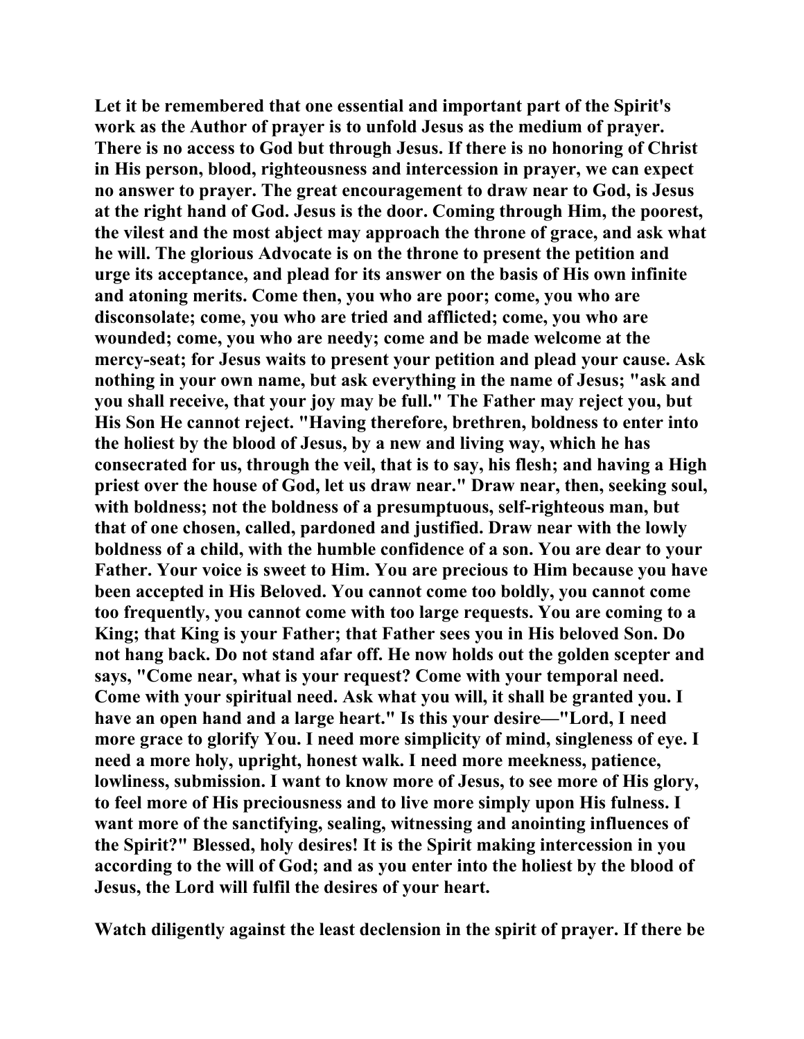**Let it be remembered that one essential and important part of the Spirit's work as the Author of prayer is to unfold Jesus as the medium of prayer. There is no access to God but through Jesus. If there is no honoring of Christ in His person, blood, righteousness and intercession in prayer, we can expect no answer to prayer. The great encouragement to draw near to God, is Jesus at the right hand of God. Jesus is the door. Coming through Him, the poorest, the vilest and the most abject may approach the throne of grace, and ask what he will. The glorious Advocate is on the throne to present the petition and urge its acceptance, and plead for its answer on the basis of His own infinite and atoning merits. Come then, you who are poor; come, you who are disconsolate; come, you who are tried and afflicted; come, you who are wounded; come, you who are needy; come and be made welcome at the mercy-seat; for Jesus waits to present your petition and plead your cause. Ask nothing in your own name, but ask everything in the name of Jesus; "ask and you shall receive, that your joy may be full." The Father may reject you, but His Son He cannot reject. "Having therefore, brethren, boldness to enter into the holiest by the blood of Jesus, by a new and living way, which he has consecrated for us, through the veil, that is to say, his flesh; and having a High priest over the house of God, let us draw near." Draw near, then, seeking soul, with boldness; not the boldness of a presumptuous, self-righteous man, but that of one chosen, called, pardoned and justified. Draw near with the lowly boldness of a child, with the humble confidence of a son. You are dear to your Father. Your voice is sweet to Him. You are precious to Him because you have been accepted in His Beloved. You cannot come too boldly, you cannot come too frequently, you cannot come with too large requests. You are coming to a King; that King is your Father; that Father sees you in His beloved Son. Do not hang back. Do not stand afar off. He now holds out the golden scepter and says, "Come near, what is your request? Come with your temporal need. Come with your spiritual need. Ask what you will, it shall be granted you. I have an open hand and a large heart." Is this your desire—"Lord, I need more grace to glorify You. I need more simplicity of mind, singleness of eye. I need a more holy, upright, honest walk. I need more meekness, patience, lowliness, submission. I want to know more of Jesus, to see more of His glory, to feel more of His preciousness and to live more simply upon His fulness. I want more of the sanctifying, sealing, witnessing and anointing influences of the Spirit?" Blessed, holy desires! It is the Spirit making intercession in you according to the will of God; and as you enter into the holiest by the blood of Jesus, the Lord will fulfil the desires of your heart.**

**Watch diligently against the least declension in the spirit of prayer. If there be**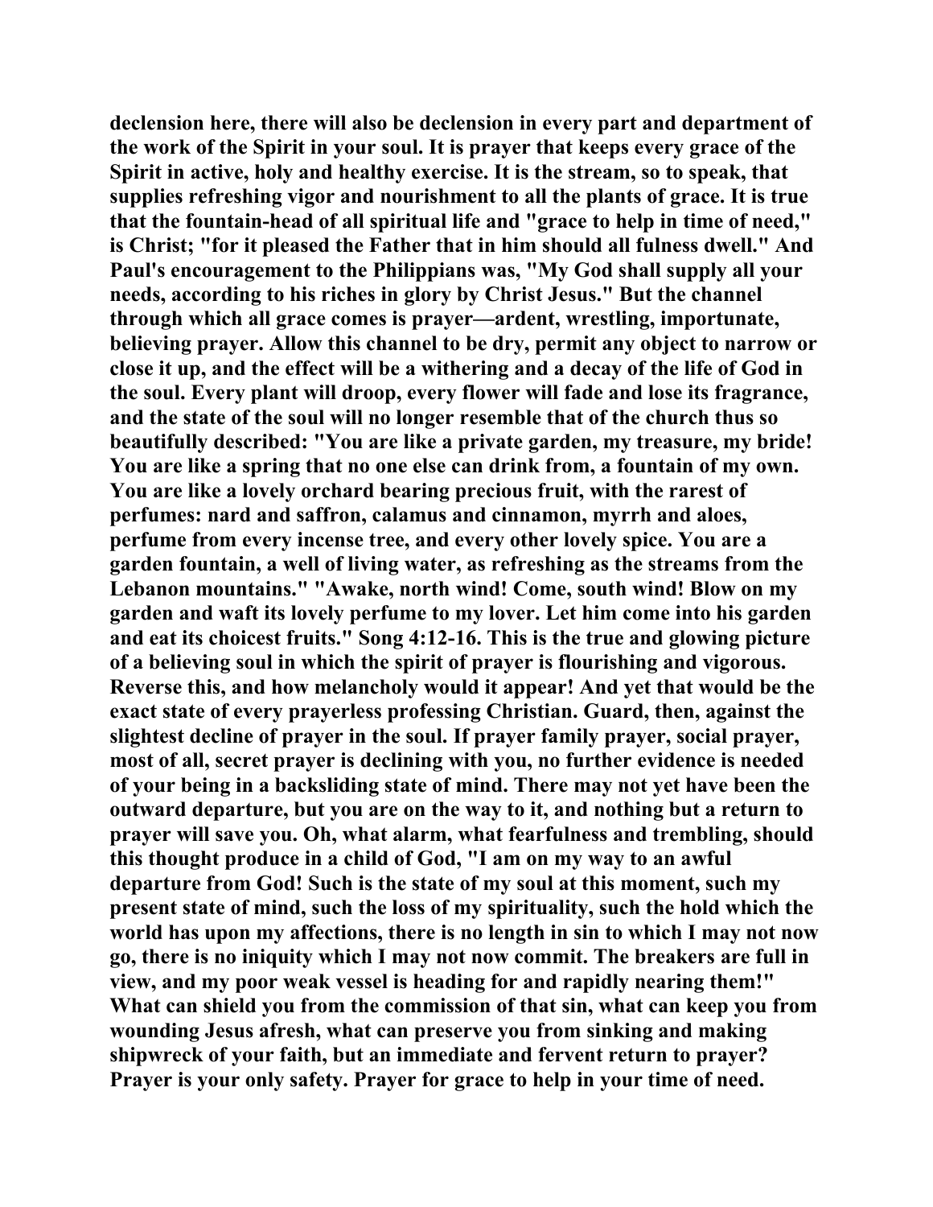declension here, there will also be declension in every part and department of the work of the Spirit in your soul. It is prayer that keeps every grace of the Spirit in active, holy and healthy exercise. It is the stream, so to speak, that supplies refreshing vigor and nourishment to all the plants of grace. It is true that the fountain-head of all spiritual life and "grace to help in time of need," is Christ; "for it pleased the Father that in him should all fulness dwell." And Paul's encouragement to the Philippians was, "My God shall supply all your needs, according to his riches in glory by Christ Jesus." But the channel through which all grace comes is prayer—ardent, wrestling, importunate, believing prayer. Allow this channel to be dry, permit any object to narrow or close it up, and the effect will be a withering and a decay of the life of God in the soul. Every plant will droop, every flower will fade and lose its fragrance, and the state of the soul will no longer resemble that of the church thus so beautifully described: "You are like a private garden, my treasure, my bride! You are like a spring that no one else can drink from, a fountain of my own. You are like a lovely orchard bearing precious fruit, with the rarest of perfumes: nard and saffron, calamus and cinnamon, myrrh and aloes, perfume from every incense tree, and every other lovely spice. You are a garden fountain, a well of living water, as refreshing as the streams from the Lebanon mountains." "Awake, north wind! Come, south wind! Blow on my garden and waft its lovely perfume to my lover. Let him come into his garden and eat its choicest fruits." Song 4:12-16. This is the true and glowing picture of a believing soul in which the spirit of prayer is flourishing and vigorous. Reverse this, and how melancholy would it appear! And yet that would be the exact state of every prayerless professing Christian. Guard, then, against the slightest decline of prayer in the soul. If prayer family prayer, social prayer, most of all, secret prayer is declining with you, no further evidence is needed of your being in a backsliding state of mind. There may not yet have been the outward departure, but you are on the way to it, and nothing but a return to prayer will save you. Oh, what alarm, what fearfulness and trembling, should this thought produce in a child of God, "I am on my way to an awful departure from God! Such is the state of my soul at this moment, such my present state of mind, such the loss of my spirituality, such the hold which the world has upon my affections, there is no length in sin to which I may not now go, there is no iniquity which I may not now commit. The breakers are full in view, and my poor weak vessel is heading for and rapidly nearing them!" What can shield you from the commission of that sin, what can keep you from wounding Jesus afresh, what can preserve you from sinking and making shipwreck of your faith, but an immediate and fervent return to prayer? Prayer is your only safety. Prayer for grace to help in your time of need.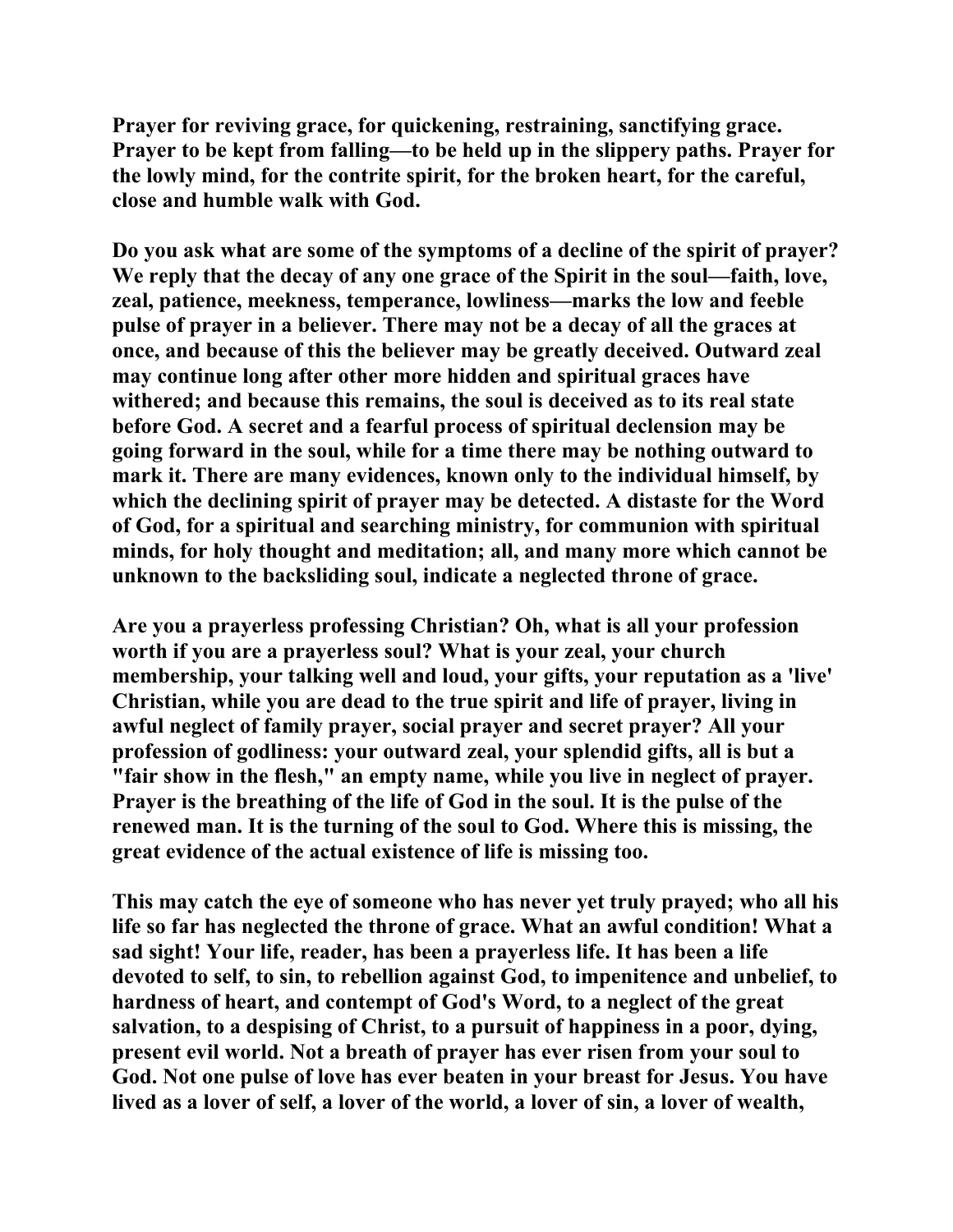**Prayer for reviving grace, for quickening, restraining, sanctifying grace. Prayer to be kept from falling—to be held up in the slippery paths. Prayer for the lowly mind, for the contrite spirit, for the broken heart, for the careful, close and humble walk with God.**

**Do you ask what are some of the symptoms of a decline of the spirit of prayer? We reply that the decay of any one grace of the Spirit in the soul—faith, love, zeal, patience, meekness, temperance, lowliness—marks the low and feeble pulse of prayer in a believer. There may not be a decay of all the graces at once, and because of this the believer may be greatly deceived. Outward zeal may continue long after other more hidden and spiritual graces have withered; and because this remains, the soul is deceived as to its real state before God. A secret and a fearful process of spiritual declension may be going forward in the soul, while for a time there may be nothing outward to mark it. There are many evidences, known only to the individual himself, by which the declining spirit of prayer may be detected. A distaste for the Word of God, for a spiritual and searching ministry, for communion with spiritual minds, for holy thought and meditation; all, and many more which cannot be unknown to the backsliding soul, indicate a neglected throne of grace.**

**Are you a prayerless professing Christian? Oh, what is all your profession worth if you are a prayerless soul? What is your zeal, your church membership, your talking well and loud, your gifts, your reputation as a 'live' Christian, while you are dead to the true spirit and life of prayer, living in awful neglect of family prayer, social prayer and secret prayer? All your profession of godliness: your outward zeal, your splendid gifts, all is but a "fair show in the flesh," an empty name, while you live in neglect of prayer. Prayer is the breathing of the life of God in the soul. It is the pulse of the renewed man. It is the turning of the soul to God. Where this is missing, the great evidence of the actual existence of life is missing too.**

**This may catch the eye of someone who has never yet truly prayed; who all his life so far has neglected the throne of grace. What an awful condition! What a sad sight! Your life, reader, has been a prayerless life. It has been a life devoted to self, to sin, to rebellion against God, to impenitence and unbelief, to hardness of heart, and contempt of God's Word, to a neglect of the great salvation, to a despising of Christ, to a pursuit of happiness in a poor, dying, present evil world. Not a breath of prayer has ever risen from your soul to God. Not one pulse of love has ever beaten in your breast for Jesus. You have lived as a lover of self, a lover of the world, a lover of sin, a lover of wealth,**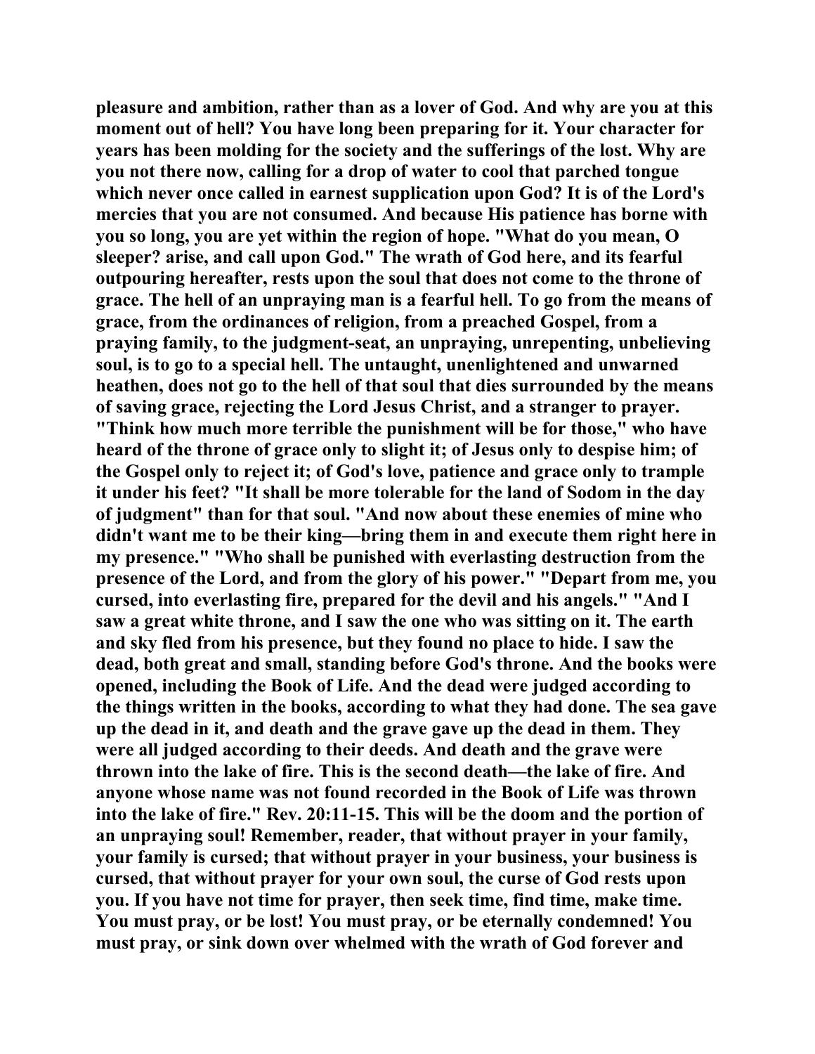**pleasure and ambition, rather than as a lover of God. And why are you at this moment out of hell? You have long been preparing for it. Your character for years has been molding for the society and the sufferings of the lost. Why are you not there now, calling for a drop of water to cool that parched tongue which never once called in earnest supplication upon God? It is of the Lord's mercies that you are not consumed. And because His patience has borne with you so long, you are yet within the region of hope. "What do you mean, O sleeper? arise, and call upon God." The wrath of God here, and its fearful outpouring hereafter, rests upon the soul that does not come to the throne of grace. The hell of an unpraying man is a fearful hell. To go from the means of grace, from the ordinances of religion, from a preached Gospel, from a praying family, to the judgment-seat, an unpraying, unrepenting, unbelieving soul, is to go to a special hell. The untaught, unenlightened and unwarned heathen, does not go to the hell of that soul that dies surrounded by the means of saving grace, rejecting the Lord Jesus Christ, and a stranger to prayer. "Think how much more terrible the punishment will be for those," who have heard of the throne of grace only to slight it; of Jesus only to despise him; of the Gospel only to reject it; of God's love, patience and grace only to trample it under his feet? "It shall be more tolerable for the land of Sodom in the day of judgment" than for that soul. "And now about these enemies of mine who didn't want me to be their king—bring them in and execute them right here in my presence." "Who shall be punished with everlasting destruction from the presence of the Lord, and from the glory of his power." "Depart from me, you cursed, into everlasting fire, prepared for the devil and his angels." "And I saw a great white throne, and I saw the one who was sitting on it. The earth and sky fled from his presence, but they found no place to hide. I saw the dead, both great and small, standing before God's throne. And the books were opened, including the Book of Life. And the dead were judged according to the things written in the books, according to what they had done. The sea gave up the dead in it, and death and the grave gave up the dead in them. They were all judged according to their deeds. And death and the grave were thrown into the lake of fire. This is the second death—the lake of fire. And anyone whose name was not found recorded in the Book of Life was thrown into the lake of fire." Rev. 20:11-15. This will be the doom and the portion of an unpraying soul! Remember, reader, that without prayer in your family, your family is cursed; that without prayer in your business, your business is cursed, that without prayer for your own soul, the curse of God rests upon you. If you have not time for prayer, then seek time, find time, make time. You must pray, or be lost! You must pray, or be eternally condemned! You must pray, or sink down over whelmed with the wrath of God forever and**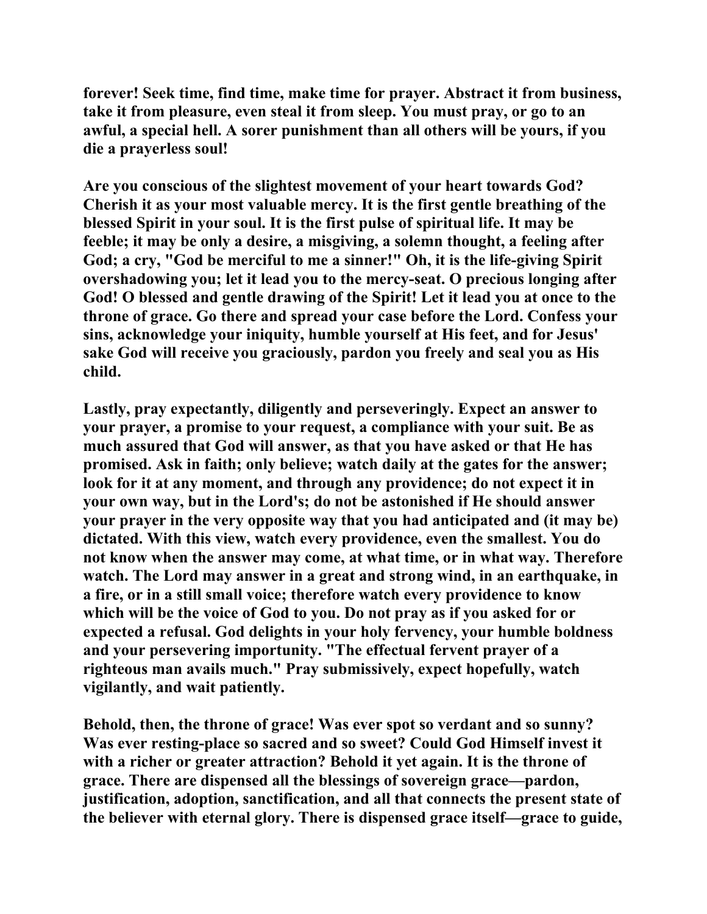forever! Seek time, find time, make time for prayer. Abstract it from business, take it from pleasure, even steal it from sleep. You must pray, or go to an awful, a special hell. A sorer punishment than all others will be yours, if you die a prayerless soul!

Are you conscious of the slightest movement of your heart towards God? Cherish it as your most valuable mercy. It is the first gentle breathing of the blessed Spirit in your soul. It is the first pulse of spiritual life. It may be feeble; it may be only a desire, a misgiving, a solemn thought, a feeling after God; a cry, "God be merciful to me a sinner!" Oh, it is the life-giving Spirit overshadowing you; let it lead you to the mercy-seat. O precious longing after God! O blessed and gentle drawing of the Spirit! Let it lead you at once to the throne of grace. Go there and spread your case before the Lord. Confess your sins, acknowledge your iniquity, humble yourself at His feet, and for Jesus' sake God will receive you graciously, pardon you freely and seal you as His child.

Lastly, pray expectantly, diligently and perseveringly. Expect an answer to your prayer, a promise to your request, a compliance with your suit. Be as much assured that God will answer, as that you have asked or that He has promised. Ask in faith; only believe; watch daily at the gates for the answer; look for it at any moment, and through any providence; do not expect it in your own way, but in the Lord's; do not be astonished if He should answer your prayer in the very opposite way that you had anticipated and (it may be) dictated. With this view, watch every providence, even the smallest. You do not know when the answer may come, at what time, or in what way. Therefore watch. The Lord may answer in a great and strong wind, in an earthquake, in a fire, or in a still small voice; therefore watch every providence to know which will be the voice of God to you. Do not pray as if you asked for or expected a refusal. God delights in your holy fervency, your humble boldness and your persevering importunity. "The effectual fervent prayer of a righteous man avails much." Pray submissively, expect hopefully, watch vigilantly, and wait patiently.

Behold, then, the throne of grace! Was ever spot so verdant and so sunny? Was ever resting-place so sacred and so sweet? Could God Himself invest it with a richer or greater attraction? Behold it yet again. It is the throne of grace. There are dispensed all the blessings of sovereign grace—pardon, justification, adoption, sanctification, and all that connects the present state of the believer with eternal glory. There is dispensed grace itself—grace to guide,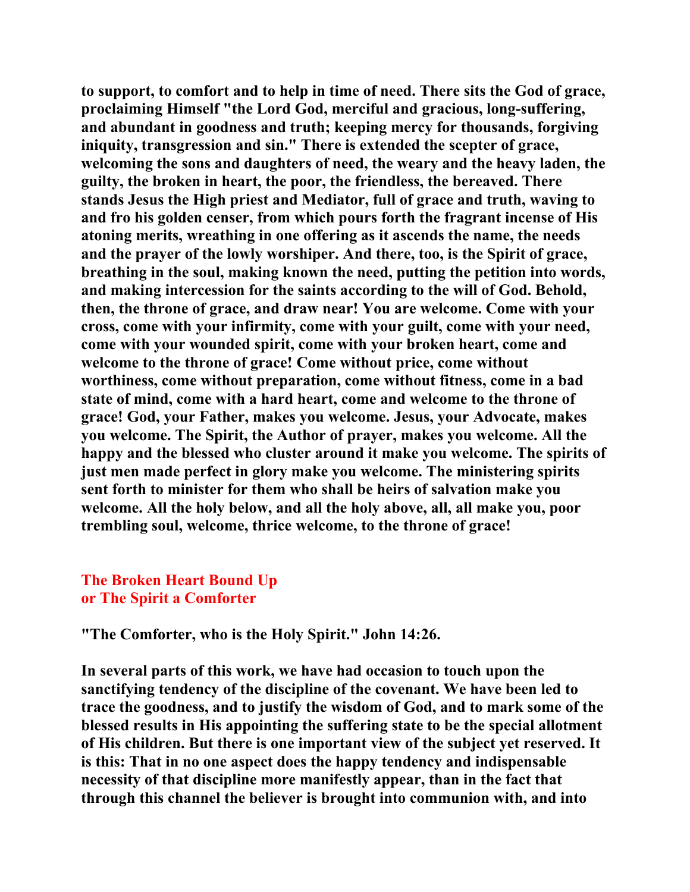to support, to comfort and to help in time of need. There sits the God of grace, proclaiming Himself "the Lord God, merciful and gracious, long-suffering, and abundant in goodness and truth; keeping mercy for thousands, forgiving iniquity, transgression and sin." There is extended the scepter of grace, welcoming the sons and daughters of need, the weary and the heavy laden, the guilty, the broken in heart, the poor, the friendless, the bereaved. There stands Jesus the High priest and Mediator, full of grace and truth, waving to and fro his golden censer, from which pours forth the fragrant incense of His atoning merits, wreathing in one offering as it ascends the name, the needs and the prayer of the lowly worshiper. And there, too, is the Spirit of grace, breathing in the soul, making known the need, putting the petition into words, and making intercession for the saints according to the will of God. Behold, then, the throne of grace, and draw near! You are welcome. Come with your cross, come with your infirmity, come with your guilt, come with your need, come with your wounded spirit, come with your broken heart, come and welcome to the throne of grace! Come without price, come without worthiness, come without preparation, come without fitness, come in a bad state of mind, come with a hard heart, come and welcome to the throne of grace! God, your Father, makes you welcome. Jesus, your Advocate, makes you welcome. The Spirit, the Author of prayer, makes you welcome. All the happy and the blessed who cluster around it make you welcome. The spirits of just men made perfect in glory make you welcome. The ministering spirits sent forth to minister for them who shall be heirs of salvation make you welcome. All the holy below, and all the holy above, all, all make you, poor trembling soul, welcome, thrice welcome, to the throne of grace!

## The Broken Heart Bound Up
## or The Spirit a Comforter

"The Comforter, who is the Holy Spirit." John 14:26.

In several parts of this work, we have had occasion to touch upon the sanctifying tendency of the discipline of the covenant. We have been led to trace the goodness, and to justify the wisdom of God, and to mark some of the blessed results in His appointing the suffering state to be the special allotment of His children. But there is one important view of the subject yet reserved. It is this: That in no one aspect does the happy tendency and indispensable necessity of that discipline more manifestly appear, than in the fact that through this channel the believer is brought into communion with, and into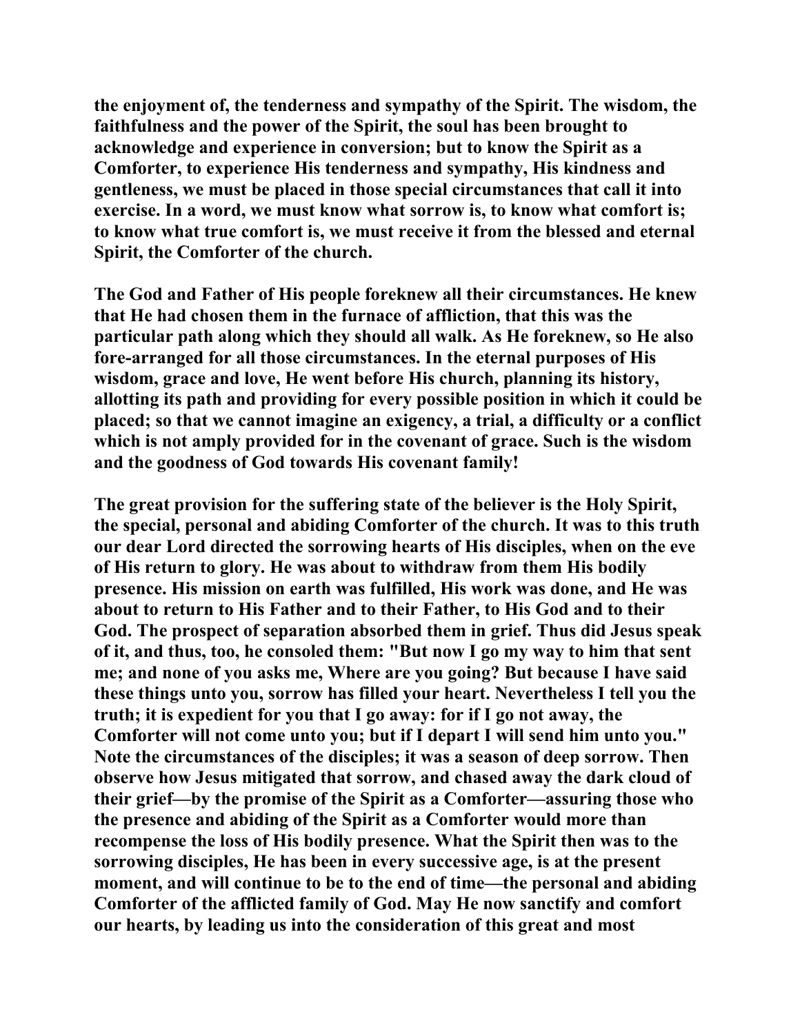**the enjoyment of, the tenderness and sympathy of the Spirit. The wisdom, the faithfulness and the power of the Spirit, the soul has been brought to acknowledge and experience in conversion; but to know the Spirit as a Comforter, to experience His tenderness and sympathy, His kindness and gentleness, we must be placed in those special circumstances that call it into exercise. In a word, we must know what sorrow is, to know what comfort is; to know what true comfort is, we must receive it from the blessed and eternal Spirit, the Comforter of the church.**

**The God and Father of His people foreknew all their circumstances. He knew that He had chosen them in the furnace of affliction, that this was the particular path along which they should all walk. As He foreknew, so He also fore-arranged for all those circumstances. In the eternal purposes of His wisdom, grace and love, He went before His church, planning its history, allotting its path and providing for every possible position in which it could be placed; so that we cannot imagine an exigency, a trial, a difficulty or a conflict which is not amply provided for in the covenant of grace. Such is the wisdom and the goodness of God towards His covenant family!**

**The great provision for the suffering state of the believer is the Holy Spirit, the special, personal and abiding Comforter of the church. It was to this truth our dear Lord directed the sorrowing hearts of His disciples, when on the eve of His return to glory. He was about to withdraw from them His bodily presence. His mission on earth was fulfilled, His work was done, and He was about to return to His Father and to their Father, to His God and to their God. The prospect of separation absorbed them in grief. Thus did Jesus speak of it, and thus, too, he consoled them: "But now I go my way to him that sent me; and none of you asks me, Where are you going? But because I have said these things unto you, sorrow has filled your heart. Nevertheless I tell you the truth; it is expedient for you that I go away: for if I go not away, the Comforter will not come unto you; but if I depart I will send him unto you." Note the circumstances of the disciples; it was a season of deep sorrow. Then observe how Jesus mitigated that sorrow, and chased away the dark cloud of their grief—by the promise of the Spirit as a Comforter—assuring those who the presence and abiding of the Spirit as a Comforter would more than recompense the loss of His bodily presence. What the Spirit then was to the sorrowing disciples, He has been in every successive age, is at the present moment, and will continue to be to the end of time—the personal and abiding Comforter of the afflicted family of God. May He now sanctify and comfort our hearts, by leading us into the consideration of this great and most**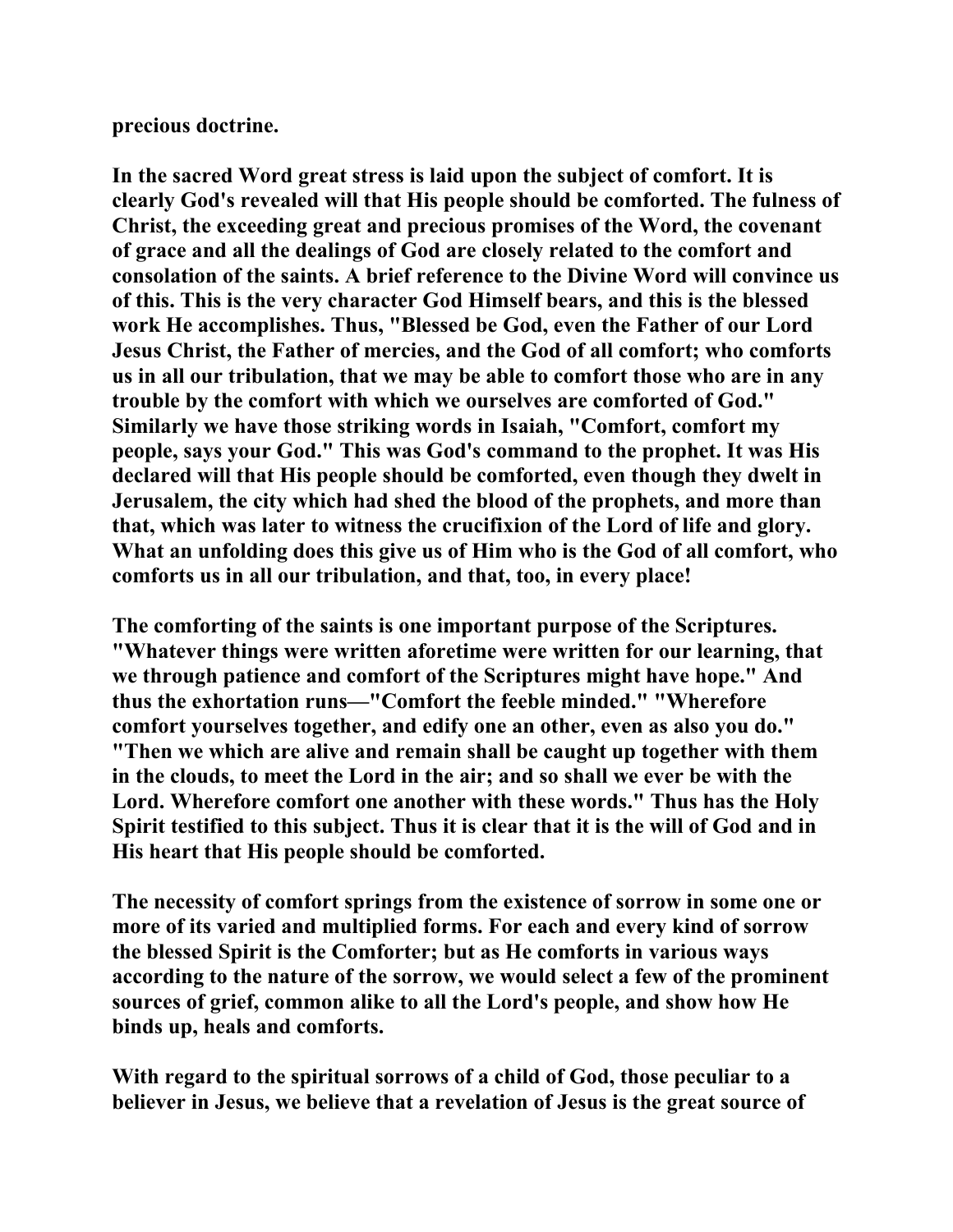precious doctrine.

In the sacred Word great stress is laid upon the subject of comfort. It is clearly God's revealed will that His people should be comforted. The fulness of Christ, the exceeding great and precious promises of the Word, the covenant of grace and all the dealings of God are closely related to the comfort and consolation of the saints. A brief reference to the Divine Word will convince us of this. This is the very character God Himself bears, and this is the blessed work He accomplishes. Thus, "Blessed be God, even the Father of our Lord Jesus Christ, the Father of mercies, and the God of all comfort; who comforts us in all our tribulation, that we may be able to comfort those who are in any trouble by the comfort with which we ourselves are comforted of God." Similarly we have those striking words in Isaiah, "Comfort, comfort my people, says your God." This was God's command to the prophet. It was His declared will that His people should be comforted, even though they dwelt in Jerusalem, the city which had shed the blood of the prophets, and more than that, which was later to witness the crucifixion of the Lord of life and glory. What an unfolding does this give us of Him who is the God of all comfort, who comforts us in all our tribulation, and that, too, in every place!

The comforting of the saints is one important purpose of the Scriptures. "Whatever things were written aforetime were written for our learning, that we through patience and comfort of the Scriptures might have hope." And thus the exhortation runs—"Comfort the feeble minded." "Wherefore comfort yourselves together, and edify one an other, even as also you do." "Then we which are alive and remain shall be caught up together with them in the clouds, to meet the Lord in the air; and so shall we ever be with the Lord. Wherefore comfort one another with these words." Thus has the Holy Spirit testified to this subject. Thus it is clear that it is the will of God and in His heart that His people should be comforted.

The necessity of comfort springs from the existence of sorrow in some one or more of its varied and multiplied forms. For each and every kind of sorrow the blessed Spirit is the Comforter; but as He comforts in various ways according to the nature of the sorrow, we would select a few of the prominent sources of grief, common alike to all the Lord's people, and show how He binds up, heals and comforts.

With regard to the spiritual sorrows of a child of God, those peculiar to a believer in Jesus, we believe that a revelation of Jesus is the great source of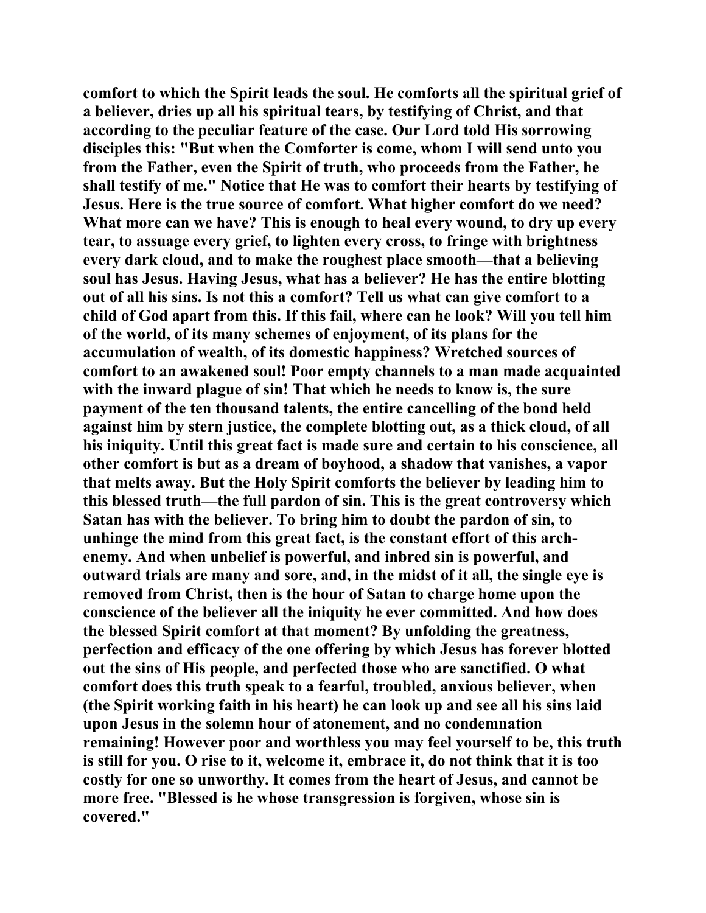comfort to which the Spirit leads the soul. He comforts all the spiritual grief of a believer, dries up all his spiritual tears, by testifying of Christ, and that according to the peculiar feature of the case. Our Lord told His sorrowing disciples this: "But when the Comforter is come, whom I will send unto you from the Father, even the Spirit of truth, who proceeds from the Father, he shall testify of me." Notice that He was to comfort their hearts by testifying of Jesus. Here is the true source of comfort. What higher comfort do we need? What more can we have? This is enough to heal every wound, to dry up every tear, to assuage every grief, to lighten every cross, to fringe with brightness every dark cloud, and to make the roughest place smooth—that a believing soul has Jesus. Having Jesus, what has a believer? He has the entire blotting out of all his sins. Is not this a comfort? Tell us what can give comfort to a child of God apart from this. If this fail, where can he look? Will you tell him of the world, of its many schemes of enjoyment, of its plans for the accumulation of wealth, of its domestic happiness? Wretched sources of comfort to an awakened soul! Poor empty channels to a man made acquainted with the inward plague of sin! That which he needs to know is, the sure payment of the ten thousand talents, the entire cancelling of the bond held against him by stern justice, the complete blotting out, as a thick cloud, of all his iniquity. Until this great fact is made sure and certain to his conscience, all other comfort is but as a dream of boyhood, a shadow that vanishes, a vapor that melts away. But the Holy Spirit comforts the believer by leading him to this blessed truth—the full pardon of sin. This is the great controversy which Satan has with the believer. To bring him to doubt the pardon of sin, to unhinge the mind from this great fact, is the constant effort of this arch-enemy. And when unbelief is powerful, and inbred sin is powerful, and outward trials are many and sore, and, in the midst of it all, the single eye is removed from Christ, then is the hour of Satan to charge home upon the conscience of the believer all the iniquity he ever committed. And how does the blessed Spirit comfort at that moment? By unfolding the greatness, perfection and efficacy of the one offering by which Jesus has forever blotted out the sins of His people, and perfected those who are sanctified. O what comfort does this truth speak to a fearful, troubled, anxious believer, when (the Spirit working faith in his heart) he can look up and see all his sins laid upon Jesus in the solemn hour of atonement, and no condemnation remaining! However poor and worthless you may feel yourself to be, this truth is still for you. O rise to it, welcome it, embrace it, do not think that it is too costly for one so unworthy. It comes from the heart of Jesus, and cannot be more free. "Blessed is he whose transgression is forgiven, whose sin is covered."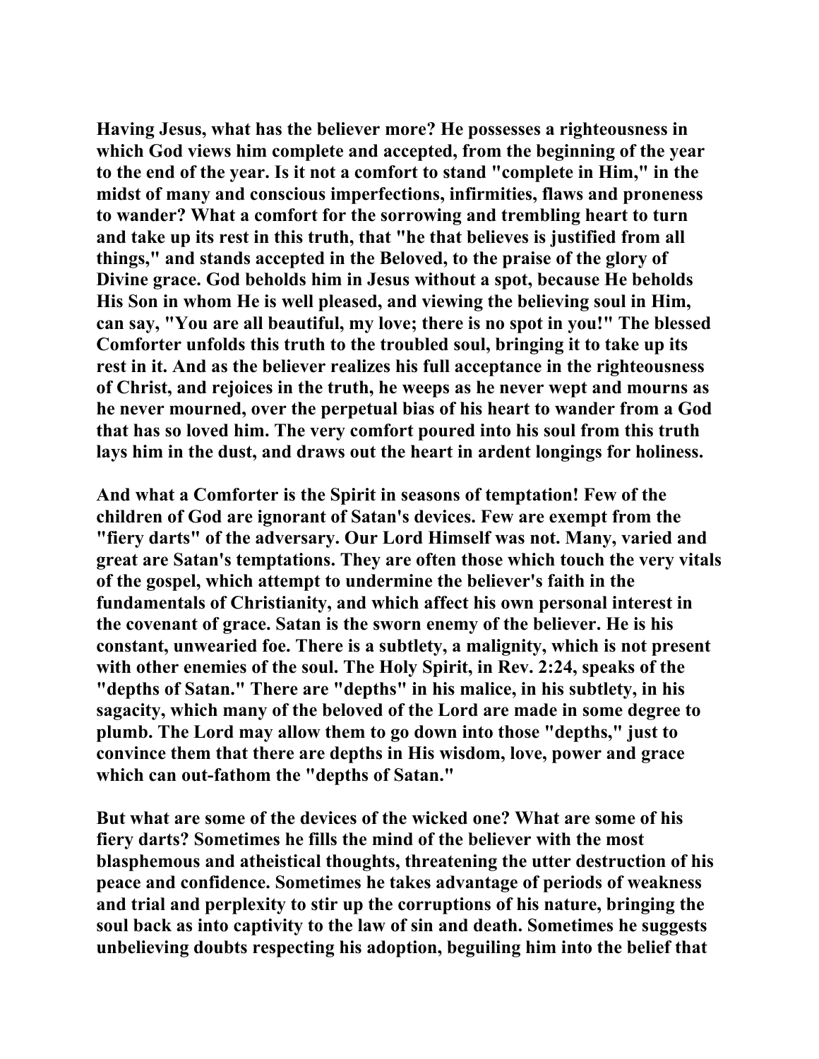**Having Jesus, what has the believer more? He possesses a righteousness in which God views him complete and accepted, from the beginning of the year to the end of the year. Is it not a comfort to stand "complete in Him," in the midst of many and conscious imperfections, infirmities, flaws and proneness to wander? What a comfort for the sorrowing and trembling heart to turn and take up its rest in this truth, that "he that believes is justified from all things," and stands accepted in the Beloved, to the praise of the glory of Divine grace. God beholds him in Jesus without a spot, because He beholds His Son in whom He is well pleased, and viewing the believing soul in Him, can say, "You are all beautiful, my love; there is no spot in you!" The blessed Comforter unfolds this truth to the troubled soul, bringing it to take up its rest in it. And as the believer realizes his full acceptance in the righteousness of Christ, and rejoices in the truth, he weeps as he never wept and mourns as he never mourned, over the perpetual bias of his heart to wander from a God that has so loved him. The very comfort poured into his soul from this truth lays him in the dust, and draws out the heart in ardent longings for holiness.**

**And what a Comforter is the Spirit in seasons of temptation! Few of the children of God are ignorant of Satan's devices. Few are exempt from the "fiery darts" of the adversary. Our Lord Himself was not. Many, varied and great are Satan's temptations. They are often those which touch the very vitals of the gospel, which attempt to undermine the believer's faith in the fundamentals of Christianity, and which affect his own personal interest in the covenant of grace. Satan is the sworn enemy of the believer. He is his constant, unwearied foe. There is a subtlety, a malignity, which is not present with other enemies of the soul. The Holy Spirit, in Rev. 2:24, speaks of the "depths of Satan." There are "depths" in his malice, in his subtlety, in his sagacity, which many of the beloved of the Lord are made in some degree to plumb. The Lord may allow them to go down into those "depths," just to convince them that there are depths in His wisdom, love, power and grace which can out-fathom the "depths of Satan."**

**But what are some of the devices of the wicked one? What are some of his fiery darts? Sometimes he fills the mind of the believer with the most blasphemous and atheistical thoughts, threatening the utter destruction of his peace and confidence. Sometimes he takes advantage of periods of weakness and trial and perplexity to stir up the corruptions of his nature, bringing the soul back as into captivity to the law of sin and death. Sometimes he suggests unbelieving doubts respecting his adoption, beguiling him into the belief that**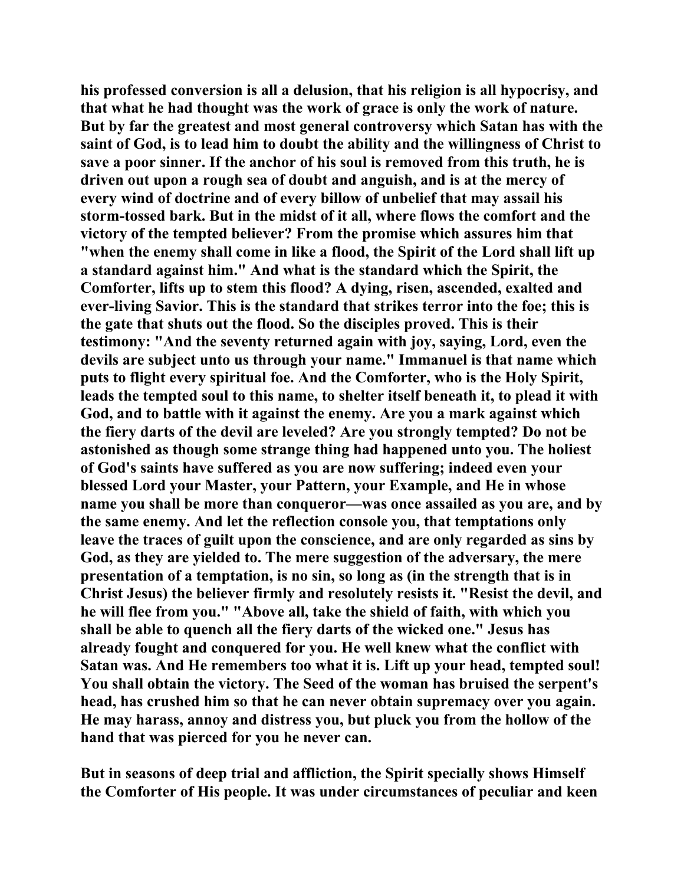his professed conversion is all a delusion, that his religion is all hypocrisy, and that what he had thought was the work of grace is only the work of nature. But by far the greatest and most general controversy which Satan has with the saint of God, is to lead him to doubt the ability and the willingness of Christ to save a poor sinner. If the anchor of his soul is removed from this truth, he is driven out upon a rough sea of doubt and anguish, and is at the mercy of every wind of doctrine and of every billow of unbelief that may assail his storm-tossed bark. But in the midst of it all, where flows the comfort and the victory of the tempted believer? From the promise which assures him that "when the enemy shall come in like a flood, the Spirit of the Lord shall lift up a standard against him." And what is the standard which the Spirit, the Comforter, lifts up to stem this flood? A dying, risen, ascended, exalted and ever-living Savior. This is the standard that strikes terror into the foe; this is the gate that shuts out the flood. So the disciples proved. This is their testimony: "And the seventy returned again with joy, saying, Lord, even the devils are subject unto us through your name." Immanuel is that name which puts to flight every spiritual foe. And the Comforter, who is the Holy Spirit, leads the tempted soul to this name, to shelter itself beneath it, to plead it with God, and to battle with it against the enemy. Are you a mark against which the fiery darts of the devil are leveled? Are you strongly tempted? Do not be astonished as though some strange thing had happened unto you. The holiest of God's saints have suffered as you are now suffering; indeed even your blessed Lord your Master, your Pattern, your Example, and He in whose name you shall be more than conqueror—was once assailed as you are, and by the same enemy. And let the reflection console you, that temptations only leave the traces of guilt upon the conscience, and are only regarded as sins by God, as they are yielded to. The mere suggestion of the adversary, the mere presentation of a temptation, is no sin, so long as (in the strength that is in Christ Jesus) the believer firmly and resolutely resists it. "Resist the devil, and he will flee from you." "Above all, take the shield of faith, with which you shall be able to quench all the fiery darts of the wicked one." Jesus has already fought and conquered for you. He well knew what the conflict with Satan was. And He remembers too what it is. Lift up your head, tempted soul! You shall obtain the victory. The Seed of the woman has bruised the serpent's head, has crushed him so that he can never obtain supremacy over you again. He may harass, annoy and distress you, but pluck you from the hollow of the hand that was pierced for you he never can.

But in seasons of deep trial and affliction, the Spirit specially shows Himself the Comforter of His people. It was under circumstances of peculiar and keen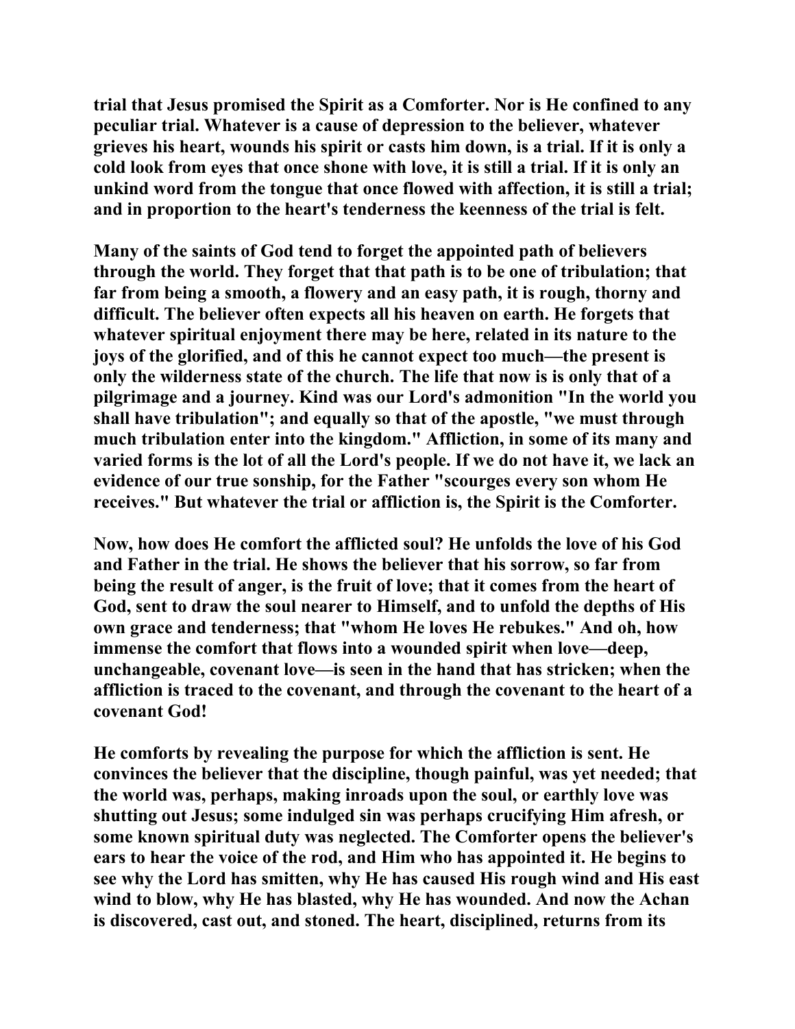trial that Jesus promised the Spirit as a Comforter. Nor is He confined to any peculiar trial. Whatever is a cause of depression to the believer, whatever grieves his heart, wounds his spirit or casts him down, is a trial. If it is only a cold look from eyes that once shone with love, it is still a trial. If it is only an unkind word from the tongue that once flowed with affection, it is still a trial; and in proportion to the heart's tenderness the keenness of the trial is felt.

Many of the saints of God tend to forget the appointed path of believers through the world. They forget that that path is to be one of tribulation; that far from being a smooth, a flowery and an easy path, it is rough, thorny and difficult. The believer often expects all his heaven on earth. He forgets that whatever spiritual enjoyment there may be here, related in its nature to the joys of the glorified, and of this he cannot expect too much—the present is only the wilderness state of the church. The life that now is is only that of a pilgrimage and a journey. Kind was our Lord's admonition "In the world you shall have tribulation"; and equally so that of the apostle, "we must through much tribulation enter into the kingdom." Affliction, in some of its many and varied forms is the lot of all the Lord's people. If we do not have it, we lack an evidence of our true sonship, for the Father "scourges every son whom He receives." But whatever the trial or affliction is, the Spirit is the Comforter.

Now, how does He comfort the afflicted soul? He unfolds the love of his God and Father in the trial. He shows the believer that his sorrow, so far from being the result of anger, is the fruit of love; that it comes from the heart of God, sent to draw the soul nearer to Himself, and to unfold the depths of His own grace and tenderness; that "whom He loves He rebukes." And oh, how immense the comfort that flows into a wounded spirit when love—deep, unchangeable, covenant love—is seen in the hand that has stricken; when the affliction is traced to the covenant, and through the covenant to the heart of a covenant God!

He comforts by revealing the purpose for which the affliction is sent. He convinces the believer that the discipline, though painful, was yet needed; that the world was, perhaps, making inroads upon the soul, or earthly love was shutting out Jesus; some indulged sin was perhaps crucifying Him afresh, or some known spiritual duty was neglected. The Comforter opens the believer's ears to hear the voice of the rod, and Him who has appointed it. He begins to see why the Lord has smitten, why He has caused His rough wind and His east wind to blow, why He has blasted, why He has wounded. And now the Achan is discovered, cast out, and stoned. The heart, disciplined, returns from its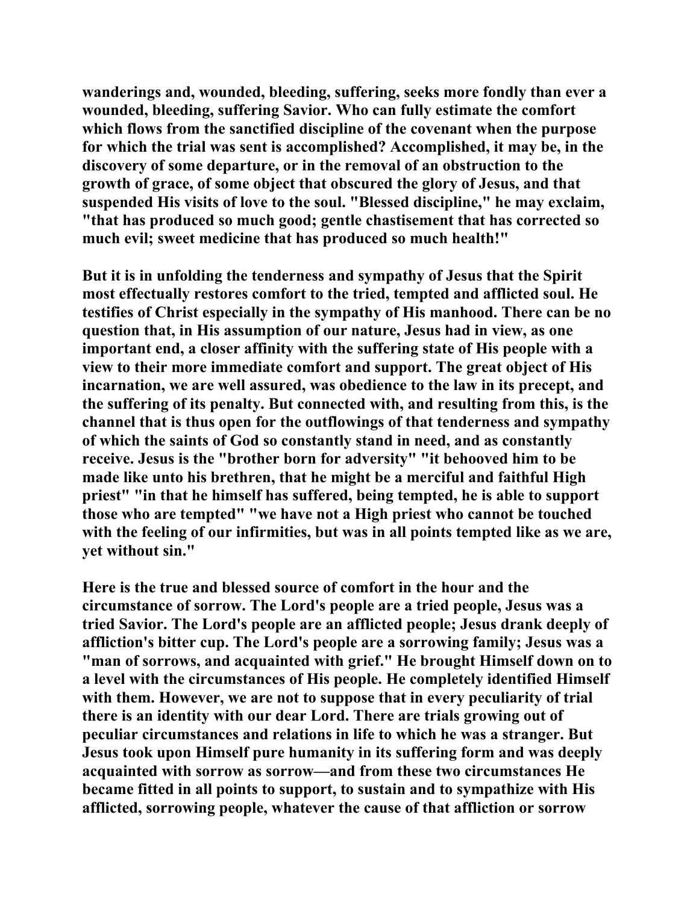wanderings and, wounded, bleeding, suffering, seeks more fondly than ever a wounded, bleeding, suffering Savior. Who can fully estimate the comfort which flows from the sanctified discipline of the covenant when the purpose for which the trial was sent is accomplished? Accomplished, it may be, in the discovery of some departure, or in the removal of an obstruction to the growth of grace, of some object that obscured the glory of Jesus, and that suspended His visits of love to the soul. "Blessed discipline," he may exclaim, "that has produced so much good; gentle chastisement that has corrected so much evil; sweet medicine that has produced so much health!"

But it is in unfolding the tenderness and sympathy of Jesus that the Spirit most effectually restores comfort to the tried, tempted and afflicted soul. He testifies of Christ especially in the sympathy of His manhood. There can be no question that, in His assumption of our nature, Jesus had in view, as one important end, a closer affinity with the suffering state of His people with a view to their more immediate comfort and support. The great object of His incarnation, we are well assured, was obedience to the law in its precept, and the suffering of its penalty. But connected with, and resulting from this, is the channel that is thus open for the outflowings of that tenderness and sympathy of which the saints of God so constantly stand in need, and as constantly receive. Jesus is the "brother born for adversity" "it behooved him to be made like unto his brethren, that he might be a merciful and faithful High priest" "in that he himself has suffered, being tempted, he is able to support those who are tempted" "we have not a High priest who cannot be touched with the feeling of our infirmities, but was in all points tempted like as we are, yet without sin."

Here is the true and blessed source of comfort in the hour and the circumstance of sorrow. The Lord's people are a tried people, Jesus was a tried Savior. The Lord's people are an afflicted people; Jesus drank deeply of affliction's bitter cup. The Lord's people are a sorrowing family; Jesus was a "man of sorrows, and acquainted with grief." He brought Himself down on to a level with the circumstances of His people. He completely identified Himself with them. However, we are not to suppose that in every peculiarity of trial there is an identity with our dear Lord. There are trials growing out of peculiar circumstances and relations in life to which he was a stranger. But Jesus took upon Himself pure humanity in its suffering form and was deeply acquainted with sorrow as sorrow—and from these two circumstances He became fitted in all points to support, to sustain and to sympathize with His afflicted, sorrowing people, whatever the cause of that affliction or sorrow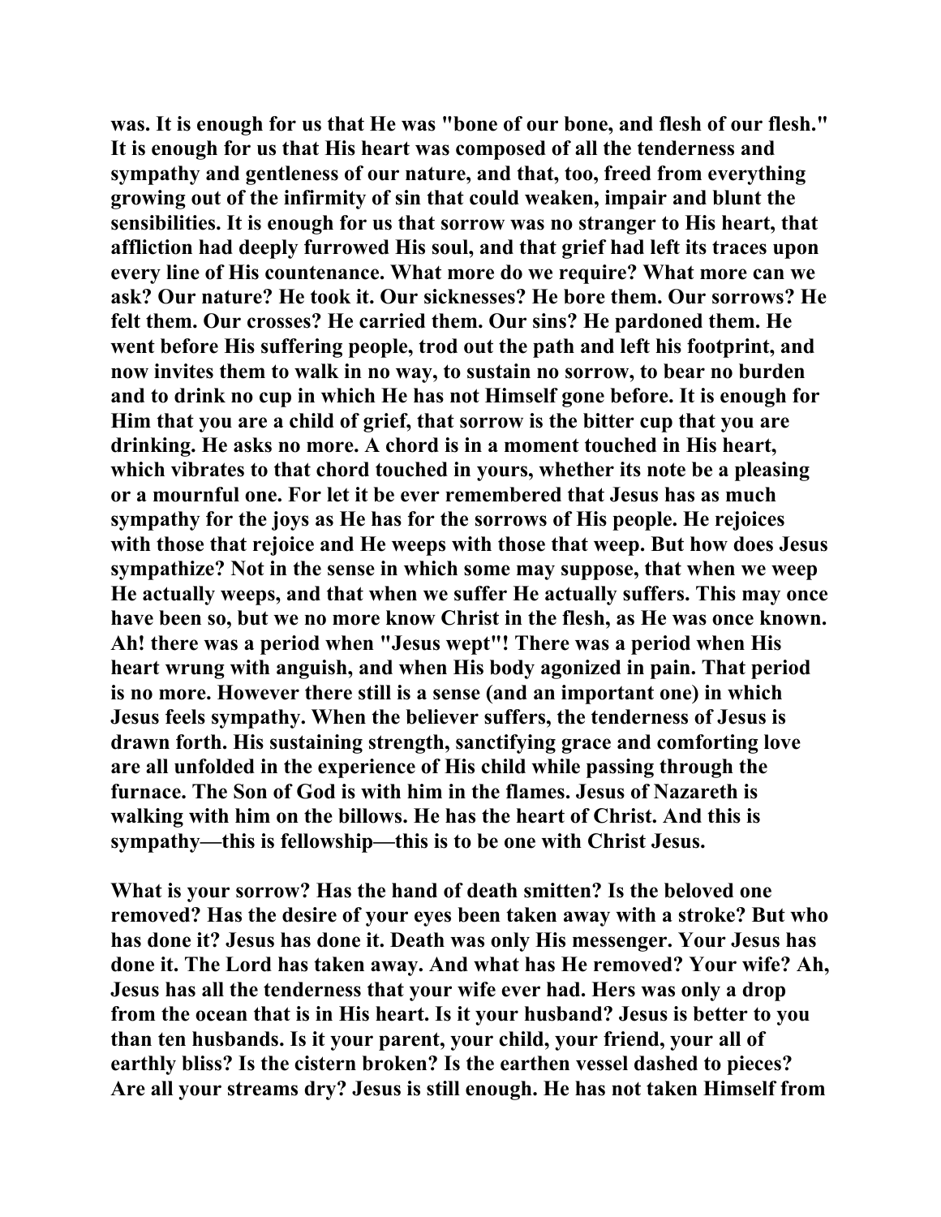was. It is enough for us that He was "bone of our bone, and flesh of our flesh." It is enough for us that His heart was composed of all the tenderness and sympathy and gentleness of our nature, and that, too, freed from everything growing out of the infirmity of sin that could weaken, impair and blunt the sensibilities. It is enough for us that sorrow was no stranger to His heart, that affliction had deeply furrowed His soul, and that grief had left its traces upon every line of His countenance. What more do we require? What more can we ask? Our nature? He took it. Our sicknesses? He bore them. Our sorrows? He felt them. Our crosses? He carried them. Our sins? He pardoned them. He went before His suffering people, trod out the path and left his footprint, and now invites them to walk in no way, to sustain no sorrow, to bear no burden and to drink no cup in which He has not Himself gone before. It is enough for Him that you are a child of grief, that sorrow is the bitter cup that you are drinking. He asks no more. A chord is in a moment touched in His heart, which vibrates to that chord touched in yours, whether its note be a pleasing or a mournful one. For let it be ever remembered that Jesus has as much sympathy for the joys as He has for the sorrows of His people. He rejoices with those that rejoice and He weeps with those that weep. But how does Jesus sympathize? Not in the sense in which some may suppose, that when we weep He actually weeps, and that when we suffer He actually suffers. This may once have been so, but we no more know Christ in the flesh, as He was once known. Ah! there was a period when "Jesus wept"! There was a period when His heart wrung with anguish, and when His body agonized in pain. That period is no more. However there still is a sense (and an important one) in which Jesus feels sympathy. When the believer suffers, the tenderness of Jesus is drawn forth. His sustaining strength, sanctifying grace and comforting love are all unfolded in the experience of His child while passing through the furnace. The Son of God is with him in the flames. Jesus of Nazareth is walking with him on the billows. He has the heart of Christ. And this is sympathy—this is fellowship—this is to be one with Christ Jesus.

What is your sorrow? Has the hand of death smitten? Is the beloved one removed? Has the desire of your eyes been taken away with a stroke? But who has done it? Jesus has done it. Death was only His messenger. Your Jesus has done it. The Lord has taken away. And what has He removed? Your wife? Ah, Jesus has all the tenderness that your wife ever had. Hers was only a drop from the ocean that is in His heart. Is it your husband? Jesus is better to you than ten husbands. Is it your parent, your child, your friend, your all of earthly bliss? Is the cistern broken? Is the earthen vessel dashed to pieces? Are all your streams dry? Jesus is still enough. He has not taken Himself from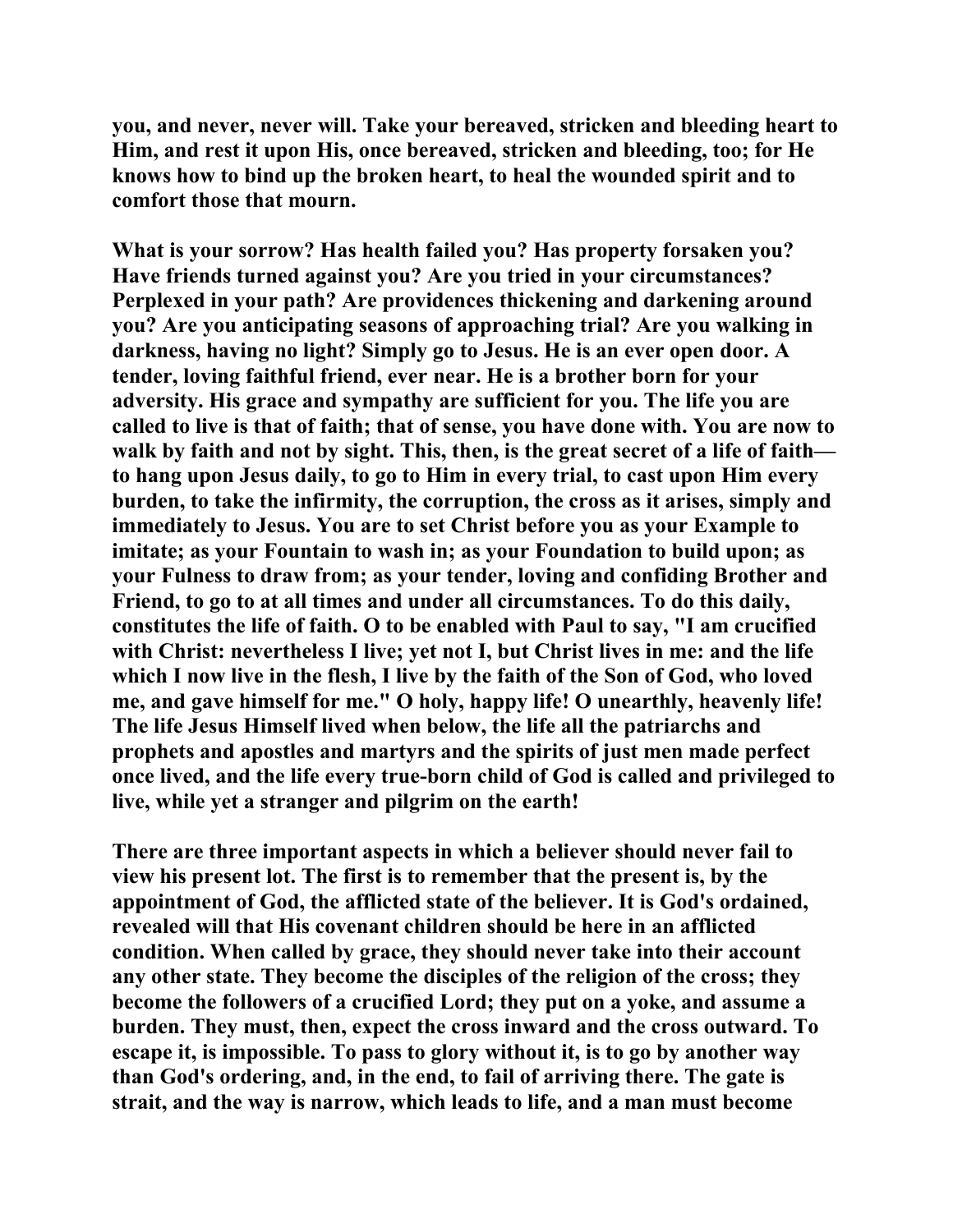you, and never, never will. Take your bereaved, stricken and bleeding heart to Him, and rest it upon His, once bereaved, stricken and bleeding, too; for He knows how to bind up the broken heart, to heal the wounded spirit and to comfort those that mourn.

What is your sorrow? Has health failed you? Has property forsaken you? Have friends turned against you? Are you tried in your circumstances? Perplexed in your path? Are providences thickening and darkening around you? Are you anticipating seasons of approaching trial? Are you walking in darkness, having no light? Simply go to Jesus. He is an ever open door. A tender, loving faithful friend, ever near. He is a brother born for your adversity. His grace and sympathy are sufficient for you. The life you are called to live is that of faith; that of sense, you have done with. You are now to walk by faith and not by sight. This, then, is the great secret of a life of faith—to hang upon Jesus daily, to go to Him in every trial, to cast upon Him every burden, to take the infirmity, the corruption, the cross as it arises, simply and immediately to Jesus. You are to set Christ before you as your Example to imitate; as your Fountain to wash in; as your Foundation to build upon; as your Fulness to draw from; as your tender, loving and confiding Brother and Friend, to go to at all times and under all circumstances. To do this daily, constitutes the life of faith. O to be enabled with Paul to say, "I am crucified with Christ: nevertheless I live; yet not I, but Christ lives in me: and the life which I now live in the flesh, I live by the faith of the Son of God, who loved me, and gave himself for me." O holy, happy life! O unearthly, heavenly life! The life Jesus Himself lived when below, the life all the patriarchs and prophets and apostles and martyrs and the spirits of just men made perfect once lived, and the life every true-born child of God is called and privileged to live, while yet a stranger and pilgrim on the earth!

There are three important aspects in which a believer should never fail to view his present lot. The first is to remember that the present is, by the appointment of God, the afflicted state of the believer. It is God's ordained, revealed will that His covenant children should be here in an afflicted condition. When called by grace, they should never take into their account any other state. They become the disciples of the religion of the cross; they become the followers of a crucified Lord; they put on a yoke, and assume a burden. They must, then, expect the cross inward and the cross outward. To escape it, is impossible. To pass to glory without it, is to go by another way than God's ordering, and, in the end, to fail of arriving there. The gate is strait, and the way is narrow, which leads to life, and a man must become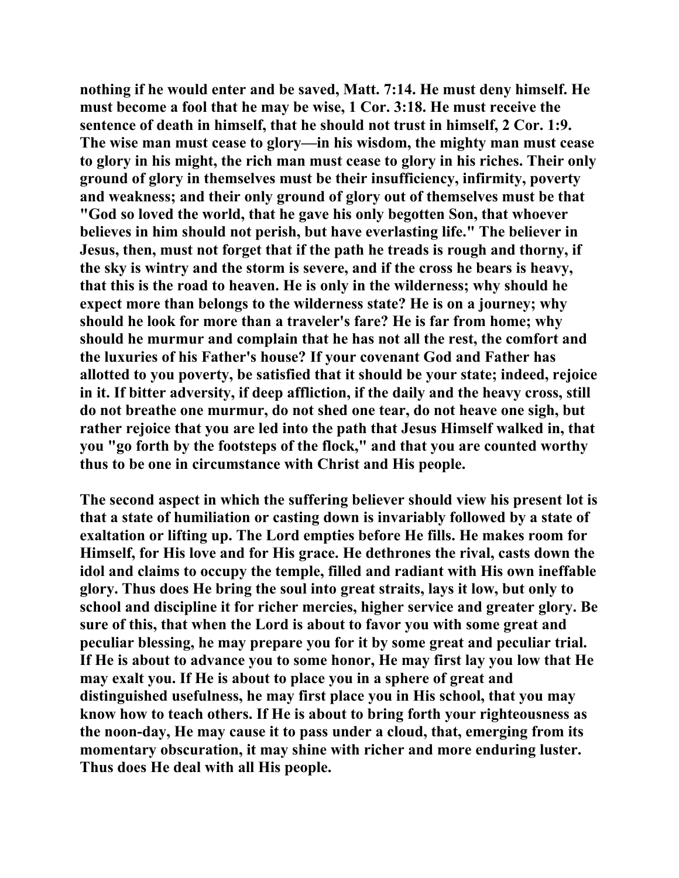**nothing if he would enter and be saved, Matt. 7:14. He must deny himself. He must become a fool that he may be wise, 1 Cor. 3:18. He must receive the sentence of death in himself, that he should not trust in himself, 2 Cor. 1:9. The wise man must cease to glory—in his wisdom, the mighty man must cease to glory in his might, the rich man must cease to glory in his riches. Their only ground of glory in themselves must be their insufficiency, infirmity, poverty and weakness; and their only ground of glory out of themselves must be that "God so loved the world, that he gave his only begotten Son, that whoever believes in him should not perish, but have everlasting life." The believer in Jesus, then, must not forget that if the path he treads is rough and thorny, if the sky is wintry and the storm is severe, and if the cross he bears is heavy, that this is the road to heaven. He is only in the wilderness; why should he expect more than belongs to the wilderness state? He is on a journey; why should he look for more than a traveler's fare? He is far from home; why should he murmur and complain that he has not all the rest, the comfort and the luxuries of his Father's house? If your covenant God and Father has allotted to you poverty, be satisfied that it should be your state; indeed, rejoice in it. If bitter adversity, if deep affliction, if the daily and the heavy cross, still do not breathe one murmur, do not shed one tear, do not heave one sigh, but rather rejoice that you are led into the path that Jesus Himself walked in, that you "go forth by the footsteps of the flock," and that you are counted worthy thus to be one in circumstance with Christ and His people.**

**The second aspect in which the suffering believer should view his present lot is that a state of humiliation or casting down is invariably followed by a state of exaltation or lifting up. The Lord empties before He fills. He makes room for Himself, for His love and for His grace. He dethrones the rival, casts down the idol and claims to occupy the temple, filled and radiant with His own ineffable glory. Thus does He bring the soul into great straits, lays it low, but only to school and discipline it for richer mercies, higher service and greater glory. Be sure of this, that when the Lord is about to favor you with some great and peculiar blessing, he may prepare you for it by some great and peculiar trial. If He is about to advance you to some honor, He may first lay you low that He may exalt you. If He is about to place you in a sphere of great and distinguished usefulness, he may first place you in His school, that you may know how to teach others. If He is about to bring forth your righteousness as the noon-day, He may cause it to pass under a cloud, that, emerging from its momentary obscuration, it may shine with richer and more enduring luster. Thus does He deal with all His people.**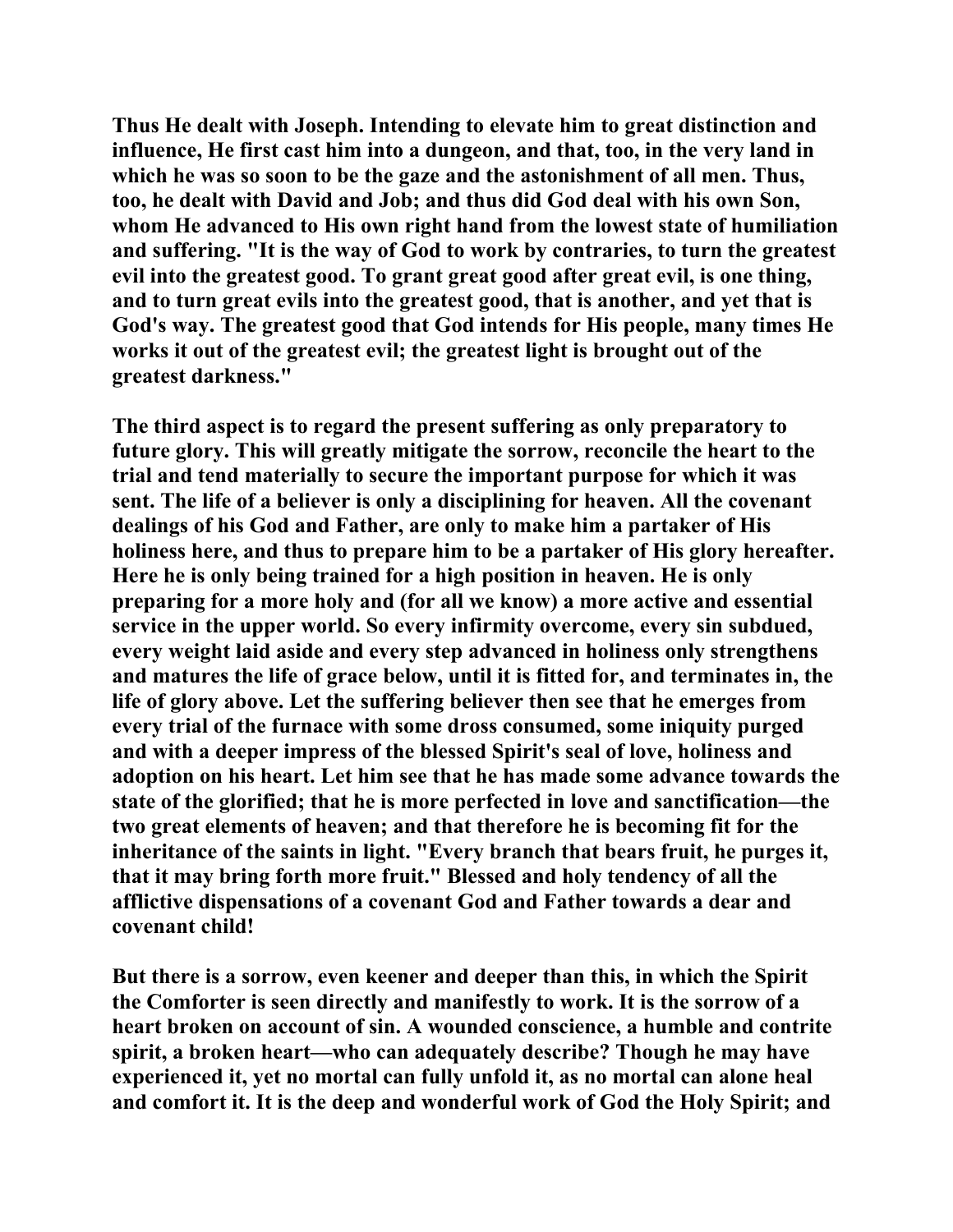Thus He dealt with Joseph. Intending to elevate him to great distinction and influence, He first cast him into a dungeon, and that, too, in the very land in which he was so soon to be the gaze and the astonishment of all men. Thus, too, he dealt with David and Job; and thus did God deal with his own Son, whom He advanced to His own right hand from the lowest state of humiliation and suffering. "It is the way of God to work by contraries, to turn the greatest evil into the greatest good. To grant great good after great evil, is one thing, and to turn great evils into the greatest good, that is another, and yet that is God's way. The greatest good that God intends for His people, many times He works it out of the greatest evil; the greatest light is brought out of the greatest darkness."

The third aspect is to regard the present suffering as only preparatory to future glory. This will greatly mitigate the sorrow, reconcile the heart to the trial and tend materially to secure the important purpose for which it was sent. The life of a believer is only a disciplining for heaven. All the covenant dealings of his God and Father, are only to make him a partaker of His holiness here, and thus to prepare him to be a partaker of His glory hereafter. Here he is only being trained for a high position in heaven. He is only preparing for a more holy and (for all we know) a more active and essential service in the upper world. So every infirmity overcome, every sin subdued, every weight laid aside and every step advanced in holiness only strengthens and matures the life of grace below, until it is fitted for, and terminates in, the life of glory above. Let the suffering believer then see that he emerges from every trial of the furnace with some dross consumed, some iniquity purged and with a deeper impress of the blessed Spirit's seal of love, holiness and adoption on his heart. Let him see that he has made some advance towards the state of the glorified; that he is more perfected in love and sanctification—the two great elements of heaven; and that therefore he is becoming fit for the inheritance of the saints in light. "Every branch that bears fruit, he purges it, that it may bring forth more fruit." Blessed and holy tendency of all the afflictive dispensations of a covenant God and Father towards a dear and covenant child!

But there is a sorrow, even keener and deeper than this, in which the Spirit the Comforter is seen directly and manifestly to work. It is the sorrow of a heart broken on account of sin. A wounded conscience, a humble and contrite spirit, a broken heart—who can adequately describe? Though he may have experienced it, yet no mortal can fully unfold it, as no mortal can alone heal and comfort it. It is the deep and wonderful work of God the Holy Spirit; and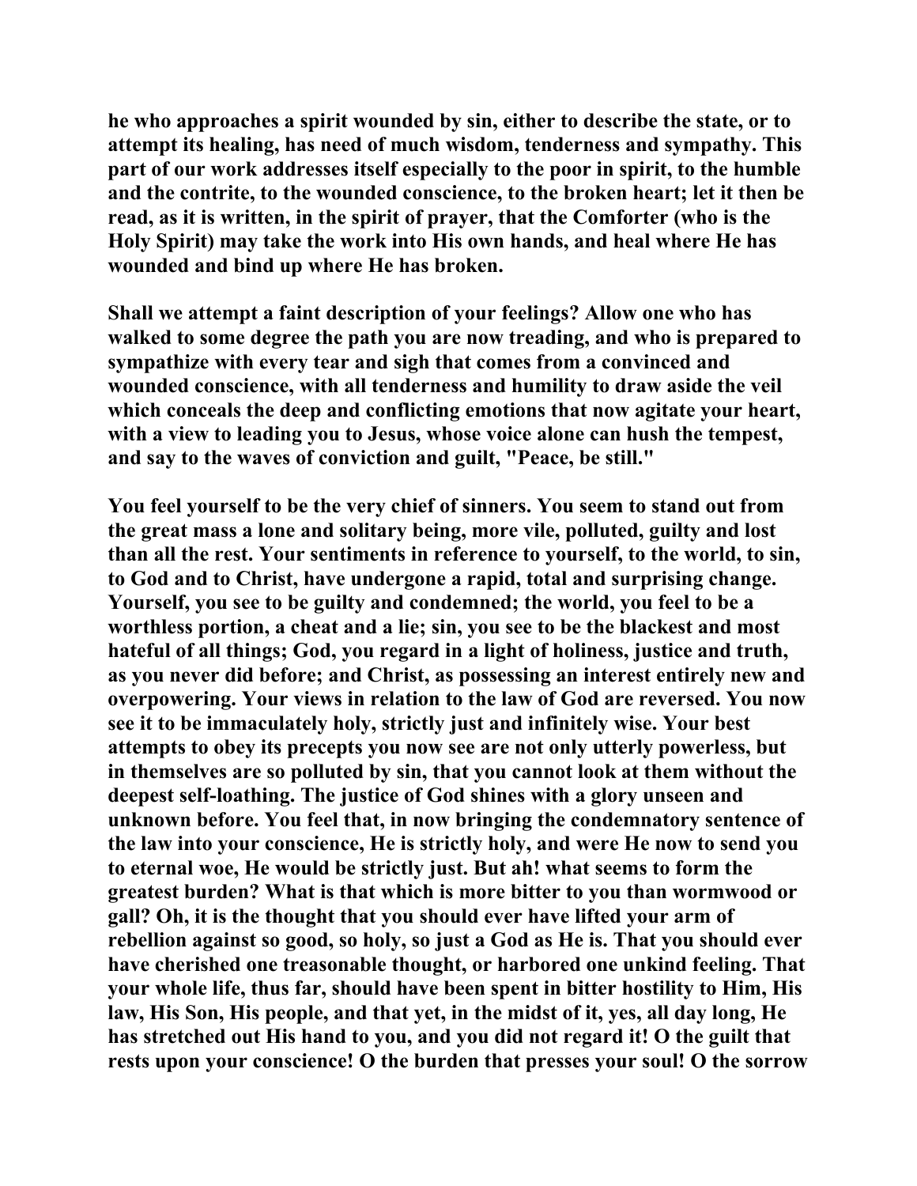he who approaches a spirit wounded by sin, either to describe the state, or to attempt its healing, has need of much wisdom, tenderness and sympathy. This part of our work addresses itself especially to the poor in spirit, to the humble and the contrite, to the wounded conscience, to the broken heart; let it then be read, as it is written, in the spirit of prayer, that the Comforter (who is the Holy Spirit) may take the work into His own hands, and heal where He has wounded and bind up where He has broken.

Shall we attempt a faint description of your feelings? Allow one who has walked to some degree the path you are now treading, and who is prepared to sympathize with every tear and sigh that comes from a convinced and wounded conscience, with all tenderness and humility to draw aside the veil which conceals the deep and conflicting emotions that now agitate your heart, with a view to leading you to Jesus, whose voice alone can hush the tempest, and say to the waves of conviction and guilt, "Peace, be still."

You feel yourself to be the very chief of sinners. You seem to stand out from the great mass a lone and solitary being, more vile, polluted, guilty and lost than all the rest. Your sentiments in reference to yourself, to the world, to sin, to God and to Christ, have undergone a rapid, total and surprising change. Yourself, you see to be guilty and condemned; the world, you feel to be a worthless portion, a cheat and a lie; sin, you see to be the blackest and most hateful of all things; God, you regard in a light of holiness, justice and truth, as you never did before; and Christ, as possessing an interest entirely new and overpowering. Your views in relation to the law of God are reversed. You now see it to be immaculately holy, strictly just and infinitely wise. Your best attempts to obey its precepts you now see are not only utterly powerless, but in themselves are so polluted by sin, that you cannot look at them without the deepest self-loathing. The justice of God shines with a glory unseen and unknown before. You feel that, in now bringing the condemnatory sentence of the law into your conscience, He is strictly holy, and were He now to send you to eternal woe, He would be strictly just. But ah! what seems to form the greatest burden? What is that which is more bitter to you than wormwood or gall? Oh, it is the thought that you should ever have lifted your arm of rebellion against so good, so holy, so just a God as He is. That you should ever have cherished one treasonable thought, or harbored one unkind feeling. That your whole life, thus far, should have been spent in bitter hostility to Him, His law, His Son, His people, and that yet, in the midst of it, yes, all day long, He has stretched out His hand to you, and you did not regard it! O the guilt that rests upon your conscience! O the burden that presses your soul! O the sorrow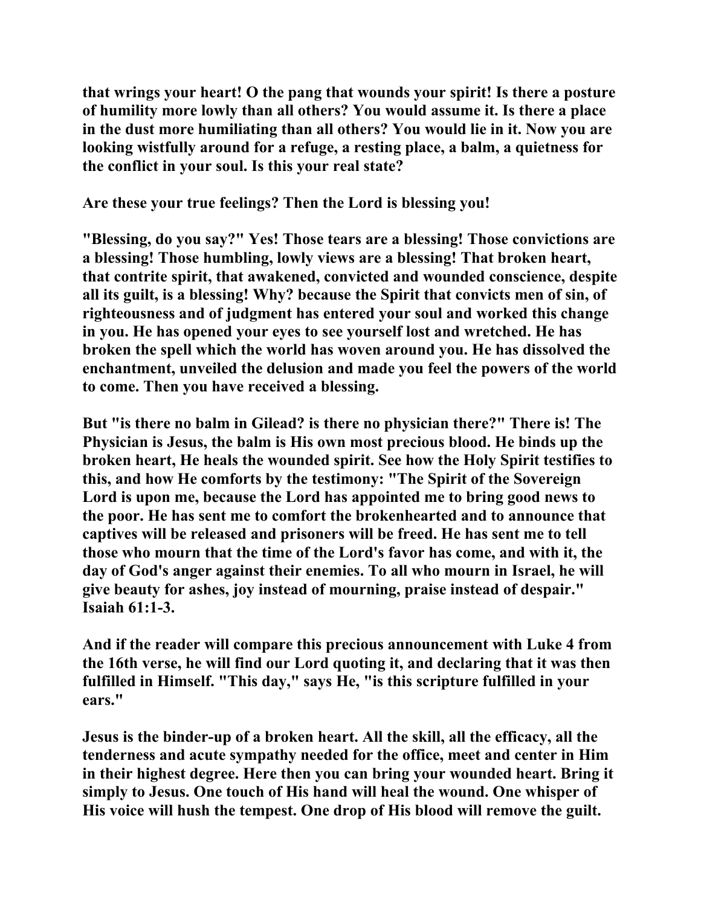**that wrings your heart! O the pang that wounds your spirit! Is there a posture of humility more lowly than all others? You would assume it. Is there a place in the dust more humiliating than all others? You would lie in it. Now you are looking wistfully around for a refuge, a resting place, a balm, a quietness for the conflict in your soul. Is this your real state?**

**Are these your true feelings? Then the Lord is blessing you!**

**"Blessing, do you say?" Yes! Those tears are a blessing! Those convictions are a blessing! Those humbling, lowly views are a blessing! That broken heart, that contrite spirit, that awakened, convicted and wounded conscience, despite all its guilt, is a blessing! Why? because the Spirit that convicts men of sin, of righteousness and of judgment has entered your soul and worked this change in you. He has opened your eyes to see yourself lost and wretched. He has broken the spell which the world has woven around you. He has dissolved the enchantment, unveiled the delusion and made you feel the powers of the world to come. Then you have received a blessing.**

**But "is there no balm in Gilead? is there no physician there?" There is! The Physician is Jesus, the balm is His own most precious blood. He binds up the broken heart, He heals the wounded spirit. See how the Holy Spirit testifies to this, and how He comforts by the testimony: "The Spirit of the Sovereign Lord is upon me, because the Lord has appointed me to bring good news to the poor. He has sent me to comfort the brokenhearted and to announce that captives will be released and prisoners will be freed. He has sent me to tell those who mourn that the time of the Lord's favor has come, and with it, the day of God's anger against their enemies. To all who mourn in Israel, he will give beauty for ashes, joy instead of mourning, praise instead of despair." Isaiah 61:1-3.**

**And if the reader will compare this precious announcement with Luke 4 from the 16th verse, he will find our Lord quoting it, and declaring that it was then fulfilled in Himself. "This day," says He, "is this scripture fulfilled in your ears."**

**Jesus is the binder-up of a broken heart. All the skill, all the efficacy, all the tenderness and acute sympathy needed for the office, meet and center in Him in their highest degree. Here then you can bring your wounded heart. Bring it simply to Jesus. One touch of His hand will heal the wound. One whisper of His voice will hush the tempest. One drop of His blood will remove the guilt.**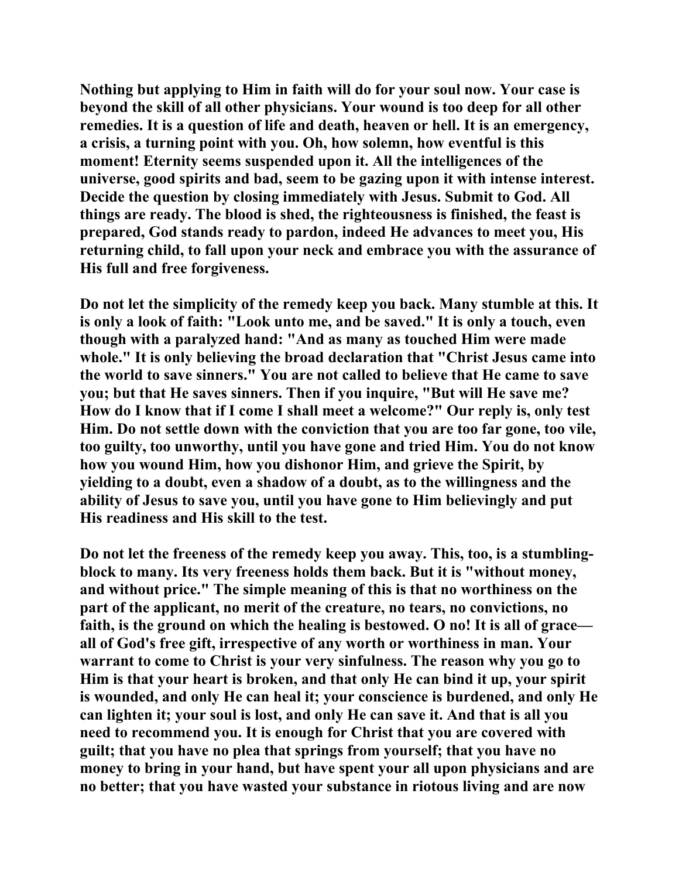**Nothing but applying to Him in faith will do for your soul now. Your case is beyond the skill of all other physicians. Your wound is too deep for all other remedies. It is a question of life and death, heaven or hell. It is an emergency, a crisis, a turning point with you. Oh, how solemn, how eventful is this moment! Eternity seems suspended upon it. All the intelligences of the universe, good spirits and bad, seem to be gazing upon it with intense interest. Decide the question by closing immediately with Jesus. Submit to God. All things are ready. The blood is shed, the righteousness is finished, the feast is prepared, God stands ready to pardon, indeed He advances to meet you, His returning child, to fall upon your neck and embrace you with the assurance of His full and free forgiveness.**

**Do not let the simplicity of the remedy keep you back. Many stumble at this. It is only a look of faith: "Look unto me, and be saved." It is only a touch, even though with a paralyzed hand: "And as many as touched Him were made whole." It is only believing the broad declaration that "Christ Jesus came into the world to save sinners." You are not called to believe that He came to save you; but that He saves sinners. Then if you inquire, "But will He save me? How do I know that if I come I shall meet a welcome?" Our reply is, only test Him. Do not settle down with the conviction that you are too far gone, too vile, too guilty, too unworthy, until you have gone and tried Him. You do not know how you wound Him, how you dishonor Him, and grieve the Spirit, by yielding to a doubt, even a shadow of a doubt, as to the willingness and the ability of Jesus to save you, until you have gone to Him believingly and put His readiness and His skill to the test.**

**Do not let the freeness of the remedy keep you away. This, too, is a stumbling-block to many. Its very freeness holds them back. But it is "without money, and without price." The simple meaning of this is that no worthiness on the part of the applicant, no merit of the creature, no tears, no convictions, no faith, is the ground on which the healing is bestowed. O no! It is all of grace—all of God's free gift, irrespective of any worth or worthiness in man. Your warrant to come to Christ is your very sinfulness. The reason why you go to Him is that your heart is broken, and that only He can bind it up, your spirit is wounded, and only He can heal it; your conscience is burdened, and only He can lighten it; your soul is lost, and only He can save it. And that is all you need to recommend you. It is enough for Christ that you are covered with guilt; that you have no plea that springs from yourself; that you have no money to bring in your hand, but have spent your all upon physicians and are no better; that you have wasted your substance in riotous living and are now**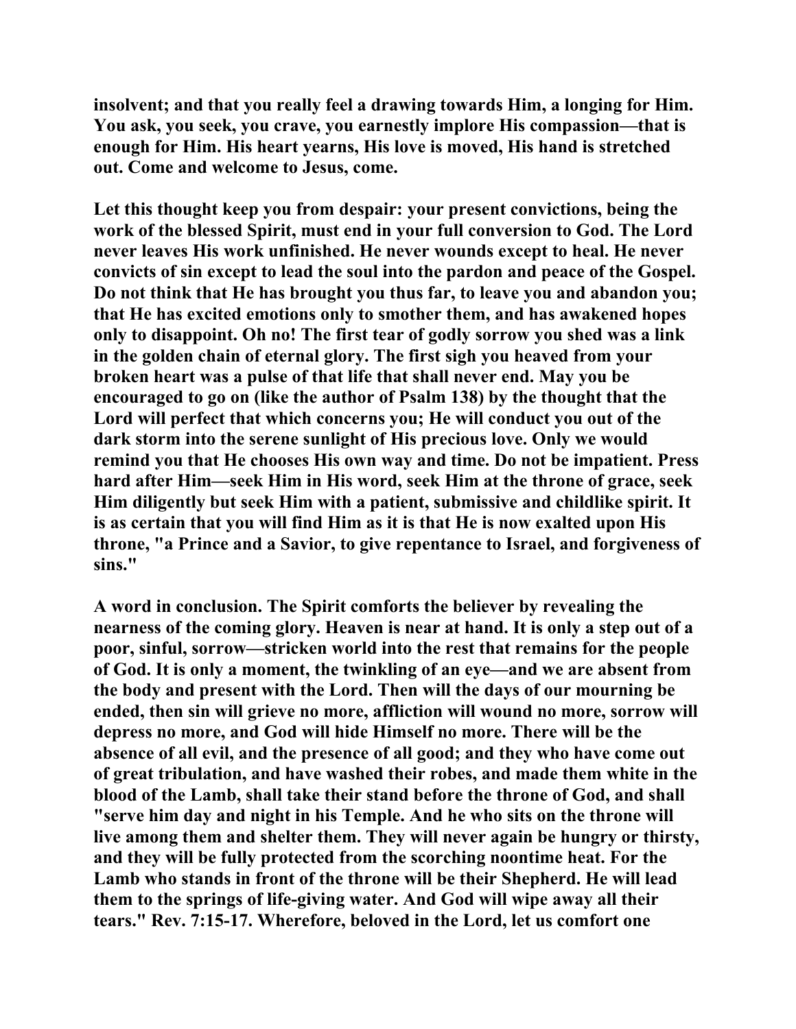**insolvent; and that you really feel a drawing towards Him, a longing for Him. You ask, you seek, you crave, you earnestly implore His compassion—that is enough for Him. His heart yearns, His love is moved, His hand is stretched out. Come and welcome to Jesus, come.**

**Let this thought keep you from despair: your present convictions, being the work of the blessed Spirit, must end in your full conversion to God. The Lord never leaves His work unfinished. He never wounds except to heal. He never convicts of sin except to lead the soul into the pardon and peace of the Gospel. Do not think that He has brought you thus far, to leave you and abandon you; that He has excited emotions only to smother them, and has awakened hopes only to disappoint. Oh no! The first tear of godly sorrow you shed was a link in the golden chain of eternal glory. The first sigh you heaved from your broken heart was a pulse of that life that shall never end. May you be encouraged to go on (like the author of Psalm 138) by the thought that the Lord will perfect that which concerns you; He will conduct you out of the dark storm into the serene sunlight of His precious love. Only we would remind you that He chooses His own way and time. Do not be impatient. Press hard after Him—seek Him in His word, seek Him at the throne of grace, seek Him diligently but seek Him with a patient, submissive and childlike spirit. It is as certain that you will find Him as it is that He is now exalted upon His throne, "a Prince and a Savior, to give repentance to Israel, and forgiveness of sins."**

**A word in conclusion. The Spirit comforts the believer by revealing the nearness of the coming glory. Heaven is near at hand. It is only a step out of a poor, sinful, sorrow—stricken world into the rest that remains for the people of God. It is only a moment, the twinkling of an eye—and we are absent from the body and present with the Lord. Then will the days of our mourning be ended, then sin will grieve no more, affliction will wound no more, sorrow will depress no more, and God will hide Himself no more. There will be the absence of all evil, and the presence of all good; and they who have come out of great tribulation, and have washed their robes, and made them white in the blood of the Lamb, shall take their stand before the throne of God, and shall "serve him day and night in his Temple. And he who sits on the throne will live among them and shelter them. They will never again be hungry or thirsty, and they will be fully protected from the scorching noontime heat. For the Lamb who stands in front of the throne will be their Shepherd. He will lead them to the springs of life-giving water. And God will wipe away all their tears." Rev. 7:15-17. Wherefore, beloved in the Lord, let us comfort one**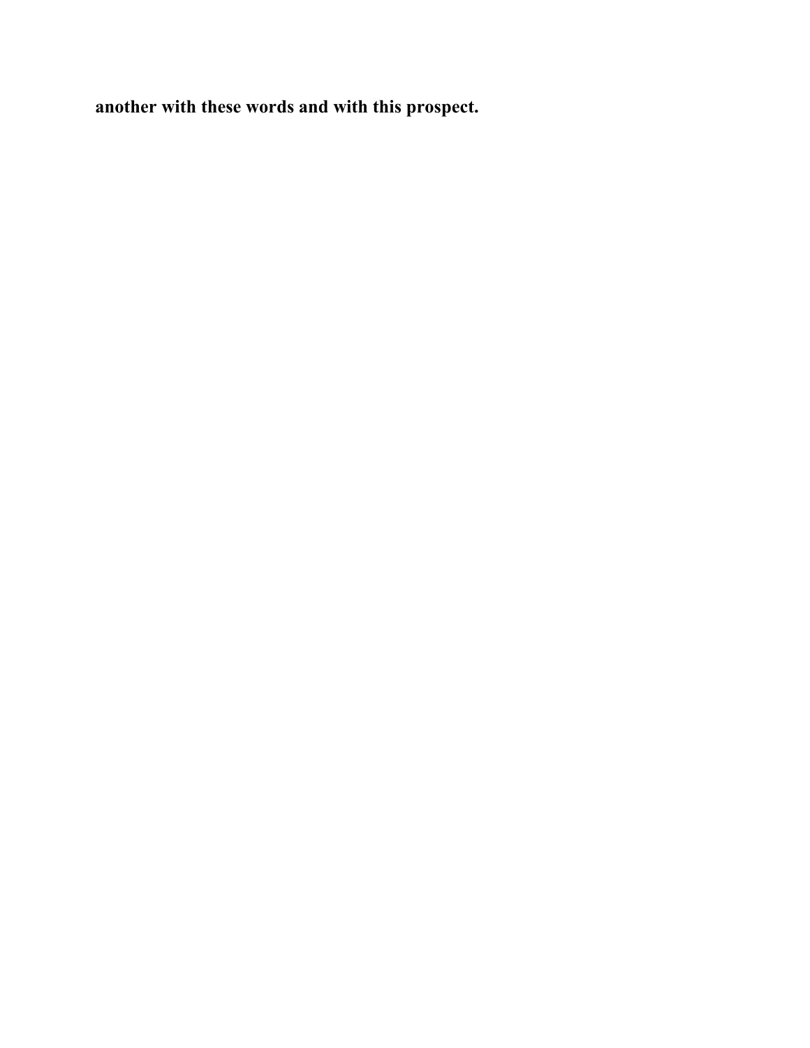**another with these words and with this prospect.**